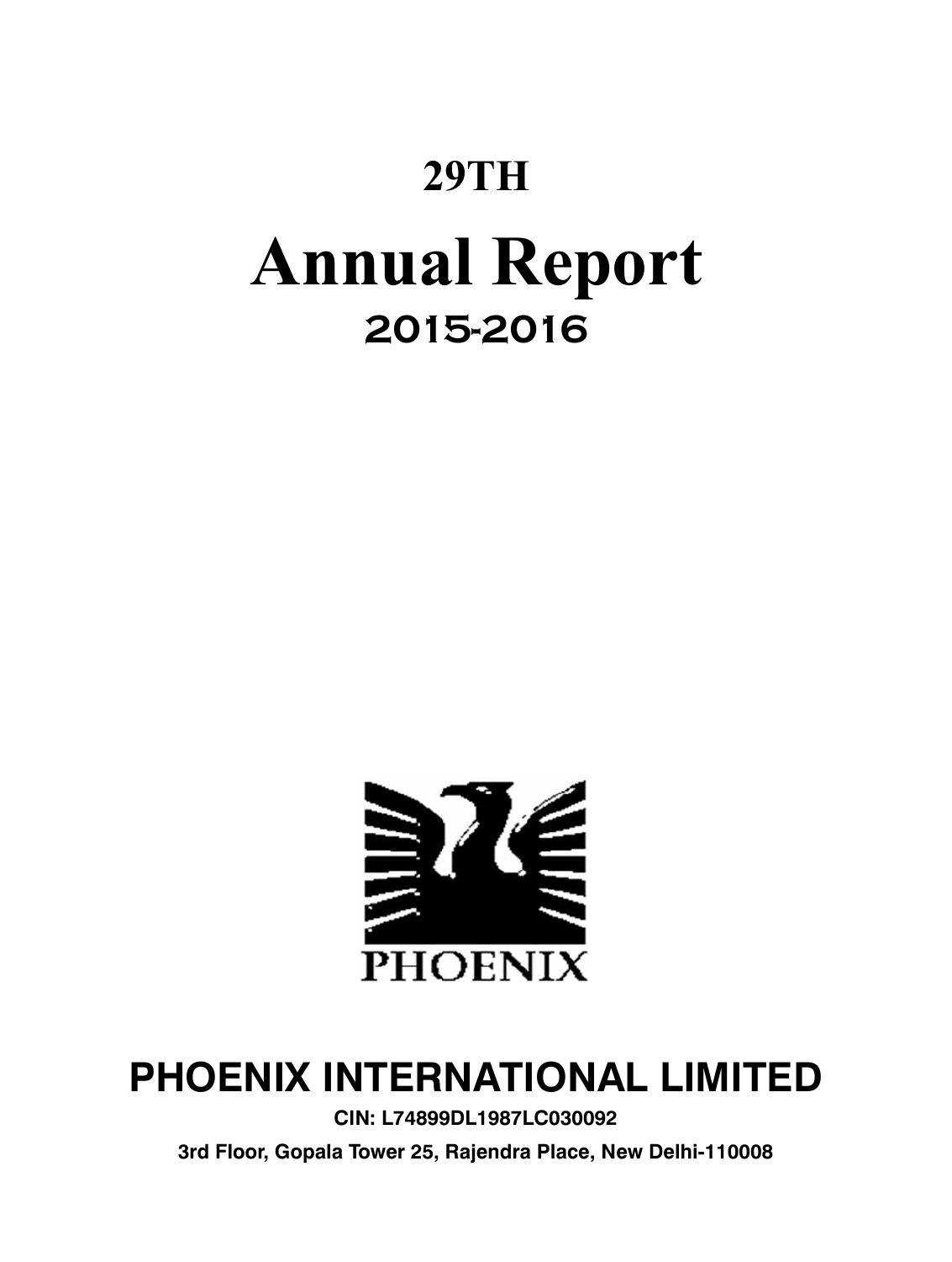# 29TH

# Annual Report

## 2015-2016

PHOENIX

# PHOENIX INTERNATIONAL LIMITED

**CIN: L74899DL1987LC030092**

**3rd Floor, Gopala Tower 25, Rajendra Place, New Delhi-110008**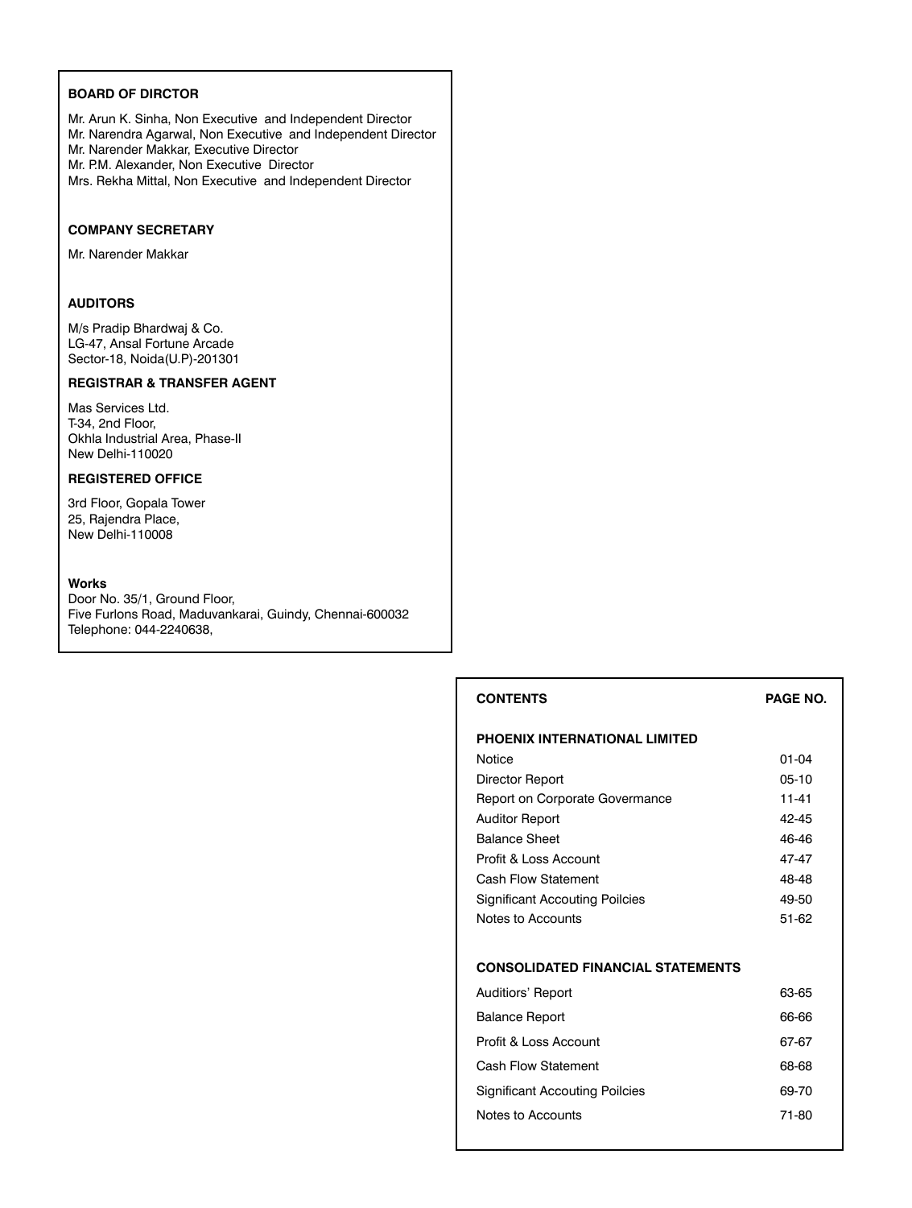**BOARD OF DIRCTOR**

Mr. Arun K. Sinha, Non Executive and Independent Director
Mr. Narendra Agarwal, Non Executive and Independent Director
Mr. Narender Makkar, Executive Director
Mr. P.M. Alexander, Non Executive Director
Mrs. Rekha Mittal, Non Executive and Independent Director

**COMPANY SECRETARY**

Mr. Narender Makkar

**AUDITORS**

M/s Pradip Bhardwaj & Co.
LG-47, Ansal Fortune Arcade
Sector-18, Noida(U.P)-201301

**REGISTRAR & TRANSFER AGENT**

Mas Services Ltd.
T-34, 2nd Floor,
Okhla Industrial Area, Phase-II
New Delhi-110020

**REGISTERED OFFICE**

3rd Floor, Gopala Tower
25, Rajendra Place,
New Delhi-110008

**Works**
Door No. 35/1, Ground Floor,
Five Furlons Road, Maduvankarai, Guindy, Chennai-600032
Telephone: 044-2240638,

| **CONTENTS** | **PAGE NO.** |
|---|---|
| **PHOENIX INTERNATIONAL LIMITED** | |
| Notice | 01-04 |
| Director Report | 05-10 |
| Report on Corporate Govermance | 11-41 |
| Auditor Report | 42-45 |
| Balance Sheet | 46-46 |
| Profit & Loss Account | 47-47 |
| Cash Flow Statement | 48-48 |
| Significant Accouting Poilcies | 49-50 |
| Notes to Accounts | 51-62 |
| **CONSOLIDATED FINANCIAL STATEMENTS** | |
| Auditiors' Report | 63-65 |
| Balance Report | 66-66 |
| Profit & Loss Account | 67-67 |
| Cash Flow Statement | 68-68 |
| Significant Accouting Poilcies | 69-70 |
| Notes to Accounts | 71-80 |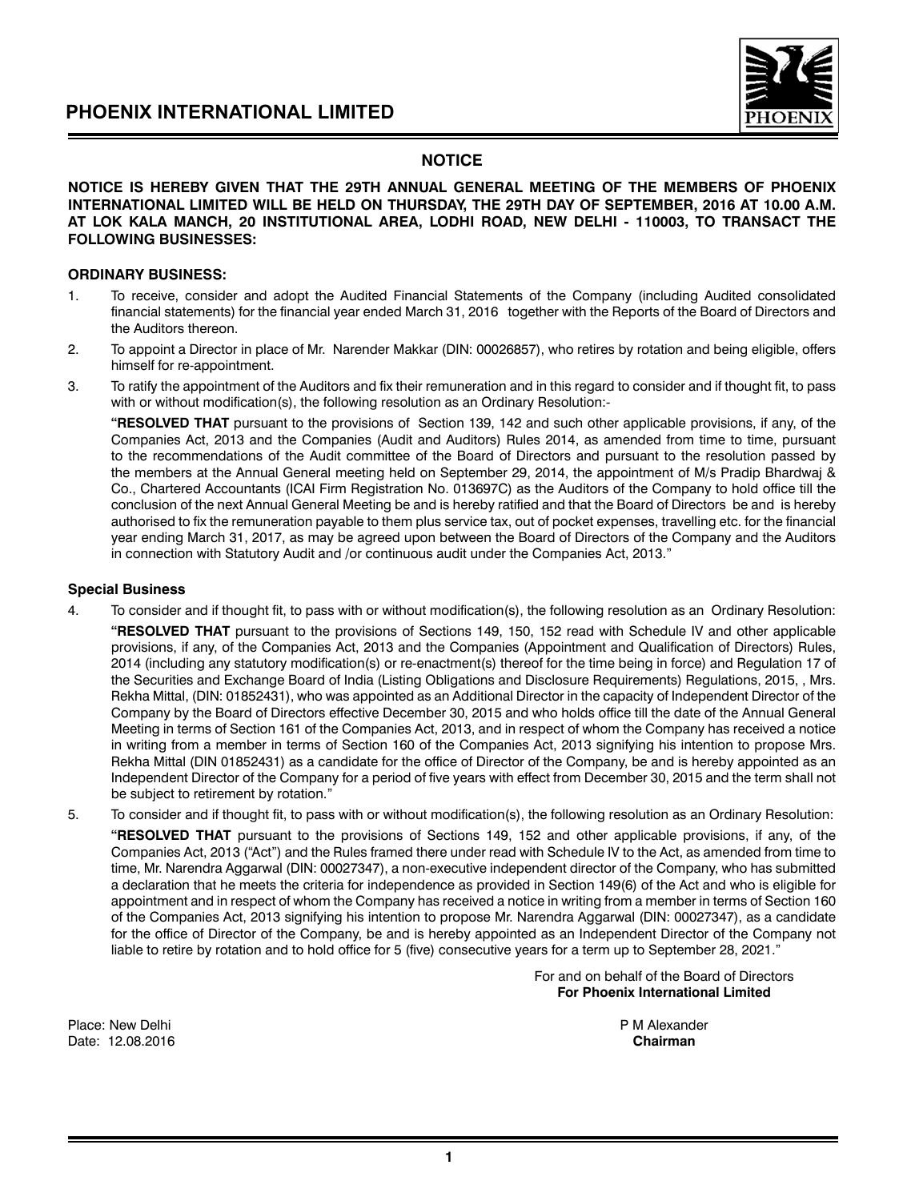# NOTICE

**NOTICE IS HEREBY GIVEN THAT THE 29TH ANNUAL GENERAL MEETING OF THE MEMBERS OF PHOENIX INTERNATIONAL LIMITED WILL BE HELD ON THURSDAY, THE 29TH DAY OF SEPTEMBER, 2016 AT 10.00 A.M. AT LOK KALA MANCH, 20 INSTITUTIONAL AREA, LODHI ROAD, NEW DELHI - 110003, TO TRANSACT THE FOLLOWING BUSINESSES:**

## ORDINARY BUSINESS:

1. To receive, consider and adopt the Audited Financial Statements of the Company (including Audited consolidated financial statements) for the financial year ended March 31, 2016 together with the Reports of the Board of Directors and the Auditors thereon.

2. To appoint a Director in place of Mr. Narender Makkar (DIN: 00026857), who retires by rotation and being eligible, offers himself for re-appointment.

3. To ratify the appointment of the Auditors and fix their remuneration and in this regard to consider and if thought fit, to pass with or without modification(s), the following resolution as an Ordinary Resolution:-

   **"RESOLVED THAT** pursuant to the provisions of Section 139, 142 and such other applicable provisions, if any, of the Companies Act, 2013 and the Companies (Audit and Auditors) Rules 2014, as amended from time to time, pursuant to the recommendations of the Audit committee of the Board of Directors and pursuant to the resolution passed by the members at the Annual General meeting held on September 29, 2014, the appointment of M/s Pradip Bhardwaj & Co., Chartered Accountants (ICAI Firm Registration No. 013697C) as the Auditors of the Company to hold office till the conclusion of the next Annual General Meeting be and is hereby ratified and that the Board of Directors be and is hereby authorised to fix the remuneration payable to them plus service tax, out of pocket expenses, travelling etc. for the financial year ending March 31, 2017, as may be agreed upon between the Board of Directors of the Company and the Auditors in connection with Statutory Audit and /or continuous audit under the Companies Act, 2013."

## Special Business

4. To consider and if thought fit, to pass with or without modification(s), the following resolution as an Ordinary Resolution:

   **"RESOLVED THAT** pursuant to the provisions of Sections 149, 150, 152 read with Schedule IV and other applicable provisions, if any, of the Companies Act, 2013 and the Companies (Appointment and Qualification of Directors) Rules, 2014 (including any statutory modification(s) or re-enactment(s) thereof for the time being in force) and Regulation 17 of the Securities and Exchange Board of India (Listing Obligations and Disclosure Requirements) Regulations, 2015, , Mrs. Rekha Mittal, (DIN: 01852431), who was appointed as an Additional Director in the capacity of Independent Director of the Company by the Board of Directors effective December 30, 2015 and who holds office till the date of the Annual General Meeting in terms of Section 161 of the Companies Act, 2013, and in respect of whom the Company has received a notice in writing from a member in terms of Section 160 of the Companies Act, 2013 signifying his intention to propose Mrs. Rekha Mittal (DIN 01852431) as a candidate for the office of Director of the Company, be and is hereby appointed as an Independent Director of the Company for a period of five years with effect from December 30, 2015 and the term shall not be subject to retirement by rotation."

5. To consider and if thought fit, to pass with or without modification(s), the following resolution as an Ordinary Resolution:

   **"RESOLVED THAT** pursuant to the provisions of Sections 149, 152 and other applicable provisions, if any, of the Companies Act, 2013 ("Act") and the Rules framed there under read with Schedule IV to the Act, as amended from time to time, Mr. Narendra Aggarwal (DIN: 00027347), a non-executive independent director of the Company, who has submitted a declaration that he meets the criteria for independence as provided in Section 149(6) of the Act and who is eligible for appointment and in respect of whom the Company has received a notice in writing from a member in terms of Section 160 of the Companies Act, 2013 signifying his intention to propose Mr. Narendra Aggarwal (DIN: 00027347), as a candidate for the office of Director of the Company, be and is hereby appointed as an Independent Director of the Company not liable to retire by rotation and to hold office for 5 (five) consecutive years for a term up to September 28, 2021."

For and on behalf of the Board of Directors
**For Phoenix International Limited**

Place: New Delhi
Date: 12.08.2016

P M Alexander
**Chairman**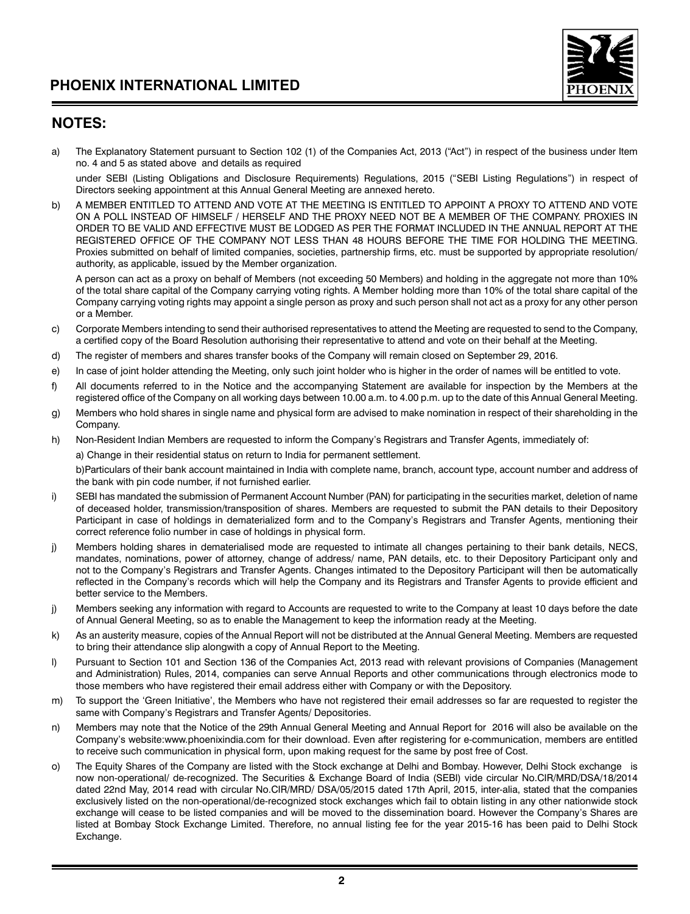## NOTES:

a) The Explanatory Statement pursuant to Section 102 (1) of the Companies Act, 2013 ("Act") in respect of the business under Item no. 4 and 5 as stated above and details as required

under SEBI (Listing Obligations and Disclosure Requirements) Regulations, 2015 ("SEBI Listing Regulations") in respect of Directors seeking appointment at this Annual General Meeting are annexed hereto.

b) A MEMBER ENTITLED TO ATTEND AND VOTE AT THE MEETING IS ENTITLED TO APPOINT A PROXY TO ATTEND AND VOTE ON A POLL INSTEAD OF HIMSELF / HERSELF AND THE PROXY NEED NOT BE A MEMBER OF THE COMPANY. PROXIES IN ORDER TO BE VALID AND EFFECTIVE MUST BE LODGED AS PER THE FORMAT INCLUDED IN THE ANNUAL REPORT AT THE REGISTERED OFFICE OF THE COMPANY NOT LESS THAN 48 HOURS BEFORE THE TIME FOR HOLDING THE MEETING. Proxies submitted on behalf of limited companies, societies, partnership firms, etc. must be supported by appropriate resolution/ authority, as applicable, issued by the Member organization.

A person can act as a proxy on behalf of Members (not exceeding 50 Members) and holding in the aggregate not more than 10% of the total share capital of the Company carrying voting rights. A Member holding more than 10% of the total share capital of the Company carrying voting rights may appoint a single person as proxy and such person shall not act as a proxy for any other person or a Member.

c) Corporate Members intending to send their authorised representatives to attend the Meeting are requested to send to the Company, a certified copy of the Board Resolution authorising their representative to attend and vote on their behalf at the Meeting.

d) The register of members and shares transfer books of the Company will remain closed on September 29, 2016.

e) In case of joint holder attending the Meeting, only such joint holder who is higher in the order of names will be entitled to vote.

f) All documents referred to in the Notice and the accompanying Statement are available for inspection by the Members at the registered office of the Company on all working days between 10.00 a.m. to 4.00 p.m. up to the date of this Annual General Meeting.

g) Members who hold shares in single name and physical form are advised to make nomination in respect of their shareholding in the Company.

h) Non-Resident Indian Members are requested to inform the Company's Registrars and Transfer Agents, immediately of:

a) Change in their residential status on return to India for permanent settlement.

b)Particulars of their bank account maintained in India with complete name, branch, account type, account number and address of the bank with pin code number, if not furnished earlier.

i) SEBI has mandated the submission of Permanent Account Number (PAN) for participating in the securities market, deletion of name of deceased holder, transmission/transposition of shares. Members are requested to submit the PAN details to their Depository Participant in case of holdings in dematerialized form and to the Company's Registrars and Transfer Agents, mentioning their correct reference folio number in case of holdings in physical form.

j) Members holding shares in dematerialised mode are requested to intimate all changes pertaining to their bank details, NECS, mandates, nominations, power of attorney, change of address/ name, PAN details, etc. to their Depository Participant only and not to the Company's Registrars and Transfer Agents. Changes intimated to the Depository Participant will then be automatically reflected in the Company's records which will help the Company and its Registrars and Transfer Agents to provide efficient and better service to the Members.

j) Members seeking any information with regard to Accounts are requested to write to the Company at least 10 days before the date of Annual General Meeting, so as to enable the Management to keep the information ready at the Meeting.

k) As an austerity measure, copies of the Annual Report will not be distributed at the Annual General Meeting. Members are requested to bring their attendance slip alongwith a copy of Annual Report to the Meeting.

l) Pursuant to Section 101 and Section 136 of the Companies Act, 2013 read with relevant provisions of Companies (Management and Administration) Rules, 2014, companies can serve Annual Reports and other communications through electronics mode to those members who have registered their email address either with Company or with the Depository.

m) To support the 'Green Initiative', the Members who have not registered their email addresses so far are requested to register the same with Company's Registrars and Transfer Agents/ Depositories.

n) Members may note that the Notice of the 29th Annual General Meeting and Annual Report for 2016 will also be available on the Company's website:www.phoenixindia.com for their download. Even after registering for e-communication, members are entitled to receive such communication in physical form, upon making request for the same by post free of Cost.

o) The Equity Shares of the Company are listed with the Stock exchange at Delhi and Bombay. However, Delhi Stock exchange is now non-operational/ de-recognized. The Securities & Exchange Board of India (SEBI) vide circular No.CIR/MRD/DSA/18/2014 dated 22nd May, 2014 read with circular No.CIR/MRD/ DSA/05/2015 dated 17th April, 2015, inter-alia, stated that the companies exclusively listed on the non-operational/de-recognized stock exchanges which fail to obtain listing in any other nationwide stock exchange will cease to be listed companies and will be moved to the dissemination board. However the Company's Shares are listed at Bombay Stock Exchange Limited. Therefore, no annual listing fee for the year 2015-16 has been paid to Delhi Stock Exchange.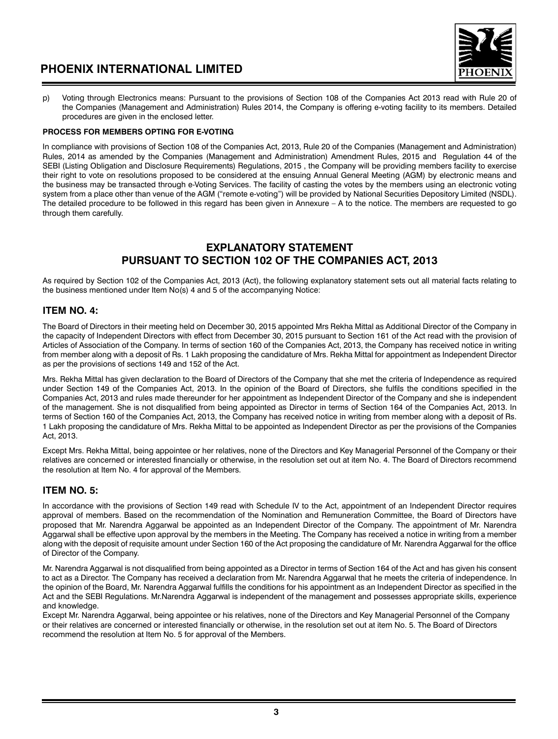p) Voting through Electronics means: Pursuant to the provisions of Section 108 of the Companies Act 2013 read with Rule 20 of the Companies (Management and Administration) Rules 2014, the Company is offering e-voting facility to its members. Detailed procedures are given in the enclosed letter.

**PROCESS FOR MEMBERS OPTING FOR E-VOTING**

In compliance with provisions of Section 108 of the Companies Act, 2013, Rule 20 of the Companies (Management and Administration) Rules, 2014 as amended by the Companies (Management and Administration) Amendment Rules, 2015 and Regulation 44 of the SEBI (Listing Obligation and Disclosure Requirements) Regulations, 2015 , the Company will be providing members facility to exercise their right to vote on resolutions proposed to be considered at the ensuing Annual General Meeting (AGM) by electronic means and the business may be transacted through e-Voting Services. The facility of casting the votes by the members using an electronic voting system from a place other than venue of the AGM ("remote e-voting") will be provided by National Securities Depository Limited (NSDL). The detailed procedure to be followed in this regard has been given in Annexure – A to the notice. The members are requested to go through them carefully.

## EXPLANATORY STATEMENT
## PURSUANT TO SECTION 102 OF THE COMPANIES ACT, 2013

As required by Section 102 of the Companies Act, 2013 (Act), the following explanatory statement sets out all material facts relating to the business mentioned under Item No(s) 4 and 5 of the accompanying Notice:

### ITEM NO. 4:

The Board of Directors in their meeting held on December 30, 2015 appointed Mrs Rekha Mittal as Additional Director of the Company in the capacity of Independent Directors with effect from December 30, 2015 pursuant to Section 161 of the Act read with the provision of Articles of Association of the Company. In terms of section 160 of the Companies Act, 2013, the Company has received notice in writing from member along with a deposit of Rs. 1 Lakh proposing the candidature of Mrs. Rekha Mittal for appointment as Independent Director as per the provisions of sections 149 and 152 of the Act.

Mrs. Rekha Mittal has given declaration to the Board of Directors of the Company that she met the criteria of Independence as required under Section 149 of the Companies Act, 2013. In the opinion of the Board of Directors, she fulfils the conditions specified in the Companies Act, 2013 and rules made thereunder for her appointment as Independent Director of the Company and she is independent of the management. She is not disqualified from being appointed as Director in terms of Section 164 of the Companies Act, 2013. In terms of Section 160 of the Companies Act, 2013, the Company has received notice in writing from member along with a deposit of Rs. 1 Lakh proposing the candidature of Mrs. Rekha Mittal to be appointed as Independent Director as per the provisions of the Companies Act, 2013.

Except Mrs. Rekha Mittal, being appointee or her relatives, none of the Directors and Key Managerial Personnel of the Company or their relatives are concerned or interested financially or otherwise, in the resolution set out at item No. 4. The Board of Directors recommend the resolution at Item No. 4 for approval of the Members.

### ITEM NO. 5:

In accordance with the provisions of Section 149 read with Schedule IV to the Act, appointment of an Independent Director requires approval of members. Based on the recommendation of the Nomination and Remuneration Committee, the Board of Directors have proposed that Mr. Narendra Aggarwal be appointed as an Independent Director of the Company. The appointment of Mr. Narendra Aggarwal shall be effective upon approval by the members in the Meeting. The Company has received a notice in writing from a member along with the deposit of requisite amount under Section 160 of the Act proposing the candidature of Mr. Narendra Aggarwal for the office of Director of the Company.

Mr. Narendra Aggarwal is not disqualified from being appointed as a Director in terms of Section 164 of the Act and has given his consent to act as a Director. The Company has received a declaration from Mr. Narendra Aggarwal that he meets the criteria of independence. In the opinion of the Board, Mr. Narendra Aggarwal fulfills the conditions for his appointment as an Independent Director as specified in the Act and the SEBI Regulations. Mr.Narendra Aggarwal is independent of the management and possesses appropriate skills, experience and knowledge.

Except Mr. Narendra Aggarwal, being appointee or his relatives, none of the Directors and Key Managerial Personnel of the Company or their relatives are concerned or interested financially or otherwise, in the resolution set out at item No. 5. The Board of Directors recommend the resolution at Item No. 5 for approval of the Members.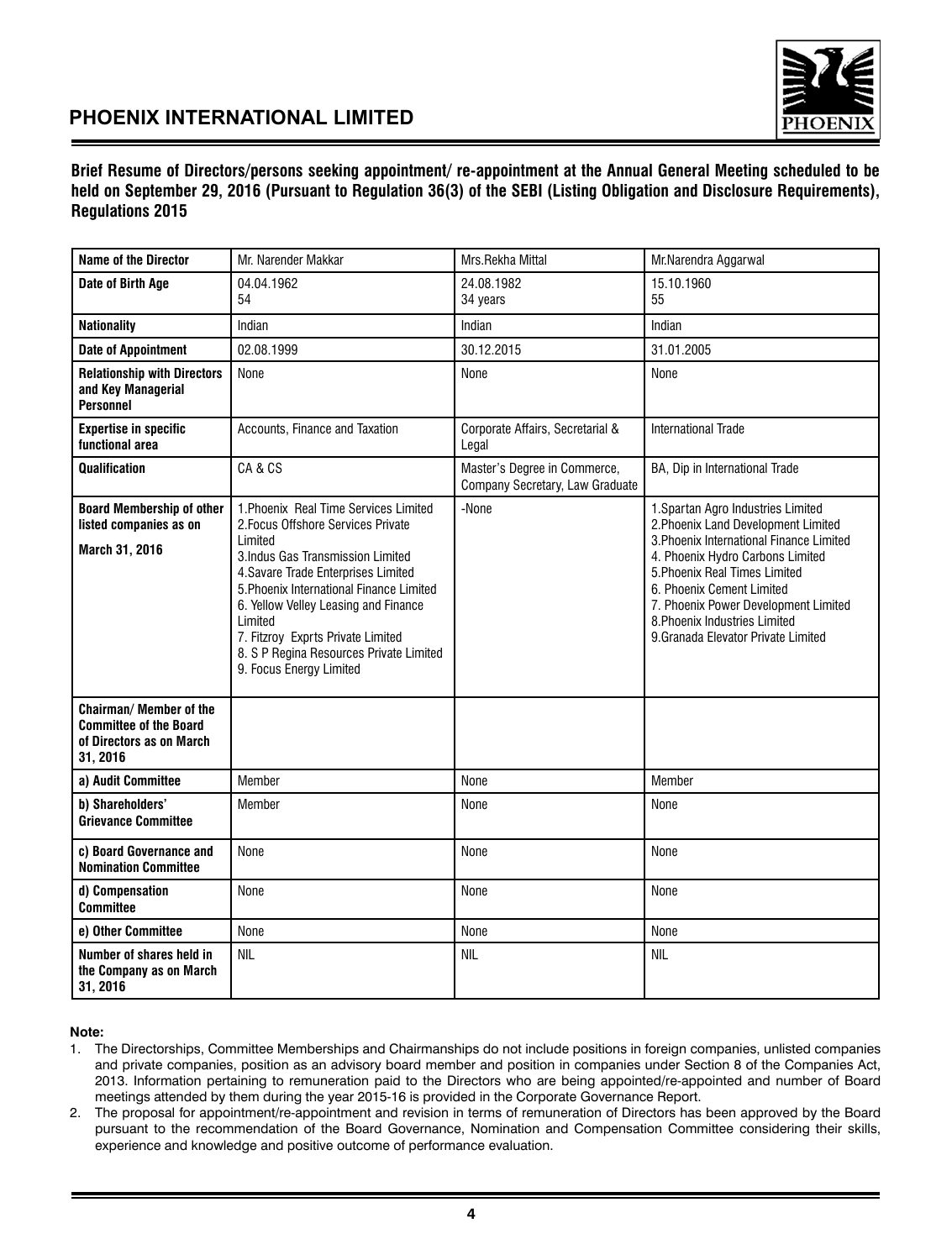**Brief Resume of Directors/persons seeking appointment/ re-appointment at the Annual General Meeting scheduled to be held on September 29, 2016 (Pursuant to Regulation 36(3) of the SEBI (Listing Obligation and Disclosure Requirements), Regulations 2015**

| Name of the Director | Mr. Narender Makkar | Mrs.Rekha Mittal | Mr.Narendra Aggarwal |
|---|---|---|---|
| Date of Birth Age | 04.04.1962<br>54 | 24.08.1982<br>34 years | 15.10.1960<br>55 |
| Nationality | Indian | Indian | Indian |
| Date of Appointment | 02.08.1999 | 30.12.2015 | 31.01.2005 |
| Relationship with Directors and Key Managerial Personnel | None | None | None |
| Expertise in specific functional area | Accounts, Finance and Taxation | Corporate Affairs, Secretarial & Legal | International Trade |
| Qualification | CA & CS | Master's Degree in Commerce, Company Secretary, Law Graduate | BA, Dip in International Trade |
| Board Membership of other listed companies as on March 31, 2016 | 1.Phoenix Real Time Services Limited<br>2.Focus Offshore Services Private Limited<br>3.Indus Gas Transmission Limited<br>4.Savare Trade Enterprises Limited<br>5.Phoenix International Finance Limited<br>6. Yellow Velley Leasing and Finance Limited<br>7. Fitzroy Exprts Private Limited<br>8. S P Regina Resources Private Limited<br>9. Focus Energy Limited | -None | 1.Spartan Agro Industries Limited<br>2.Phoenix Land Development Limited<br>3.Phoenix International Finance Limited<br>4. Phoenix Hydro Carbons Limited<br>5.Phoenix Real Times Limited<br>6. Phoenix Cement Limited<br>7. Phoenix Power Development Limited<br>8.Phoenix Industries Limited<br>9.Granada Elevator Private Limited |
| Chairman/ Member of the Committee of the Board of Directors as on March 31, 2016 | | | |
| a) Audit Committee | Member | None | Member |
| b) Shareholders' Grievance Committee | Member | None | None |
| c) Board Governance and Nomination Committee | None | None | None |
| d) Compensation Committee | None | None | None |
| e) Other Committee | None | None | None |
| Number of shares held in the Company as on March 31, 2016 | NIL | NIL | NIL |

**Note:**

1. The Directorships, Committee Memberships and Chairmanships do not include positions in foreign companies, unlisted companies and private companies, position as an advisory board member and position in companies under Section 8 of the Companies Act, 2013. Information pertaining to remuneration paid to the Directors who are being appointed/re-appointed and number of Board meetings attended by them during the year 2015-16 is provided in the Corporate Governance Report.
2. The proposal for appointment/re-appointment and revision in terms of remuneration of Directors has been approved by the Board pursuant to the recommendation of the Board Governance, Nomination and Compensation Committee considering their skills, experience and knowledge and positive outcome of performance evaluation.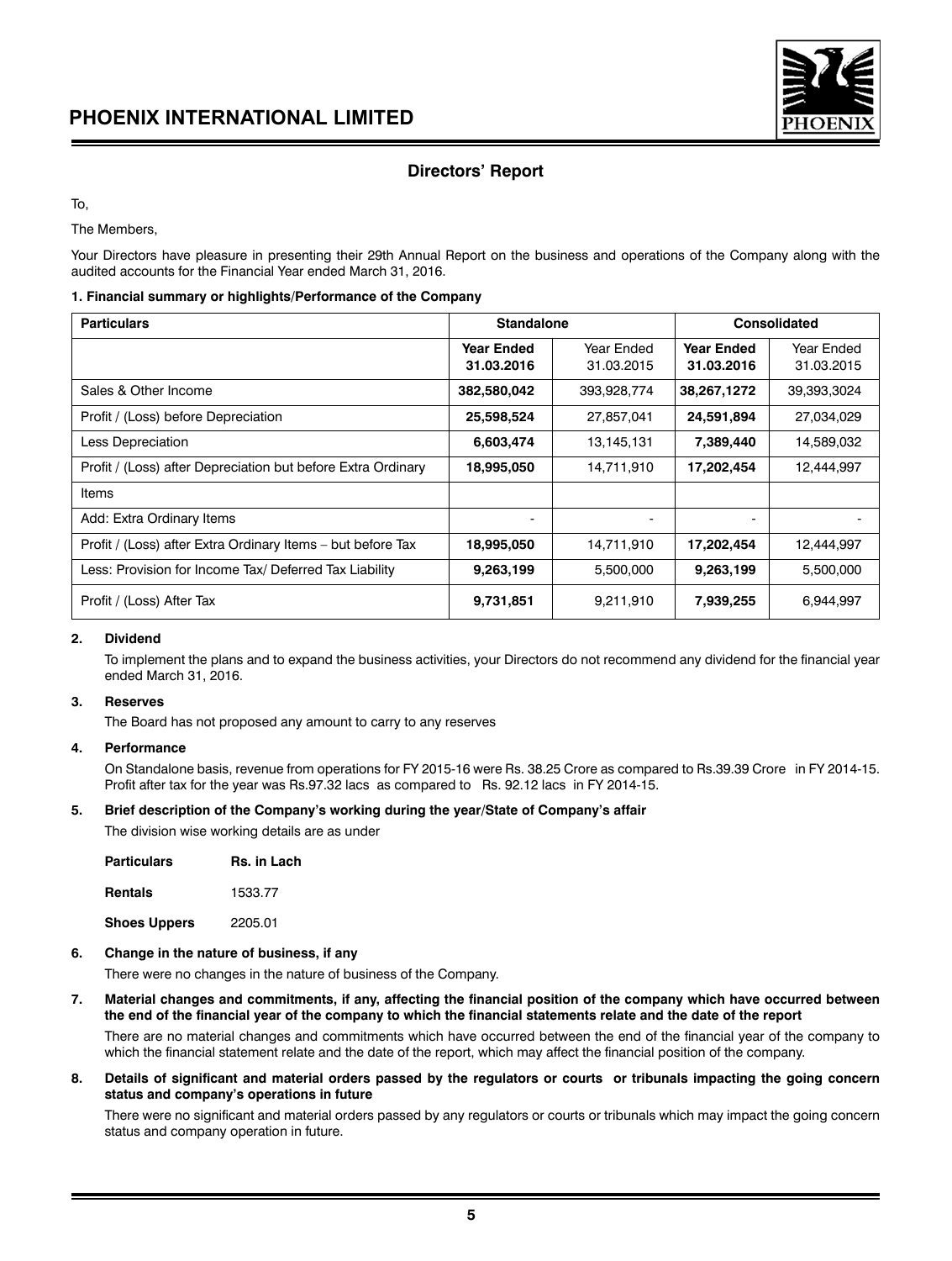## Directors' Report

To,

The Members,

Your Directors have pleasure in presenting their 29th Annual Report on the business and operations of the Company along with the audited accounts for the Financial Year ended March 31, 2016.

**1. Financial summary or highlights/Performance of the Company**

| Particulars | Standalone | | Consolidated | |
|---|---|---|---|---|
| | **Year Ended 31.03.2016** | Year Ended 31.03.2015 | **Year Ended 31.03.2016** | Year Ended 31.03.2015 |
| Sales & Other Income | **382,580,042** | 393,928,774 | **38,267,1272** | 39,393,3024 |
| Profit / (Loss) before Depreciation | **25,598,524** | 27,857,041 | **24,591,894** | 27,034,029 |
| Less Depreciation | **6,603,474** | 13,145,131 | **7,389,440** | 14,589,032 |
| Profit / (Loss) after Depreciation but before Extra Ordinary | **18,995,050** | 14,711,910 | **17,202,454** | 12,444,997 |
| Items | | | | |
| Add: Extra Ordinary Items | - | - | - | - |
| Profit / (Loss) after Extra Ordinary Items – but before Tax | **18,995,050** | 14,711,910 | **17,202,454** | 12,444,997 |
| Less: Provision for Income Tax/ Deferred Tax Liability | **9,263,199** | 5,500,000 | **9,263,199** | 5,500,000 |
| Profit / (Loss) After Tax | **9,731,851** | 9,211,910 | **7,939,255** | 6,944,997 |

**2. Dividend**

To implement the plans and to expand the business activities, your Directors do not recommend any dividend for the financial year ended March 31, 2016.

**3. Reserves**

The Board has not proposed any amount to carry to any reserves

**4. Performance**

On Standalone basis, revenue from operations for FY 2015-16 were Rs. 38.25 Crore as compared to Rs.39.39 Crore in FY 2014-15. Profit after tax for the year was Rs.97.32 lacs as compared to Rs. 92.12 lacs in FY 2014-15.

**5. Brief description of the Company's working during the year/State of Company's affair**

The division wise working details are as under

| **Particulars** | **Rs. in Lach** |
|---|---|
| **Rentals** | 1533.77 |
| **Shoes Uppers** | 2205.01 |

**6. Change in the nature of business, if any**

There were no changes in the nature of business of the Company.

**7. Material changes and commitments, if any, affecting the financial position of the company which have occurred between the end of the financial year of the company to which the financial statements relate and the date of the report**

There are no material changes and commitments which have occurred between the end of the financial year of the company to which the financial statement relate and the date of the report, which may affect the financial position of the company.

**8. Details of significant and material orders passed by the regulators or courts or tribunals impacting the going concern status and company's operations in future**

There were no significant and material orders passed by any regulators or courts or tribunals which may impact the going concern status and company operation in future.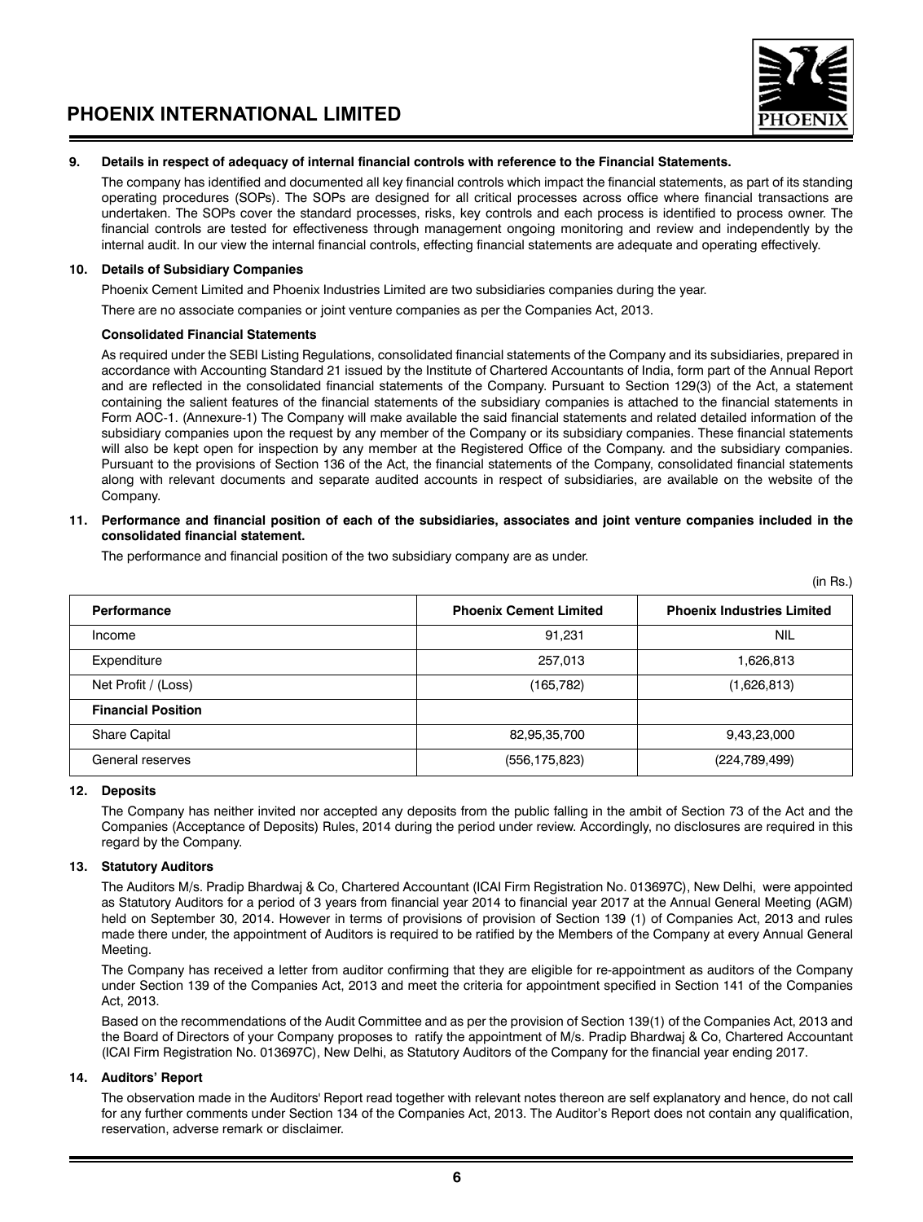**9. Details in respect of adequacy of internal financial controls with reference to the Financial Statements.**

The company has identified and documented all key financial controls which impact the financial statements, as part of its standing operating procedures (SOPs). The SOPs are designed for all critical processes across office where financial transactions are undertaken. The SOPs cover the standard processes, risks, key controls and each process is identified to process owner. The financial controls are tested for effectiveness through management ongoing monitoring and review and independently by the internal audit. In our view the internal financial controls, effecting financial statements are adequate and operating effectively.

**10. Details of Subsidiary Companies**

Phoenix Cement Limited and Phoenix Industries Limited are two subsidiaries companies during the year.

There are no associate companies or joint venture companies as per the Companies Act, 2013.

**Consolidated Financial Statements**

As required under the SEBI Listing Regulations, consolidated financial statements of the Company and its subsidiaries, prepared in accordance with Accounting Standard 21 issued by the Institute of Chartered Accountants of India, form part of the Annual Report and are reflected in the consolidated financial statements of the Company. Pursuant to Section 129(3) of the Act, a statement containing the salient features of the financial statements of the subsidiary companies is attached to the financial statements in Form AOC-1. (Annexure-1) The Company will make available the said financial statements and related detailed information of the subsidiary companies upon the request by any member of the Company or its subsidiary companies. These financial statements will also be kept open for inspection by any member at the Registered Office of the Company. and the subsidiary companies. Pursuant to the provisions of Section 136 of the Act, the financial statements of the Company, consolidated financial statements along with relevant documents and separate audited accounts in respect of subsidiaries, are available on the website of the Company.

**11. Performance and financial position of each of the subsidiaries, associates and joint venture companies included in the consolidated financial statement.**

The performance and financial position of the two subsidiary company are as under.

(in Rs.)

| **Performance** | **Phoenix Cement Limited** | **Phoenix Industries Limited** |
|---|---|---|
| Income | 91,231 | NIL |
| Expenditure | 257,013 | 1,626,813 |
| Net Profit / (Loss) | (165,782) | (1,626,813) |
| **Financial Position** | | |
| Share Capital | 82,95,35,700 | 9,43,23,000 |
| General reserves | (556,175,823) | (224,789,499) |

**12. Deposits**

The Company has neither invited nor accepted any deposits from the public falling in the ambit of Section 73 of the Act and the Companies (Acceptance of Deposits) Rules, 2014 during the period under review. Accordingly, no disclosures are required in this regard by the Company.

**13. Statutory Auditors**

The Auditors M/s. Pradip Bhardwaj & Co, Chartered Accountant (ICAI Firm Registration No. 013697C), New Delhi, were appointed as Statutory Auditors for a period of 3 years from financial year 2014 to financial year 2017 at the Annual General Meeting (AGM) held on September 30, 2014. However in terms of provisions of provision of Section 139 (1) of Companies Act, 2013 and rules made there under, the appointment of Auditors is required to be ratified by the Members of the Company at every Annual General Meeting.

The Company has received a letter from auditor confirming that they are eligible for re-appointment as auditors of the Company under Section 139 of the Companies Act, 2013 and meet the criteria for appointment specified in Section 141 of the Companies Act, 2013.

Based on the recommendations of the Audit Committee and as per the provision of Section 139(1) of the Companies Act, 2013 and the Board of Directors of your Company proposes to ratify the appointment of M/s. Pradip Bhardwaj & Co, Chartered Accountant (ICAI Firm Registration No. 013697C), New Delhi, as Statutory Auditors of the Company for the financial year ending 2017.

**14. Auditors' Report**

The observation made in the Auditors' Report read together with relevant notes thereon are self explanatory and hence, do not call for any further comments under Section 134 of the Companies Act, 2013. The Auditor's Report does not contain any qualification, reservation, adverse remark or disclaimer.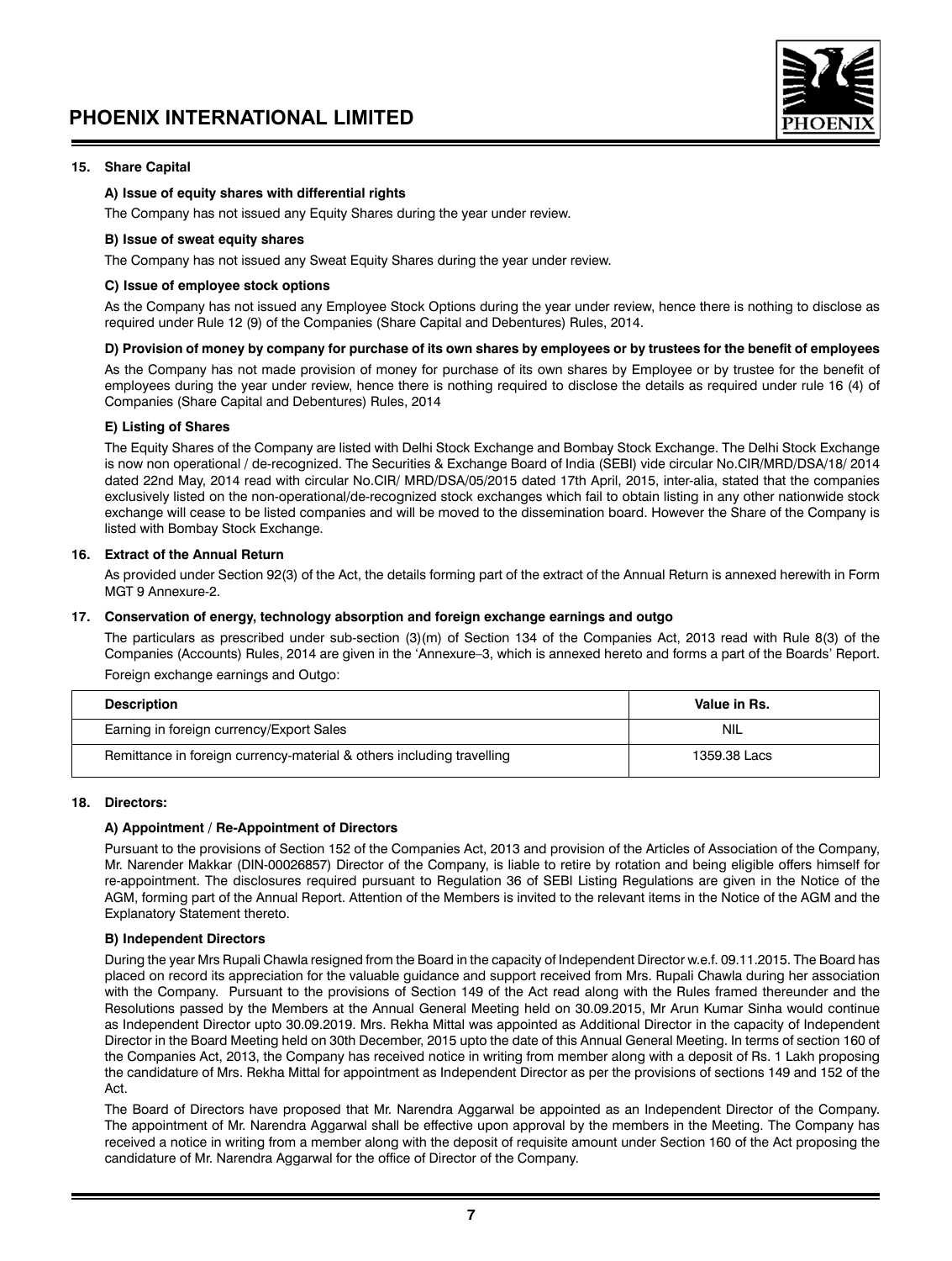## 15. Share Capital

### A) Issue of equity shares with differential rights

The Company has not issued any Equity Shares during the year under review.

### B) Issue of sweat equity shares

The Company has not issued any Sweat Equity Shares during the year under review.

### C) Issue of employee stock options

As the Company has not issued any Employee Stock Options during the year under review, hence there is nothing to disclose as required under Rule 12 (9) of the Companies (Share Capital and Debentures) Rules, 2014.

### D) Provision of money by company for purchase of its own shares by employees or by trustees for the benefit of employees

As the Company has not made provision of money for purchase of its own shares by Employee or by trustee for the benefit of employees during the year under review, hence there is nothing required to disclose the details as required under rule 16 (4) of Companies (Share Capital and Debentures) Rules, 2014

### E) Listing of Shares

The Equity Shares of the Company are listed with Delhi Stock Exchange and Bombay Stock Exchange. The Delhi Stock Exchange is now non operational / de-recognized. The Securities & Exchange Board of India (SEBI) vide circular No.CIR/MRD/DSA/18/ 2014 dated 22nd May, 2014 read with circular No.CIR/ MRD/DSA/05/2015 dated 17th April, 2015, inter-alia, stated that the companies exclusively listed on the non-operational/de-recognized stock exchanges which fail to obtain listing in any other nationwide stock exchange will cease to be listed companies and will be moved to the dissemination board. However the Share of the Company is listed with Bombay Stock Exchange.

## 16. Extract of the Annual Return

As provided under Section 92(3) of the Act, the details forming part of the extract of the Annual Return is annexed herewith in Form MGT 9 Annexure-2.

## 17. Conservation of energy, technology absorption and foreign exchange earnings and outgo

The particulars as prescribed under sub-section (3)(m) of Section 134 of the Companies Act, 2013 read with Rule 8(3) of the Companies (Accounts) Rules, 2014 are given in the 'Annexure–3, which is annexed hereto and forms a part of the Boards' Report.

Foreign exchange earnings and Outgo:

| Description | Value in Rs. |
|---|---|
| Earning in foreign currency/Export Sales | NIL |
| Remittance in foreign currency-material & others including travelling | 1359.38 Lacs |

## 18. Directors:

### A) Appointment / Re-Appointment of Directors

Pursuant to the provisions of Section 152 of the Companies Act, 2013 and provision of the Articles of Association of the Company, Mr. Narender Makkar (DIN-00026857) Director of the Company, is liable to retire by rotation and being eligible offers himself for re-appointment. The disclosures required pursuant to Regulation 36 of SEBI Listing Regulations are given in the Notice of the AGM, forming part of the Annual Report. Attention of the Members is invited to the relevant items in the Notice of the AGM and the Explanatory Statement thereto.

### B) Independent Directors

During the year Mrs Rupali Chawla resigned from the Board in the capacity of Independent Director w.e.f. 09.11.2015. The Board has placed on record its appreciation for the valuable guidance and support received from Mrs. Rupali Chawla during her association with the Company. Pursuant to the provisions of Section 149 of the Act read along with the Rules framed thereunder and the Resolutions passed by the Members at the Annual General Meeting held on 30.09.2015, Mr Arun Kumar Sinha would continue as Independent Director upto 30.09.2019. Mrs. Rekha Mittal was appointed as Additional Director in the capacity of Independent Director in the Board Meeting held on 30th December, 2015 upto the date of this Annual General Meeting. In terms of section 160 of the Companies Act, 2013, the Company has received notice in writing from member along with a deposit of Rs. 1 Lakh proposing the candidature of Mrs. Rekha Mittal for appointment as Independent Director as per the provisions of sections 149 and 152 of the Act.

The Board of Directors have proposed that Mr. Narendra Aggarwal be appointed as an Independent Director of the Company. The appointment of Mr. Narendra Aggarwal shall be effective upon approval by the members in the Meeting. The Company has received a notice in writing from a member along with the deposit of requisite amount under Section 160 of the Act proposing the candidature of Mr. Narendra Aggarwal for the office of Director of the Company.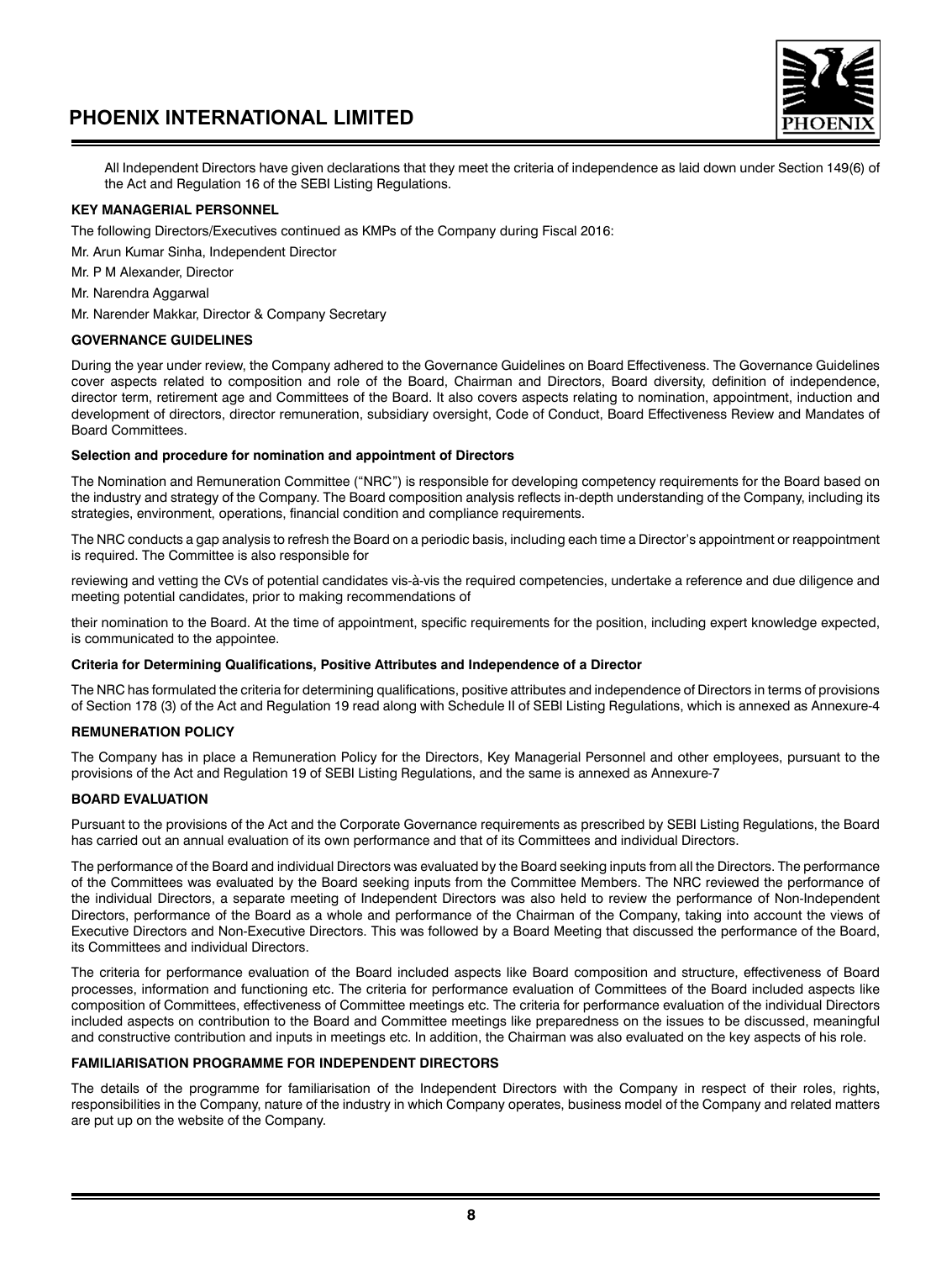All Independent Directors have given declarations that they meet the criteria of independence as laid down under Section 149(6) of the Act and Regulation 16 of the SEBI Listing Regulations.

## KEY MANAGERIAL PERSONNEL

The following Directors/Executives continued as KMPs of the Company during Fiscal 2016:

Mr. Arun Kumar Sinha, Independent Director

Mr. P M Alexander, Director

Mr. Narendra Aggarwal

Mr. Narender Makkar, Director & Company Secretary

## GOVERNANCE GUIDELINES

During the year under review, the Company adhered to the Governance Guidelines on Board Effectiveness. The Governance Guidelines cover aspects related to composition and role of the Board, Chairman and Directors, Board diversity, definition of independence, director term, retirement age and Committees of the Board. It also covers aspects relating to nomination, appointment, induction and development of directors, director remuneration, subsidiary oversight, Code of Conduct, Board Effectiveness Review and Mandates of Board Committees.

### Selection and procedure for nomination and appointment of Directors

The Nomination and Remuneration Committee ("NRC") is responsible for developing competency requirements for the Board based on the industry and strategy of the Company. The Board composition analysis reflects in-depth understanding of the Company, including its strategies, environment, operations, financial condition and compliance requirements.

The NRC conducts a gap analysis to refresh the Board on a periodic basis, including each time a Director's appointment or reappointment is required. The Committee is also responsible for

reviewing and vetting the CVs of potential candidates vis-à-vis the required competencies, undertake a reference and due diligence and meeting potential candidates, prior to making recommendations of

their nomination to the Board. At the time of appointment, specific requirements for the position, including expert knowledge expected, is communicated to the appointee.

### Criteria for Determining Qualifications, Positive Attributes and Independence of a Director

The NRC has formulated the criteria for determining qualifications, positive attributes and independence of Directors in terms of provisions of Section 178 (3) of the Act and Regulation 19 read along with Schedule II of SEBI Listing Regulations, which is annexed as Annexure-4

## REMUNERATION POLICY

The Company has in place a Remuneration Policy for the Directors, Key Managerial Personnel and other employees, pursuant to the provisions of the Act and Regulation 19 of SEBI Listing Regulations, and the same is annexed as Annexure-7

## BOARD EVALUATION

Pursuant to the provisions of the Act and the Corporate Governance requirements as prescribed by SEBI Listing Regulations, the Board has carried out an annual evaluation of its own performance and that of its Committees and individual Directors.

The performance of the Board and individual Directors was evaluated by the Board seeking inputs from all the Directors. The performance of the Committees was evaluated by the Board seeking inputs from the Committee Members. The NRC reviewed the performance of the individual Directors, a separate meeting of Independent Directors was also held to review the performance of Non-Independent Directors, performance of the Board as a whole and performance of the Chairman of the Company, taking into account the views of Executive Directors and Non-Executive Directors. This was followed by a Board Meeting that discussed the performance of the Board, its Committees and individual Directors.

The criteria for performance evaluation of the Board included aspects like Board composition and structure, effectiveness of Board processes, information and functioning etc. The criteria for performance evaluation of Committees of the Board included aspects like composition of Committees, effectiveness of Committee meetings etc. The criteria for performance evaluation of the individual Directors included aspects on contribution to the Board and Committee meetings like preparedness on the issues to be discussed, meaningful and constructive contribution and inputs in meetings etc. In addition, the Chairman was also evaluated on the key aspects of his role.

## FAMILIARISATION PROGRAMME FOR INDEPENDENT DIRECTORS

The details of the programme for familiarisation of the Independent Directors with the Company in respect of their roles, rights, responsibilities in the Company, nature of the industry in which Company operates, business model of the Company and related matters are put up on the website of the Company.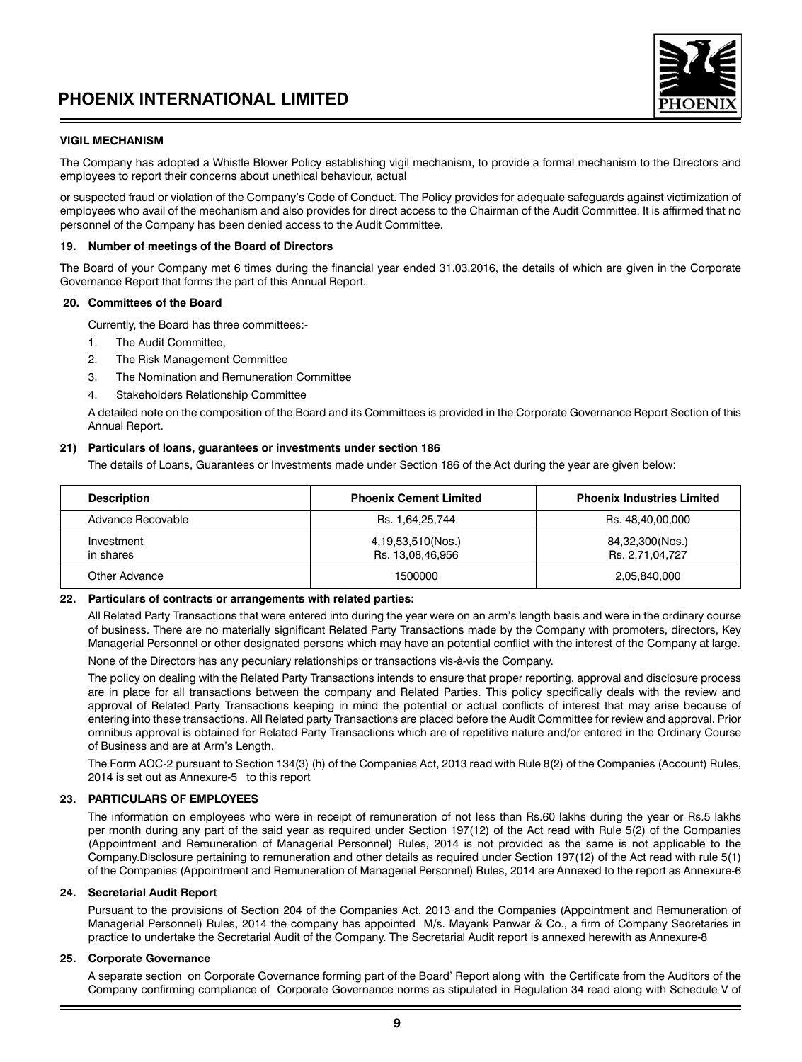### VIGIL MECHANISM

The Company has adopted a Whistle Blower Policy establishing vigil mechanism, to provide a formal mechanism to the Directors and employees to report their concerns about unethical behaviour, actual

or suspected fraud or violation of the Company's Code of Conduct. The Policy provides for adequate safeguards against victimization of employees who avail of the mechanism and also provides for direct access to the Chairman of the Audit Committee. It is affirmed that no personnel of the Company has been denied access to the Audit Committee.

### 19. Number of meetings of the Board of Directors

The Board of your Company met 6 times during the financial year ended 31.03.2016, the details of which are given in the Corporate Governance Report that forms the part of this Annual Report.

### 20. Committees of the Board

Currently, the Board has three committees:-

1. The Audit Committee,
2. The Risk Management Committee
3. The Nomination and Remuneration Committee
4. Stakeholders Relationship Committee

A detailed note on the composition of the Board and its Committees is provided in the Corporate Governance Report Section of this Annual Report.

### 21) Particulars of loans, guarantees or investments under section 186

The details of Loans, Guarantees or Investments made under Section 186 of the Act during the year are given below:

| Description | Phoenix Cement Limited | Phoenix Industries Limited |
|---|---|---|
| Advance Recovable | Rs. 1,64,25,744 | Rs. 48,40,00,000 |
| Investment in shares | 4,19,53,510(Nos.) Rs. 13,08,46,956 | 84,32,300(Nos.) Rs. 2,71,04,727 |
| Other Advance | 1500000 | 2,05,840,000 |

### 22. Particulars of contracts or arrangements with related parties:

All Related Party Transactions that were entered into during the year were on an arm's length basis and were in the ordinary course of business. There are no materially significant Related Party Transactions made by the Company with promoters, directors, Key Managerial Personnel or other designated persons which may have an potential conflict with the interest of the Company at large.

None of the Directors has any pecuniary relationships or transactions vis-à-vis the Company.

The policy on dealing with the Related Party Transactions intends to ensure that proper reporting, approval and disclosure process are in place for all transactions between the company and Related Parties. This policy specifically deals with the review and approval of Related Party Transactions keeping in mind the potential or actual conflicts of interest that may arise because of entering into these transactions. All Related party Transactions are placed before the Audit Committee for review and approval. Prior omnibus approval is obtained for Related Party Transactions which are of repetitive nature and/or entered in the Ordinary Course of Business and are at Arm's Length.

The Form AOC-2 pursuant to Section 134(3) (h) of the Companies Act, 2013 read with Rule 8(2) of the Companies (Account) Rules, 2014 is set out as Annexure-5 to this report

### 23. PARTICULARS OF EMPLOYEES

The information on employees who were in receipt of remuneration of not less than Rs.60 lakhs during the year or Rs.5 lakhs per month during any part of the said year as required under Section 197(12) of the Act read with Rule 5(2) of the Companies (Appointment and Remuneration of Managerial Personnel) Rules, 2014 is not provided as the same is not applicable to the Company.Disclosure pertaining to remuneration and other details as required under Section 197(12) of the Act read with rule 5(1) of the Companies (Appointment and Remuneration of Managerial Personnel) Rules, 2014 are Annexed to the report as Annexure-6

### 24. Secretarial Audit Report

Pursuant to the provisions of Section 204 of the Companies Act, 2013 and the Companies (Appointment and Remuneration of Managerial Personnel) Rules, 2014 the company has appointed M/s. Mayank Panwar & Co., a firm of Company Secretaries in practice to undertake the Secretarial Audit of the Company. The Secretarial Audit report is annexed herewith as Annexure-8

### 25. Corporate Governance

A separate section on Corporate Governance forming part of the Board' Report along with the Certificate from the Auditors of the Company confirming compliance of Corporate Governance norms as stipulated in Regulation 34 read along with Schedule V of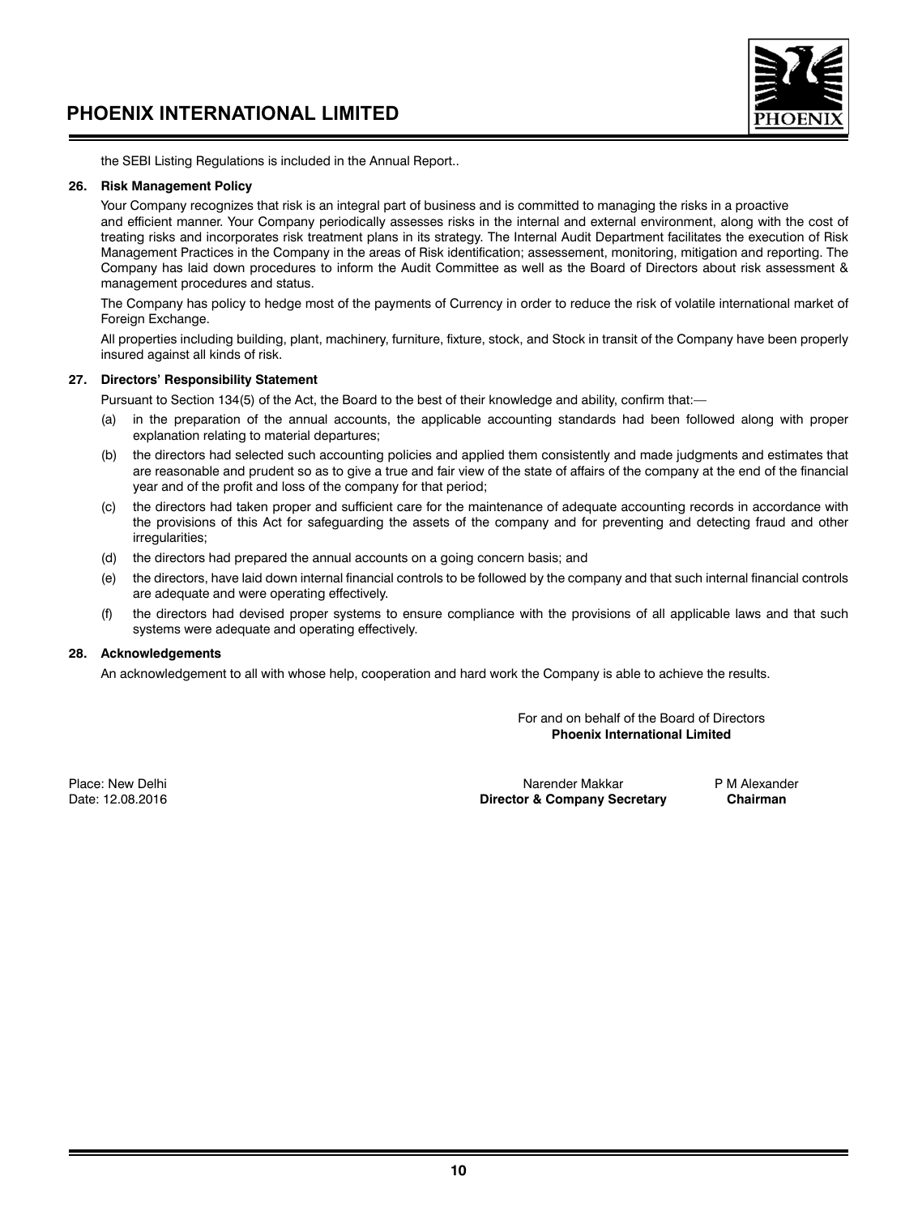the SEBI Listing Regulations is included in the Annual Report..

**26. Risk Management Policy**

Your Company recognizes that risk is an integral part of business and is committed to managing the risks in a proactive and efficient manner. Your Company periodically assesses risks in the internal and external environment, along with the cost of treating risks and incorporates risk treatment plans in its strategy. The Internal Audit Department facilitates the execution of Risk Management Practices in the Company in the areas of Risk identification; assessement, monitoring, mitigation and reporting. The Company has laid down procedures to inform the Audit Committee as well as the Board of Directors about risk assessment & management procedures and status.

The Company has policy to hedge most of the payments of Currency in order to reduce the risk of volatile international market of Foreign Exchange.

All properties including building, plant, machinery, furniture, fixture, stock, and Stock in transit of the Company have been properly insured against all kinds of risk.

**27. Directors' Responsibility Statement**

Pursuant to Section 134(5) of the Act, the Board to the best of their knowledge and ability, confirm that:—

(a) in the preparation of the annual accounts, the applicable accounting standards had been followed along with proper explanation relating to material departures;

(b) the directors had selected such accounting policies and applied them consistently and made judgments and estimates that are reasonable and prudent so as to give a true and fair view of the state of affairs of the company at the end of the financial year and of the profit and loss of the company for that period;

(c) the directors had taken proper and sufficient care for the maintenance of adequate accounting records in accordance with the provisions of this Act for safeguarding the assets of the company and for preventing and detecting fraud and other irregularities;

(d) the directors had prepared the annual accounts on a going concern basis; and

(e) the directors, have laid down internal financial controls to be followed by the company and that such internal financial controls are adequate and were operating effectively.

(f) the directors had devised proper systems to ensure compliance with the provisions of all applicable laws and that such systems were adequate and operating effectively.

**28. Acknowledgements**

An acknowledgement to all with whose help, cooperation and hard work the Company is able to achieve the results.

For and on behalf of the Board of Directors
**Phoenix International Limited**

Place: New Delhi
Date: 12.08.2016

Narender Makkar
**Director & Company Secretary**

P M Alexander
**Chairman**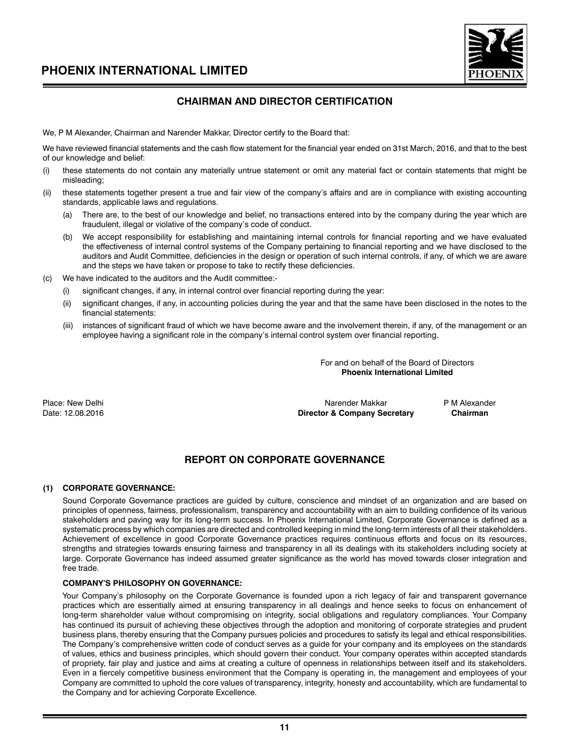## CHAIRMAN AND DIRECTOR CERTIFICATION

We, P M Alexander, Chairman and Narender Makkar, Director certify to the Board that:

We have reviewed financial statements and the cash flow statement for the financial year ended on 31st March, 2016, and that to the best of our knowledge and belief:

(i) these statements do not contain any materially untrue statement or omit any material fact or contain statements that might be misleading;

(ii) these statements together present a true and fair view of the company's affairs and are in compliance with existing accounting standards, applicable laws and regulations.

 (a) There are, to the best of our knowledge and belief, no transactions entered into by the company during the year which are fraudulent, illegal or violative of the company's code of conduct.

 (b) We accept responsibility for establishing and maintaining internal controls for financial reporting and we have evaluated the effectiveness of internal control systems of the Company pertaining to financial reporting and we have disclosed to the auditors and Audit Committee, deficiencies in the design or operation of such internal controls, if any, of which we are aware and the steps we have taken or propose to take to rectify these deficiencies.

(c) We have indicated to the auditors and the Audit committee:-

 (i) significant changes, if any, in internal control over financial reporting during the year:

 (ii) significant changes, if any, in accounting policies during the year and that the same have been disclosed in the notes to the financial statements:

 (iii) instances of significant fraud of which we have become aware and the involvement therein, if any, of the management or an employee having a significant role in the company's internal control system over financial reporting.

For and on behalf of the Board of Directors
**Phoenix International Limited**

Place: New Delhi
Date: 12.08.2016

Narender Makkar
**Director & Company Secretary**

P M Alexander
**Chairman**

## REPORT ON CORPORATE GOVERNANCE

### (1) CORPORATE GOVERNANCE:

Sound Corporate Governance practices are guided by culture, conscience and mindset of an organization and are based on principles of openness, fairness, professionalism, transparency and accountability with an aim to building confidence of its various stakeholders and paving way for its long-term success. In Phoenix International Limited, Corporate Governance is defined as a systematic process by which companies are directed and controlled keeping in mind the long-term interests of all their stakeholders. Achievement of excellence in good Corporate Governance practices requires continuous efforts and focus on its resources, strengths and strategies towards ensuring fairness and transparency in all its dealings with its stakeholders including society at large. Corporate Governance has indeed assumed greater significance as the world has moved towards closer integration and free trade.

**COMPANY'S PHILOSOPHY ON GOVERNANCE:**

Your Company's philosophy on the Corporate Governance is founded upon a rich legacy of fair and transparent governance practices which are essentially aimed at ensuring transparency in all dealings and hence seeks to focus on enhancement of long-term shareholder value without compromising on integrity, social obligations and regulatory compliances. Your Company has continued its pursuit of achieving these objectives through the adoption and monitoring of corporate strategies and prudent business plans, thereby ensuring that the Company pursues policies and procedures to satisfy its legal and ethical responsibilities. The Company's comprehensive written code of conduct serves as a guide for your company and its employees on the standards of values, ethics and business principles, which should govern their conduct. Your company operates within accepted standards of propriety, fair play and justice and aims at creating a culture of openness in relationships between itself and its stakeholders. Even in a fiercely competitive business environment that the Company is operating in, the management and employees of your Company are committed to uphold the core values of transparency, integrity, honesty and accountability, which are fundamental to the Company and for achieving Corporate Excellence.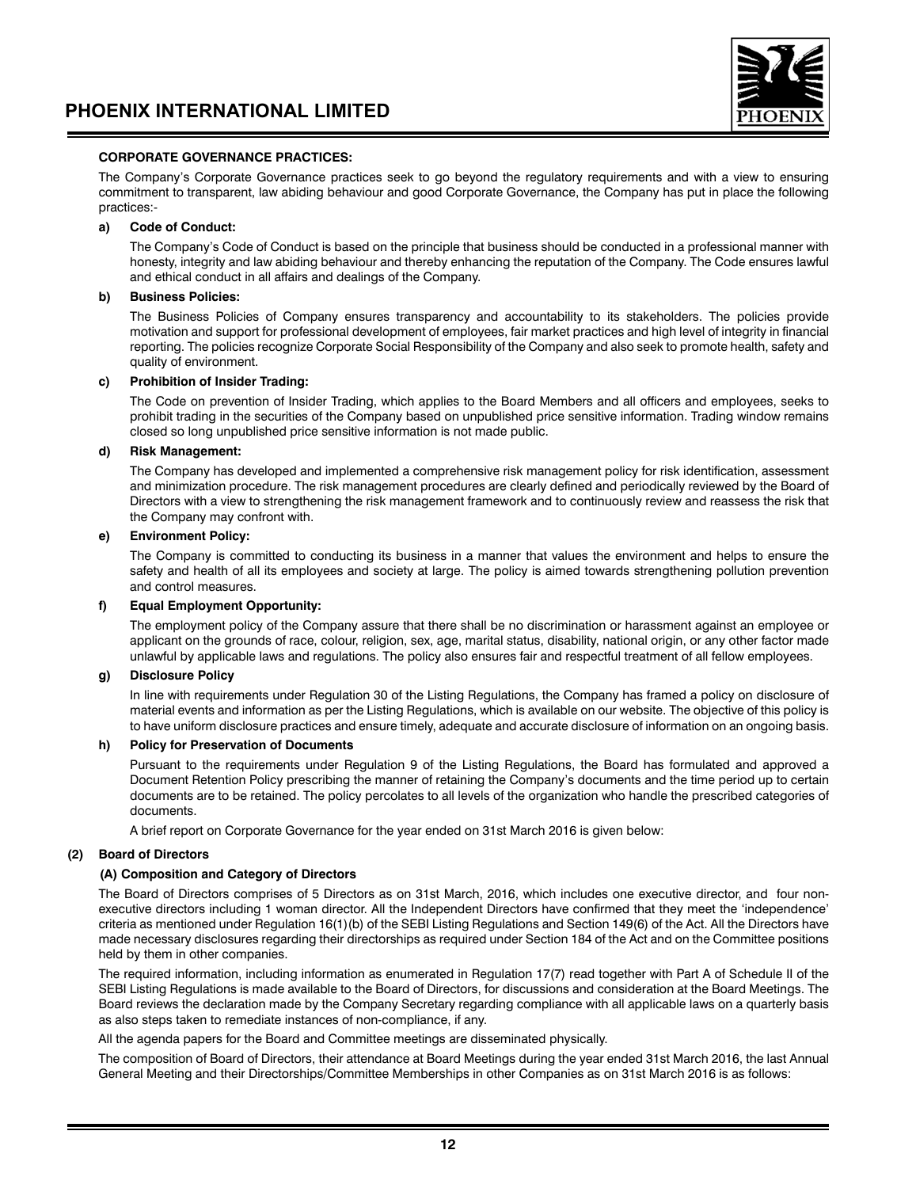**CORPORATE GOVERNANCE PRACTICES:**

The Company's Corporate Governance practices seek to go beyond the regulatory requirements and with a view to ensuring commitment to transparent, law abiding behaviour and good Corporate Governance, the Company has put in place the following practices:-

**a) Code of Conduct:**

The Company's Code of Conduct is based on the principle that business should be conducted in a professional manner with honesty, integrity and law abiding behaviour and thereby enhancing the reputation of the Company. The Code ensures lawful and ethical conduct in all affairs and dealings of the Company.

**b) Business Policies:**

The Business Policies of Company ensures transparency and accountability to its stakeholders. The policies provide motivation and support for professional development of employees, fair market practices and high level of integrity in financial reporting. The policies recognize Corporate Social Responsibility of the Company and also seek to promote health, safety and quality of environment.

**c) Prohibition of Insider Trading:**

The Code on prevention of Insider Trading, which applies to the Board Members and all officers and employees, seeks to prohibit trading in the securities of the Company based on unpublished price sensitive information. Trading window remains closed so long unpublished price sensitive information is not made public.

**d) Risk Management:**

The Company has developed and implemented a comprehensive risk management policy for risk identification, assessment and minimization procedure. The risk management procedures are clearly defined and periodically reviewed by the Board of Directors with a view to strengthening the risk management framework and to continuously review and reassess the risk that the Company may confront with.

**e) Environment Policy:**

The Company is committed to conducting its business in a manner that values the environment and helps to ensure the safety and health of all its employees and society at large. The policy is aimed towards strengthening pollution prevention and control measures.

**f) Equal Employment Opportunity:**

The employment policy of the Company assure that there shall be no discrimination or harassment against an employee or applicant on the grounds of race, colour, religion, sex, age, marital status, disability, national origin, or any other factor made unlawful by applicable laws and regulations. The policy also ensures fair and respectful treatment of all fellow employees.

**g) Disclosure Policy**

In line with requirements under Regulation 30 of the Listing Regulations, the Company has framed a policy on disclosure of material events and information as per the Listing Regulations, which is available on our website. The objective of this policy is to have uniform disclosure practices and ensure timely, adequate and accurate disclosure of information on an ongoing basis.

**h) Policy for Preservation of Documents**

Pursuant to the requirements under Regulation 9 of the Listing Regulations, the Board has formulated and approved a Document Retention Policy prescribing the manner of retaining the Company's documents and the time period up to certain documents are to be retained. The policy percolates to all levels of the organization who handle the prescribed categories of documents.

A brief report on Corporate Governance for the year ended on 31st March 2016 is given below:

**(2) Board of Directors**

**(A) Composition and Category of Directors**

The Board of Directors comprises of 5 Directors as on 31st March, 2016, which includes one executive director, and four non-executive directors including 1 woman director. All the Independent Directors have confirmed that they meet the 'independence' criteria as mentioned under Regulation 16(1)(b) of the SEBI Listing Regulations and Section 149(6) of the Act. All the Directors have made necessary disclosures regarding their directorships as required under Section 184 of the Act and on the Committee positions held by them in other companies.

The required information, including information as enumerated in Regulation 17(7) read together with Part A of Schedule II of the SEBI Listing Regulations is made available to the Board of Directors, for discussions and consideration at the Board Meetings. The Board reviews the declaration made by the Company Secretary regarding compliance with all applicable laws on a quarterly basis as also steps taken to remediate instances of non-compliance, if any.

All the agenda papers for the Board and Committee meetings are disseminated physically.

The composition of Board of Directors, their attendance at Board Meetings during the year ended 31st March 2016, the last Annual General Meeting and their Directorships/Committee Memberships in other Companies as on 31st March 2016 is as follows: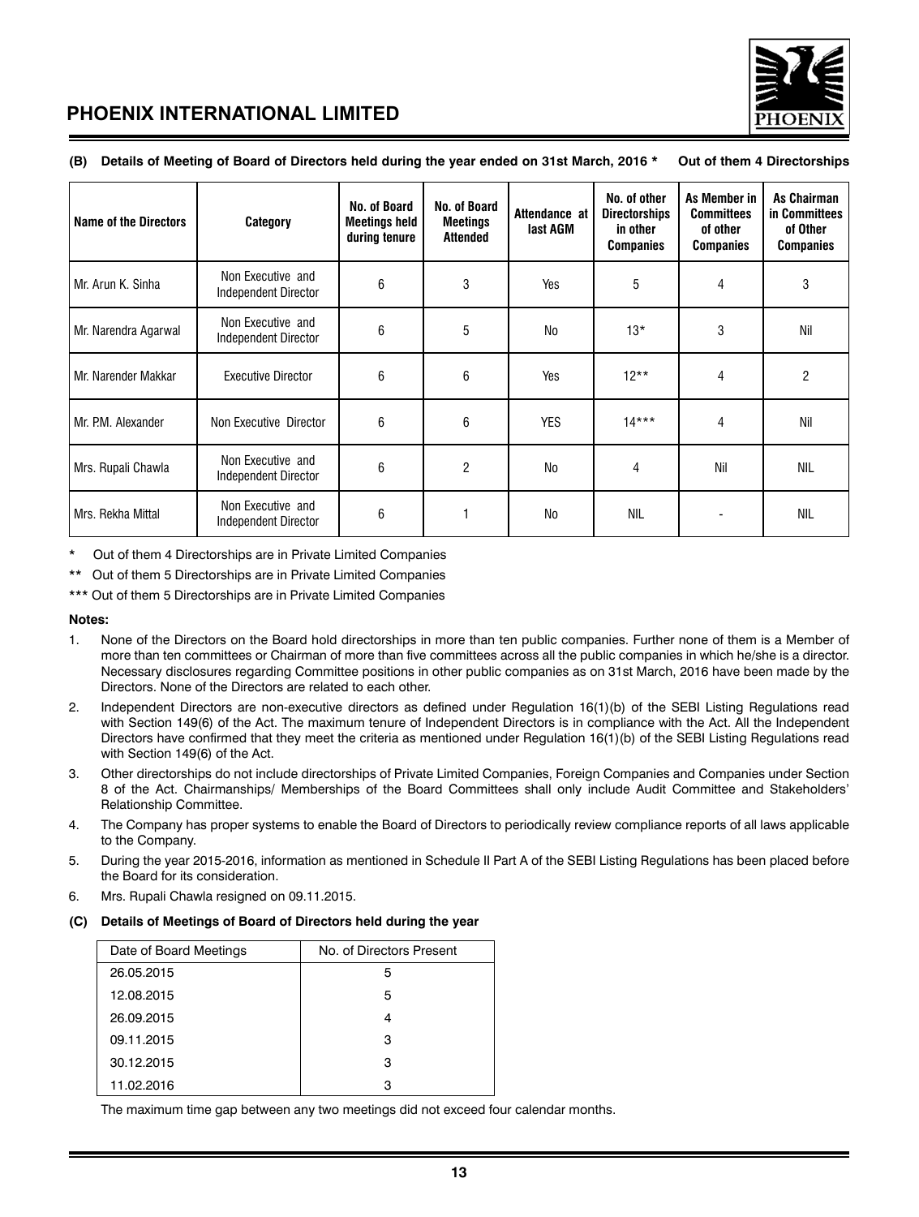**(B) Details of Meeting of Board of Directors held during the year ended on 31st March, 2016 * Out of them 4 Directorships**

| Name of the Directors | Category | No. of Board Meetings held during tenure | No. of Board Meetings Attended | Attendance at last AGM | No. of other Directorships in other Companies | As Member in Committees of other Companies | As Chairman in Committees of Other Companies |
|---|---|---|---|---|---|---|---|
| Mr. Arun K. Sinha | Non Executive and Independent Director | 6 | 3 | Yes | 5 | 4 | 3 |
| Mr. Narendra Agarwal | Non Executive and Independent Director | 6 | 5 | No | 13* | 3 | Nil |
| Mr. Narender Makkar | Executive Director | 6 | 6 | Yes | 12** | 4 | 2 |
| Mr. P.M. Alexander | Non Executive Director | 6 | 6 | YES | 14*** | 4 | Nil |
| Mrs. Rupali Chawla | Non Executive and Independent Director | 6 | 2 | No | 4 | Nil | NIL |
| Mrs. Rekha Mittal | Non Executive and Independent Director | 6 | 1 | No | NIL | - | NIL |

\* Out of them 4 Directorships are in Private Limited Companies

** Out of them 5 Directorships are in Private Limited Companies

*** Out of them 5 Directorships are in Private Limited Companies

**Notes:**

1. None of the Directors on the Board hold directorships in more than ten public companies. Further none of them is a Member of more than ten committees or Chairman of more than five committees across all the public companies in which he/she is a director. Necessary disclosures regarding Committee positions in other public companies as on 31st March, 2016 have been made by the Directors. None of the Directors are related to each other.
2. Independent Directors are non-executive directors as defined under Regulation 16(1)(b) of the SEBI Listing Regulations read with Section 149(6) of the Act. The maximum tenure of Independent Directors is in compliance with the Act. All the Independent Directors have confirmed that they meet the criteria as mentioned under Regulation 16(1)(b) of the SEBI Listing Regulations read with Section 149(6) of the Act.
3. Other directorships do not include directorships of Private Limited Companies, Foreign Companies and Companies under Section 8 of the Act. Chairmanships/ Memberships of the Board Committees shall only include Audit Committee and Stakeholders' Relationship Committee.
4. The Company has proper systems to enable the Board of Directors to periodically review compliance reports of all laws applicable to the Company.
5. During the year 2015-2016, information as mentioned in Schedule II Part A of the SEBI Listing Regulations has been placed before the Board for its consideration.
6. Mrs. Rupali Chawla resigned on 09.11.2015.

**(C) Details of Meetings of Board of Directors held during the year**

| Date of Board Meetings | No. of Directors Present |
|---|---|
| 26.05.2015 | 5 |
| 12.08.2015 | 5 |
| 26.09.2015 | 4 |
| 09.11.2015 | 3 |
| 30.12.2015 | 3 |
| 11.02.2016 | 3 |

The maximum time gap between any two meetings did not exceed four calendar months.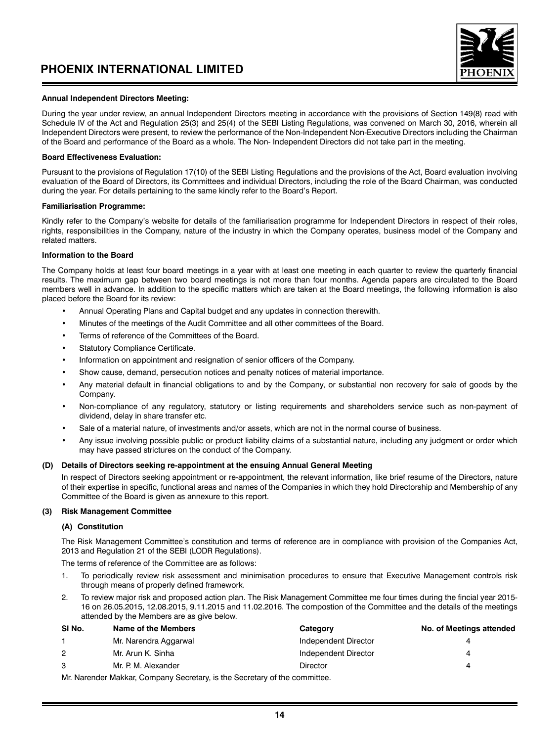**Annual Independent Directors Meeting:**

During the year under review, an annual Independent Directors meeting in accordance with the provisions of Section 149(8) read with Schedule IV of the Act and Regulation 25(3) and 25(4) of the SEBI Listing Regulations, was convened on March 30, 2016, wherein all Independent Directors were present, to review the performance of the Non-Independent Non-Executive Directors including the Chairman of the Board and performance of the Board as a whole. The Non- Independent Directors did not take part in the meeting.

**Board Effectiveness Evaluation:**

Pursuant to the provisions of Regulation 17(10) of the SEBI Listing Regulations and the provisions of the Act, Board evaluation involving evaluation of the Board of Directors, its Committees and individual Directors, including the role of the Board Chairman, was conducted during the year. For details pertaining to the same kindly refer to the Board's Report.

**Familiarisation Programme:**

Kindly refer to the Company's website for details of the familiarisation programme for Independent Directors in respect of their roles, rights, responsibilities in the Company, nature of the industry in which the Company operates, business model of the Company and related matters.

**Information to the Board**

The Company holds at least four board meetings in a year with at least one meeting in each quarter to review the quarterly financial results. The maximum gap between two board meetings is not more than four months. Agenda papers are circulated to the Board members well in advance. In addition to the specific matters which are taken at the Board meetings, the following information is also placed before the Board for its review:

- Annual Operating Plans and Capital budget and any updates in connection therewith.
- Minutes of the meetings of the Audit Committee and all other committees of the Board.
- Terms of reference of the Committees of the Board.
- Statutory Compliance Certificate.
- Information on appointment and resignation of senior officers of the Company.
- Show cause, demand, persecution notices and penalty notices of material importance.
- Any material default in financial obligations to and by the Company, or substantial non recovery for sale of goods by the Company.
- Non-compliance of any regulatory, statutory or listing requirements and shareholders service such as non-payment of dividend, delay in share transfer etc.
- Sale of a material nature, of investments and/or assets, which are not in the normal course of business.
- Any issue involving possible public or product liability claims of a substantial nature, including any judgment or order which may have passed strictures on the conduct of the Company.

**(D) Details of Directors seeking re-appointment at the ensuing Annual General Meeting**

In respect of Directors seeking appointment or re-appointment, the relevant information, like brief resume of the Directors, nature of their expertise in specific, functional areas and names of the Companies in which they hold Directorship and Membership of any Committee of the Board is given as annexure to this report.

**(3) Risk Management Committee**

**(A) Constitution**

The Risk Management Committee's constitution and terms of reference are in compliance with provision of the Companies Act, 2013 and Regulation 21 of the SEBI (LODR Regulations).

The terms of reference of the Committee are as follows:

1. To periodically review risk assessment and minimisation procedures to ensure that Executive Management controls risk through means of properly defined framework.
2. To review major risk and proposed action plan. The Risk Management Committee me four times during the fincial year 2015-16 on 26.05.2015, 12.08.2015, 9.11.2015 and 11.02.2016. The compostion of the Committee and the details of the meetings attended by the Members are as give below.

| SI No. | Name of the Members | Category | No. of Meetings attended |
|---|---|---|---|
| 1 | Mr. Narendra Aggarwal | Independent Director | 4 |
| 2 | Mr. Arun K. Sinha | Independent Director | 4 |
| 3 | Mr. P. M. Alexander | Director | 4 |

Mr. Narender Makkar, Company Secretary, is the Secretary of the committee.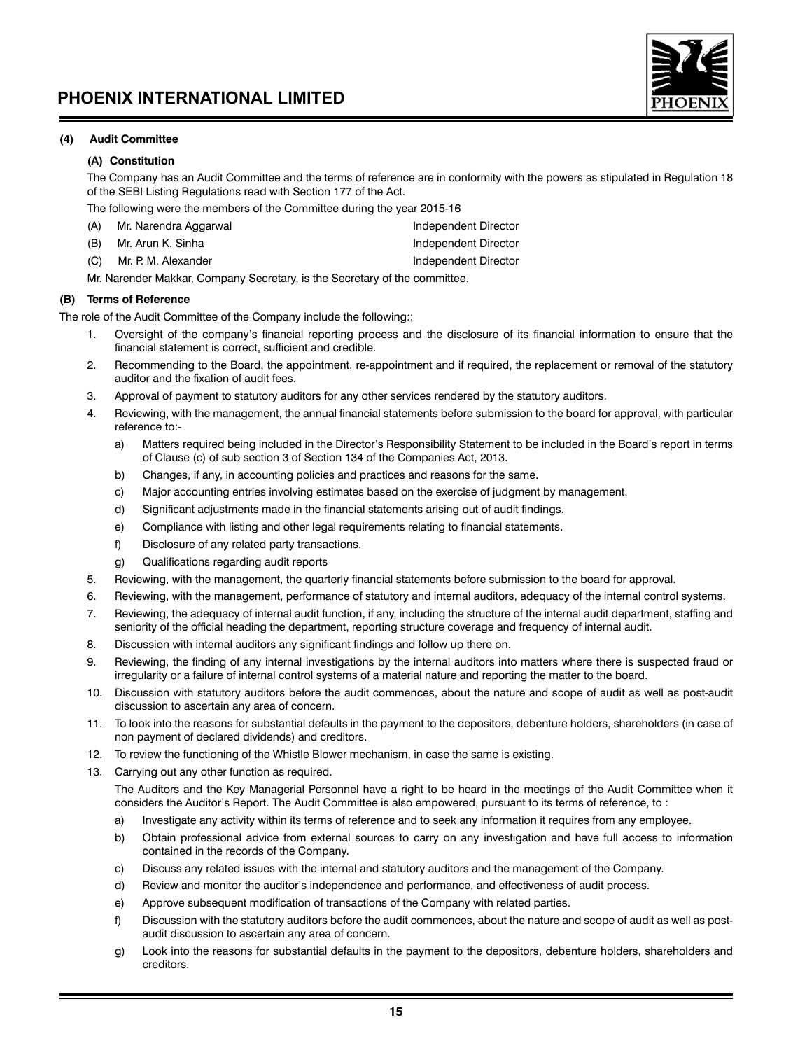### (4) Audit Committee

#### (A) Constitution

The Company has an Audit Committee and the terms of reference are in conformity with the powers as stipulated in Regulation 18 of the SEBI Listing Regulations read with Section 177 of the Act.

The following were the members of the Committee during the year 2015-16

| | | |
|---|---|---|
| (A) | Mr. Narendra Aggarwal | Independent Director |
| (B) | Mr. Arun K. Sinha | Independent Director |
| (C) | Mr. P. M. Alexander | Independent Director |

Mr. Narender Makkar, Company Secretary, is the Secretary of the committee.

#### (B) Terms of Reference

The role of the Audit Committee of the Company include the following:;

1. Oversight of the company's financial reporting process and the disclosure of its financial information to ensure that the financial statement is correct, sufficient and credible.
2. Recommending to the Board, the appointment, re-appointment and if required, the replacement or removal of the statutory auditor and the fixation of audit fees.
3. Approval of payment to statutory auditors for any other services rendered by the statutory auditors.
4. Reviewing, with the management, the annual financial statements before submission to the board for approval, with particular reference to:-
   a) Matters required being included in the Director's Responsibility Statement to be included in the Board's report in terms of Clause (c) of sub section 3 of Section 134 of the Companies Act, 2013.
   b) Changes, if any, in accounting policies and practices and reasons for the same.
   c) Major accounting entries involving estimates based on the exercise of judgment by management.
   d) Significant adjustments made in the financial statements arising out of audit findings.
   e) Compliance with listing and other legal requirements relating to financial statements.
   f) Disclosure of any related party transactions.
   g) Qualifications regarding audit reports
5. Reviewing, with the management, the quarterly financial statements before submission to the board for approval.
6. Reviewing, with the management, performance of statutory and internal auditors, adequacy of the internal control systems.
7. Reviewing, the adequacy of internal audit function, if any, including the structure of the internal audit department, staffing and seniority of the official heading the department, reporting structure coverage and frequency of internal audit.
8. Discussion with internal auditors any significant findings and follow up there on.
9. Reviewing, the finding of any internal investigations by the internal auditors into matters where there is suspected fraud or irregularity or a failure of internal control systems of a material nature and reporting the matter to the board.
10. Discussion with statutory auditors before the audit commences, about the nature and scope of audit as well as post-audit discussion to ascertain any area of concern.
11. To look into the reasons for substantial defaults in the payment to the depositors, debenture holders, shareholders (in case of non payment of declared dividends) and creditors.
12. To review the functioning of the Whistle Blower mechanism, in case the same is existing.
13. Carrying out any other function as required.

The Auditors and the Key Managerial Personnel have a right to be heard in the meetings of the Audit Committee when it considers the Auditor's Report. The Audit Committee is also empowered, pursuant to its terms of reference, to :

a) Investigate any activity within its terms of reference and to seek any information it requires from any employee.
b) Obtain professional advice from external sources to carry on any investigation and have full access to information contained in the records of the Company.
c) Discuss any related issues with the internal and statutory auditors and the management of the Company.
d) Review and monitor the auditor's independence and performance, and effectiveness of audit process.
e) Approve subsequent modification of transactions of the Company with related parties.
f) Discussion with the statutory auditors before the audit commences, about the nature and scope of audit as well as post-audit discussion to ascertain any area of concern.
g) Look into the reasons for substantial defaults in the payment to the depositors, debenture holders, shareholders and creditors.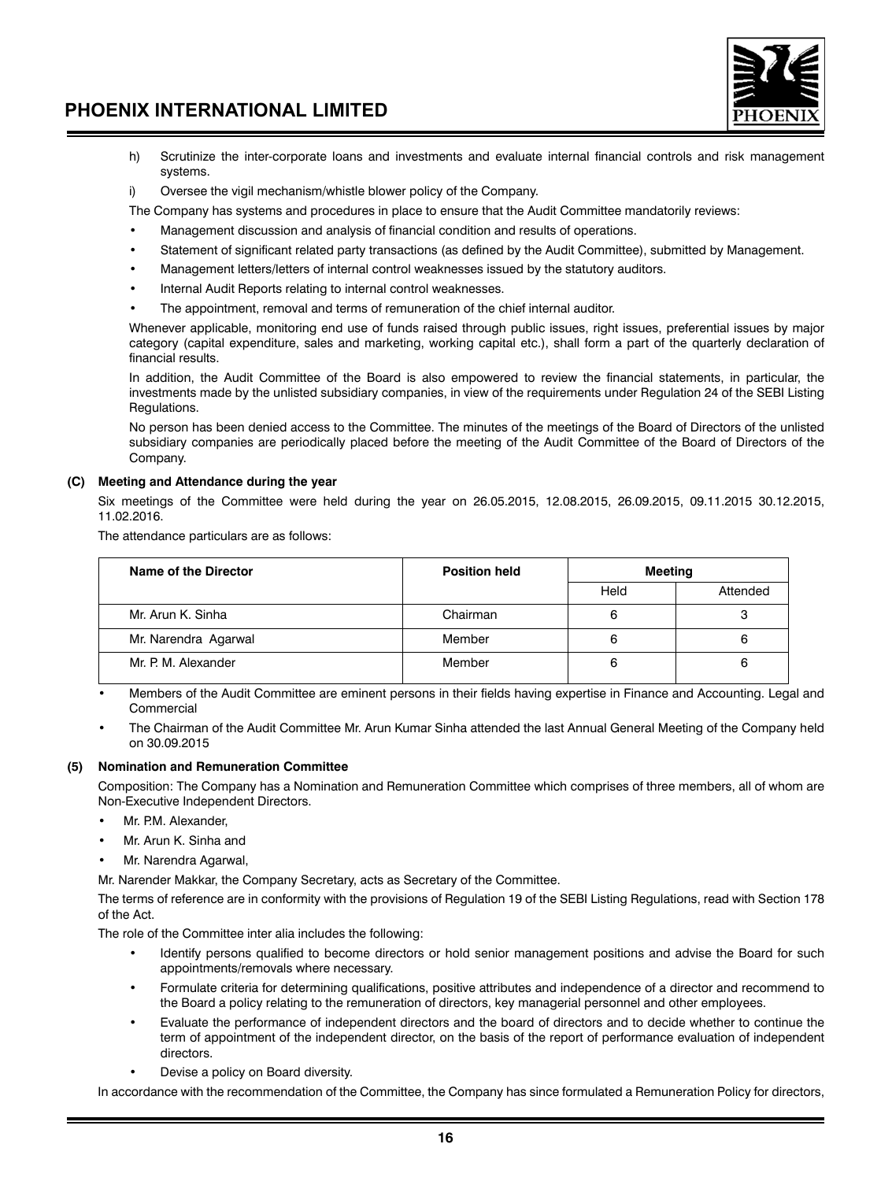h) Scrutinize the inter-corporate loans and investments and evaluate internal financial controls and risk management systems.

i) Oversee the vigil mechanism/whistle blower policy of the Company.

The Company has systems and procedures in place to ensure that the Audit Committee mandatorily reviews:

- Management discussion and analysis of financial condition and results of operations.
- Statement of significant related party transactions (as defined by the Audit Committee), submitted by Management.
- Management letters/letters of internal control weaknesses issued by the statutory auditors.
- Internal Audit Reports relating to internal control weaknesses.
- The appointment, removal and terms of remuneration of the chief internal auditor.

Whenever applicable, monitoring end use of funds raised through public issues, right issues, preferential issues by major category (capital expenditure, sales and marketing, working capital etc.), shall form a part of the quarterly declaration of financial results.

In addition, the Audit Committee of the Board is also empowered to review the financial statements, in particular, the investments made by the unlisted subsidiary companies, in view of the requirements under Regulation 24 of the SEBI Listing Regulations.

No person has been denied access to the Committee. The minutes of the meetings of the Board of Directors of the unlisted subsidiary companies are periodically placed before the meeting of the Audit Committee of the Board of Directors of the Company.

**(C) Meeting and Attendance during the year**

Six meetings of the Committee were held during the year on 26.05.2015, 12.08.2015, 26.09.2015, 09.11.2015 30.12.2015, 11.02.2016.

The attendance particulars are as follows:

| Name of the Director | Position held | Meeting | |
|---|---|---|---|
| | | Held | Attended |
| Mr. Arun K. Sinha | Chairman | 6 | 3 |
| Mr. Narendra Agarwal | Member | 6 | 6 |
| Mr. P. M. Alexander | Member | 6 | 6 |

- Members of the Audit Committee are eminent persons in their fields having expertise in Finance and Accounting. Legal and Commercial
- The Chairman of the Audit Committee Mr. Arun Kumar Sinha attended the last Annual General Meeting of the Company held on 30.09.2015

**(5) Nomination and Remuneration Committee**

Composition: The Company has a Nomination and Remuneration Committee which comprises of three members, all of whom are Non-Executive Independent Directors.

- Mr. P.M. Alexander,
- Mr. Arun K. Sinha and
- Mr. Narendra Agarwal,

Mr. Narender Makkar, the Company Secretary, acts as Secretary of the Committee.

The terms of reference are in conformity with the provisions of Regulation 19 of the SEBI Listing Regulations, read with Section 178 of the Act.

The role of the Committee inter alia includes the following:

- Identify persons qualified to become directors or hold senior management positions and advise the Board for such appointments/removals where necessary.
- Formulate criteria for determining qualifications, positive attributes and independence of a director and recommend to the Board a policy relating to the remuneration of directors, key managerial personnel and other employees.
- Evaluate the performance of independent directors and the board of directors and to decide whether to continue the term of appointment of the independent director, on the basis of the report of performance evaluation of independent directors.
- Devise a policy on Board diversity.

In accordance with the recommendation of the Committee, the Company has since formulated a Remuneration Policy for directors,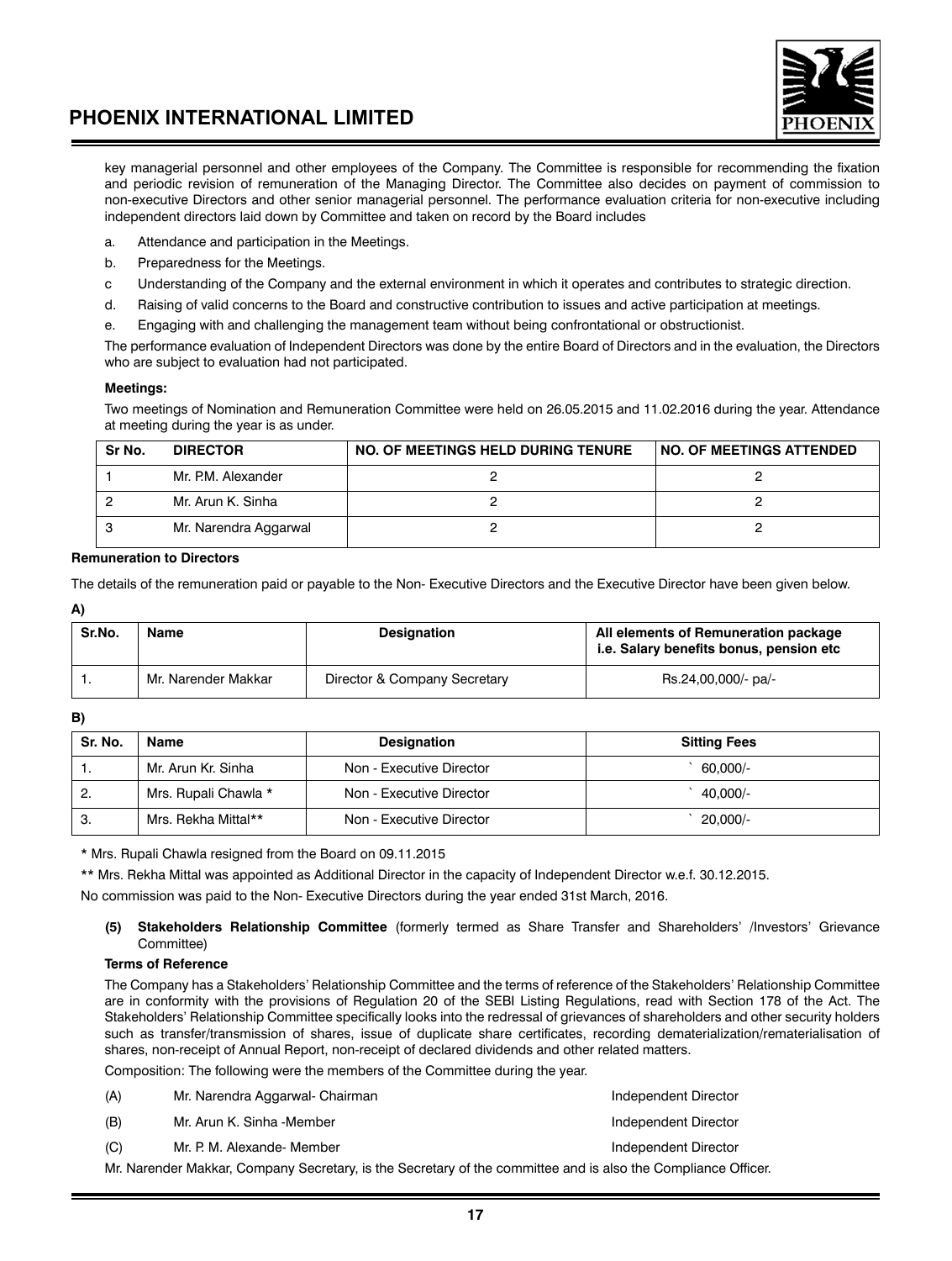key managerial personnel and other employees of the Company. The Committee is responsible for recommending the fixation and periodic revision of remuneration of the Managing Director. The Committee also decides on payment of commission to non-executive Directors and other senior managerial personnel. The performance evaluation criteria for non-executive including independent directors laid down by Committee and taken on record by the Board includes

a. Attendance and participation in the Meetings.

b. Preparedness for the Meetings.

c Understanding of the Company and the external environment in which it operates and contributes to strategic direction.

d. Raising of valid concerns to the Board and constructive contribution to issues and active participation at meetings.

e. Engaging with and challenging the management team without being confrontational or obstructionist.

The performance evaluation of Independent Directors was done by the entire Board of Directors and in the evaluation, the Directors who are subject to evaluation had not participated.

**Meetings:**

Two meetings of Nomination and Remuneration Committee were held on 26.05.2015 and 11.02.2016 during the year. Attendance at meeting during the year is as under.

| Sr No. | DIRECTOR | NO. OF MEETINGS HELD DURING TENURE | NO. OF MEETINGS ATTENDED |
|---|---|---|---|
| 1 | Mr. P.M. Alexander | 2 | 2 |
| 2 | Mr. Arun K. Sinha | 2 | 2 |
| 3 | Mr. Narendra Aggarwal | 2 | 2 |

**Remuneration to Directors**

The details of the remuneration paid or payable to the Non- Executive Directors and the Executive Director have been given below.

**A)**

| Sr.No. | Name | Designation | All elements of Remuneration package i.e. Salary benefits bonus, pension etc |
|---|---|---|---|
| 1. | Mr. Narender Makkar | Director & Company Secretary | Rs.24,00,000/- pa/- |

**B)**

| Sr. No. | Name | Designation | Sitting Fees |
|---|---|---|---|
| 1. | Mr. Arun Kr. Sinha | Non - Executive Director | ` 60,000/- |
| 2. | Mrs. Rupali Chawla * | Non - Executive Director | ` 40,000/- |
| 3. | Mrs. Rekha Mittal** | Non - Executive Director | ` 20,000/- |

\* Mrs. Rupali Chawla resigned from the Board on 09.11.2015

\** Mrs. Rekha Mittal was appointed as Additional Director in the capacity of Independent Director w.e.f. 30.12.2015.

No commission was paid to the Non- Executive Directors during the year ended 31st March, 2016.

**(5) Stakeholders Relationship Committee** (formerly termed as Share Transfer and Shareholders' /Investors' Grievance Committee)

**Terms of Reference**

The Company has a Stakeholders' Relationship Committee and the terms of reference of the Stakeholders' Relationship Committee are in conformity with the provisions of Regulation 20 of the SEBI Listing Regulations, read with Section 178 of the Act. The Stakeholders' Relationship Committee specifically looks into the redressal of grievances of shareholders and other security holders such as transfer/transmission of shares, issue of duplicate share certificates, recording dematerialization/rematerialisation of shares, non-receipt of Annual Report, non-receipt of declared dividends and other related matters.

Composition: The following were the members of the Committee during the year.

| | | |
|---|---|---|
| (A) | Mr. Narendra Aggarwal- Chairman | Independent Director |
| (B) | Mr. Arun K. Sinha -Member | Independent Director |
| (C) | Mr. P. M. Alexande- Member | Independent Director |

Mr. Narender Makkar, Company Secretary, is the Secretary of the committee and is also the Compliance Officer.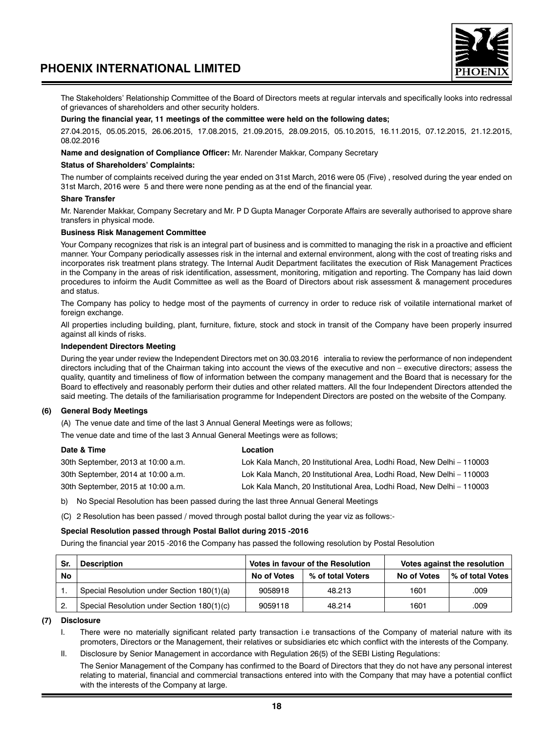The Stakeholders' Relationship Committee of the Board of Directors meets at regular intervals and specifically looks into redressal of grievances of shareholders and other security holders.

**During the financial year, 11 meetings of the committee were held on the following dates;**

27.04.2015, 05.05.2015, 26.06.2015, 17.08.2015, 21.09.2015, 28.09.2015, 05.10.2015, 16.11.2015, 07.12.2015, 21.12.2015, 08.02.2016

**Name and designation of Compliance Officer:** Mr. Narender Makkar, Company Secretary

**Status of Shareholders' Complaints:**

The number of complaints received during the year ended on 31st March, 2016 were 05 (Five) , resolved during the year ended on 31st March, 2016 were 5 and there were none pending as at the end of the financial year.

**Share Transfer**

Mr. Narender Makkar, Company Secretary and Mr. P D Gupta Manager Corporate Affairs are severally authorised to approve share transfers in physical mode.

**Business Risk Management Committee**

Your Company recognizes that risk is an integral part of business and is committed to managing the risk in a proactive and efficient manner. Your Company periodically assesses risk in the internal and external environment, along with the cost of treating risks and incorporates risk treatment plans strategy. The Internal Audit Department facilitates the execution of Risk Management Practices in the Company in the areas of risk identification, assessment, monitoring, mitigation and reporting. The Company has laid down procedures to infoirm the Audit Committee as well as the Board of Directors about risk assessment & management procedures and status.

The Company has policy to hedge most of the payments of currency in order to reduce risk of voilatile international market of foreign exchange.

All properties including building, plant, furniture, fixture, stock and stock in transit of the Company have been properly insurred against all kinds of risks.

**Independent Directors Meeting**

During the year under review the Independent Directors met on 30.03.2016 interalia to review the performance of non independent directors including that of the Chairman taking into account the views of the executive and non – executive directors; assess the quality, quantity and timeliness of flow of information between the company management and the Board that is necessary for the Board to effectively and reasonably perform their duties and other related matters. All the four Independent Directors attended the said meeting. The details of the familiarisation programme for Independent Directors are posted on the website of the Company.

**(6) General Body Meetings**

(A) The venue date and time of the last 3 Annual General Meetings were as follows;

The venue date and time of the last 3 Annual General Meetings were as follows;

| Date & Time | Location |
|---|---|
| 30th September, 2013 at 10:00 a.m. | Lok Kala Manch, 20 Institutional Area, Lodhi Road, New Delhi – 110003 |
| 30th September, 2014 at 10:00 a.m. | Lok Kala Manch, 20 Institutional Area, Lodhi Road, New Delhi – 110003 |
| 30th September, 2015 at 10:00 a.m. | Lok Kala Manch, 20 Institutional Area, Lodhi Road, New Delhi – 110003 |

b) No Special Resolution has been passed during the last three Annual General Meetings

(C) 2 Resolution has been passed / moved through postal ballot during the year viz as follows:-

**Special Resolution passed through Postal Ballot during 2015 -2016**

During the financial year 2015 -2016 the Company has passed the following resolution by Postal Resolution

| Sr. | Description | Votes in favour of the Resolution | | Votes against the resolution | |
|---|---|---|---|---|---|
| No | | No of Votes | % of total Voters | No of Votes | % of total Votes |
| 1. | Special Resolution under Section 180(1)(a) | 9058918 | 48.213 | 1601 | .009 |
| 2. | Special Resolution under Section 180(1)(c) | 9059118 | 48.214 | 1601 | .009 |

**(7) Disclosure**

I. There were no materially significant related party transaction i.e transactions of the Company of material nature with its promoters, Directors or the Management, their relatives or subsidiaries etc which conflict with the interests of the Company.

II. Disclosure by Senior Management in accordance with Regulation 26(5) of the SEBI Listing Regulations:

The Senior Management of the Company has confirmed to the Board of Directors that they do not have any personal interest relating to material, financial and commercial transactions entered into with the Company that may have a potential conflict with the interests of the Company at large.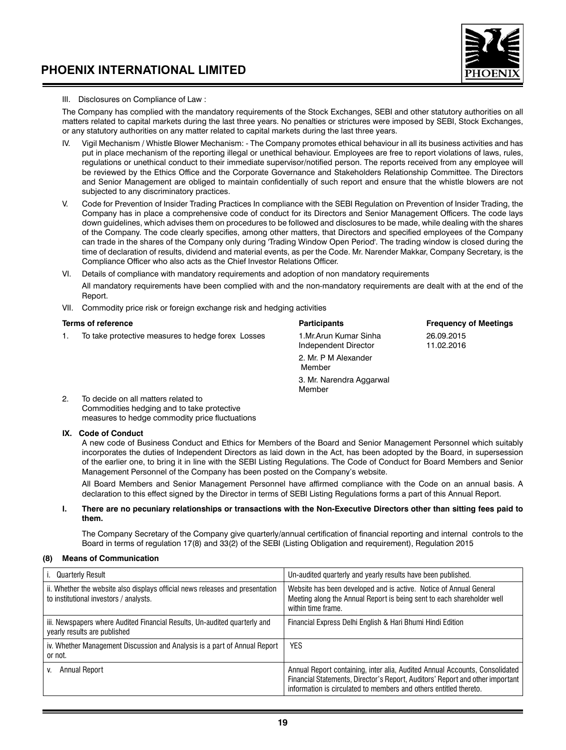III. Disclosures on Compliance of Law :

The Company has complied with the mandatory requirements of the Stock Exchanges, SEBI and other statutory authorities on all matters related to capital markets during the last three years. No penalties or strictures were imposed by SEBI, Stock Exchanges, or any statutory authorities on any matter related to capital markets during the last three years.

IV. Vigil Mechanism / Whistle Blower Mechanism: - The Company promotes ethical behaviour in all its business activities and has put in place mechanism of the reporting illegal or unethical behaviour. Employees are free to report violations of laws, rules, regulations or unethical conduct to their immediate supervisor/notified person. The reports received from any employee will be reviewed by the Ethics Office and the Corporate Governance and Stakeholders Relationship Committee. The Directors and Senior Management are obliged to maintain confidentially of such report and ensure that the whistle blowers are not subjected to any discriminatory practices.

V. Code for Prevention of Insider Trading Practices In compliance with the SEBI Regulation on Prevention of Insider Trading, the Company has in place a comprehensive code of conduct for its Directors and Senior Management Officers. The code lays down guidelines, which advises them on procedures to be followed and disclosures to be made, while dealing with the shares of the Company. The code clearly specifies, among other matters, that Directors and specified employees of the Company can trade in the shares of the Company only during 'Trading Window Open Period'. The trading window is closed during the time of declaration of results, dividend and material events, as per the Code. Mr. Narender Makkar, Company Secretary, is the Compliance Officer who also acts as the Chief Investor Relations Officer.

VI. Details of compliance with mandatory requirements and adoption of non mandatory requirements

All mandatory requirements have been complied with and the non-mandatory requirements are dealt with at the end of the Report.

VII. Commodity price risk or foreign exchange risk and hedging activities

| Terms of reference | Participants | Frequency of Meetings |
|---|---|---|
| 1. To take protective measures to hedge forex Losses | 1.Mr.Arun Kumar Sinha Independent Director<br>2. Mr. P M Alexander Member<br>3. Mr. Narendra Aggarwal Member | 26.09.2015<br>11.02.2016 |
| 2. To decide on all matters related to Commodities hedging and to take protective measures to hedge commodity price fluctuations | | |

**IX. Code of Conduct**

A new code of Business Conduct and Ethics for Members of the Board and Senior Management Personnel which suitably incorporates the duties of Independent Directors as laid down in the Act, has been adopted by the Board, in supersession of the earlier one, to bring it in line with the SEBI Listing Regulations. The Code of Conduct for Board Members and Senior Management Personnel of the Company has been posted on the Company's website.

All Board Members and Senior Management Personnel have affirmed compliance with the Code on an annual basis. A declaration to this effect signed by the Director in terms of SEBI Listing Regulations forms a part of this Annual Report.

**I. There are no pecuniary relationships or transactions with the Non-Executive Directors other than sitting fees paid to them.**

The Company Secretary of the Company give quarterly/annual certification of financial reporting and internal controls to the Board in terms of regulation 17(8) and 33(2) of the SEBI (Listing Obligation and requirement), Regulation 2015

**(8) Means of Communication**

| | |
|---|---|
| i. Quarterly Result | Un-audited quarterly and yearly results have been published. |
| ii. Whether the website also displays official news releases and presentation to institutional investors / analysts. | Website has been developed and is active. Notice of Annual General Meeting along the Annual Report is being sent to each shareholder well within time frame. |
| iii. Newspapers where Audited Financial Results, Un-audited quarterly and yearly results are published | Financial Express Delhi English & Hari Bhumi Hindi Edition |
| iv. Whether Management Discussion and Analysis is a part of Annual Report or not. | YES |
| v. Annual Report | Annual Report containing, inter alia, Audited Annual Accounts, Consolidated Financial Statements, Director's Report, Auditors' Report and other important information is circulated to members and others entitled thereto. |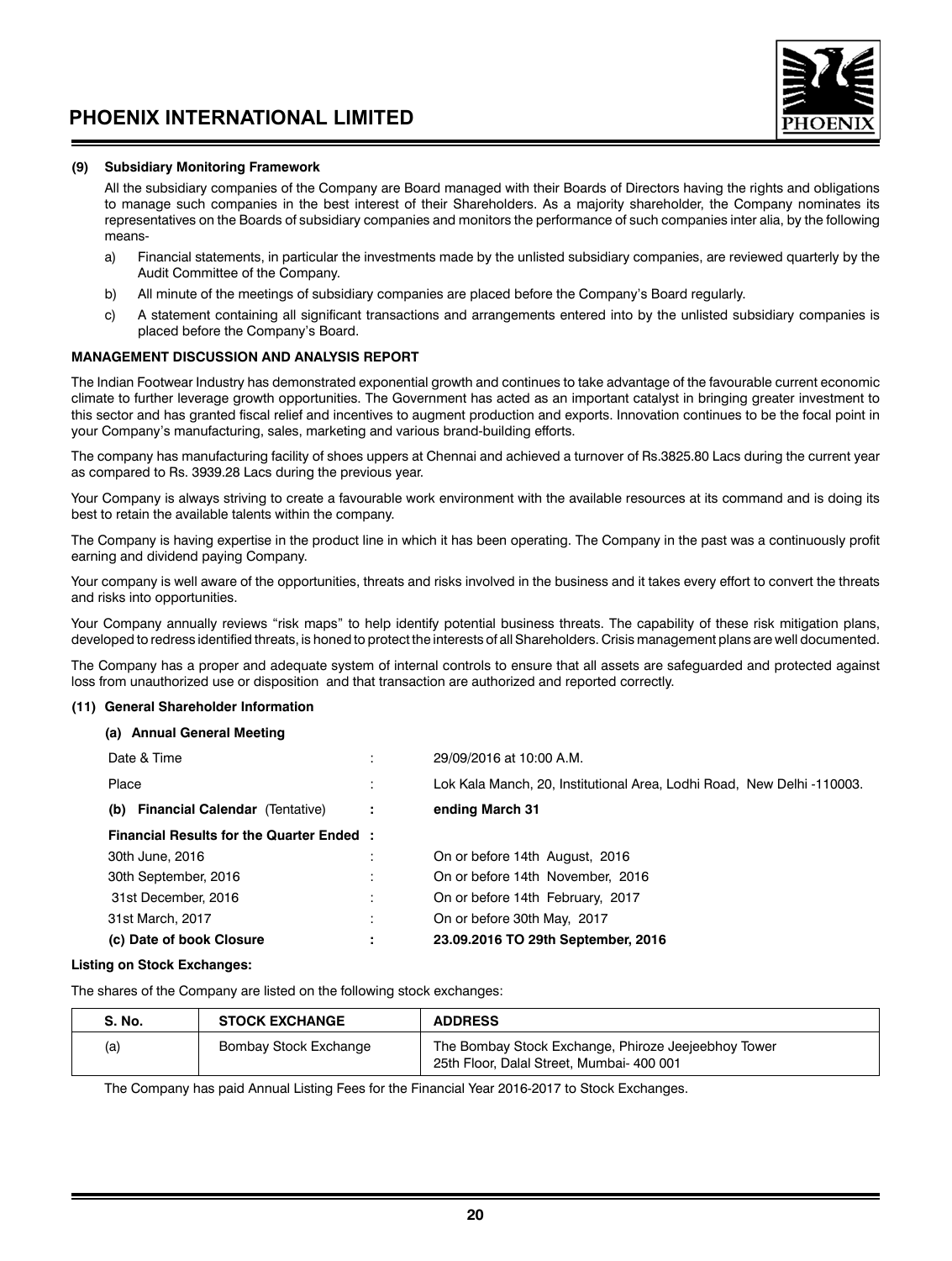### (9) Subsidiary Monitoring Framework

All the subsidiary companies of the Company are Board managed with their Boards of Directors having the rights and obligations to manage such companies in the best interest of their Shareholders. As a majority shareholder, the Company nominates its representatives on the Boards of subsidiary companies and monitors the performance of such companies inter alia, by the following means-

a) Financial statements, in particular the investments made by the unlisted subsidiary companies, are reviewed quarterly by the Audit Committee of the Company.

b) All minute of the meetings of subsidiary companies are placed before the Company's Board regularly.

c) A statement containing all significant transactions and arrangements entered into by the unlisted subsidiary companies is placed before the Company's Board.

### MANAGEMENT DISCUSSION AND ANALYSIS REPORT

The Indian Footwear Industry has demonstrated exponential growth and continues to take advantage of the favourable current economic climate to further leverage growth opportunities. The Government has acted as an important catalyst in bringing greater investment to this sector and has granted fiscal relief and incentives to augment production and exports. Innovation continues to be the focal point in your Company's manufacturing, sales, marketing and various brand-building efforts.

The company has manufacturing facility of shoes uppers at Chennai and achieved a turnover of Rs.3825.80 Lacs during the current year as compared to Rs. 3939.28 Lacs during the previous year.

Your Company is always striving to create a favourable work environment with the available resources at its command and is doing its best to retain the available talents within the company.

The Company is having expertise in the product line in which it has been operating. The Company in the past was a continuously profit earning and dividend paying Company.

Your company is well aware of the opportunities, threats and risks involved in the business and it takes every effort to convert the threats and risks into opportunities.

Your Company annually reviews "risk maps" to help identify potential business threats. The capability of these risk mitigation plans, developed to redress identified threats, is honed to protect the interests of all Shareholders. Crisis management plans are well documented.

The Company has a proper and adequate system of internal controls to ensure that all assets are safeguarded and protected against loss from unauthorized use or disposition and that transaction are authorized and reported correctly.

### (11) General Shareholder Information

**(a) Annual General Meeting**

| | | |
|---|---|---|
| Date & Time | : | 29/09/2016 at 10:00 A.M. |
| Place | : | Lok Kala Manch, 20, Institutional Area, Lodhi Road, New Delhi -110003. |
| **(b) Financial Calendar** (Tentative) | **:** | **ending March 31** |
| **Financial Results for the Quarter Ended** | **:** | |
| 30th June, 2016 | : | On or before 14th August, 2016 |
| 30th September, 2016 | : | On or before 14th November, 2016 |
| 31st December, 2016 | : | On or before 14th February, 2017 |
| 31st March, 2017 | : | On or before 30th May, 2017 |
| **(c) Date of book Closure** | **:** | **23.09.2016 TO 29th September, 2016** |

**Listing on Stock Exchanges:**

The shares of the Company are listed on the following stock exchanges:

| S. No. | STOCK EXCHANGE | ADDRESS |
|---|---|---|
| (a) | Bombay Stock Exchange | The Bombay Stock Exchange, Phiroze Jeejeebhoy Tower 25th Floor, Dalal Street, Mumbai- 400 001 |

The Company has paid Annual Listing Fees for the Financial Year 2016-2017 to Stock Exchanges.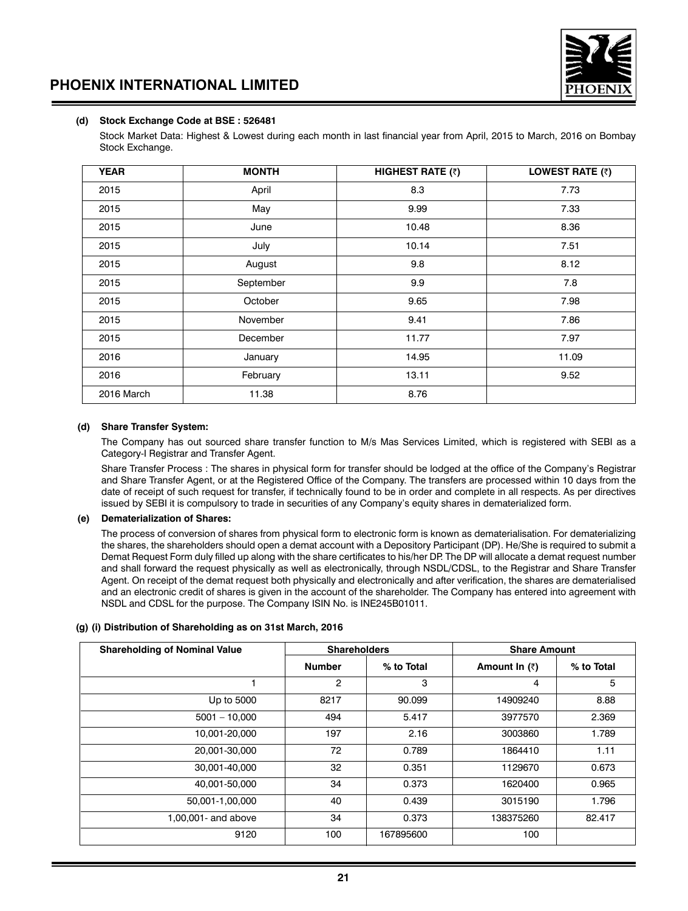#### (d) Stock Exchange Code at BSE : 526481

Stock Market Data: Highest & Lowest during each month in last financial year from April, 2015 to March, 2016 on Bombay Stock Exchange.

| YEAR | MONTH | HIGHEST RATE (₹) | LOWEST RATE (₹) |
|---|---|---|---|
| 2015 | April | 8.3 | 7.73 |
| 2015 | May | 9.99 | 7.33 |
| 2015 | June | 10.48 | 8.36 |
| 2015 | July | 10.14 | 7.51 |
| 2015 | August | 9.8 | 8.12 |
| 2015 | September | 9.9 | 7.8 |
| 2015 | October | 9.65 | 7.98 |
| 2015 | November | 9.41 | 7.86 |
| 2015 | December | 11.77 | 7.97 |
| 2016 | January | 14.95 | 11.09 |
| 2016 | February | 13.11 | 9.52 |
| 2016 March | 11.38 | 8.76 | |

#### (d) Share Transfer System:

The Company has out sourced share transfer function to M/s Mas Services Limited, which is registered with SEBI as a Category-I Registrar and Transfer Agent.

Share Transfer Process : The shares in physical form for transfer should be lodged at the office of the Company's Registrar and Share Transfer Agent, or at the Registered Office of the Company. The transfers are processed within 10 days from the date of receipt of such request for transfer, if technically found to be in order and complete in all respects. As per directives issued by SEBI it is compulsory to trade in securities of any Company's equity shares in dematerialized form.

#### (e) Dematerialization of Shares:

The process of conversion of shares from physical form to electronic form is known as dematerialisation. For dematerializing the shares, the shareholders should open a demat account with a Depository Participant (DP). He/She is required to submit a Demat Request Form duly filled up along with the share certificates to his/her DP. The DP will allocate a demat request number and shall forward the request physically as well as electronically, through NSDL/CDSL, to the Registrar and Share Transfer Agent. On receipt of the demat request both physically and electronically and after verification, the shares are dematerialised and an electronic credit of shares is given in the account of the shareholder. The Company has entered into agreement with NSDL and CDSL for the purpose. The Company ISIN No. is INE245B01011.

#### (g) (i) Distribution of Shareholding as on 31st March, 2016

| Shareholding of Nominal Value | Shareholders | | Share Amount | |
|---|---|---|---|---|
| | Number | % to Total | Amount In (₹) | % to Total |
| 1 | 2 | 3 | 4 | 5 |
| Up to 5000 | 8217 | 90.099 | 14909240 | 8.88 |
| 5001 – 10,000 | 494 | 5.417 | 3977570 | 2.369 |
| 10,001-20,000 | 197 | 2.16 | 3003860 | 1.789 |
| 20,001-30,000 | 72 | 0.789 | 1864410 | 1.11 |
| 30,001-40,000 | 32 | 0.351 | 1129670 | 0.673 |
| 40,001-50,000 | 34 | 0.373 | 1620400 | 0.965 |
| 50,001-1,00,000 | 40 | 0.439 | 3015190 | 1.796 |
| 1,00,001- and above | 34 | 0.373 | 138375260 | 82.417 |
| 9120 | 100 | 167895600 | 100 | |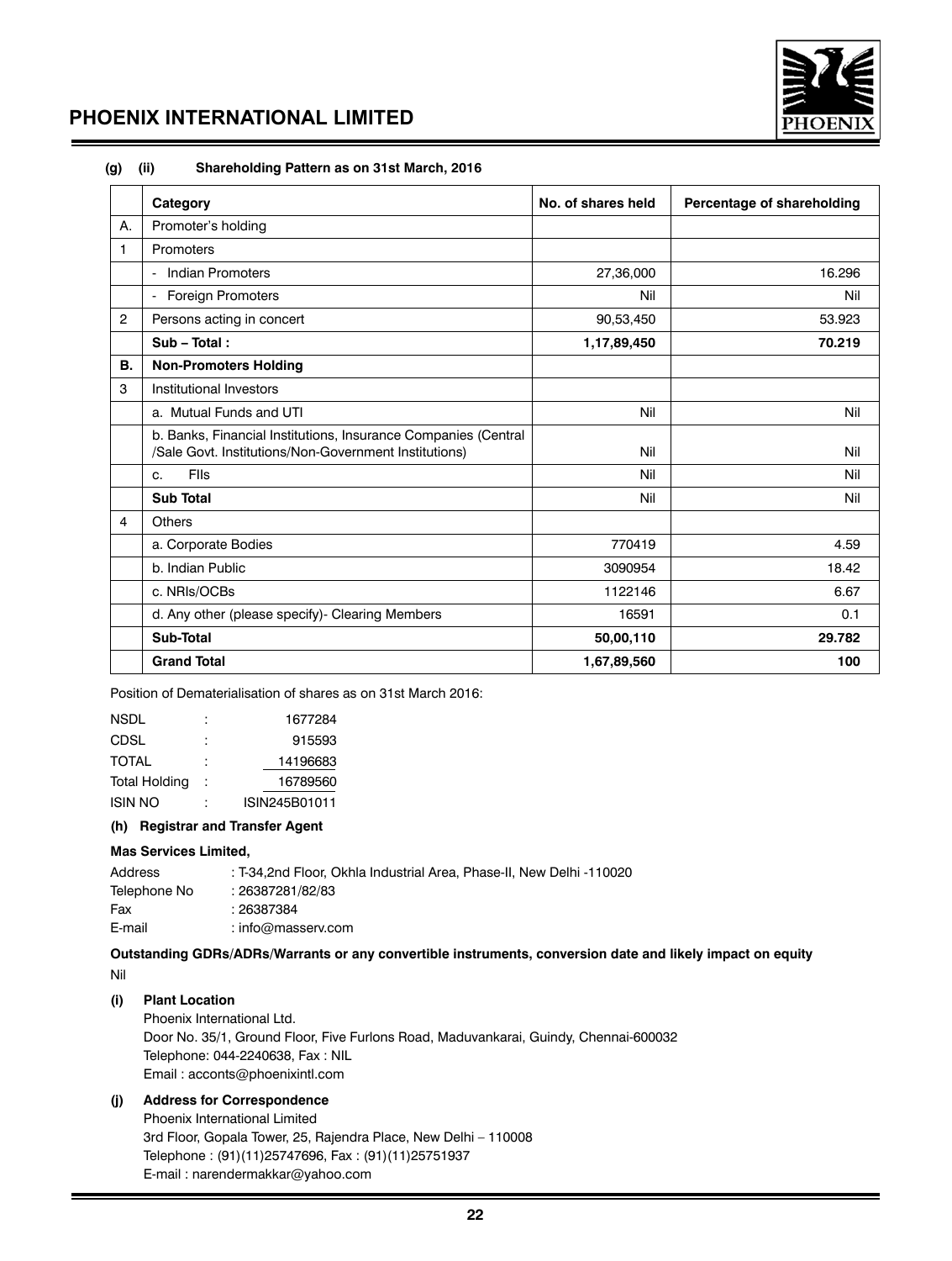**(g) (ii) Shareholding Pattern as on 31st March, 2016**

| | Category | No. of shares held | Percentage of shareholding |
|---|---|---|---|
| A. | Promoter's holding | | |
| 1 | Promoters | | |
| | - Indian Promoters | 27,36,000 | 16.296 |
| | - Foreign Promoters | Nil | Nil |
| 2 | Persons acting in concert | 90,53,450 | 53.923 |
| | **Sub – Total :** | **1,17,89,450** | **70.219** |
| **B.** | **Non-Promoters Holding** | | |
| 3 | Institutional Investors | | |
| | a. Mutual Funds and UTI | Nil | Nil |
| | b. Banks, Financial Institutions, Insurance Companies (Central /Sale Govt. Institutions/Non-Government Institutions) | Nil | Nil |
| | c. FIIs | Nil | Nil |
| | **Sub Total** | Nil | Nil |
| 4 | Others | | |
| | a. Corporate Bodies | 770419 | 4.59 |
| | b. Indian Public | 3090954 | 18.42 |
| | c. NRIs/OCBs | 1122146 | 6.67 |
| | d. Any other (please specify)- Clearing Members | 16591 | 0.1 |
| | **Sub-Total** | **50,00,110** | **29.782** |
| | **Grand Total** | **1,67,89,560** | **100** |

Position of Dematerialisation of shares as on 31st March 2016:

| | | |
|---|---|---|
| NSDL | : | 1677284 |
| CDSL | : | 915593 |
| TOTAL | : | 14196683 |
| Total Holding | : | 16789560 |
| ISIN NO | : | ISIN245B01011 |

**(h) Registrar and Transfer Agent**

**Mas Services Limited,**

Address : T-34,2nd Floor, Okhla Industrial Area, Phase-II, New Delhi -110020
Telephone No : 26387281/82/83
Fax : 26387384
E-mail : info@masserv.com

**Outstanding GDRs/ADRs/Warrants or any convertible instruments, conversion date and likely impact on equity**

Nil

**(i) Plant Location**

Phoenix International Ltd.
Door No. 35/1, Ground Floor, Five Furlons Road, Maduvankarai, Guindy, Chennai-600032
Telephone: 044-2240638, Fax : NIL
Email : acconts@phoenixintl.com

**(j) Address for Correspondence**

Phoenix International Limited
3rd Floor, Gopala Tower, 25, Rajendra Place, New Delhi – 110008
Telephone : (91)(11)25747696, Fax : (91)(11)25751937
E-mail : narendermakkar@yahoo.com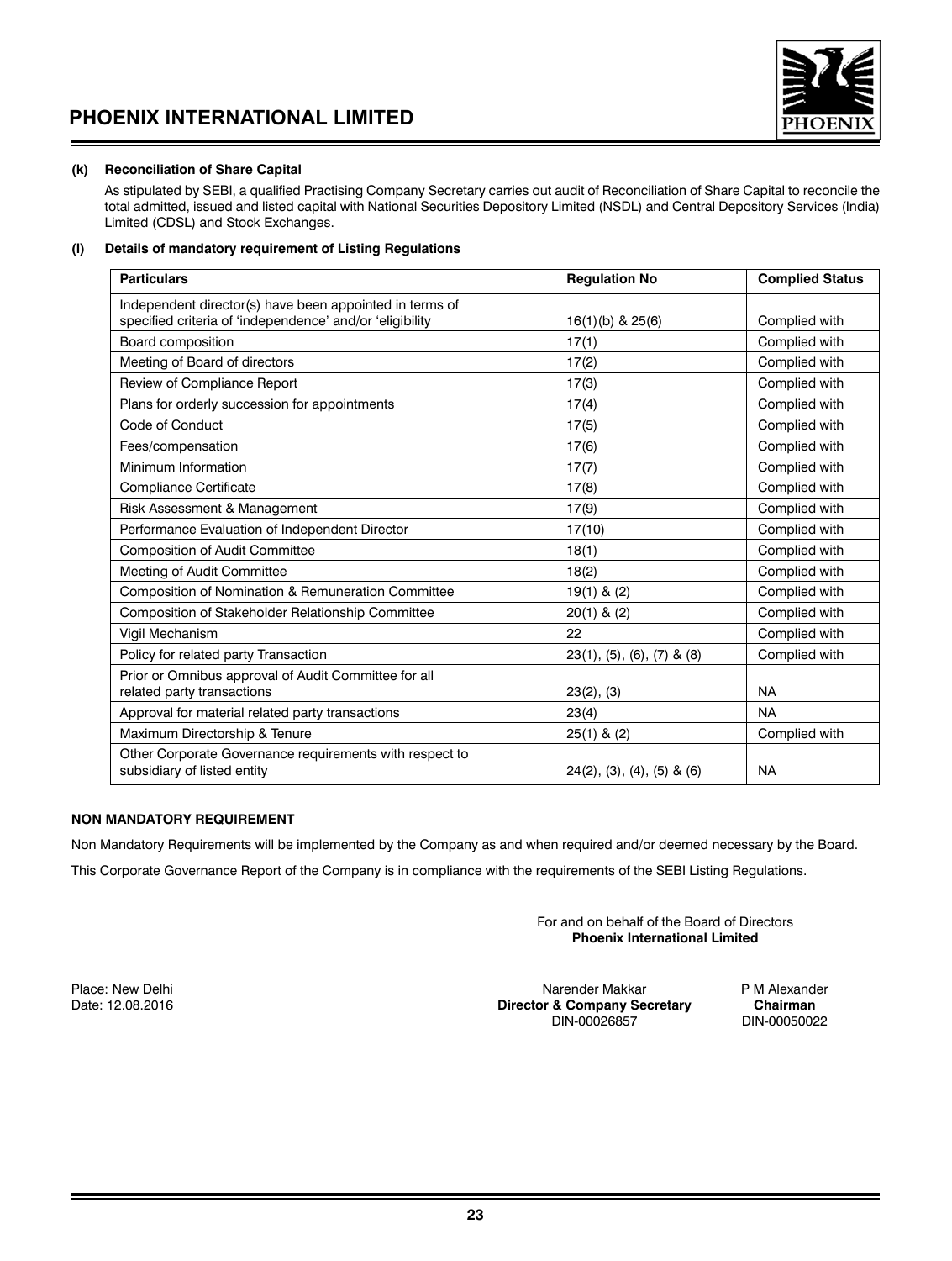**(k) Reconciliation of Share Capital**

As stipulated by SEBI, a qualified Practising Company Secretary carries out audit of Reconciliation of Share Capital to reconcile the total admitted, issued and listed capital with National Securities Depository Limited (NSDL) and Central Depository Services (India) Limited (CDSL) and Stock Exchanges.

**(l) Details of mandatory requirement of Listing Regulations**

| Particulars | Regulation No | Complied Status |
|---|---|---|
| Independent director(s) have been appointed in terms of specified criteria of 'independence' and/or 'eligibility | 16(1)(b) & 25(6) | Complied with |
| Board composition | 17(1) | Complied with |
| Meeting of Board of directors | 17(2) | Complied with |
| Review of Compliance Report | 17(3) | Complied with |
| Plans for orderly succession for appointments | 17(4) | Complied with |
| Code of Conduct | 17(5) | Complied with |
| Fees/compensation | 17(6) | Complied with |
| Minimum Information | 17(7) | Complied with |
| Compliance Certificate | 17(8) | Complied with |
| Risk Assessment & Management | 17(9) | Complied with |
| Performance Evaluation of Independent Director | 17(10) | Complied with |
| Composition of Audit Committee | 18(1) | Complied with |
| Meeting of Audit Committee | 18(2) | Complied with |
| Composition of Nomination & Remuneration Committee | 19(1) & (2) | Complied with |
| Composition of Stakeholder Relationship Committee | 20(1) & (2) | Complied with |
| Vigil Mechanism | 22 | Complied with |
| Policy for related party Transaction | 23(1), (5), (6), (7) & (8) | Complied with |
| Prior or Omnibus approval of Audit Committee for all related party transactions | 23(2), (3) | NA |
| Approval for material related party transactions | 23(4) | NA |
| Maximum Directorship & Tenure | 25(1) & (2) | Complied with |
| Other Corporate Governance requirements with respect to subsidiary of listed entity | 24(2), (3), (4), (5) & (6) | NA |

**NON MANDATORY REQUIREMENT**

Non Mandatory Requirements will be implemented by the Company as and when required and/or deemed necessary by the Board.

This Corporate Governance Report of the Company is in compliance with the requirements of the SEBI Listing Regulations.

For and on behalf of the Board of Directors
**Phoenix International Limited**

Place: New Delhi
Date: 12.08.2016

Narender Makkar
**Director & Company Secretary**
DIN-00026857

P M Alexander
**Chairman**
DIN-00050022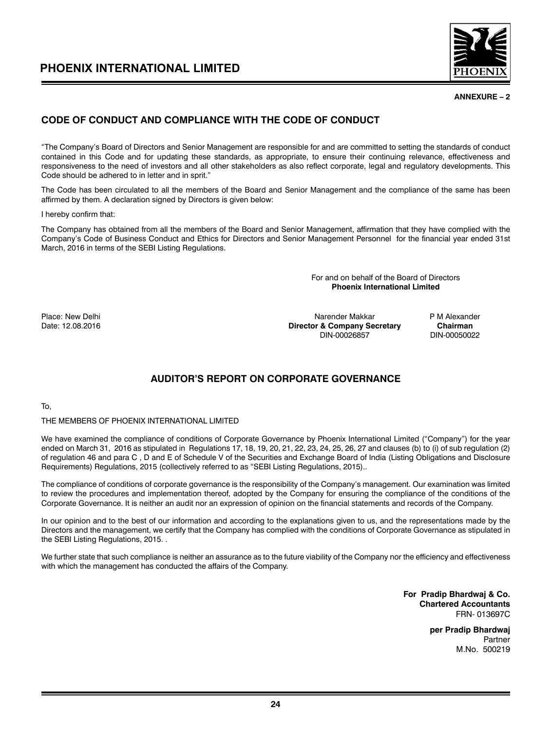**ANNEXURE – 2**

## CODE OF CONDUCT AND COMPLIANCE WITH THE CODE OF CONDUCT

"The Company's Board of Directors and Senior Management are responsible for and are committed to setting the standards of conduct contained in this Code and for updating these standards, as appropriate, to ensure their continuing relevance, effectiveness and responsiveness to the need of investors and all other stakeholders as also reflect corporate, legal and regulatory developments. This Code should be adhered to in letter and in sprit."

The Code has been circulated to all the members of the Board and Senior Management and the compliance of the same has been affirmed by them. A declaration signed by Directors is given below:

I hereby confirm that:

The Company has obtained from all the members of the Board and Senior Management, affirmation that they have complied with the Company's Code of Business Conduct and Ethics for Directors and Senior Management Personnel for the financial year ended 31st March, 2016 in terms of the SEBI Listing Regulations.

For and on behalf of the Board of Directors
**Phoenix International Limited**

Place: New Delhi
Date: 12.08.2016

Narender Makkar
**Director & Company Secretary**
DIN-00026857

P M Alexander
**Chairman**
DIN-00050022

## AUDITOR'S REPORT ON CORPORATE GOVERNANCE

To,

THE MEMBERS OF PHOENIX INTERNATIONAL LIMITED

We have examined the compliance of conditions of Corporate Governance by Phoenix International Limited ("Company") for the year ended on March 31, 2016 as stipulated in Regulations 17, 18, 19, 20, 21, 22, 23, 24, 25, 26, 27 and clauses (b) to (i) of sub regulation (2) of regulation 46 and para C , D and E of Schedule V of the Securities and Exchange Board of India (Listing Obligations and Disclosure Requirements) Regulations, 2015 (collectively referred to as "SEBI Listing Regulations, 2015)..

The compliance of conditions of corporate governance is the responsibility of the Company's management. Our examination was limited to review the procedures and implementation thereof, adopted by the Company for ensuring the compliance of the conditions of the Corporate Governance. It is neither an audit nor an expression of opinion on the financial statements and records of the Company.

In our opinion and to the best of our information and according to the explanations given to us, and the representations made by the Directors and the management, we certify that the Company has complied with the conditions of Corporate Governance as stipulated in the SEBI Listing Regulations, 2015. .

We further state that such compliance is neither an assurance as to the future viability of the Company nor the efficiency and effectiveness with which the management has conducted the affairs of the Company.

**For Pradip Bhardwaj & Co.**
**Chartered Accountants**
FRN- 013697C

**per Pradip Bhardwaj**
Partner
M.No. 500219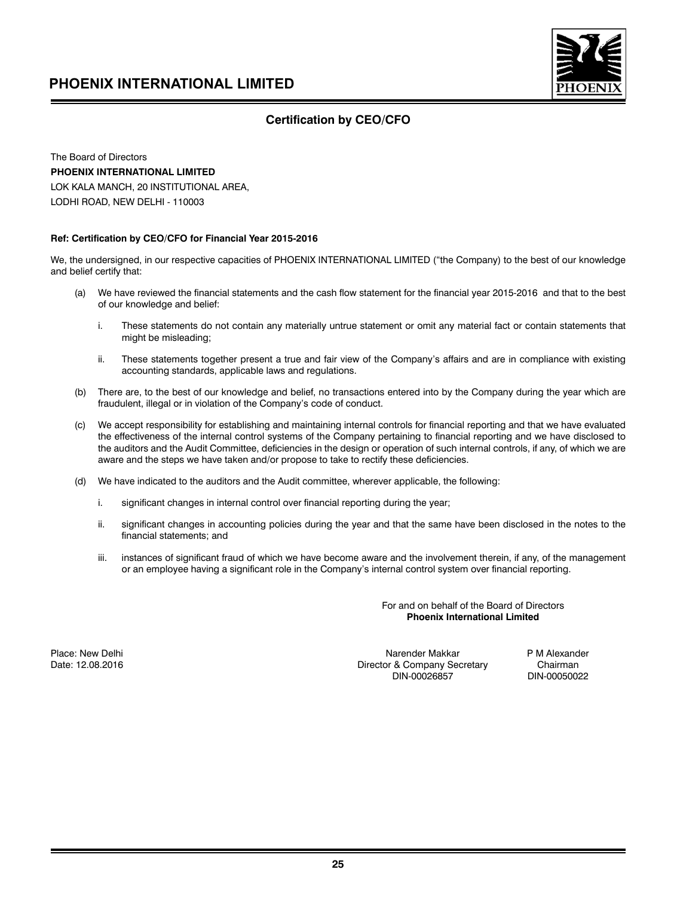## Certification by CEO/CFO

The Board of Directors
**PHOENIX INTERNATIONAL LIMITED**
LOK KALA MANCH, 20 INSTITUTIONAL AREA,
LODHI ROAD, NEW DELHI - 110003

**Ref: Certification by CEO/CFO for Financial Year 2015-2016**

We, the undersigned, in our respective capacities of PHOENIX INTERNATIONAL LIMITED ("the Company) to the best of our knowledge and belief certify that:

(a) We have reviewed the financial statements and the cash flow statement for the financial year 2015-2016 and that to the best of our knowledge and belief:

   i. These statements do not contain any materially untrue statement or omit any material fact or contain statements that might be misleading;

   ii. These statements together present a true and fair view of the Company's affairs and are in compliance with existing accounting standards, applicable laws and regulations.

(b) There are, to the best of our knowledge and belief, no transactions entered into by the Company during the year which are fraudulent, illegal or in violation of the Company's code of conduct.

(c) We accept responsibility for establishing and maintaining internal controls for financial reporting and that we have evaluated the effectiveness of the internal control systems of the Company pertaining to financial reporting and we have disclosed to the auditors and the Audit Committee, deficiencies in the design or operation of such internal controls, if any, of which we are aware and the steps we have taken and/or propose to take to rectify these deficiencies.

(d) We have indicated to the auditors and the Audit committee, wherever applicable, the following:

   i. significant changes in internal control over financial reporting during the year;

   ii. significant changes in accounting policies during the year and that the same have been disclosed in the notes to the financial statements; and

   iii. instances of significant fraud of which we have become aware and the involvement therein, if any, of the management or an employee having a significant role in the Company's internal control system over financial reporting.

For and on behalf of the Board of Directors
**Phoenix International Limited**

Place: New Delhi
Date: 12.08.2016

Narender Makkar
Director & Company Secretary
DIN-00026857

P M Alexander
Chairman
DIN-00050022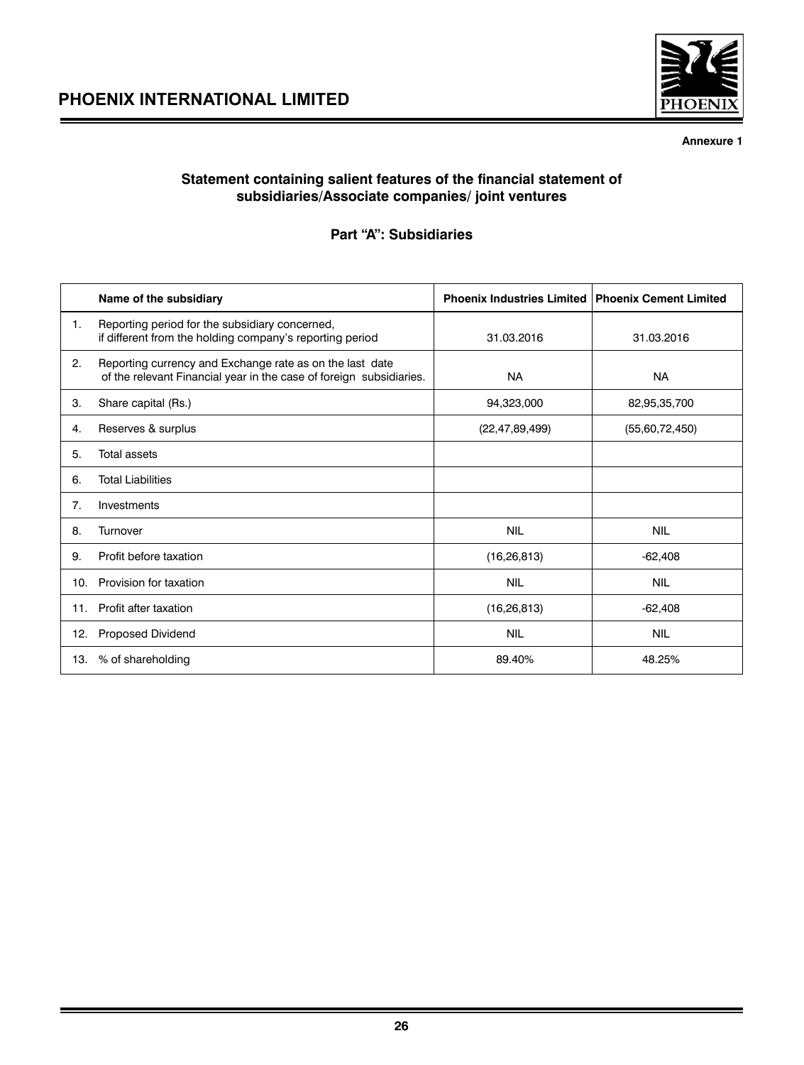Annexure 1

## Statement containing salient features of the financial statement of subsidiaries/Associate companies/ joint ventures

### Part "A": Subsidiaries

| | Name of the subsidiary | Phoenix Industries Limited | Phoenix Cement Limited |
|---|---|---|---|
| 1. | Reporting period for the subsidiary concerned, if different from the holding company's reporting period | 31.03.2016 | 31.03.2016 |
| 2. | Reporting currency and Exchange rate as on the last date of the relevant Financial year in the case of foreign subsidiaries. | NA | NA |
| 3. | Share capital (Rs.) | 94,323,000 | 82,95,35,700 |
| 4. | Reserves & surplus | (22,47,89,499) | (55,60,72,450) |
| 5. | Total assets | | |
| 6. | Total Liabilities | | |
| 7. | Investments | | |
| 8. | Turnover | NIL | NIL |
| 9. | Profit before taxation | (16,26,813) | -62,408 |
| 10. | Provision for taxation | NIL | NIL |
| 11. | Profit after taxation | (16,26,813) | -62,408 |
| 12. | Proposed Dividend | NIL | NIL |
| 13. | % of shareholding | 89.40% | 48.25% |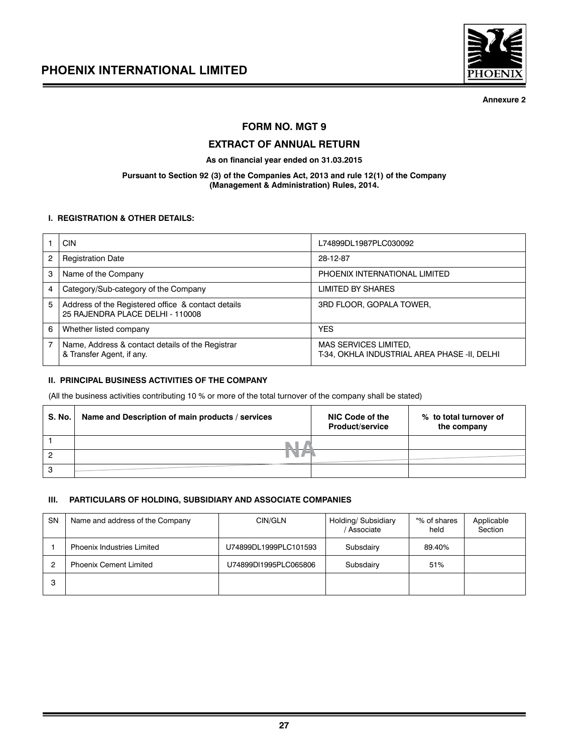Annexure 2

## FORM NO. MGT 9

## EXTRACT OF ANNUAL RETURN

**As on financial year ended on 31.03.2015**

**Pursuant to Section 92 (3) of the Companies Act, 2013 and rule 12(1) of the Company (Management & Administration) Rules, 2014.**

### I. REGISTRATION & OTHER DETAILS:

| | | |
|---|---|---|
| 1 | CIN | L74899DL1987PLC030092 |
| 2 | Registration Date | 28-12-87 |
| 3 | Name of the Company | PHOENIX INTERNATIONAL LIMITED |
| 4 | Category/Sub-category of the Company | LIMITED BY SHARES |
| 5 | Address of the Registered office & contact details 25 RAJENDRA PLACE DELHI - 110008 | 3RD FLOOR, GOPALA TOWER, |
| 6 | Whether listed company | YES |
| 7 | Name, Address & contact details of the Registrar & Transfer Agent, if any. | MAS SERVICES LIMITED, T-34, OKHLA INDUSTRIAL AREA PHASE -II, DELHI |

### II. PRINCIPAL BUSINESS ACTIVITIES OF THE COMPANY

(All the business activities contributing 10 % or more of the total turnover of the company shall be stated)

| S. No. | Name and Description of main products / services | NIC Code of the Product/service | % to total turnover of the company |
|---|---|---|---|
| 1 | NA | | |
| 2 | | | |
| 3 | | | |

### III. PARTICULARS OF HOLDING, SUBSIDIARY AND ASSOCIATE COMPANIES

| SN | Name and address of the Company | CIN/GLN | Holding/ Subsidiary / Associate | "% of shares held | Applicable Section |
|---|---|---|---|---|---|
| 1 | Phoenix Industries Limited | U74899DL1999PLC101593 | Subsdairy | 89.40% | |
| 2 | Phoenix Cement Limited | U74899Dl1995PLC065806 | Subsdairy | 51% | |
| 3 | | | | | |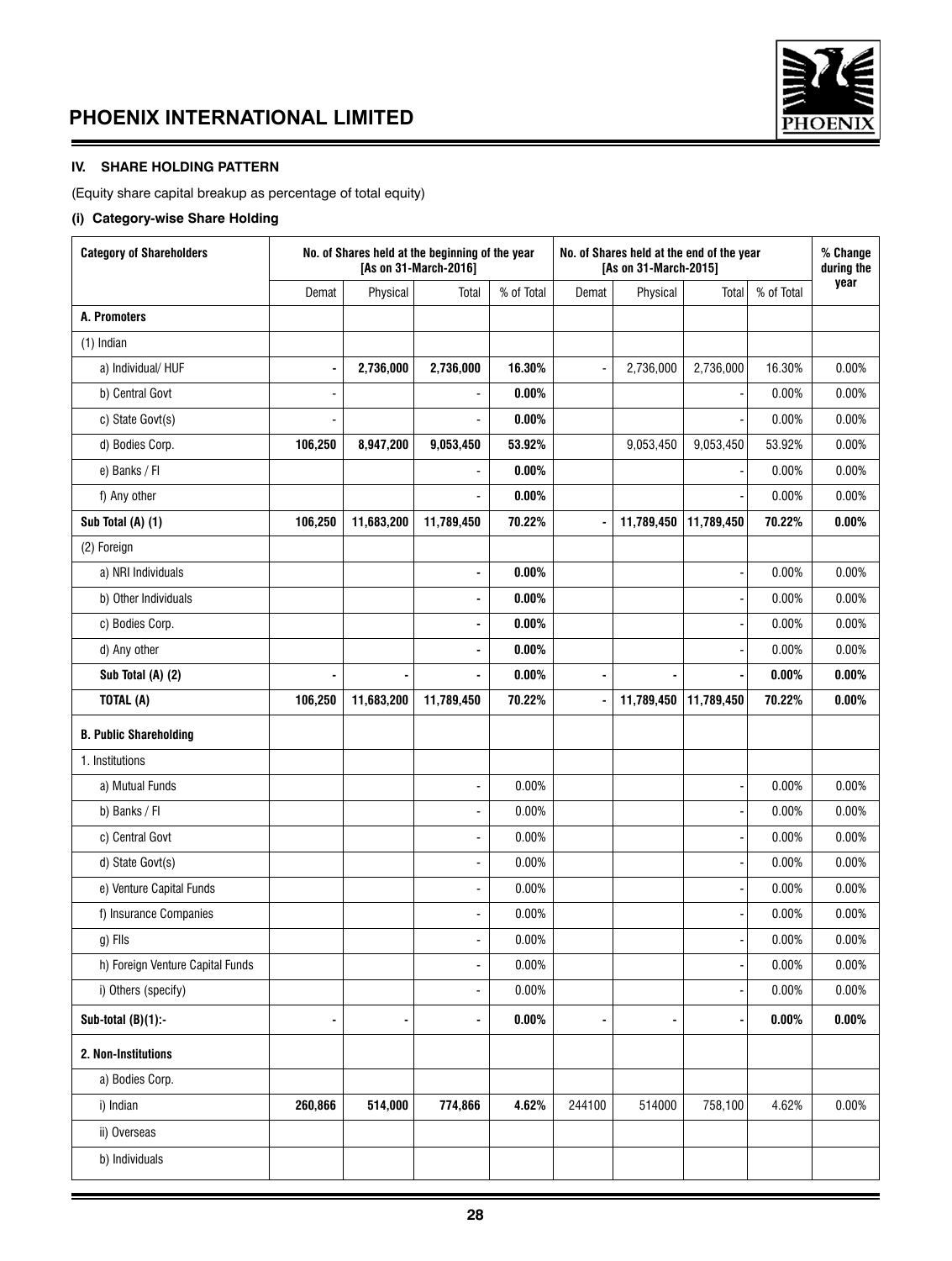## IV. SHARE HOLDING PATTERN

(Equity share capital breakup as percentage of total equity)

### (i) Category-wise Share Holding

| Category of Shareholders | No. of Shares held at the beginning of the year [As on 31-March-2016] | | | | No. of Shares held at the end of the year [As on 31-March-2015] | | | | % Change during the year |
|---|---|---|---|---|---|---|---|---|---|
| | Demat | Physical | Total | % of Total | Demat | Physical | Total | % of Total | |
| **A. Promoters** | | | | | | | | | |
| (1) Indian | | | | | | | | | |
| a) Individual/ HUF | - | **2,736,000** | **2,736,000** | **16.30%** | - | 2,736,000 | 2,736,000 | 16.30% | 0.00% |
| b) Central Govt | - | | - | **0.00%** | | | - | 0.00% | 0.00% |
| c) State Govt(s) | - | | - | **0.00%** | | | - | 0.00% | 0.00% |
| d) Bodies Corp. | **106,250** | **8,947,200** | **9,053,450** | **53.92%** | | 9,053,450 | 9,053,450 | 53.92% | 0.00% |
| e) Banks / FI | | | - | **0.00%** | | | - | 0.00% | 0.00% |
| f) Any other | | | - | **0.00%** | | | - | 0.00% | 0.00% |
| **Sub Total (A) (1)** | **106,250** | **11,683,200** | **11,789,450** | **70.22%** | - | **11,789,450** | **11,789,450** | **70.22%** | **0.00%** |
| (2) Foreign | | | | | | | | | |
| a) NRI Individuals | | | - | **0.00%** | | | - | 0.00% | 0.00% |
| b) Other Individuals | | | - | **0.00%** | | | - | 0.00% | 0.00% |
| c) Bodies Corp. | | | - | **0.00%** | | | - | 0.00% | 0.00% |
| d) Any other | | | - | **0.00%** | | | - | 0.00% | 0.00% |
| **Sub Total (A) (2)** | - | - | - | **0.00%** | - | - | - | **0.00%** | **0.00%** |
| **TOTAL (A)** | **106,250** | **11,683,200** | **11,789,450** | **70.22%** | - | **11,789,450** | **11,789,450** | **70.22%** | **0.00%** |
| **B. Public Shareholding** | | | | | | | | | |
| 1. Institutions | | | | | | | | | |
| a) Mutual Funds | | | - | 0.00% | | | - | 0.00% | 0.00% |
| b) Banks / FI | | | - | 0.00% | | | - | 0.00% | 0.00% |
| c) Central Govt | | | - | 0.00% | | | - | 0.00% | 0.00% |
| d) State Govt(s) | | | - | 0.00% | | | - | 0.00% | 0.00% |
| e) Venture Capital Funds | | | - | 0.00% | | | - | 0.00% | 0.00% |
| f) Insurance Companies | | | - | 0.00% | | | - | 0.00% | 0.00% |
| g) FIIs | | | - | 0.00% | | | - | 0.00% | 0.00% |
| h) Foreign Venture Capital Funds | | | - | 0.00% | | | - | 0.00% | 0.00% |
| i) Others (specify) | | | - | 0.00% | | | - | 0.00% | 0.00% |
| **Sub-total (B)(1):-** | - | - | - | **0.00%** | - | - | - | **0.00%** | **0.00%** |
| **2. Non-Institutions** | | | | | | | | | |
| a) Bodies Corp. | | | | | | | | | |
| i) Indian | **260,866** | **514,000** | **774,866** | **4.62%** | 244100 | 514000 | 758,100 | 4.62% | 0.00% |
| ii) Overseas | | | | | | | | | |
| b) Individuals | | | | | | | | | |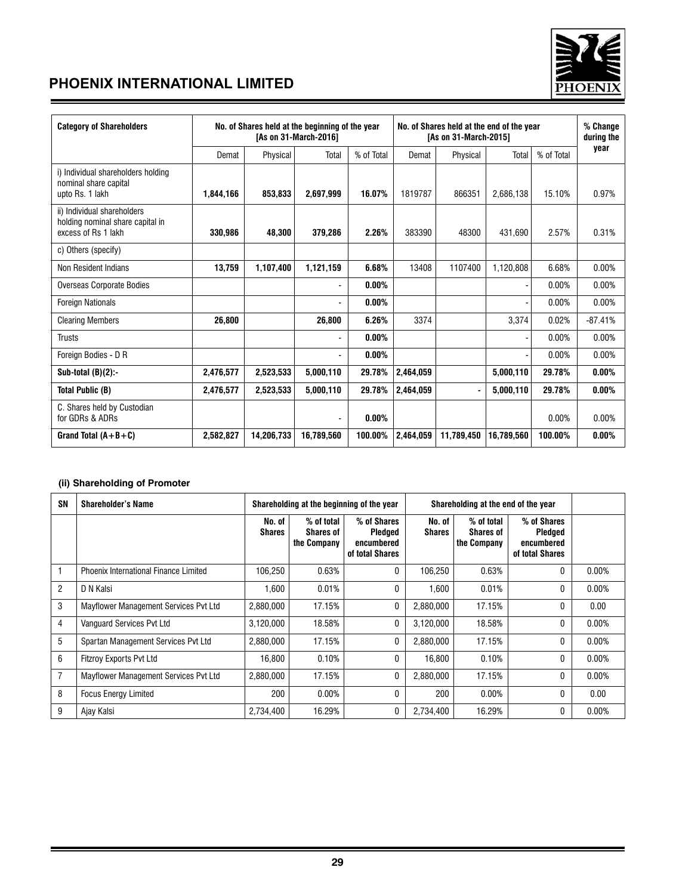## PHOENIX INTERNATIONAL LIMITED

| Category of Shareholders | No. of Shares held at the beginning of the year [As on 31-March-2016] | | | | No. of Shares held at the end of the year [As on 31-March-2015] | | | | % Change during the year |
|---|---|---|---|---|---|---|---|---|---|
| | Demat | Physical | Total | % of Total | Demat | Physical | Total | % of Total | |
| i) Individual shareholders holding nominal share capital upto Rs. 1 lakh | **1,844,166** | **853,833** | **2,697,999** | **16.07%** | 1819787 | 866351 | 2,686,138 | 15.10% | 0.97% |
| ii) Individual shareholders holding nominal share capital in excess of Rs 1 lakh | **330,986** | **48,300** | **379,286** | **2.26%** | 383390 | 48300 | 431,690 | 2.57% | 0.31% |
| c) Others (specify) | | | | | | | | | |
| Non Resident Indians | **13,759** | **1,107,400** | **1,121,159** | **6.68%** | 13408 | 1107400 | 1,120,808 | 6.68% | 0.00% |
| Overseas Corporate Bodies | | | - | **0.00%** | | | - | 0.00% | 0.00% |
| Foreign Nationals | | | - | **0.00%** | | | - | 0.00% | 0.00% |
| Clearing Members | **26,800** | | **26,800** | **6.26%** | 3374 | | 3,374 | 0.02% | -87.41% |
| Trusts | | | - | **0.00%** | | | - | 0.00% | 0.00% |
| Foreign Bodies - D R | | | - | **0.00%** | | | - | 0.00% | 0.00% |
| **Sub-total (B)(2):-** | **2,476,577** | **2,523,533** | **5,000,110** | **29.78%** | **2,464,059** | | **5,000,110** | **29.78%** | **0.00%** |
| **Total Public (B)** | **2,476,577** | **2,523,533** | **5,000,110** | **29.78%** | **2,464,059** | **-** | **5,000,110** | **29.78%** | **0.00%** |
| C. Shares held by Custodian for GDRs & ADRs | | | - | **0.00%** | | | | 0.00% | 0.00% |
| **Grand Total (A+B+C)** | **2,582,827** | **14,206,733** | **16,789,560** | **100.00%** | **2,464,059** | **11,789,450** | **16,789,560** | **100.00%** | **0.00%** |

#### (ii) Shareholding of Promoter

| SN | Shareholder's Name | Shareholding at the beginning of the year | | | Shareholding at the end of the year | | | |
|---|---|---|---|---|---|---|---|---|
| | | No. of Shares | % of total Shares of the Company | % of Shares Pledged encumbered of total Shares | No. of Shares | % of total Shares of the Company | % of Shares Pledged encumbered of total Shares | |
| 1 | Phoenix International Finance Limited | 106,250 | 0.63% | 0 | 106,250 | 0.63% | 0 | 0.00% |
| 2 | D N Kalsi | 1,600 | 0.01% | 0 | 1,600 | 0.01% | 0 | 0.00% |
| 3 | Mayflower Management Services Pvt Ltd | 2,880,000 | 17.15% | 0 | 2,880,000 | 17.15% | 0 | 0.00 |
| 4 | Vanguard Services Pvt Ltd | 3,120,000 | 18.58% | 0 | 3,120,000 | 18.58% | 0 | 0.00% |
| 5 | Spartan Management Services Pvt Ltd | 2,880,000 | 17.15% | 0 | 2,880,000 | 17.15% | 0 | 0.00% |
| 6 | Fitzroy Exports Pvt Ltd | 16,800 | 0.10% | 0 | 16,800 | 0.10% | 0 | 0.00% |
| 7 | Mayflower Management Services Pvt Ltd | 2,880,000 | 17.15% | 0 | 2,880,000 | 17.15% | 0 | 0.00% |
| 8 | Focus Energy Limited | 200 | 0.00% | 0 | 200 | 0.00% | 0 | 0.00 |
| 9 | Ajay Kalsi | 2,734,400 | 16.29% | 0 | 2,734,400 | 16.29% | 0 | 0.00% |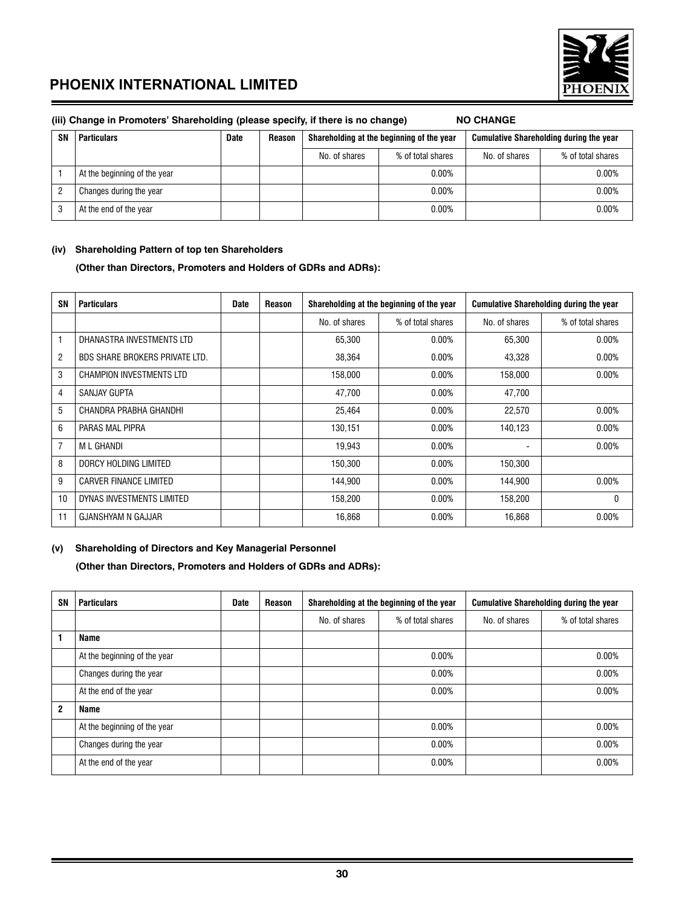**(iii) Change in Promoters' Shareholding (please specify, if there is no change) NO CHANGE**

| SN | Particulars | Date | Reason | Shareholding at the beginning of the year | | Cumulative Shareholding during the year | |
|---|---|---|---|---|---|---|---|
| | | | | No. of shares | % of total shares | No. of shares | % of total shares |
| 1 | At the beginning of the year | | | | 0.00% | | 0.00% |
| 2 | Changes during the year | | | | 0.00% | | 0.00% |
| 3 | At the end of the year | | | | 0.00% | | 0.00% |

**(iv) Shareholding Pattern of top ten Shareholders**

**(Other than Directors, Promoters and Holders of GDRs and ADRs):**

| SN | Particulars | Date | Reason | Shareholding at the beginning of the year | | Cumulative Shareholding during the year | |
|---|---|---|---|---|---|---|---|
| | | | | No. of shares | % of total shares | No. of shares | % of total shares |
| 1 | DHANASTRA INVESTMENTS LTD | | | 65,300 | 0.00% | 65,300 | 0.00% |
| 2 | BDS SHARE BROKERS PRIVATE LTD. | | | 38,364 | 0.00% | 43,328 | 0.00% |
| 3 | CHAMPION INVESTMENTS LTD | | | 158,000 | 0.00% | 158,000 | 0.00% |
| 4 | SANJAY GUPTA | | | 47,700 | 0.00% | 47,700 | |
| 5 | CHANDRA PRABHA GHANDHI | | | 25,464 | 0.00% | 22,570 | 0.00% |
| 6 | PARAS MAL PIPRA | | | 130,151 | 0.00% | 140,123 | 0.00% |
| 7 | M L GHANDI | | | 19,943 | 0.00% | - | 0.00% |
| 8 | DORCY HOLDING LIMITED | | | 150,300 | 0.00% | 150,300 | |
| 9 | CARVER FINANCE LIMITED | | | 144,900 | 0.00% | 144,900 | 0.00% |
| 10 | DYNAS INVESTMENTS LIMITED | | | 158,200 | 0.00% | 158,200 | 0 |
| 11 | GJANSHYAM N GAJJAR | | | 16,868 | 0.00% | 16,868 | 0.00% |

**(v) Shareholding of Directors and Key Managerial Personnel**

**(Other than Directors, Promoters and Holders of GDRs and ADRs):**

| SN | Particulars | Date | Reason | Shareholding at the beginning of the year | | Cumulative Shareholding during the year | |
|---|---|---|---|---|---|---|---|
| | | | | No. of shares | % of total shares | No. of shares | % of total shares |
| **1** | **Name** | | | | | | |
| | At the beginning of the year | | | | 0.00% | | 0.00% |
| | Changes during the year | | | | 0.00% | | 0.00% |
| | At the end of the year | | | | 0.00% | | 0.00% |
| **2** | **Name** | | | | | | |
| | At the beginning of the year | | | | 0.00% | | 0.00% |
| | Changes during the year | | | | 0.00% | | 0.00% |
| | At the end of the year | | | | 0.00% | | 0.00% |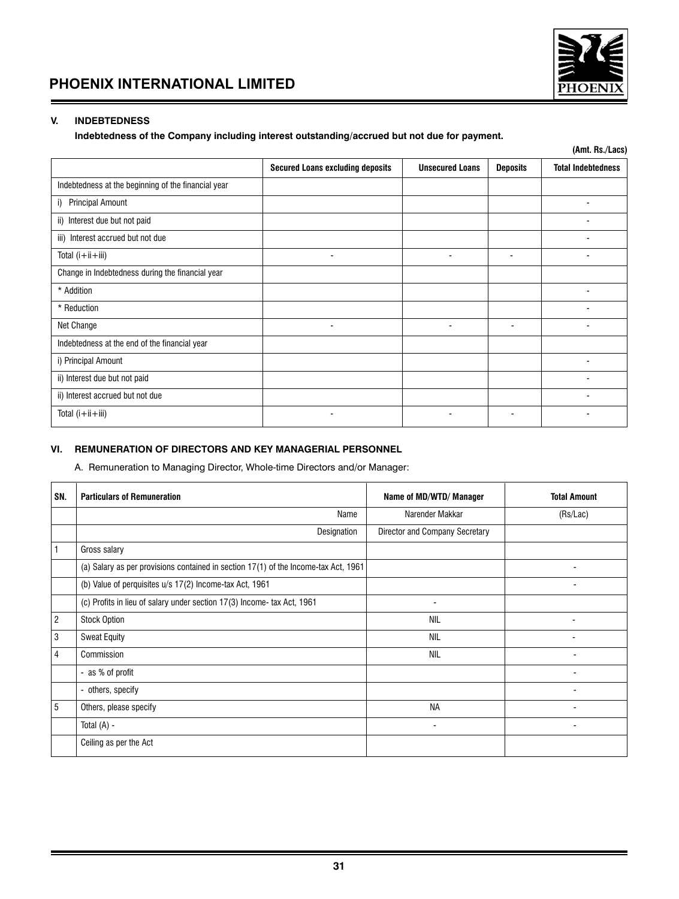### V. INDEBTEDNESS

**Indebtedness of the Company including interest outstanding/accrued but not due for payment.**

(Amt. Rs./Lacs)

| | Secured Loans excluding deposits | Unsecured Loans | Deposits | Total Indebtedness |
|---|---|---|---|---|
| Indebtedness at the beginning of the financial year | | | | |
| i) Principal Amount | | | | - |
| ii) Interest due but not paid | | | | - |
| iii) Interest accrued but not due | | | | - |
| Total (i+ii+iii) | - | - | - | - |
| Change in Indebtedness during the financial year | | | | |
| * Addition | | | | - |
| * Reduction | | | | - |
| Net Change | - | - | - | - |
| Indebtedness at the end of the financial year | | | | |
| i) Principal Amount | | | | - |
| ii) Interest due but not paid | | | | - |
| ii) Interest accrued but not due | | | | - |
| Total (i+ii+iii) | - | - | - | - |

### VI. REMUNERATION OF DIRECTORS AND KEY MANAGERIAL PERSONNEL

A. Remuneration to Managing Director, Whole-time Directors and/or Manager:

| SN. | Particulars of Remuneration | Name of MD/WTD/ Manager | Total Amount |
|---|---|---|---|
| | Name | Narender Makkar | (Rs/Lac) |
| | Designation | Director and Company Secretary | |
| 1 | Gross salary | | |
| | (a) Salary as per provisions contained in section 17(1) of the Income-tax Act, 1961 | | - |
| | (b) Value of perquisites u/s 17(2) Income-tax Act, 1961 | | - |
| | (c) Profits in lieu of salary under section 17(3) Income- tax Act, 1961 | - | |
| 2 | Stock Option | NIL | - |
| 3 | Sweat Equity | NIL | - |
| 4 | Commission | NIL | - |
| | - as % of profit | | - |
| | - others, specify | | - |
| 5 | Others, please specify | NA | - |
| | Total (A) - | - | - |
| | Ceiling as per the Act | | |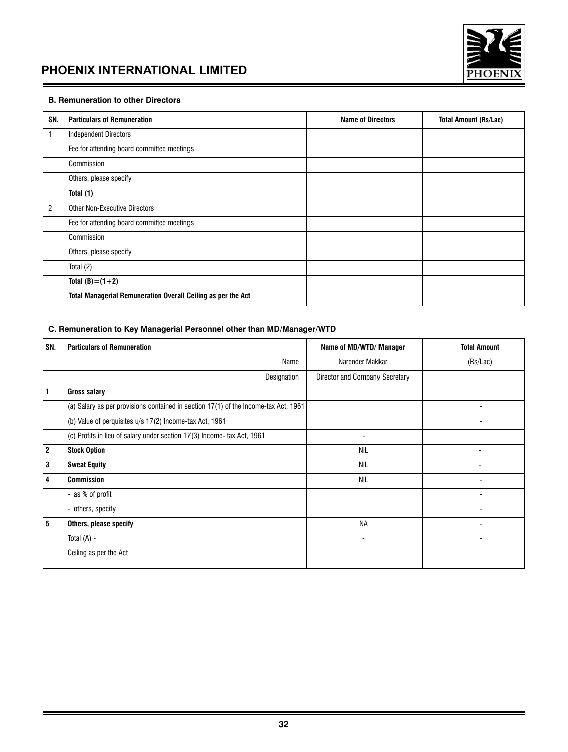### B. Remuneration to other Directors

| SN. | Particulars of Remuneration | Name of Directors | Total Amount (Rs/Lac) |
|---|---|---|---|
| 1 | Independent Directors | | |
| | Fee for attending board committee meetings | | |
| | Commission | | |
| | Others, please specify | | |
| | **Total (1)** | | |
| 2 | Other Non-Executive Directors | | |
| | Fee for attending board committee meetings | | |
| | Commission | | |
| | Others, please specify | | |
| | Total (2) | | |
| | **Total (B)=(1+2)** | | |
| | **Total Managerial Remuneration Overall Ceiling as per the Act** | | |

### C. Remuneration to Key Managerial Personnel other than MD/Manager/WTD

| SN. | Particulars of Remuneration | Name of MD/WTD/ Manager | Total Amount |
|---|---|---|---|
| | Name | Narender Makkar | (Rs/Lac) |
| | Designation | Director and Company Secretary | |
| **1** | **Gross salary** | | |
| | (a) Salary as per provisions contained in section 17(1) of the Income-tax Act, 1961 | | - |
| | (b) Value of perquisites u/s 17(2) Income-tax Act, 1961 | | - |
| | (c) Profits in lieu of salary under section 17(3) Income- tax Act, 1961 | - | |
| **2** | **Stock Option** | NIL | - |
| **3** | **Sweat Equity** | NIL | - |
| **4** | **Commission** | NIL | - |
| | - as % of profit | | - |
| | - others, specify | | - |
| **5** | **Others, please specify** | NA | - |
| | Total (A) - | - | - |
| | Ceiling as per the Act | | |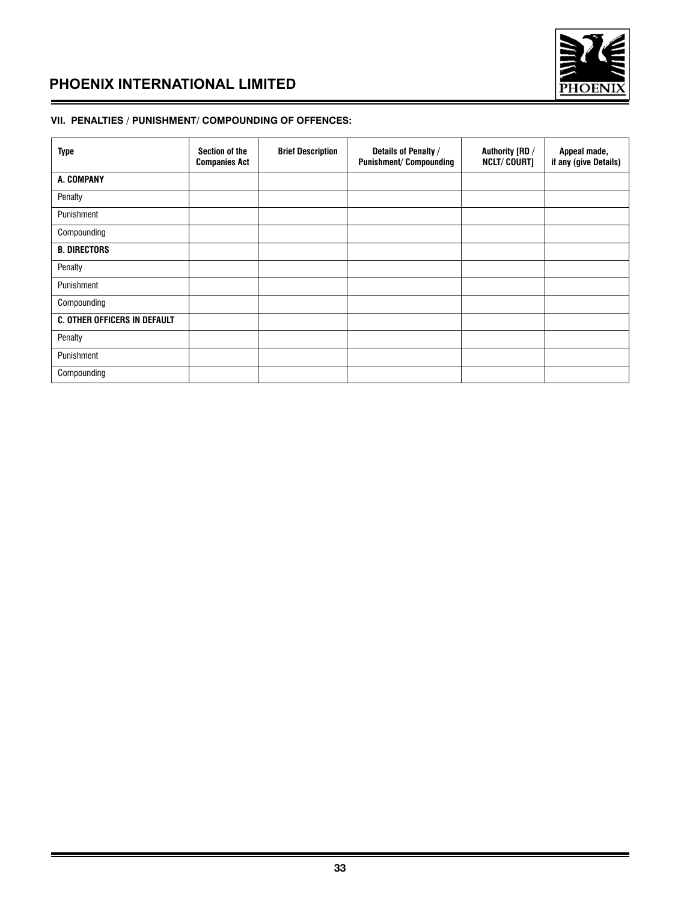### VII. PENALTIES / PUNISHMENT/ COMPOUNDING OF OFFENCES:

| Type | Section of the Companies Act | Brief Description | Details of Penalty / Punishment/ Compounding | Authority [RD / NCLT/ COURT] | Appeal made, if any (give Details) |
|---|---|---|---|---|---|
| **A. COMPANY** | | | | | |
| Penalty | | | | | |
| Punishment | | | | | |
| Compounding | | | | | |
| **B. DIRECTORS** | | | | | |
| Penalty | | | | | |
| Punishment | | | | | |
| Compounding | | | | | |
| **C. OTHER OFFICERS IN DEFAULT** | | | | | |
| Penalty | | | | | |
| Punishment | | | | | |
| Compounding | | | | | |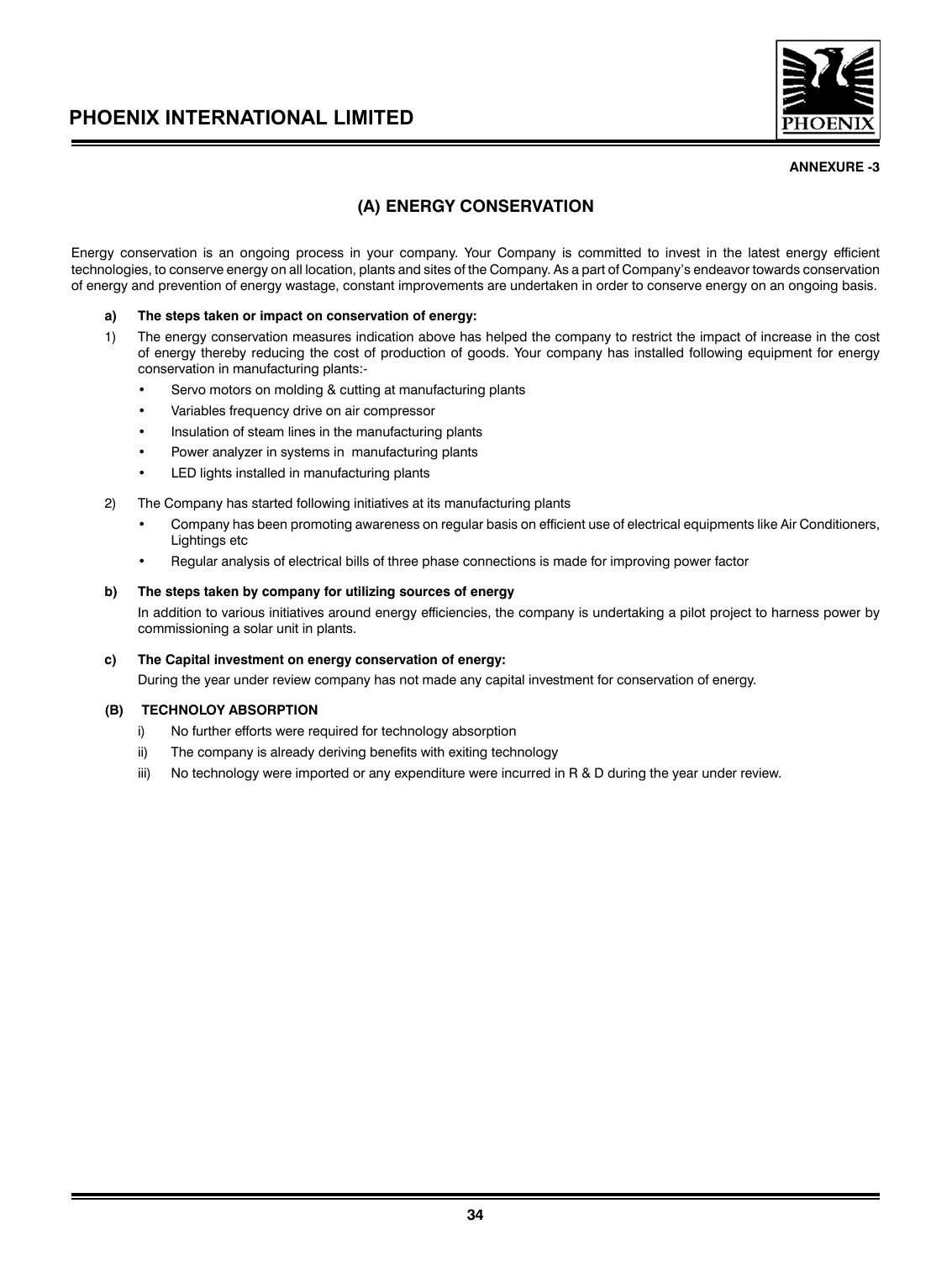**ANNEXURE -3**

## (A) ENERGY CONSERVATION

Energy conservation is an ongoing process in your company. Your Company is committed to invest in the latest energy efficient technologies, to conserve energy on all location, plants and sites of the Company. As a part of Company's endeavor towards conservation of energy and prevention of energy wastage, constant improvements are undertaken in order to conserve energy on an ongoing basis.

**a) The steps taken or impact on conservation of energy:**

1) The energy conservation measures indication above has helped the company to restrict the impact of increase in the cost of energy thereby reducing the cost of production of goods. Your company has installed following equipment for energy conservation in manufacturing plants:-

   - Servo motors on molding & cutting at manufacturing plants
   - Variables frequency drive on air compressor
   - Insulation of steam lines in the manufacturing plants
   - Power analyzer in systems in manufacturing plants
   - LED lights installed in manufacturing plants

2) The Company has started following initiatives at its manufacturing plants

   - Company has been promoting awareness on regular basis on efficient use of electrical equipments like Air Conditioners, Lightings etc
   - Regular analysis of electrical bills of three phase connections is made for improving power factor

**b) The steps taken by company for utilizing sources of energy**

In addition to various initiatives around energy efficiencies, the company is undertaking a pilot project to harness power by commissioning a solar unit in plants.

**c) The Capital investment on energy conservation of energy:**

During the year under review company has not made any capital investment for conservation of energy.

**(B) TECHNOLOY ABSORPTION**

i) No further efforts were required for technology absorption

ii) The company is already deriving benefits with exiting technology

iii) No technology were imported or any expenditure were incurred in R & D during the year under review.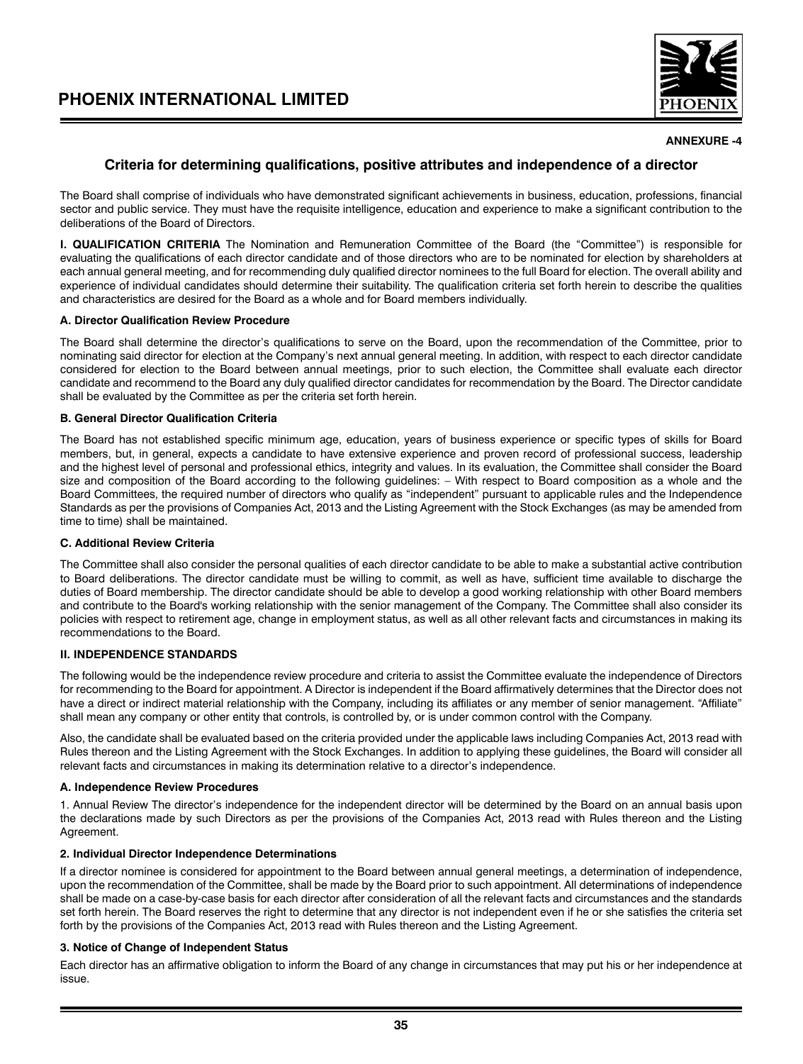**ANNEXURE -4**

## Criteria for determining qualifications, positive attributes and independence of a director

The Board shall comprise of individuals who have demonstrated significant achievements in business, education, professions, financial sector and public service. They must have the requisite intelligence, education and experience to make a significant contribution to the deliberations of the Board of Directors.

**I. QUALIFICATION CRITERIA** The Nomination and Remuneration Committee of the Board (the "Committee") is responsible for evaluating the qualifications of each director candidate and of those directors who are to be nominated for election by shareholders at each annual general meeting, and for recommending duly qualified director nominees to the full Board for election. The overall ability and experience of individual candidates should determine their suitability. The qualification criteria set forth herein to describe the qualities and characteristics are desired for the Board as a whole and for Board members individually.

**A. Director Qualification Review Procedure**

The Board shall determine the director's qualifications to serve on the Board, upon the recommendation of the Committee, prior to nominating said director for election at the Company's next annual general meeting. In addition, with respect to each director candidate considered for election to the Board between annual meetings, prior to such election, the Committee shall evaluate each director candidate and recommend to the Board any duly qualified director candidates for recommendation by the Board. The Director candidate shall be evaluated by the Committee as per the criteria set forth herein.

**B. General Director Qualification Criteria**

The Board has not established specific minimum age, education, years of business experience or specific types of skills for Board members, but, in general, expects a candidate to have extensive experience and proven record of professional success, leadership and the highest level of personal and professional ethics, integrity and values. In its evaluation, the Committee shall consider the Board size and composition of the Board according to the following guidelines: – With respect to Board composition as a whole and the Board Committees, the required number of directors who qualify as "independent" pursuant to applicable rules and the Independence Standards as per the provisions of Companies Act, 2013 and the Listing Agreement with the Stock Exchanges (as may be amended from time to time) shall be maintained.

**C. Additional Review Criteria**

The Committee shall also consider the personal qualities of each director candidate to be able to make a substantial active contribution to Board deliberations. The director candidate must be willing to commit, as well as have, sufficient time available to discharge the duties of Board membership. The director candidate should be able to develop a good working relationship with other Board members and contribute to the Board's working relationship with the senior management of the Company. The Committee shall also consider its policies with respect to retirement age, change in employment status, as well as all other relevant facts and circumstances in making its recommendations to the Board.

**II. INDEPENDENCE STANDARDS**

The following would be the independence review procedure and criteria to assist the Committee evaluate the independence of Directors for recommending to the Board for appointment. A Director is independent if the Board affirmatively determines that the Director does not have a direct or indirect material relationship with the Company, including its affiliates or any member of senior management. "Affiliate" shall mean any company or other entity that controls, is controlled by, or is under common control with the Company.

Also, the candidate shall be evaluated based on the criteria provided under the applicable laws including Companies Act, 2013 read with Rules thereon and the Listing Agreement with the Stock Exchanges. In addition to applying these guidelines, the Board will consider all relevant facts and circumstances in making its determination relative to a director's independence.

**A. Independence Review Procedures**

1. Annual Review The director's independence for the independent director will be determined by the Board on an annual basis upon the declarations made by such Directors as per the provisions of the Companies Act, 2013 read with Rules thereon and the Listing Agreement.

**2. Individual Director Independence Determinations**

If a director nominee is considered for appointment to the Board between annual general meetings, a determination of independence, upon the recommendation of the Committee, shall be made by the Board prior to such appointment. All determinations of independence shall be made on a case-by-case basis for each director after consideration of all the relevant facts and circumstances and the standards set forth herein. The Board reserves the right to determine that any director is not independent even if he or she satisfies the criteria set forth by the provisions of the Companies Act, 2013 read with Rules thereon and the Listing Agreement.

**3. Notice of Change of Independent Status**

Each director has an affirmative obligation to inform the Board of any change in circumstances that may put his or her independence at issue.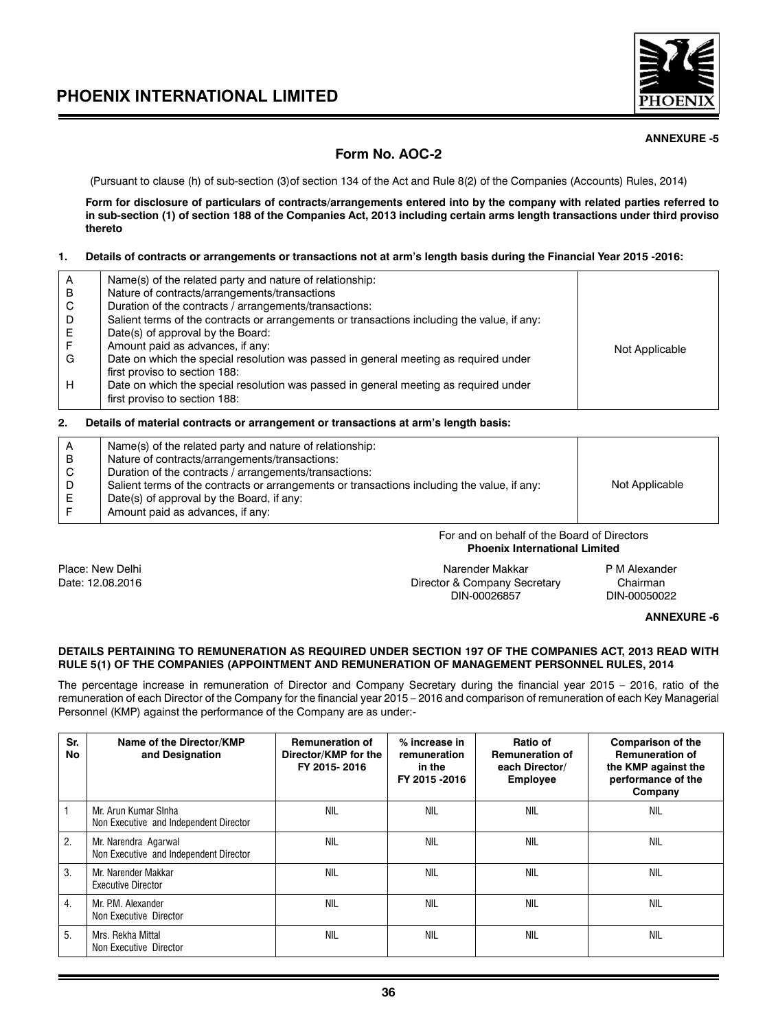**ANNEXURE -5**

## Form No. AOC-2

(Pursuant to clause (h) of sub-section (3)of section 134 of the Act and Rule 8(2) of the Companies (Accounts) Rules, 2014)

**Form for disclosure of particulars of contracts/arrangements entered into by the company with related parties referred to in sub-section (1) of section 188 of the Companies Act, 2013 including certain arms length transactions under third proviso thereto**

**1. Details of contracts or arrangements or transactions not at arm's length basis during the Financial Year 2015 -2016:**

| | | |
|---|---|---|
| A | Name(s) of the related party and nature of relationship: | Not Applicable |
| B | Nature of contracts/arrangements/transactions | |
| C | Duration of the contracts / arrangements/transactions: | |
| D | Salient terms of the contracts or arrangements or transactions including the value, if any: | |
| E | Date(s) of approval by the Board: | |
| F | Amount paid as advances, if any: | |
| G | Date on which the special resolution was passed in general meeting as required under first proviso to section 188: | |
| H | Date on which the special resolution was passed in general meeting as required under first proviso to section 188: | |

**2. Details of material contracts or arrangement or transactions at arm's length basis:**

| | | |
|---|---|---|
| A | Name(s) of the related party and nature of relationship: | Not Applicable |
| B | Nature of contracts/arrangements/transactions: | |
| C | Duration of the contracts / arrangements/transactions: | |
| D | Salient terms of the contracts or arrangements or transactions including the value, if any: | |
| E | Date(s) of approval by the Board, if any: | |
| F | Amount paid as advances, if any: | |

For and on behalf of the Board of Directors
**Phoenix International Limited**

Place: New Delhi
Date: 12.08.2016

Narender Makkar
Director & Company Secretary
DIN-00026857

P M Alexander
Chairman
DIN-00050022

**ANNEXURE -6**

**DETAILS PERTAINING TO REMUNERATION AS REQUIRED UNDER SECTION 197 OF THE COMPANIES ACT, 2013 READ WITH RULE 5(1) OF THE COMPANIES (APPOINTMENT AND REMUNERATION OF MANAGEMENT PERSONNEL RULES, 2014**

The percentage increase in remuneration of Director and Company Secretary during the financial year 2015 – 2016, ratio of the remuneration of each Director of the Company for the financial year 2015 – 2016 and comparison of remuneration of each Key Managerial Personnel (KMP) against the performance of the Company are as under:-

| Sr. No | Name of the Director/KMP and Designation | Remuneration of Director/KMP for the FY 2015- 2016 | % increase in remuneration in the FY 2015 -2016 | Ratio of Remuneration of each Director/ Employee | Comparison of the Remuneration of the KMP against the performance of the Company |
|---|---|---|---|---|---|
| 1 | Mr. Arun Kumar SInha<br>Non Executive and Independent Director | NIL | NIL | NIL | NIL |
| 2. | Mr. Narendra Agarwal<br>Non Executive and Independent Director | NIL | NIL | NIL | NIL |
| 3. | Mr. Narender Makkar<br>Executive Director | NIL | NIL | NIL | NIL |
| 4. | Mr. P.M. Alexander<br>Non Executive Director | NIL | NIL | NIL | NIL |
| 5. | Mrs. Rekha Mittal<br>Non Executive Director | NIL | NIL | NIL | NIL |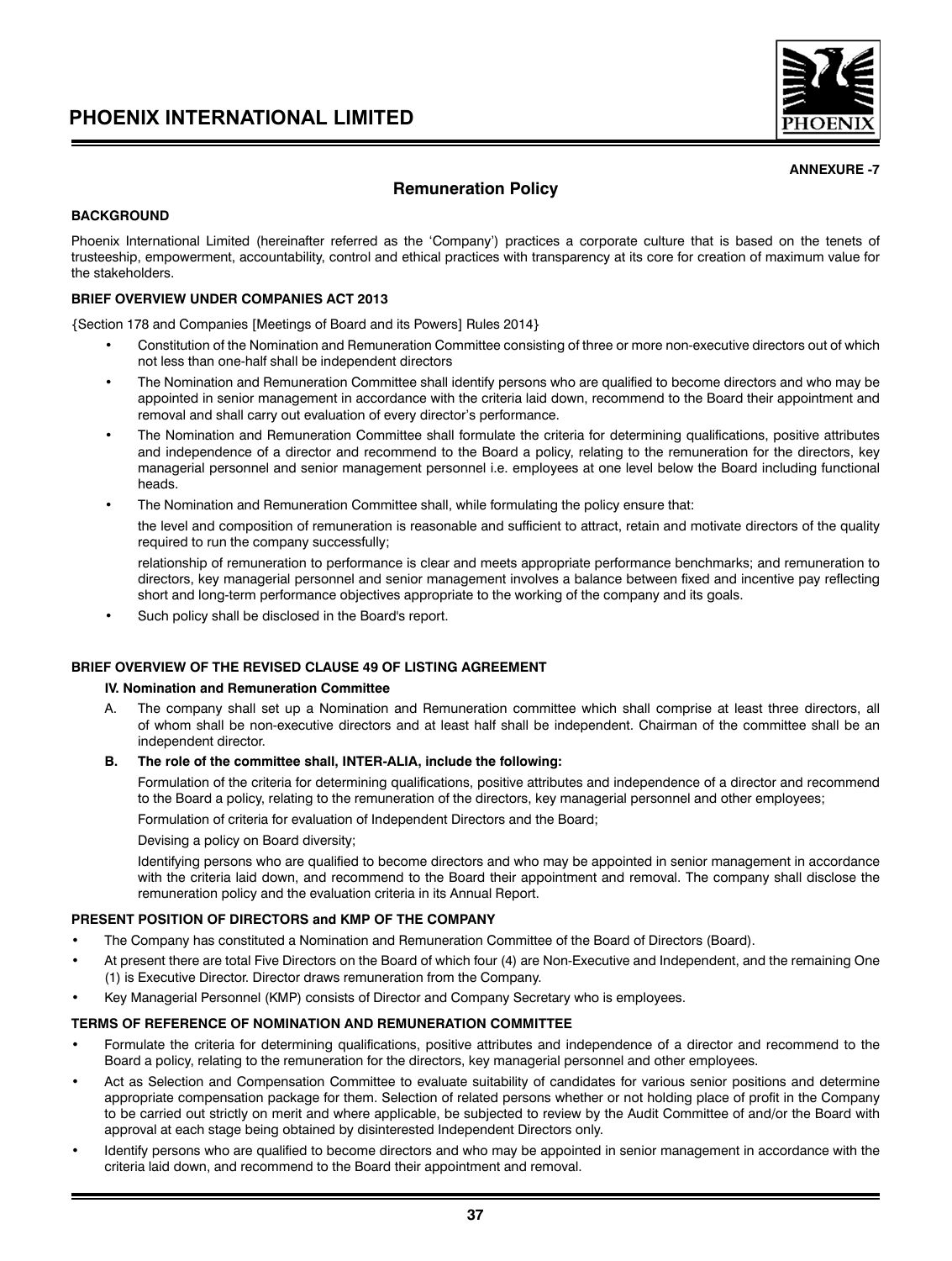**ANNEXURE -7**

## Remuneration Policy

**BACKGROUND**

Phoenix International Limited (hereinafter referred as the 'Company') practices a corporate culture that is based on the tenets of trusteeship, empowerment, accountability, control and ethical practices with transparency at its core for creation of maximum value for the stakeholders.

**BRIEF OVERVIEW UNDER COMPANIES ACT 2013**

{Section 178 and Companies [Meetings of Board and its Powers] Rules 2014}

- Constitution of the Nomination and Remuneration Committee consisting of three or more non-executive directors out of which not less than one-half shall be independent directors
- The Nomination and Remuneration Committee shall identify persons who are qualified to become directors and who may be appointed in senior management in accordance with the criteria laid down, recommend to the Board their appointment and removal and shall carry out evaluation of every director's performance.
- The Nomination and Remuneration Committee shall formulate the criteria for determining qualifications, positive attributes and independence of a director and recommend to the Board a policy, relating to the remuneration for the directors, key managerial personnel and senior management personnel i.e. employees at one level below the Board including functional heads.
- The Nomination and Remuneration Committee shall, while formulating the policy ensure that:

  the level and composition of remuneration is reasonable and sufficient to attract, retain and motivate directors of the quality required to run the company successfully;

  relationship of remuneration to performance is clear and meets appropriate performance benchmarks; and remuneration to directors, key managerial personnel and senior management involves a balance between fixed and incentive pay reflecting short and long-term performance objectives appropriate to the working of the company and its goals.
- Such policy shall be disclosed in the Board's report.

**BRIEF OVERVIEW OF THE REVISED CLAUSE 49 OF LISTING AGREEMENT**

**IV. Nomination and Remuneration Committee**

A. The company shall set up a Nomination and Remuneration committee which shall comprise at least three directors, all of whom shall be non-executive directors and at least half shall be independent. Chairman of the committee shall be an independent director.

**B. The role of the committee shall, INTER-ALIA, include the following:**

Formulation of the criteria for determining qualifications, positive attributes and independence of a director and recommend to the Board a policy, relating to the remuneration of the directors, key managerial personnel and other employees;

Formulation of criteria for evaluation of Independent Directors and the Board;

Devising a policy on Board diversity;

Identifying persons who are qualified to become directors and who may be appointed in senior management in accordance with the criteria laid down, and recommend to the Board their appointment and removal. The company shall disclose the remuneration policy and the evaluation criteria in its Annual Report.

**PRESENT POSITION OF DIRECTORS and KMP OF THE COMPANY**

- The Company has constituted a Nomination and Remuneration Committee of the Board of Directors (Board).
- At present there are total Five Directors on the Board of which four (4) are Non-Executive and Independent, and the remaining One (1) is Executive Director. Director draws remuneration from the Company.
- Key Managerial Personnel (KMP) consists of Director and Company Secretary who is employees.

**TERMS OF REFERENCE OF NOMINATION AND REMUNERATION COMMITTEE**

- Formulate the criteria for determining qualifications, positive attributes and independence of a director and recommend to the Board a policy, relating to the remuneration for the directors, key managerial personnel and other employees.
- Act as Selection and Compensation Committee to evaluate suitability of candidates for various senior positions and determine appropriate compensation package for them. Selection of related persons whether or not holding place of profit in the Company to be carried out strictly on merit and where applicable, be subjected to review by the Audit Committee of and/or the Board with approval at each stage being obtained by disinterested Independent Directors only.
- Identify persons who are qualified to become directors and who may be appointed in senior management in accordance with the criteria laid down, and recommend to the Board their appointment and removal.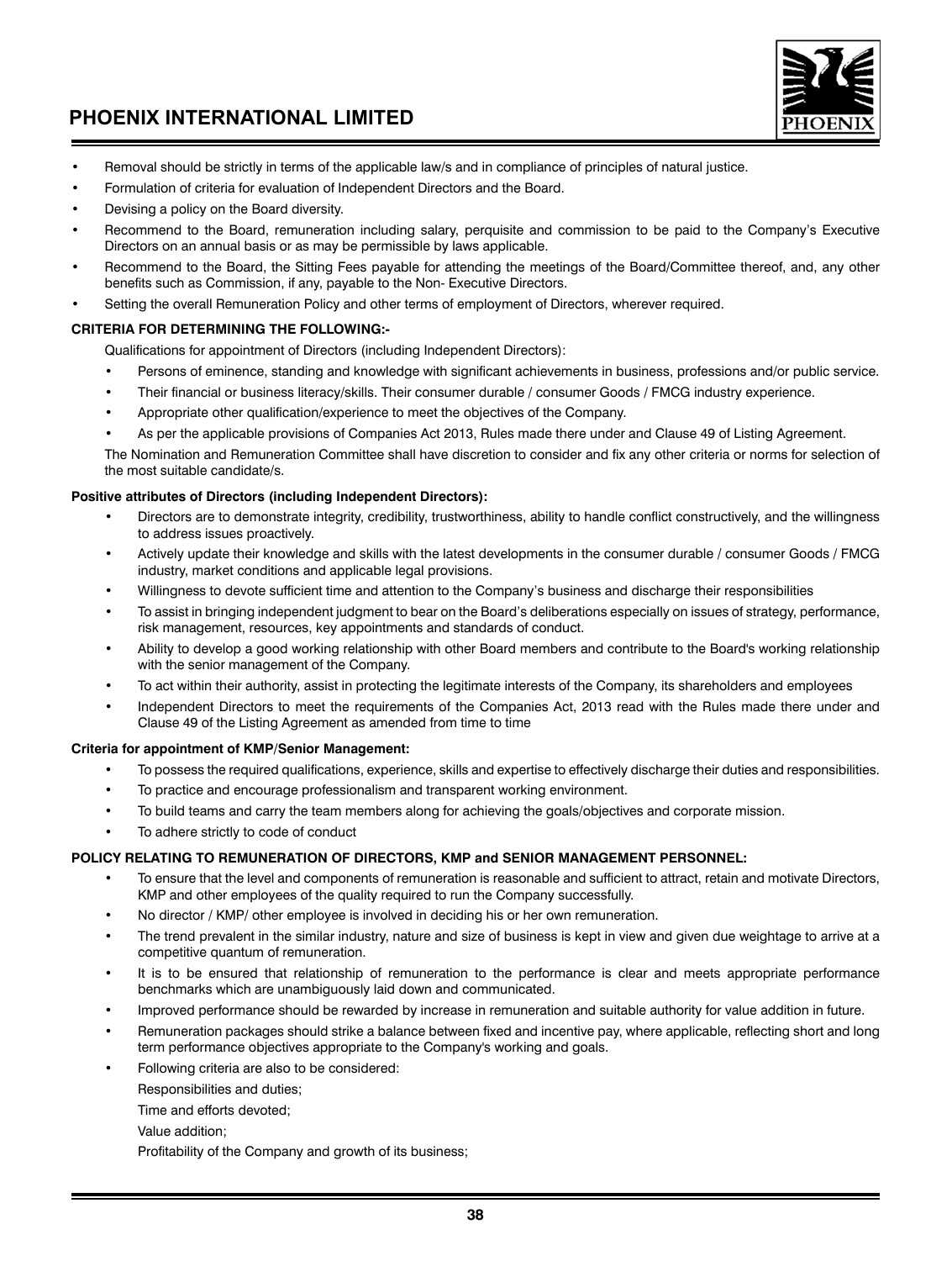- Removal should be strictly in terms of the applicable law/s and in compliance of principles of natural justice.
- Formulation of criteria for evaluation of Independent Directors and the Board.
- Devising a policy on the Board diversity.
- Recommend to the Board, remuneration including salary, perquisite and commission to be paid to the Company's Executive Directors on an annual basis or as may be permissible by laws applicable.
- Recommend to the Board, the Sitting Fees payable for attending the meetings of the Board/Committee thereof, and, any other benefits such as Commission, if any, payable to the Non- Executive Directors.
- Setting the overall Remuneration Policy and other terms of employment of Directors, wherever required.

**CRITERIA FOR DETERMINING THE FOLLOWING:-**

Qualifications for appointment of Directors (including Independent Directors):

- Persons of eminence, standing and knowledge with significant achievements in business, professions and/or public service.
- Their financial or business literacy/skills. Their consumer durable / consumer Goods / FMCG industry experience.
- Appropriate other qualification/experience to meet the objectives of the Company.
- As per the applicable provisions of Companies Act 2013, Rules made there under and Clause 49 of Listing Agreement.

The Nomination and Remuneration Committee shall have discretion to consider and fix any other criteria or norms for selection of the most suitable candidate/s.

**Positive attributes of Directors (including Independent Directors):**

- Directors are to demonstrate integrity, credibility, trustworthiness, ability to handle conflict constructively, and the willingness to address issues proactively.
- Actively update their knowledge and skills with the latest developments in the consumer durable / consumer Goods / FMCG industry, market conditions and applicable legal provisions.
- Willingness to devote sufficient time and attention to the Company's business and discharge their responsibilities
- To assist in bringing independent judgment to bear on the Board's deliberations especially on issues of strategy, performance, risk management, resources, key appointments and standards of conduct.
- Ability to develop a good working relationship with other Board members and contribute to the Board's working relationship with the senior management of the Company.
- To act within their authority, assist in protecting the legitimate interests of the Company, its shareholders and employees
- Independent Directors to meet the requirements of the Companies Act, 2013 read with the Rules made there under and Clause 49 of the Listing Agreement as amended from time to time

**Criteria for appointment of KMP/Senior Management:**

- To possess the required qualifications, experience, skills and expertise to effectively discharge their duties and responsibilities.
- To practice and encourage professionalism and transparent working environment.
- To build teams and carry the team members along for achieving the goals/objectives and corporate mission.
- To adhere strictly to code of conduct

**POLICY RELATING TO REMUNERATION OF DIRECTORS, KMP and SENIOR MANAGEMENT PERSONNEL:**

- To ensure that the level and components of remuneration is reasonable and sufficient to attract, retain and motivate Directors, KMP and other employees of the quality required to run the Company successfully.
- No director / KMP/ other employee is involved in deciding his or her own remuneration.
- The trend prevalent in the similar industry, nature and size of business is kept in view and given due weightage to arrive at a competitive quantum of remuneration.
- It is to be ensured that relationship of remuneration to the performance is clear and meets appropriate performance benchmarks which are unambiguously laid down and communicated.
- Improved performance should be rewarded by increase in remuneration and suitable authority for value addition in future.
- Remuneration packages should strike a balance between fixed and incentive pay, where applicable, reflecting short and long term performance objectives appropriate to the Company's working and goals.
- Following criteria are also to be considered:

  Responsibilities and duties;

  Time and efforts devoted;

  Value addition;

  Profitability of the Company and growth of its business;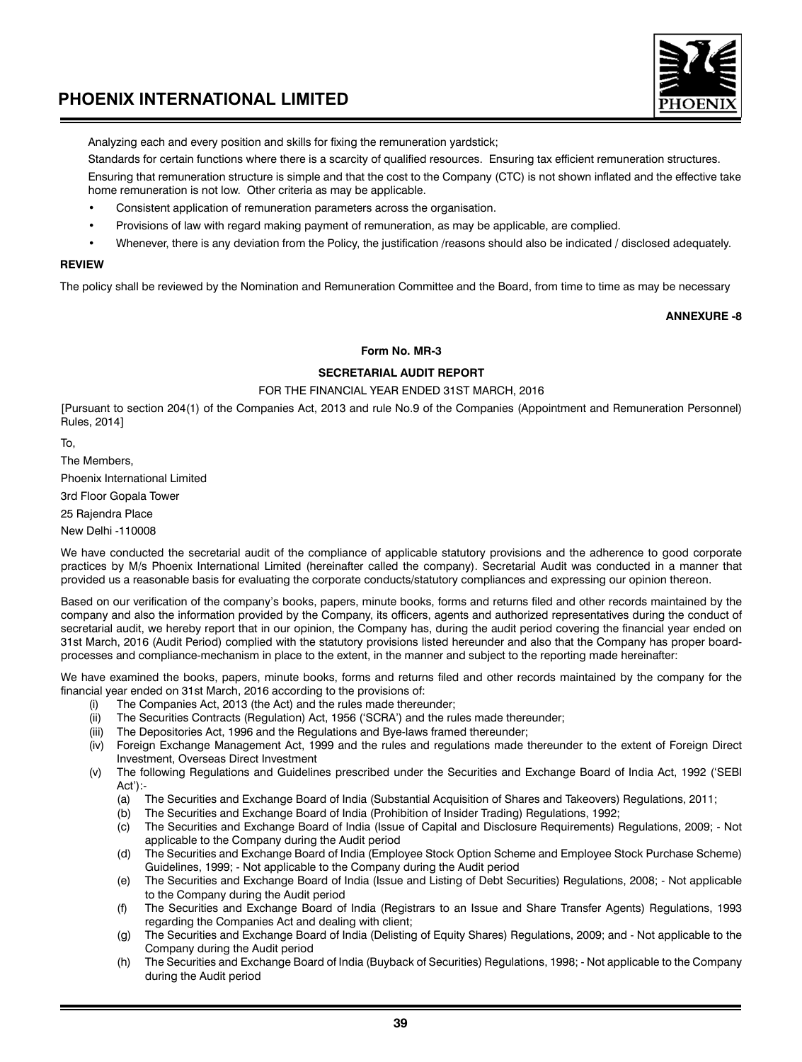Analyzing each and every position and skills for fixing the remuneration yardstick;

Standards for certain functions where there is a scarcity of qualified resources. Ensuring tax efficient remuneration structures.

Ensuring that remuneration structure is simple and that the cost to the Company (CTC) is not shown inflated and the effective take home remuneration is not low. Other criteria as may be applicable.

- Consistent application of remuneration parameters across the organisation.
- Provisions of law with regard making payment of remuneration, as may be applicable, are complied.
- Whenever, there is any deviation from the Policy, the justification /reasons should also be indicated / disclosed adequately.

**REVIEW**

The policy shall be reviewed by the Nomination and Remuneration Committee and the Board, from time to time as may be necessary

**ANNEXURE -8**

**Form No. MR-3**

**SECRETARIAL AUDIT REPORT**

FOR THE FINANCIAL YEAR ENDED 31ST MARCH, 2016

[Pursuant to section 204(1) of the Companies Act, 2013 and rule No.9 of the Companies (Appointment and Remuneration Personnel) Rules, 2014]

To,

The Members,

Phoenix International Limited

3rd Floor Gopala Tower

25 Rajendra Place

New Delhi -110008

We have conducted the secretarial audit of the compliance of applicable statutory provisions and the adherence to good corporate practices by M/s Phoenix International Limited (hereinafter called the company). Secretarial Audit was conducted in a manner that provided us a reasonable basis for evaluating the corporate conducts/statutory compliances and expressing our opinion thereon.

Based on our verification of the company's books, papers, minute books, forms and returns filed and other records maintained by the company and also the information provided by the Company, its officers, agents and authorized representatives during the conduct of secretarial audit, we hereby report that in our opinion, the Company has, during the audit period covering the financial year ended on 31st March, 2016 (Audit Period) complied with the statutory provisions listed hereunder and also that the Company has proper board-processes and compliance-mechanism in place to the extent, in the manner and subject to the reporting made hereinafter:

We have examined the books, papers, minute books, forms and returns filed and other records maintained by the company for the financial year ended on 31st March, 2016 according to the provisions of:

(i) The Companies Act, 2013 (the Act) and the rules made thereunder;

(ii) The Securities Contracts (Regulation) Act, 1956 ('SCRA') and the rules made thereunder;

(iii) The Depositories Act, 1996 and the Regulations and Bye-laws framed thereunder;

(iv) Foreign Exchange Management Act, 1999 and the rules and regulations made thereunder to the extent of Foreign Direct Investment, Overseas Direct Investment

(v) The following Regulations and Guidelines prescribed under the Securities and Exchange Board of India Act, 1992 ('SEBI Act'):-

  (a) The Securities and Exchange Board of India (Substantial Acquisition of Shares and Takeovers) Regulations, 2011;

  (b) The Securities and Exchange Board of India (Prohibition of Insider Trading) Regulations, 1992;

  (c) The Securities and Exchange Board of India (Issue of Capital and Disclosure Requirements) Regulations, 2009; - Not applicable to the Company during the Audit period

  (d) The Securities and Exchange Board of India (Employee Stock Option Scheme and Employee Stock Purchase Scheme) Guidelines, 1999; - Not applicable to the Company during the Audit period

  (e) The Securities and Exchange Board of India (Issue and Listing of Debt Securities) Regulations, 2008; - Not applicable to the Company during the Audit period

  (f) The Securities and Exchange Board of India (Registrars to an Issue and Share Transfer Agents) Regulations, 1993 regarding the Companies Act and dealing with client;

  (g) The Securities and Exchange Board of India (Delisting of Equity Shares) Regulations, 2009; and - Not applicable to the Company during the Audit period

  (h) The Securities and Exchange Board of India (Buyback of Securities) Regulations, 1998; - Not applicable to the Company during the Audit period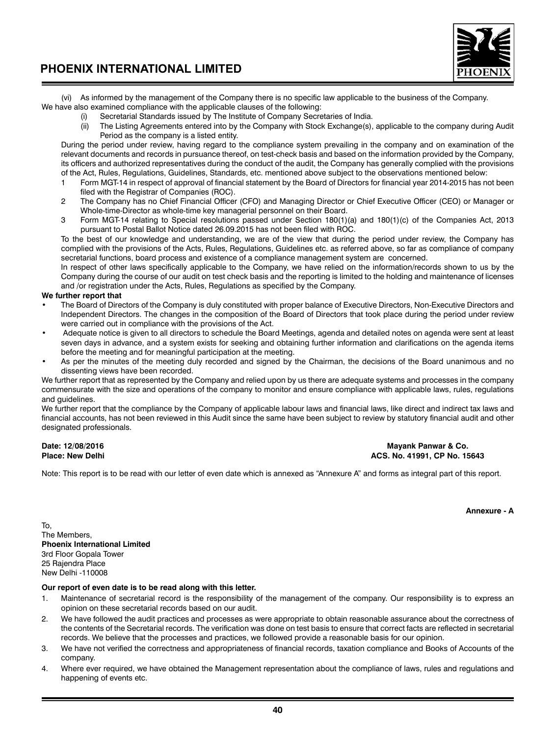(vi) As informed by the management of the Company there is no specific law applicable to the business of the Company.

We have also examined compliance with the applicable clauses of the following:

(i) Secretarial Standards issued by The Institute of Company Secretaries of India.

(ii) The Listing Agreements entered into by the Company with Stock Exchange(s), applicable to the company during Audit Period as the company is a listed entity.

During the period under review, having regard to the compliance system prevailing in the company and on examination of the relevant documents and records in pursuance thereof, on test-check basis and based on the information provided by the Company, its officers and authorized representatives during the conduct of the audit, the Company has generally complied with the provisions of the Act, Rules, Regulations, Guidelines, Standards, etc. mentioned above subject to the observations mentioned below:

1 Form MGT-14 in respect of approval of financial statement by the Board of Directors for financial year 2014-2015 has not been filed with the Registrar of Companies (ROC).

2 The Company has no Chief Financial Officer (CFO) and Managing Director or Chief Executive Officer (CEO) or Manager or Whole-time-Director as whole-time key managerial personnel on their Board.

3 Form MGT-14 relating to Special resolutions passed under Section 180(1)(a) and 180(1)(c) of the Companies Act, 2013 pursuant to Postal Ballot Notice dated 26.09.2015 has not been filed with ROC.

To the best of our knowledge and understanding, we are of the view that during the period under review, the Company has complied with the provisions of the Acts, Rules, Regulations, Guidelines etc. as referred above, so far as compliance of company secretarial functions, board process and existence of a compliance management system are concerned.

In respect of other laws specifically applicable to the Company, we have relied on the information/records shown to us by the Company during the course of our audit on test check basis and the reporting is limited to the holding and maintenance of licenses and /or registration under the Acts, Rules, Regulations as specified by the Company.

**We further report that**

- The Board of Directors of the Company is duly constituted with proper balance of Executive Directors, Non-Executive Directors and Independent Directors. The changes in the composition of the Board of Directors that took place during the period under review were carried out in compliance with the provisions of the Act.
- Adequate notice is given to all directors to schedule the Board Meetings, agenda and detailed notes on agenda were sent at least seven days in advance, and a system exists for seeking and obtaining further information and clarifications on the agenda items before the meeting and for meaningful participation at the meeting.
- As per the minutes of the meeting duly recorded and signed by the Chairman, the decisions of the Board unanimous and no dissenting views have been recorded.

We further report that as represented by the Company and relied upon by us there are adequate systems and processes in the company commensurate with the size and operations of the company to monitor and ensure compliance with applicable laws, rules, regulations and guidelines.

We further report that the compliance by the Company of applicable labour laws and financial laws, like direct and indirect tax laws and financial accounts, has not been reviewed in this Audit since the same have been subject to review by statutory financial audit and other designated professionals.

**Date: 12/08/2016**
**Place: New Delhi**

**Mayank Panwar & Co.**
**ACS. No. 41991, CP No. 15643**

Note: This report is to be read with our letter of even date which is annexed as "Annexure A" and forms as integral part of this report.

**Annexure - A**

To,
The Members,
**Phoenix International Limited**
3rd Floor Gopala Tower
25 Rajendra Place
New Delhi -110008

**Our report of even date is to be read along with this letter.**

1. Maintenance of secretarial record is the responsibility of the management of the company. Our responsibility is to express an opinion on these secretarial records based on our audit.
2. We have followed the audit practices and processes as were appropriate to obtain reasonable assurance about the correctness of the contents of the Secretarial records. The verification was done on test basis to ensure that correct facts are reflected in secretarial records. We believe that the processes and practices, we followed provide a reasonable basis for our opinion.
3. We have not verified the correctness and appropriateness of financial records, taxation compliance and Books of Accounts of the company.
4. Where ever required, we have obtained the Management representation about the compliance of laws, rules and regulations and happening of events etc.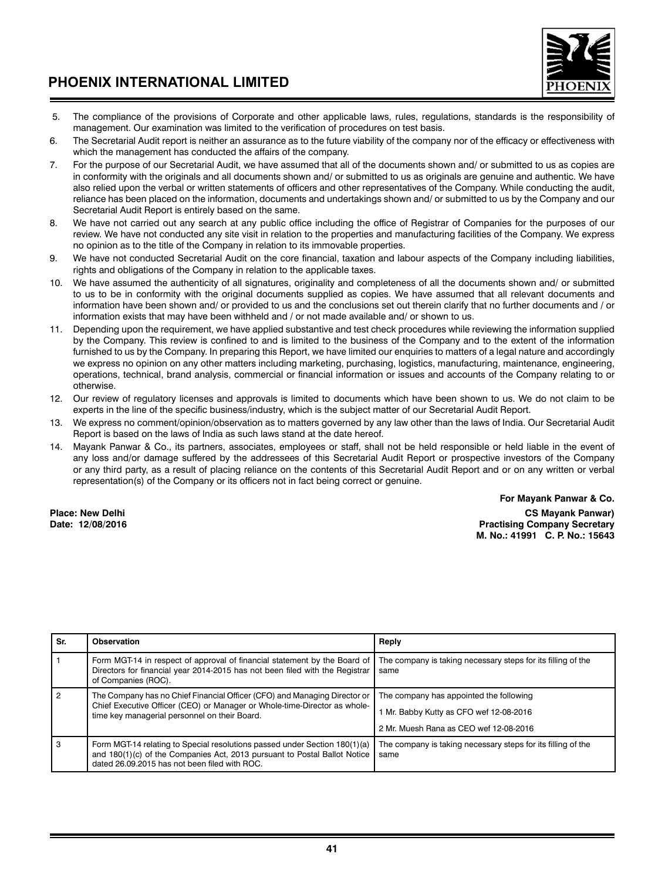5. The compliance of the provisions of Corporate and other applicable laws, rules, regulations, standards is the responsibility of management. Our examination was limited to the verification of procedures on test basis.
6. The Secretarial Audit report is neither an assurance as to the future viability of the company nor of the efficacy or effectiveness with which the management has conducted the affairs of the company.
7. For the purpose of our Secretarial Audit, we have assumed that all of the documents shown and/ or submitted to us as copies are in conformity with the originals and all documents shown and/ or submitted to us as originals are genuine and authentic. We have also relied upon the verbal or written statements of officers and other representatives of the Company. While conducting the audit, reliance has been placed on the information, documents and undertakings shown and/ or submitted to us by the Company and our Secretarial Audit Report is entirely based on the same.
8. We have not carried out any search at any public office including the office of Registrar of Companies for the purposes of our review. We have not conducted any site visit in relation to the properties and manufacturing facilities of the Company. We express no opinion as to the title of the Company in relation to its immovable properties.
9. We have not conducted Secretarial Audit on the core financial, taxation and labour aspects of the Company including liabilities, rights and obligations of the Company in relation to the applicable taxes.
10. We have assumed the authenticity of all signatures, originality and completeness of all the documents shown and/ or submitted to us to be in conformity with the original documents supplied as copies. We have assumed that all relevant documents and information have been shown and/ or provided to us and the conclusions set out therein clarify that no further documents and / or information exists that may have been withheld and / or not made available and/ or shown to us.
11. Depending upon the requirement, we have applied substantive and test check procedures while reviewing the information supplied by the Company. This review is confined to and is limited to the business of the Company and to the extent of the information furnished to us by the Company. In preparing this Report, we have limited our enquiries to matters of a legal nature and accordingly we express no opinion on any other matters including marketing, purchasing, logistics, manufacturing, maintenance, engineering, operations, technical, brand analysis, commercial or financial information or issues and accounts of the Company relating to or otherwise.
12. Our review of regulatory licenses and approvals is limited to documents which have been shown to us. We do not claim to be experts in the line of the specific business/industry, which is the subject matter of our Secretarial Audit Report.
13. We express no comment/opinion/observation as to matters governed by any law other than the laws of India. Our Secretarial Audit Report is based on the laws of India as such laws stand at the date hereof.
14. Mayank Panwar & Co., its partners, associates, employees or staff, shall not be held responsible or held liable in the event of any loss and/or damage suffered by the addressees of this Secretarial Audit Report or prospective investors of the Company or any third party, as a result of placing reliance on the contents of this Secretarial Audit Report and or on any written or verbal representation(s) of the Company or its officers not in fact being correct or genuine.

**For Mayank Panwar & Co.**

**Place: New Delhi**
**Date: 12/08/2016**

**CS Mayank Panwar)**
**Practising Company Secretary**
**M. No.: 41991 C. P. No.: 15643**

| Sr. | Observation | Reply |
|---|---|---|
| 1 | Form MGT-14 in respect of approval of financial statement by the Board of Directors for financial year 2014-2015 has not been filed with the Registrar of Companies (ROC). | The company is taking necessary steps for its filling of the same |
| 2 | The Company has no Chief Financial Officer (CFO) and Managing Director or Chief Executive Officer (CEO) or Manager or Whole-time-Director as whole-time key managerial personnel on their Board. | The company has appointed the following<br>1 Mr. Babby Kutty as CFO wef 12-08-2016<br>2 Mr. Muesh Rana as CEO wef 12-08-2016 |
| 3 | Form MGT-14 relating to Special resolutions passed under Section 180(1)(a) and 180(1)(c) of the Companies Act, 2013 pursuant to Postal Ballot Notice dated 26.09.2015 has not been filed with ROC. | The company is taking necessary steps for its filling of the same |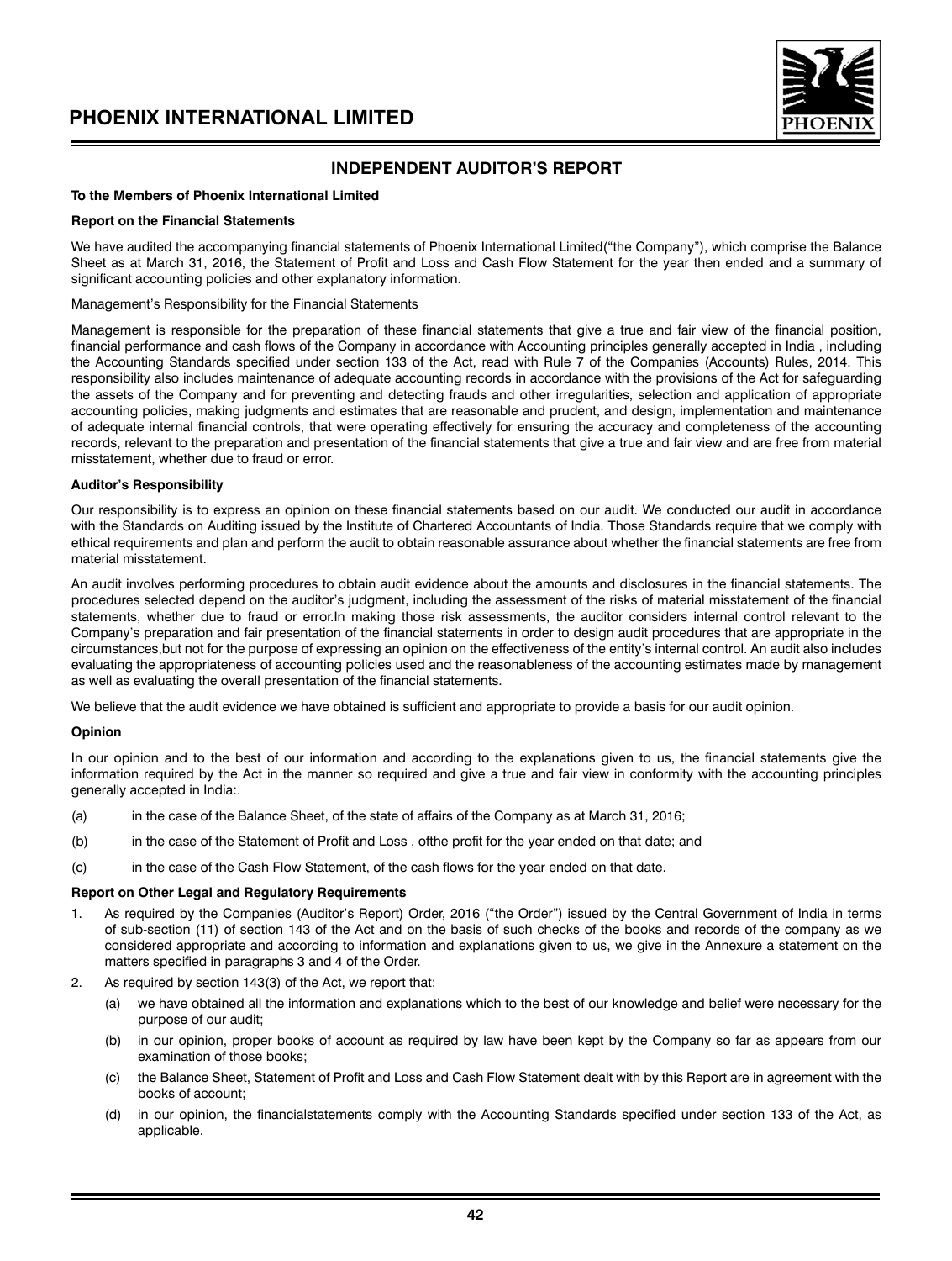## INDEPENDENT AUDITOR'S REPORT

**To the Members of Phoenix International Limited**

**Report on the Financial Statements**

We have audited the accompanying financial statements of Phoenix International Limited("the Company"), which comprise the Balance Sheet as at March 31, 2016, the Statement of Profit and Loss and Cash Flow Statement for the year then ended and a summary of significant accounting policies and other explanatory information.

Management's Responsibility for the Financial Statements

Management is responsible for the preparation of these financial statements that give a true and fair view of the financial position, financial performance and cash flows of the Company in accordance with Accounting principles generally accepted in India , including the Accounting Standards specified under section 133 of the Act, read with Rule 7 of the Companies (Accounts) Rules, 2014. This responsibility also includes maintenance of adequate accounting records in accordance with the provisions of the Act for safeguarding the assets of the Company and for preventing and detecting frauds and other irregularities, selection and application of appropriate accounting policies, making judgments and estimates that are reasonable and prudent, and design, implementation and maintenance of adequate internal financial controls, that were operating effectively for ensuring the accuracy and completeness of the accounting records, relevant to the preparation and presentation of the financial statements that give a true and fair view and are free from material misstatement, whether due to fraud or error.

**Auditor's Responsibility**

Our responsibility is to express an opinion on these financial statements based on our audit. We conducted our audit in accordance with the Standards on Auditing issued by the Institute of Chartered Accountants of India. Those Standards require that we comply with ethical requirements and plan and perform the audit to obtain reasonable assurance about whether the financial statements are free from material misstatement.

An audit involves performing procedures to obtain audit evidence about the amounts and disclosures in the financial statements. The procedures selected depend on the auditor's judgment, including the assessment of the risks of material misstatement of the financial statements, whether due to fraud or error.In making those risk assessments, the auditor considers internal control relevant to the Company's preparation and fair presentation of the financial statements in order to design audit procedures that are appropriate in the circumstances,but not for the purpose of expressing an opinion on the effectiveness of the entity's internal control. An audit also includes evaluating the appropriateness of accounting policies used and the reasonableness of the accounting estimates made by management as well as evaluating the overall presentation of the financial statements.

We believe that the audit evidence we have obtained is sufficient and appropriate to provide a basis for our audit opinion.

**Opinion**

In our opinion and to the best of our information and according to the explanations given to us, the financial statements give the information required by the Act in the manner so required and give a true and fair view in conformity with the accounting principles generally accepted in India:.

(a) in the case of the Balance Sheet, of the state of affairs of the Company as at March 31, 2016;

(b) in the case of the Statement of Profit and Loss , ofthe profit for the year ended on that date; and

(c) in the case of the Cash Flow Statement, of the cash flows for the year ended on that date.

**Report on Other Legal and Regulatory Requirements**

1. As required by the Companies (Auditor's Report) Order, 2016 ("the Order") issued by the Central Government of India in terms of sub-section (11) of section 143 of the Act and on the basis of such checks of the books and records of the company as we considered appropriate and according to information and explanations given to us, we give in the Annexure a statement on the matters specified in paragraphs 3 and 4 of the Order.
2. As required by section 143(3) of the Act, we report that:
   (a) we have obtained all the information and explanations which to the best of our knowledge and belief were necessary for the purpose of our audit;
   (b) in our opinion, proper books of account as required by law have been kept by the Company so far as appears from our examination of those books;
   (c) the Balance Sheet, Statement of Profit and Loss and Cash Flow Statement dealt with by this Report are in agreement with the books of account;
   (d) in our opinion, the financialstatements comply with the Accounting Standards specified under section 133 of the Act, as applicable.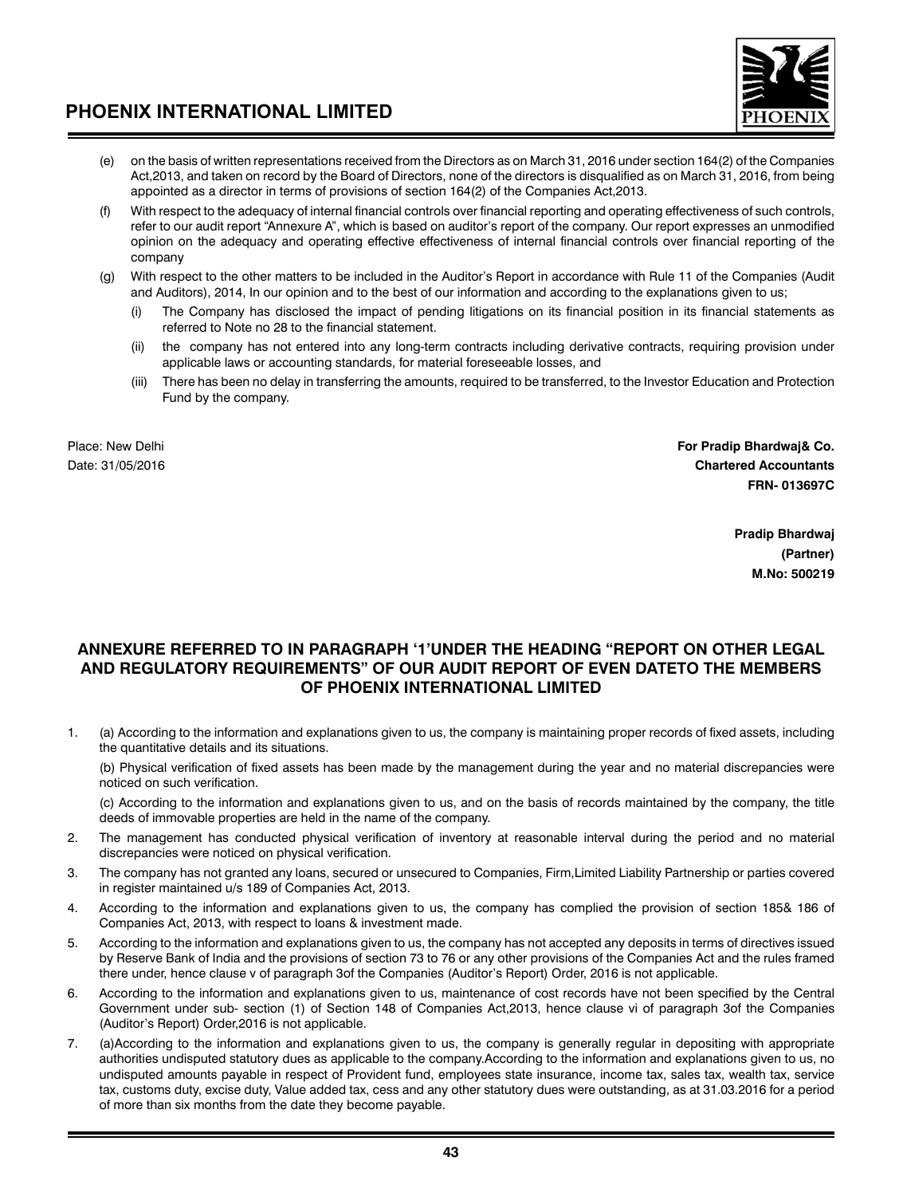(e) on the basis of written representations received from the Directors as on March 31, 2016 under section 164(2) of the Companies Act,2013, and taken on record by the Board of Directors, none of the directors is disqualified as on March 31, 2016, from being appointed as a director in terms of provisions of section 164(2) of the Companies Act,2013.

(f) With respect to the adequacy of internal financial controls over financial reporting and operating effectiveness of such controls, refer to our audit report "Annexure A", which is based on auditor's report of the company. Our report expresses an unmodified opinion on the adequacy and operating effective effectiveness of internal financial controls over financial reporting of the company

(g) With respect to the other matters to be included in the Auditor's Report in accordance with Rule 11 of the Companies (Audit and Auditors), 2014, In our opinion and to the best of our information and according to the explanations given to us;

   (i) The Company has disclosed the impact of pending litigations on its financial position in its financial statements as referred to Note no 28 to the financial statement.

   (ii) the company has not entered into any long-term contracts including derivative contracts, requiring provision under applicable laws or accounting standards, for material foreseeable losses, and

   (iii) There has been no delay in transferring the amounts, required to be transferred, to the Investor Education and Protection Fund by the company.

Place: New Delhi
Date: 31/05/2016

**For Pradip Bhardwaj& Co.**
**Chartered Accountants**
**FRN- 013697C**

**Pradip Bhardwaj**
**(Partner)**
**M.No: 500219**

## ANNEXURE REFERRED TO IN PARAGRAPH '1'UNDER THE HEADING "REPORT ON OTHER LEGAL AND REGULATORY REQUIREMENTS" OF OUR AUDIT REPORT OF EVEN DATETO THE MEMBERS OF PHOENIX INTERNATIONAL LIMITED

1. (a) According to the information and explanations given to us, the company is maintaining proper records of fixed assets, including the quantitative details and its situations.

   (b) Physical verification of fixed assets has been made by the management during the year and no material discrepancies were noticed on such verification.

   (c) According to the information and explanations given to us, and on the basis of records maintained by the company, the title deeds of immovable properties are held in the name of the company.

2. The management has conducted physical verification of inventory at reasonable interval during the period and no material discrepancies were noticed on physical verification.

3. The company has not granted any loans, secured or unsecured to Companies, Firm,Limited Liability Partnership or parties covered in register maintained u/s 189 of Companies Act, 2013.

4. According to the information and explanations given to us, the company has complied the provision of section 185& 186 of Companies Act, 2013, with respect to loans & investment made.

5. According to the information and explanations given to us, the company has not accepted any deposits in terms of directives issued by Reserve Bank of India and the provisions of section 73 to 76 or any other provisions of the Companies Act and the rules framed there under, hence clause v of paragraph 3of the Companies (Auditor's Report) Order, 2016 is not applicable.

6. According to the information and explanations given to us, maintenance of cost records have not been specified by the Central Government under sub- section (1) of Section 148 of Companies Act,2013, hence clause vi of paragraph 3of the Companies (Auditor's Report) Order,2016 is not applicable.

7. (a)According to the information and explanations given to us, the company is generally regular in depositing with appropriate authorities undisputed statutory dues as applicable to the company.According to the information and explanations given to us, no undisputed amounts payable in respect of Provident fund, employees state insurance, income tax, sales tax, wealth tax, service tax, customs duty, excise duty, Value added tax, cess and any other statutory dues were outstanding, as at 31.03.2016 for a period of more than six months from the date they become payable.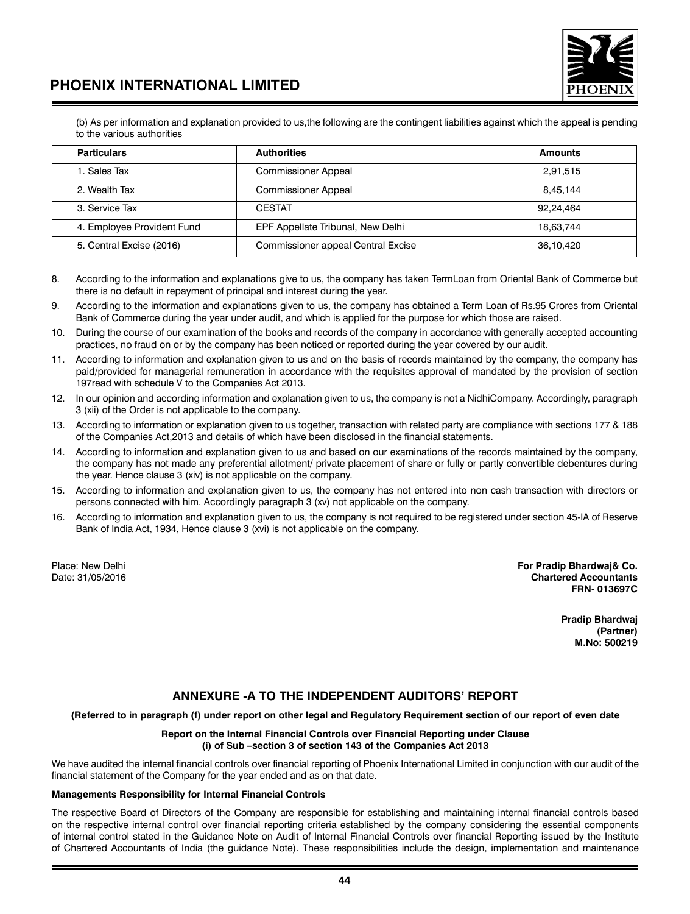(b) As per information and explanation provided to us,the following are the contingent liabilities against which the appeal is pending to the various authorities

| Particulars | Authorities | Amounts |
|---|---|---|
| 1. Sales Tax | Commissioner Appeal | 2,91,515 |
| 2. Wealth Tax | Commissioner Appeal | 8,45,144 |
| 3. Service Tax | CESTAT | 92,24,464 |
| 4. Employee Provident Fund | EPF Appellate Tribunal, New Delhi | 18,63,744 |
| 5. Central Excise (2016) | Commissioner appeal Central Excise | 36,10,420 |

8. According to the information and explanations give to us, the company has taken TermLoan from Oriental Bank of Commerce but there is no default in repayment of principal and interest during the year.
9. According to the information and explanations given to us, the company has obtained a Term Loan of Rs.95 Crores from Oriental Bank of Commerce during the year under audit, and which is applied for the purpose for which those are raised.
10. During the course of our examination of the books and records of the company in accordance with generally accepted accounting practices, no fraud on or by the company has been noticed or reported during the year covered by our audit.
11. According to information and explanation given to us and on the basis of records maintained by the company, the company has paid/provided for managerial remuneration in accordance with the requisites approval of mandated by the provision of section 197read with schedule V to the Companies Act 2013.
12. In our opinion and according information and explanation given to us, the company is not a NidhiCompany. Accordingly, paragraph 3 (xii) of the Order is not applicable to the company.
13. According to information or explanation given to us together, transaction with related party are compliance with sections 177 & 188 of the Companies Act,2013 and details of which have been disclosed in the financial statements.
14. According to information and explanation given to us and based on our examinations of the records maintained by the company, the company has not made any preferential allotment/ private placement of share or fully or partly convertible debentures during the year. Hence clause 3 (xiv) is not applicable on the company.
15. According to information and explanation given to us, the company has not entered into non cash transaction with directors or persons connected with him. Accordingly paragraph 3 (xv) not applicable on the company.
16. According to information and explanation given to us, the company is not required to be registered under section 45-IA of Reserve Bank of India Act, 1934, Hence clause 3 (xvi) is not applicable on the company.

Place: New Delhi
Date: 31/05/2016

**For Pradip Bhardwaj& Co.**
**Chartered Accountants**
**FRN- 013697C**

**Pradip Bhardwaj**
**(Partner)**
**M.No: 500219**

## ANNEXURE -A TO THE INDEPENDENT AUDITORS' REPORT

**(Referred to in paragraph (f) under report on other legal and Regulatory Requirement section of our report of even date**

**Report on the Internal Financial Controls over Financial Reporting under Clause (i) of Sub –section 3 of section 143 of the Companies Act 2013**

We have audited the internal financial controls over financial reporting of Phoenix International Limited in conjunction with our audit of the financial statement of the Company for the year ended and as on that date.

**Managements Responsibility for Internal Financial Controls**

The respective Board of Directors of the Company are responsible for establishing and maintaining internal financial controls based on the respective internal control over financial reporting criteria established by the company considering the essential components of internal control stated in the Guidance Note on Audit of Internal Financial Controls over financial Reporting issued by the Institute of Chartered Accountants of India (the guidance Note). These responsibilities include the design, implementation and maintenance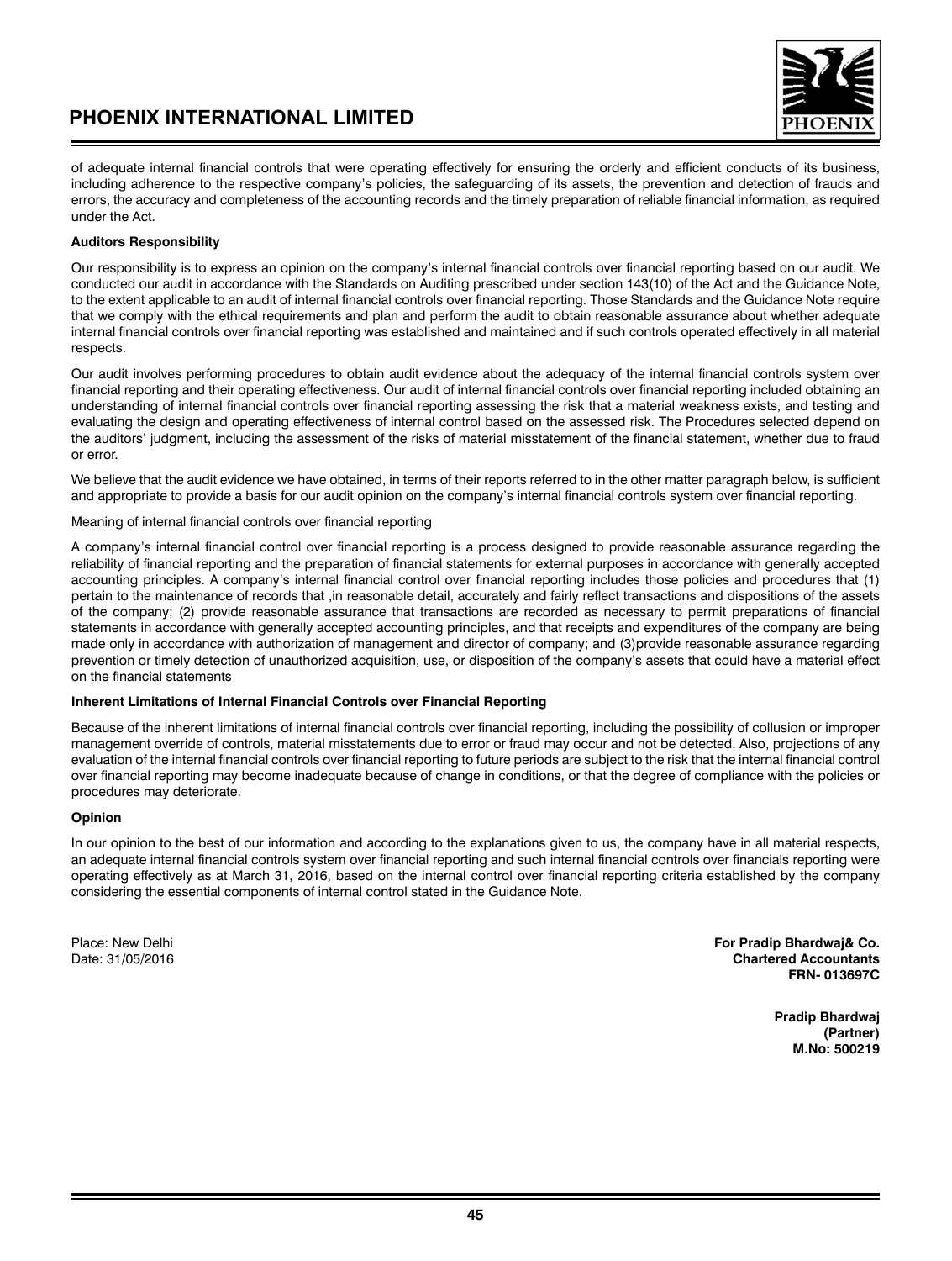of adequate internal financial controls that were operating effectively for ensuring the orderly and efficient conducts of its business, including adherence to the respective company's policies, the safeguarding of its assets, the prevention and detection of frauds and errors, the accuracy and completeness of the accounting records and the timely preparation of reliable financial information, as required under the Act.

**Auditors Responsibility**

Our responsibility is to express an opinion on the company's internal financial controls over financial reporting based on our audit. We conducted our audit in accordance with the Standards on Auditing prescribed under section 143(10) of the Act and the Guidance Note, to the extent applicable to an audit of internal financial controls over financial reporting. Those Standards and the Guidance Note require that we comply with the ethical requirements and plan and perform the audit to obtain reasonable assurance about whether adequate internal financial controls over financial reporting was established and maintained and if such controls operated effectively in all material respects.

Our audit involves performing procedures to obtain audit evidence about the adequacy of the internal financial controls system over financial reporting and their operating effectiveness. Our audit of internal financial controls over financial reporting included obtaining an understanding of internal financial controls over financial reporting assessing the risk that a material weakness exists, and testing and evaluating the design and operating effectiveness of internal control based on the assessed risk. The Procedures selected depend on the auditors' judgment, including the assessment of the risks of material misstatement of the financial statement, whether due to fraud or error.

We believe that the audit evidence we have obtained, in terms of their reports referred to in the other matter paragraph below, is sufficient and appropriate to provide a basis for our audit opinion on the company's internal financial controls system over financial reporting.

Meaning of internal financial controls over financial reporting

A company's internal financial control over financial reporting is a process designed to provide reasonable assurance regarding the reliability of financial reporting and the preparation of financial statements for external purposes in accordance with generally accepted accounting principles. A company's internal financial control over financial reporting includes those policies and procedures that (1) pertain to the maintenance of records that ,in reasonable detail, accurately and fairly reflect transactions and dispositions of the assets of the company; (2) provide reasonable assurance that transactions are recorded as necessary to permit preparations of financial statements in accordance with generally accepted accounting principles, and that receipts and expenditures of the company are being made only in accordance with authorization of management and director of company; and (3)provide reasonable assurance regarding prevention or timely detection of unauthorized acquisition, use, or disposition of the company's assets that could have a material effect on the financial statements

**Inherent Limitations of Internal Financial Controls over Financial Reporting**

Because of the inherent limitations of internal financial controls over financial reporting, including the possibility of collusion or improper management override of controls, material misstatements due to error or fraud may occur and not be detected. Also, projections of any evaluation of the internal financial controls over financial reporting to future periods are subject to the risk that the internal financial control over financial reporting may become inadequate because of change in conditions, or that the degree of compliance with the policies or procedures may deteriorate.

**Opinion**

In our opinion to the best of our information and according to the explanations given to us, the company have in all material respects, an adequate internal financial controls system over financial reporting and such internal financial controls over financials reporting were operating effectively as at March 31, 2016, based on the internal control over financial reporting criteria established by the company considering the essential components of internal control stated in the Guidance Note.

Place: New Delhi
Date: 31/05/2016

**For Pradip Bhardwaj& Co.**
**Chartered Accountants**
**FRN- 013697C**

**Pradip Bhardwaj**
**(Partner)**
**M.No: 500219**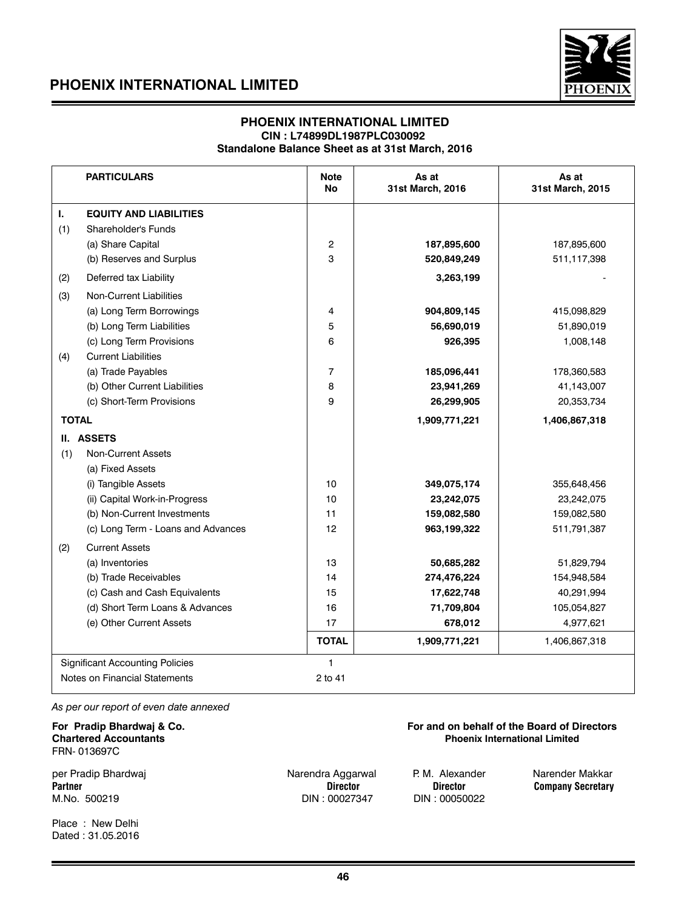# PHOENIX INTERNATIONAL LIMITED

## PHOENIX INTERNATIONAL LIMITED
**CIN : L74899DL1987PLC030092**
**Standalone Balance Sheet as at 31st March, 2016**

| | PARTICULARS | Note No | As at 31st March, 2016 | As at 31st March, 2015 |
|---|---|---|---|---|
| **I.** | **EQUITY AND LIABILITIES** | | | |
| (1) | Shareholder's Funds | | | |
| | (a) Share Capital | 2 | **187,895,600** | 187,895,600 |
| | (b) Reserves and Surplus | 3 | **520,849,249** | 511,117,398 |
| (2) | Deferred tax Liability | | **3,263,199** | - |
| (3) | Non-Current Liabilities | | | |
| | (a) Long Term Borrowings | 4 | **904,809,145** | 415,098,829 |
| | (b) Long Term Liabilities | 5 | **56,690,019** | 51,890,019 |
| | (c) Long Term Provisions | 6 | **926,395** | 1,008,148 |
| (4) | Current Liabilities | | | |
| | (a) Trade Payables | 7 | **185,096,441** | 178,360,583 |
| | (b) Other Current Liabilities | 8 | **23,941,269** | 41,143,007 |
| | (c) Short-Term Provisions | 9 | **26,299,905** | 20,353,734 |
| **TOTAL** | | | **1,909,771,221** | **1,406,867,318** |
| **II.** | **ASSETS** | | | |
| (1) | Non-Current Assets | | | |
| | (a) Fixed Assets | | | |
| | (i) Tangible Assets | 10 | **349,075,174** | 355,648,456 |
| | (ii) Capital Work-in-Progress | 10 | **23,242,075** | 23,242,075 |
| | (b) Non-Current Investments | 11 | **159,082,580** | 159,082,580 |
| | (c) Long Term - Loans and Advances | 12 | **963,199,322** | 511,791,387 |
| (2) | Current Assets | | | |
| | (a) Inventories | 13 | **50,685,282** | 51,829,794 |
| | (b) Trade Receivables | 14 | **274,476,224** | 154,948,584 |
| | (c) Cash and Cash Equivalents | 15 | **17,622,748** | 40,291,994 |
| | (d) Short Term Loans & Advances | 16 | **71,709,804** | 105,054,827 |
| | (e) Other Current Assets | 17 | **678,012** | 4,977,621 |
| | | **TOTAL** | **1,909,771,221** | 1,406,867,318 |
| | Significant Accounting Policies | 1 | | |
| | Notes on Financial Statements | 2 to 41 | | |

*As per our report of even date annexed*

**For Pradip Bhardwaj & Co.**
**Chartered Accountants**
FRN- 013697C

per Pradip Bhardwaj
**Partner**
M.No. 500219

**For and on behalf of the Board of Directors**
**Phoenix International Limited**

Narendra Aggarwal
**Director**
DIN : 00027347

P. M. Alexander
**Director**
DIN : 00050022

Narender Makkar
**Company Secretary**

Place : New Delhi
Dated : 31.05.2016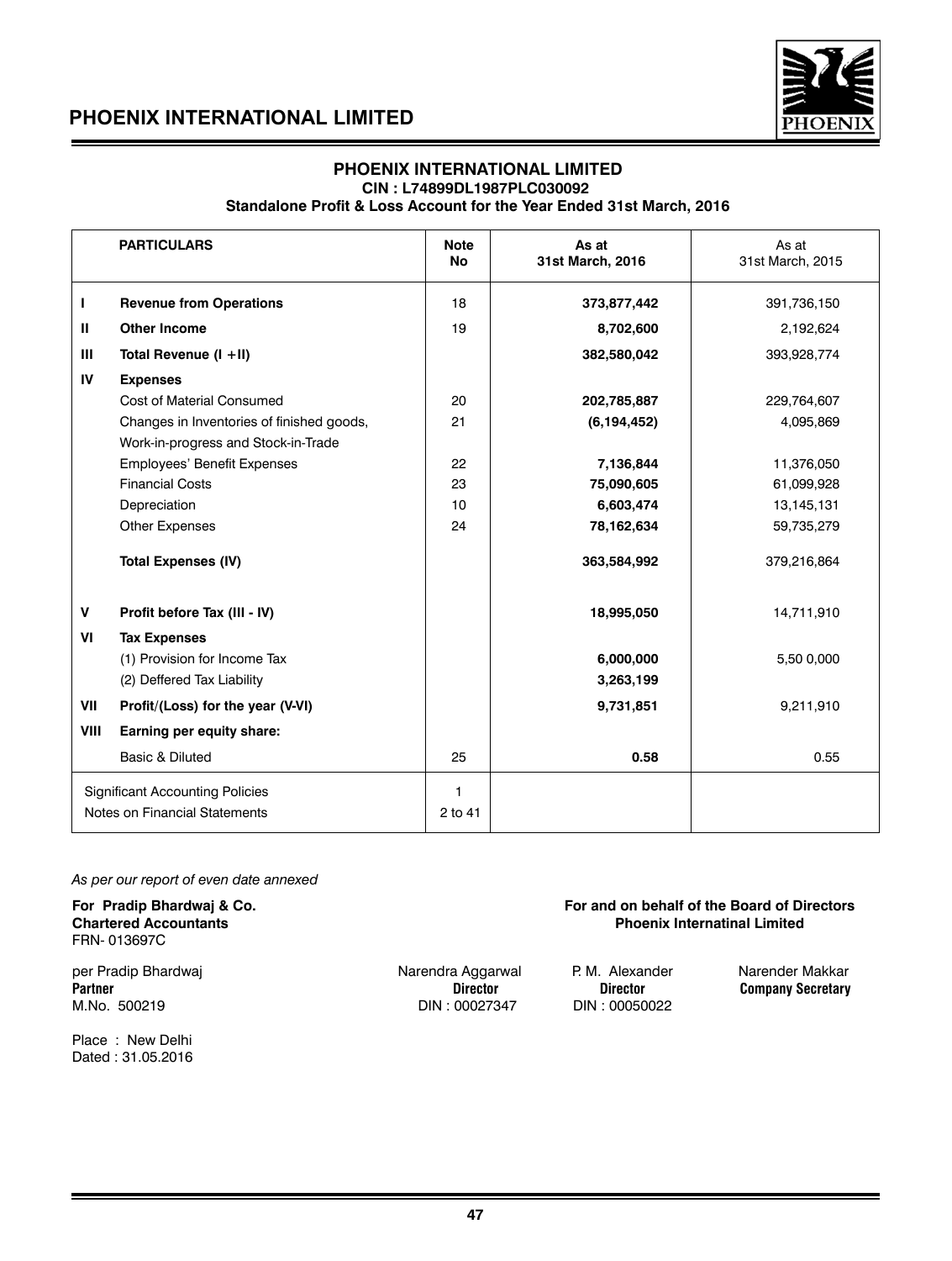# PHOENIX INTERNATIONAL LIMITED

## PHOENIX INTERNATIONAL LIMITED
**CIN : L74899DL1987PLC030092**
**Standalone Profit & Loss Account for the Year Ended 31st March, 2016**

| | PARTICULARS | Note No | As at 31st March, 2016 | As at 31st March, 2015 |
|---|---|---|---|---|
| I | **Revenue from Operations** | 18 | **373,877,442** | 391,736,150 |
| II | **Other Income** | 19 | **8,702,600** | 2,192,624 |
| III | **Total Revenue (I +II)** | | **382,580,042** | 393,928,774 |
| IV | **Expenses** | | | |
| | Cost of Material Consumed | 20 | **202,785,887** | 229,764,607 |
| | Changes in Inventories of finished goods, Work-in-progress and Stock-in-Trade | 21 | **(6,194,452)** | 4,095,869 |
| | Employees' Benefit Expenses | 22 | **7,136,844** | 11,376,050 |
| | Financial Costs | 23 | **75,090,605** | 61,099,928 |
| | Depreciation | 10 | **6,603,474** | 13,145,131 |
| | Other Expenses | 24 | **78,162,634** | 59,735,279 |
| | **Total Expenses (IV)** | | **363,584,992** | 379,216,864 |
| V | **Profit before Tax (III - IV)** | | **18,995,050** | 14,711,910 |
| VI | **Tax Expenses** | | | |
| | (1) Provision for Income Tax | | **6,000,000** | 5,50 0,000 |
| | (2) Deffered Tax Liability | | **3,263,199** | |
| VII | **Profit/(Loss) for the year (V-VI)** | | **9,731,851** | 9,211,910 |
| VIII | **Earning per equity share:** | | | |
| | Basic & Diluted | 25 | **0.58** | 0.55 |
| | Significant Accounting Policies | 1 | | |
| | Notes on Financial Statements | 2 to 41 | | |

*As per our report of even date annexed*

**For Pradip Bhardwaj & Co.**
**Chartered Accountants**
FRN- 013697C

per Pradip Bhardwaj
**Partner**
M.No. 500219

Place : New Delhi
Dated : 31.05.2016

**For and on behalf of the Board of Directors**
**Phoenix Internatinal Limited**

Narendra Aggarwal
**Director**
DIN : 00027347

P. M. Alexander
**Director**
DIN : 00050022

Narender Makkar
**Company Secretary**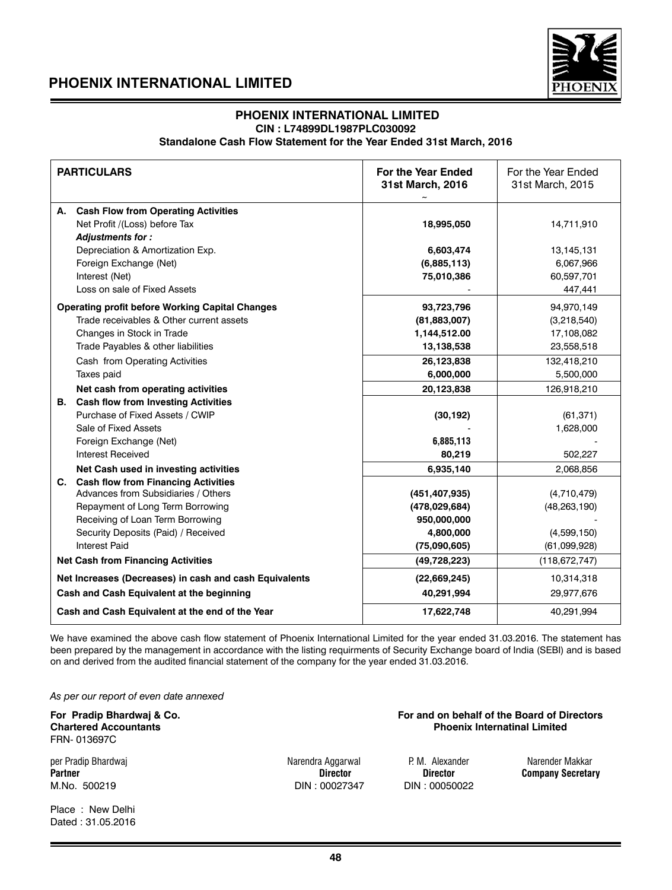# PHOENIX INTERNATIONAL LIMITED

**CIN : L74899DL1987PLC030092**

**Standalone Cash Flow Statement for the Year Ended 31st March, 2016**

| PARTICULARS | For the Year Ended 31st March, 2016 | For the Year Ended 31st March, 2015 |
|---|---|---|
| **A. Cash Flow from Operating Activities** | | |
| Net Profit /(Loss) before Tax | **18,995,050** | 14,711,910 |
| ***Adjustments for :*** | | |
| Depreciation & Amortization Exp. | **6,603,474** | 13,145,131 |
| Foreign Exchange (Net) | **(6,885,113)** | 6,067,966 |
| Interest (Net) | **75,010,386** | 60,597,701 |
| Loss on sale of Fixed Assets | - | 447,441 |
| **Operating profit before Working Capital Changes** | **93,723,796** | 94,970,149 |
| Trade receivables & Other current assets | **(81,883,007)** | (3,218,540) |
| Changes in Stock in Trade | **1,144,512.00** | 17,108,082 |
| Trade Payables & other liabilities | **13,138,538** | 23,558,518 |
| Cash from Operating Activities | **26,123,838** | 132,418,210 |
| Taxes paid | **6,000,000** | 5,500,000 |
| **Net cash from operating activities** | **20,123,838** | 126,918,210 |
| **B. Cash flow from Investing Activities** | | |
| Purchase of Fixed Assets / CWIP | **(30,192)** | (61,371) |
| Sale of Fixed Assets | - | 1,628,000 |
| Foreign Exchange (Net) | **6,885,113** | - |
| Interest Received | **80,219** | 502,227 |
| **Net Cash used in investing activities** | **6,935,140** | 2,068,856 |
| **C. Cash flow from Financing Activities** | | |
| Advances from Subsidiaries / Others | **(451,407,935)** | (4,710,479) |
| Repayment of Long Term Borrowing | **(478,029,684)** | (48,263,190) |
| Receiving of Loan Term Borrowing | **950,000,000** | - |
| Security Deposits (Paid) / Received | **4,800,000** | (4,599,150) |
| Interest Paid | **(75,090,605)** | (61,099,928) |
| **Net Cash from Financing Activities** | **(49,728,223)** | (118,672,747) |
| **Net Increases (Decreases) in cash and cash Equivalents** | **(22,669,245)** | 10,314,318 |
| **Cash and Cash Equivalent at the beginning** | **40,291,994** | 29,977,676 |
| **Cash and Cash Equivalent at the end of the Year** | **17,622,748** | 40,291,994 |

We have examined the above cash flow statement of Phoenix International Limited for the year ended 31.03.2016. The statement has been prepared by the management in accordance with the listing requirments of Security Exchange board of India (SEBI) and is based on and derived from the audited financial statement of the company for the year ended 31.03.2016.

*As per our report of even date annexed*

**For Pradip Bhardwaj & Co.**
**Chartered Accountants**
FRN- 013697C

per Pradip Bhardwaj
**Partner**
M.No. 500219

Place : New Delhi
Dated : 31.05.2016

**For and on behalf of the Board of Directors**
**Phoenix Internatinal Limited**

Narendra Aggarwal
**Director**
DIN : 00027347

P. M. Alexander
**Director**
DIN : 00050022

Narender Makkar
**Company Secretary**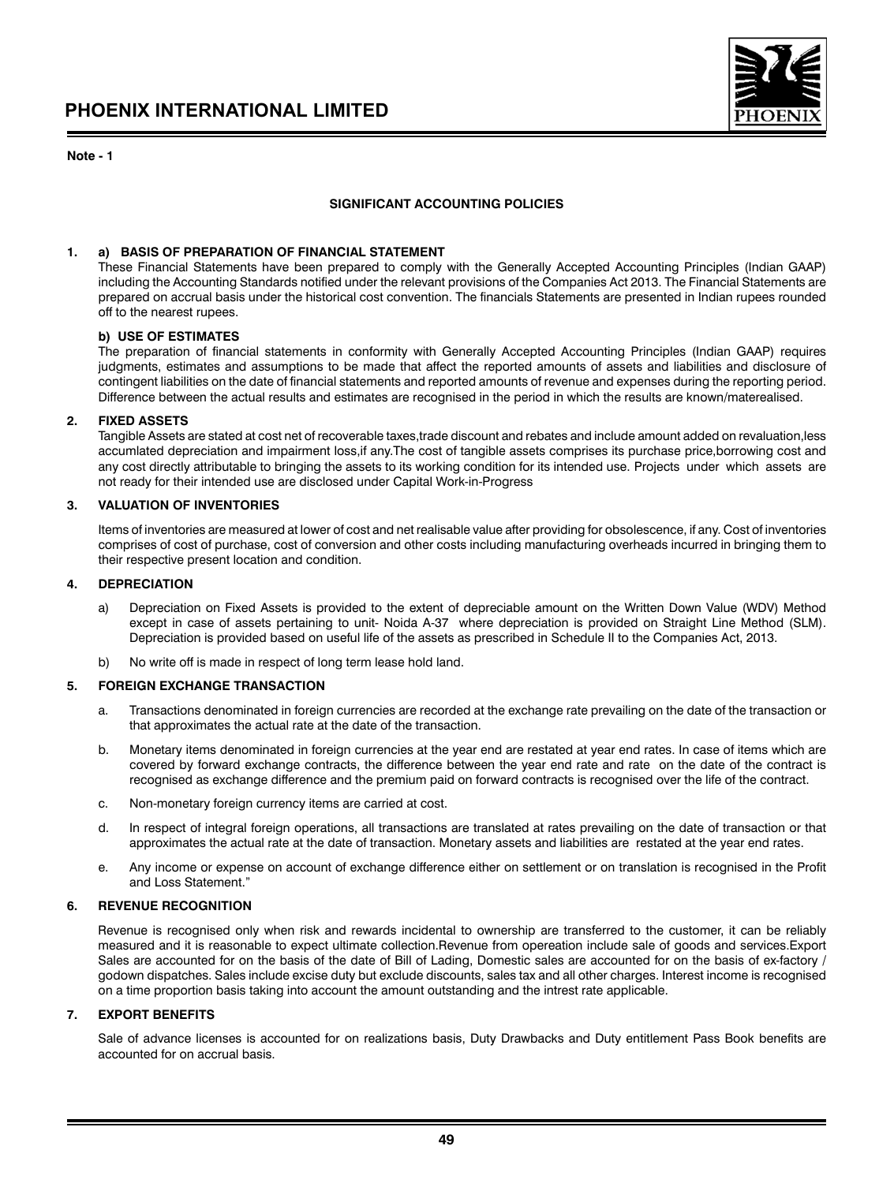**Note - 1**

## SIGNIFICANT ACCOUNTING POLICIES

### 1. a) BASIS OF PREPARATION OF FINANCIAL STATEMENT

These Financial Statements have been prepared to comply with the Generally Accepted Accounting Principles (Indian GAAP) including the Accounting Standards notified under the relevant provisions of the Companies Act 2013. The Financial Statements are prepared on accrual basis under the historical cost convention. The financials Statements are presented in Indian rupees rounded off to the nearest rupees.

**b) USE OF ESTIMATES**

The preparation of financial statements in conformity with Generally Accepted Accounting Principles (Indian GAAP) requires judgments, estimates and assumptions to be made that affect the reported amounts of assets and liabilities and disclosure of contingent liabilities on the date of financial statements and reported amounts of revenue and expenses during the reporting period. Difference between the actual results and estimates are recognised in the period in which the results are known/materealised.

### 2. FIXED ASSETS

Tangible Assets are stated at cost net of recoverable taxes,trade discount and rebates and include amount added on revaluation,less accumlated depreciation and impairment loss,if any.The cost of tangible assets comprises its purchase price,borrowing cost and any cost directly attributable to bringing the assets to its working condition for its intended use. Projects under which assets are not ready for their intended use are disclosed under Capital Work-in-Progress

### 3. VALUATION OF INVENTORIES

Items of inventories are measured at lower of cost and net realisable value after providing for obsolescence, if any. Cost of inventories comprises of cost of purchase, cost of conversion and other costs including manufacturing overheads incurred in bringing them to their respective present location and condition.

### 4. DEPRECIATION

a) Depreciation on Fixed Assets is provided to the extent of depreciable amount on the Written Down Value (WDV) Method except in case of assets pertaining to unit- Noida A-37 where depreciation is provided on Straight Line Method (SLM). Depreciation is provided based on useful life of the assets as prescribed in Schedule II to the Companies Act, 2013.

b) No write off is made in respect of long term lease hold land.

### 5. FOREIGN EXCHANGE TRANSACTION

a. Transactions denominated in foreign currencies are recorded at the exchange rate prevailing on the date of the transaction or that approximates the actual rate at the date of the transaction.

b. Monetary items denominated in foreign currencies at the year end are restated at year end rates. In case of items which are covered by forward exchange contracts, the difference between the year end rate and rate on the date of the contract is recognised as exchange difference and the premium paid on forward contracts is recognised over the life of the contract.

c. Non-monetary foreign currency items are carried at cost.

d. In respect of integral foreign operations, all transactions are translated at rates prevailing on the date of transaction or that approximates the actual rate at the date of transaction. Monetary assets and liabilities are restated at the year end rates.

e. Any income or expense on account of exchange difference either on settlement or on translation is recognised in the Profit and Loss Statement."

### 6. REVENUE RECOGNITION

Revenue is recognised only when risk and rewards incidental to ownership are transferred to the customer, it can be reliably measured and it is reasonable to expect ultimate collection.Revenue from opereation include sale of goods and services.Export Sales are accounted for on the basis of the date of Bill of Lading, Domestic sales are accounted for on the basis of ex-factory / godown dispatches. Sales include excise duty but exclude discounts, sales tax and all other charges. Interest income is recognised on a time proportion basis taking into account the amount outstanding and the intrest rate applicable.

### 7. EXPORT BENEFITS

Sale of advance licenses is accounted for on realizations basis, Duty Drawbacks and Duty entitlement Pass Book benefits are accounted for on accrual basis.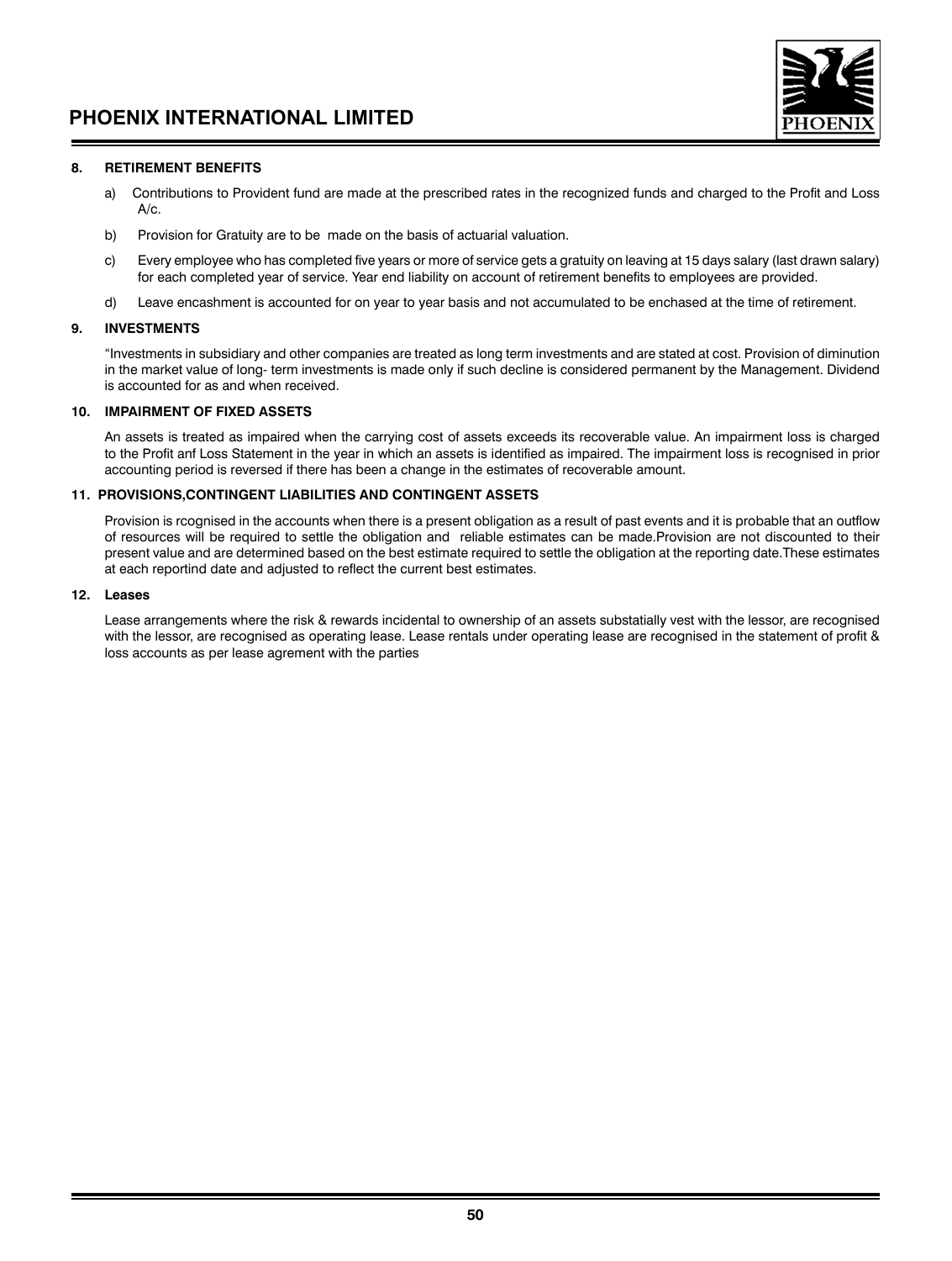## 8. RETIREMENT BENEFITS

a) Contributions to Provident fund are made at the prescribed rates in the recognized funds and charged to the Profit and Loss A/c.

b) Provision for Gratuity are to be made on the basis of actuarial valuation.

c) Every employee who has completed five years or more of service gets a gratuity on leaving at 15 days salary (last drawn salary) for each completed year of service. Year end liability on account of retirement benefits to employees are provided.

d) Leave encashment is accounted for on year to year basis and not accumulated to be enchased at the time of retirement.

## 9. INVESTMENTS

"Investments in subsidiary and other companies are treated as long term investments and are stated at cost. Provision of diminution in the market value of long- term investments is made only if such decline is considered permanent by the Management. Dividend is accounted for as and when received.

## 10. IMPAIRMENT OF FIXED ASSETS

An assets is treated as impaired when the carrying cost of assets exceeds its recoverable value. An impairment loss is charged to the Profit anf Loss Statement in the year in which an assets is identified as impaired. The impairment loss is recognised in prior accounting period is reversed if there has been a change in the estimates of recoverable amount.

## 11. PROVISIONS,CONTINGENT LIABILITIES AND CONTINGENT ASSETS

Provision is rcognised in the accounts when there is a present obligation as a result of past events and it is probable that an outflow of resources will be required to settle the obligation and reliable estimates can be made.Provision are not discounted to their present value and are determined based on the best estimate required to settle the obligation at the reporting date.These estimates at each reportind date and adjusted to reflect the current best estimates.

## 12. Leases

Lease arrangements where the risk & rewards incidental to ownership of an assets substatially vest with the lessor, are recognised with the lessor, are recognised as operating lease. Lease rentals under operating lease are recognised in the statement of profit & loss accounts as per lease agrement with the parties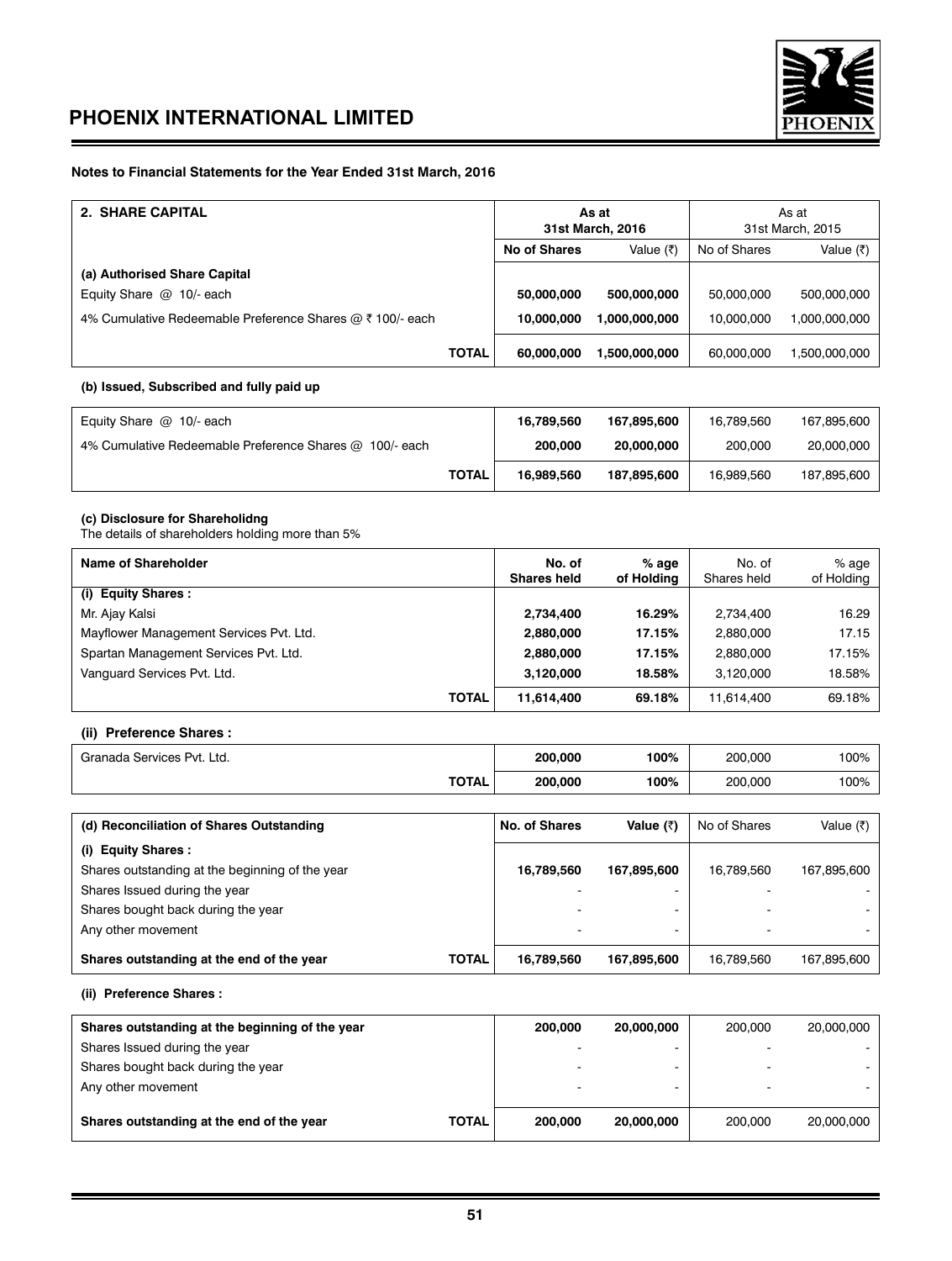## Notes to Financial Statements for the Year Ended 31st March, 2016

| 2. SHARE CAPITAL | As at 31st March, 2016 | | As at 31st March, 2015 | |
|---|---|---|---|---|
| | **No of Shares** | Value (₹) | No of Shares | Value (₹) |
| **(a) Authorised Share Capital** | | | | |
| Equity Share @ 10/- each | **50,000,000** | **500,000,000** | 50,000,000 | 500,000,000 |
| 4% Cumulative Redeemable Preference Shares @ ₹ 100/- each | **10,000,000** | **1,000,000,000** | 10,000,000 | 1,000,000,000 |
| **TOTAL** | **60,000,000** | **1,500,000,000** | 60,000,000 | 1,500,000,000 |

**(b) Issued, Subscribed and fully paid up**

| | | | | |
|---|---|---|---|---|
| Equity Share @ 10/- each | **16,789,560** | **167,895,600** | 16,789,560 | 167,895,600 |
| 4% Cumulative Redeemable Preference Shares @ 100/- each | **200,000** | **20,000,000** | 200,000 | 20,000,000 |
| **TOTAL** | **16,989,560** | **187,895,600** | 16,989,560 | 187,895,600 |

**(c) Disclosure for Shareholidng**

The details of shareholders holding more than 5%

| Name of Shareholder | No. of Shares held | % age of Holding | No. of Shares held | % age of Holding |
|---|---|---|---|---|
| **(i) Equity Shares :** | | | | |
| Mr. Ajay Kalsi | **2,734,400** | **16.29%** | 2,734,400 | 16.29 |
| Mayflower Management Services Pvt. Ltd. | **2,880,000** | **17.15%** | 2,880,000 | 17.15 |
| Spartan Management Services Pvt. Ltd. | **2,880,000** | **17.15%** | 2,880,000 | 17.15% |
| Vanguard Services Pvt. Ltd. | **3,120,000** | **18.58%** | 3,120,000 | 18.58% |
| **TOTAL** | **11,614,400** | **69.18%** | 11,614,400 | 69.18% |

**(ii) Preference Shares :**

| | | | | |
|---|---|---|---|---|
| Granada Services Pvt. Ltd. | **200,000** | **100%** | 200,000 | 100% |
| **TOTAL** | **200,000** | **100%** | 200,000 | 100% |

| (d) Reconciliation of Shares Outstanding | No. of Shares | Value (₹) | No of Shares | Value (₹) |
|---|---|---|---|---|
| **(i) Equity Shares :** | | | | |
| Shares outstanding at the beginning of the year | **16,789,560** | **167,895,600** | 16,789,560 | 167,895,600 |
| Shares Issued during the year | - | - | - | - |
| Shares bought back during the year | - | - | - | - |
| Any other movement | - | - | - | - |
| **Shares outstanding at the end of the year TOTAL** | **16,789,560** | **167,895,600** | 16,789,560 | 167,895,600 |

**(ii) Preference Shares :**

| | | | | |
|---|---|---|---|---|
| **Shares outstanding at the beginning of the year** | **200,000** | **20,000,000** | 200,000 | 20,000,000 |
| Shares Issued during the year | - | - | - | - |
| Shares bought back during the year | - | - | - | - |
| Any other movement | - | - | - | - |
| **Shares outstanding at the end of the year TOTAL** | **200,000** | **20,000,000** | 200,000 | 20,000,000 |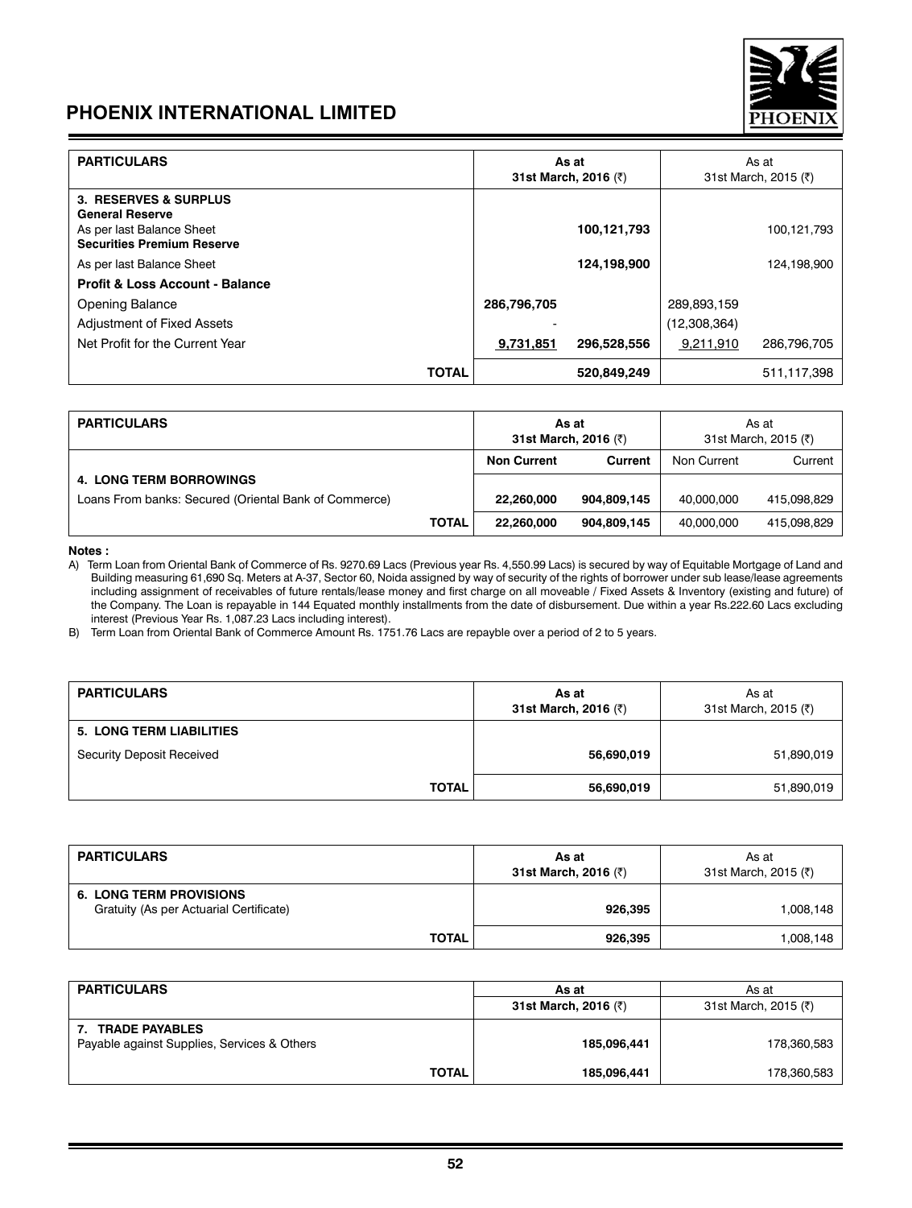## PHOENIX INTERNATIONAL LIMITED

| PARTICULARS | As at 31st March, 2016 (₹) | | As at 31st March, 2015 (₹) | |
|---|---|---|---|---|
| **3. RESERVES & SURPLUS** | | | | |
| **General Reserve** | | | | |
| As per last Balance Sheet | | **100,121,793** | | 100,121,793 |
| **Securities Premium Reserve** | | | | |
| As per last Balance Sheet | | **124,198,900** | | 124,198,900 |
| **Profit & Loss Account - Balance** | | | | |
| Opening Balance | **286,796,705** | | 289,893,159 | |
| Adjustment of Fixed Assets | - | | (12,308,364) | |
| Net Profit for the Current Year | **9,731,851** | **296,528,556** | 9,211,910 | 286,796,705 |
| **TOTAL** | | **520,849,249** | | 511,117,398 |

| PARTICULARS | As at 31st March, 2016 (₹) | | As at 31st March, 2015 (₹) | |
|---|---|---|---|---|
| | **Non Current** | **Current** | Non Current | Current |
| **4. LONG TERM BORROWINGS** | | | | |
| Loans From banks: Secured (Oriental Bank of Commerce) | **22,260,000** | **904,809,145** | 40,000,000 | 415,098,829 |
| **TOTAL** | **22,260,000** | **904,809,145** | 40,000,000 | 415,098,829 |

**Notes :**

A) Term Loan from Oriental Bank of Commerce of Rs. 9270.69 Lacs (Previous year Rs. 4,550.99 Lacs) is secured by way of Equitable Mortgage of Land and Building measuring 61,690 Sq. Meters at A-37, Sector 60, Noida assigned by way of security of the rights of borrower under sub lease/lease agreements including assignment of receivables of future rentals/lease money and first charge on all moveable / Fixed Assets & Inventory (existing and future) of the Company. The Loan is repayable in 144 Equated monthly installments from the date of disbursement. Due within a year Rs.222.60 Lacs excluding interest (Previous Year Rs. 1,087.23 Lacs including interest).

B) Term Loan from Oriental Bank of Commerce Amount Rs. 1751.76 Lacs are repayble over a period of 2 to 5 years.

| PARTICULARS | As at 31st March, 2016 (₹) | As at 31st March, 2015 (₹) |
|---|---|---|
| **5. LONG TERM LIABILITIES** | | |
| Security Deposit Received | **56,690,019** | 51,890,019 |
| **TOTAL** | **56,690,019** | 51,890,019 |

| PARTICULARS | As at 31st March, 2016 (₹) | As at 31st March, 2015 (₹) |
|---|---|---|
| **6. LONG TERM PROVISIONS** | | |
| Gratuity (As per Actuarial Certificate) | **926,395** | 1,008,148 |
| **TOTAL** | **926,395** | 1,008,148 |

| PARTICULARS | As at 31st March, 2016 (₹) | As at 31st March, 2015 (₹) |
|---|---|---|
| **7. TRADE PAYABLES** | | |
| Payable against Supplies, Services & Others | **185,096,441** | 178,360,583 |
| **TOTAL** | **185,096,441** | 178,360,583 |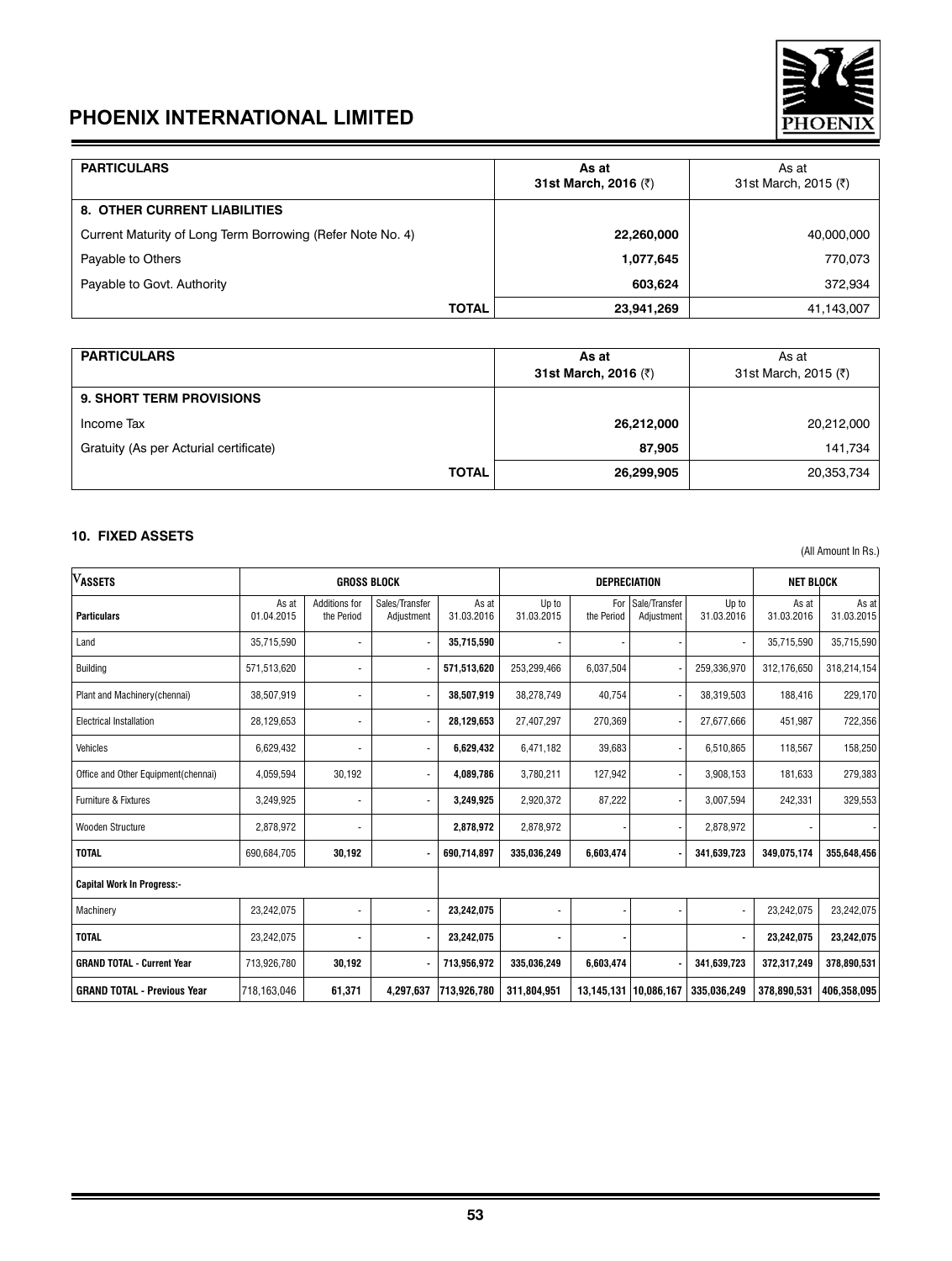| PARTICULARS | As at 31st March, 2016 (₹) | As at 31st March, 2015 (₹) |
|---|---|---|
| **8. OTHER CURRENT LIABILITIES** | | |
| Current Maturity of Long Term Borrowing (Refer Note No. 4) | **22,260,000** | 40,000,000 |
| Payable to Others | **1,077,645** | 770,073 |
| Payable to Govt. Authority | **603,624** | 372,934 |
| **TOTAL** | **23,941,269** | 41,143,007 |

| PARTICULARS | As at 31st March, 2016 (₹) | As at 31st March, 2015 (₹) |
|---|---|---|
| **9. SHORT TERM PROVISIONS** | | |
| Income Tax | **26,212,000** | 20,212,000 |
| Gratuity (As per Acturial certificate) | **87,905** | 141,734 |
| **TOTAL** | **26,299,905** | 20,353,734 |

## 10. FIXED ASSETS

(All Amount In Rs.)

| ASSETS | GROSS BLOCK | | | | DEPRECIATION | | | | NET BLOCK | |
|---|---|---|---|---|---|---|---|---|---|---|
| **Particulars** | As at 01.04.2015 | Additions for the Period | Sales/Transfer Adjustment | As at 31.03.2016 | Up to 31.03.2015 | For the Period | Sale/Transfer Adjustment | Up to 31.03.2016 | As at 31.03.2016 | As at 31.03.2015 |
| Land | 35,715,590 | - | - | **35,715,590** | - | - | - | - | 35,715,590 | 35,715,590 |
| Building | 571,513,620 | - | - | **571,513,620** | 253,299,466 | 6,037,504 | - | 259,336,970 | 312,176,650 | 318,214,154 |
| Plant and Machinery(chennai) | 38,507,919 | - | - | **38,507,919** | 38,278,749 | 40,754 | - | 38,319,503 | 188,416 | 229,170 |
| Electrical Installation | 28,129,653 | - | - | **28,129,653** | 27,407,297 | 270,369 | - | 27,677,666 | 451,987 | 722,356 |
| Vehicles | 6,629,432 | - | - | **6,629,432** | 6,471,182 | 39,683 | - | 6,510,865 | 118,567 | 158,250 |
| Office and Other Equipment(chennai) | 4,059,594 | 30,192 | - | **4,089,786** | 3,780,211 | 127,942 | - | 3,908,153 | 181,633 | 279,383 |
| Furniture & Fixtures | 3,249,925 | - | - | **3,249,925** | 2,920,372 | 87,222 | - | 3,007,594 | 242,331 | 329,553 |
| Wooden Structure | 2,878,972 | - | | **2,878,972** | 2,878,972 | - | - | 2,878,972 | - | - |
| **TOTAL** | 690,684,705 | **30,192** | **-** | **690,714,897** | **335,036,249** | **6,603,474** | **-** | **341,639,723** | **349,075,174** | **355,648,456** |
| **Capital Work In Progress:-** | | | | | | | | | | |
| Machinery | 23,242,075 | - | - | **23,242,075** | - | - | - | - | 23,242,075 | 23,242,075 |
| **TOTAL** | 23,242,075 | **-** | **-** | **23,242,075** | **-** | **-** | | **-** | **23,242,075** | **23,242,075** |
| **GRAND TOTAL - Current Year** | 713,926,780 | **30,192** | **-** | **713,956,972** | **335,036,249** | **6,603,474** | **-** | **341,639,723** | **372,317,249** | **378,890,531** |
| **GRAND TOTAL - Previous Year** | 718,163,046 | **61,371** | **4,297,637** | **713,926,780** | **311,804,951** | **13,145,131** | **10,086,167** | **335,036,249** | **378,890,531** | **406,358,095** |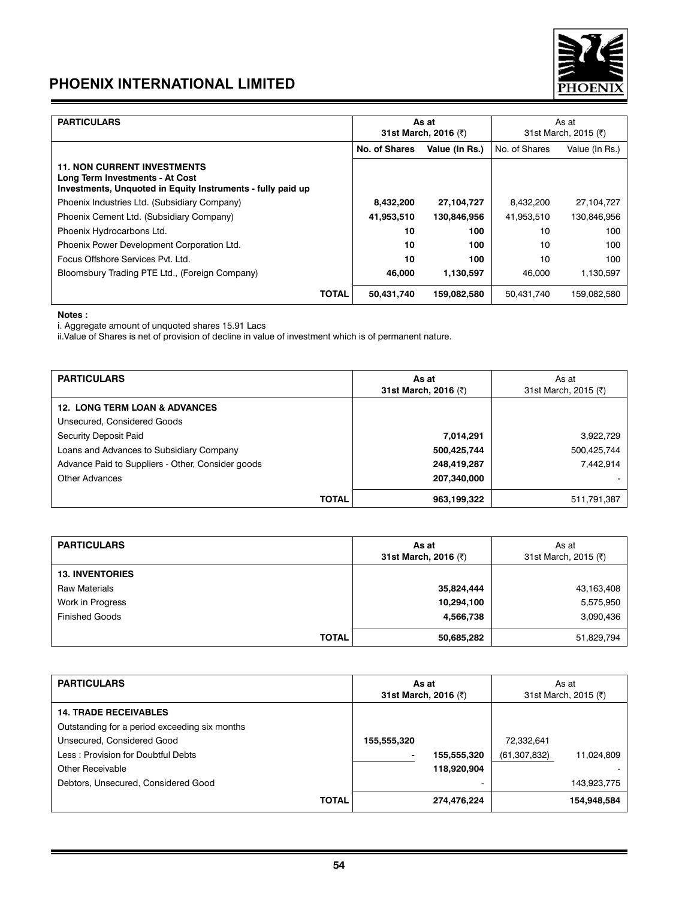| PARTICULARS | As at 31st March, 2016 (₹) | | As at 31st March, 2015 (₹) | |
|---|---|---|---|---|
| | **No. of Shares** | **Value (In Rs.)** | No. of Shares | Value (In Rs.) |
| **11. NON CURRENT INVESTMENTS** **Long Term Investments - At Cost** **Investments, Unquoted in Equity Instruments - fully paid up** | | | | |
| Phoenix Industries Ltd. (Subsidiary Company) | **8,432,200** | **27,104,727** | 8,432,200 | 27,104,727 |
| Phoenix Cement Ltd. (Subsidiary Company) | **41,953,510** | **130,846,956** | 41,953,510 | 130,846,956 |
| Phoenix Hydrocarbons Ltd. | **10** | **100** | 10 | 100 |
| Phoenix Power Development Corporation Ltd. | **10** | **100** | 10 | 100 |
| Focus Offshore Services Pvt. Ltd. | **10** | **100** | 10 | 100 |
| Bloomsbury Trading PTE Ltd., (Foreign Company) | **46,000** | **1,130,597** | 46,000 | 1,130,597 |
| **TOTAL** | **50,431,740** | **159,082,580** | 50,431,740 | 159,082,580 |

**Notes :**

i. Aggregate amount of unquoted shares 15.91 Lacs

ii.Value of Shares is net of provision of decline in value of investment which is of permanent nature.

| PARTICULARS | As at 31st March, 2016 (₹) | As at 31st March, 2015 (₹) |
|---|---|---|
| **12. LONG TERM LOAN & ADVANCES** | | |
| Unsecured, Considered Goods | | |
| Security Deposit Paid | **7,014,291** | 3,922,729 |
| Loans and Advances to Subsidiary Company | **500,425,744** | 500,425,744 |
| Advance Paid to Suppliers - Other, Consider goods | **248,419,287** | 7,442,914 |
| Other Advances | **207,340,000** | - |
| **TOTAL** | **963,199,322** | 511,791,387 |

| PARTICULARS | As at 31st March, 2016 (₹) | As at 31st March, 2015 (₹) |
|---|---|---|
| **13. INVENTORIES** | | |
| Raw Materials | **35,824,444** | 43,163,408 |
| Work in Progress | **10,294,100** | 5,575,950 |
| Finished Goods | **4,566,738** | 3,090,436 |
| **TOTAL** | **50,685,282** | 51,829,794 |

| PARTICULARS | As at 31st March, 2016 (₹) | | As at 31st March, 2015 (₹) | |
|---|---|---|---|---|
| **14. TRADE RECEIVABLES** | | | | |
| Outstanding for a period exceeding six months | | | | |
| Unsecured, Considered Good | **155,555,320** | | 72,332,641 | |
| Less : Provision for Doubtful Debts | **-** | **155,555,320** | (61,307,832) | 11,024,809 |
| Other Receivable | | **118,920,904** | | - |
| Debtors, Unsecured, Considered Good | | - | | 143,923,775 |
| **TOTAL** | | **274,476,224** | | **154,948,584** |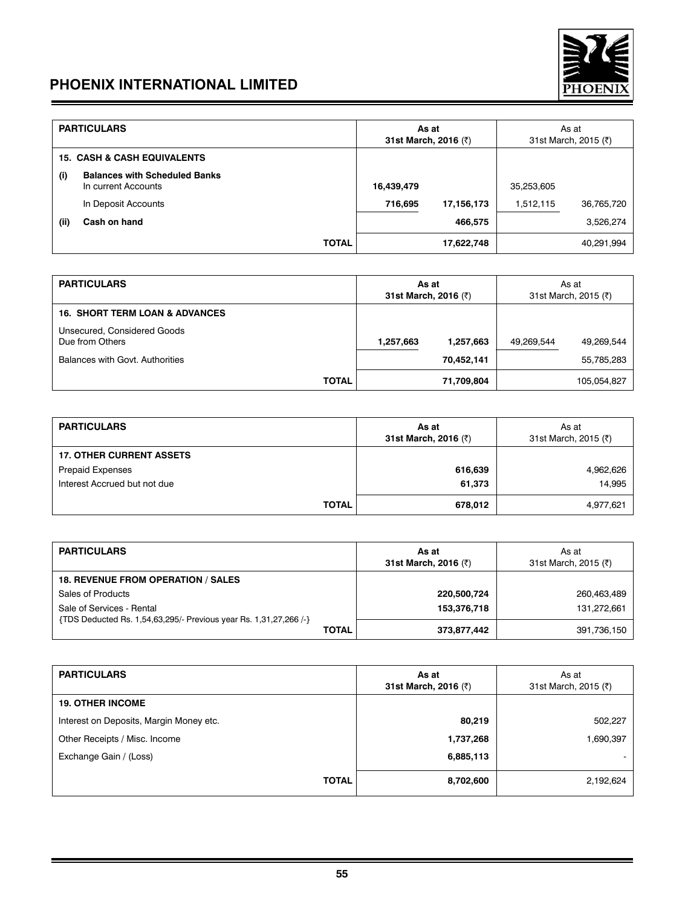| PARTICULARS | As at 31st March, 2016 (₹) | | As at 31st March, 2015 (₹) | |
|---|---|---|---|---|
| **15. CASH & CASH EQUIVALENTS** | | | | |
| **(i) Balances with Scheduled Banks** | | | | |
| In current Accounts | **16,439,479** | | 35,253,605 | |
| In Deposit Accounts | **716,695** | **17,156,173** | 1,512,115 | 36,765,720 |
| **(ii) Cash on hand** | | **466,575** | | 3,526,274 |
| **TOTAL** | | **17,622,748** | | 40,291,994 |

| PARTICULARS | As at 31st March, 2016 (₹) | | As at 31st March, 2015 (₹) | |
|---|---|---|---|---|
| **16. SHORT TERM LOAN & ADVANCES** | | | | |
| Unsecured, Considered Goods Due from Others | **1,257,663** | **1,257,663** | 49,269,544 | 49,269,544 |
| Balances with Govt. Authorities | | **70,452,141** | | 55,785,283 |
| **TOTAL** | | **71,709,804** | | 105,054,827 |

| PARTICULARS | As at 31st March, 2016 (₹) | As at 31st March, 2015 (₹) |
|---|---|---|
| **17. OTHER CURRENT ASSETS** | | |
| Prepaid Expenses | **616,639** | 4,962,626 |
| Interest Accrued but not due | **61,373** | 14,995 |
| **TOTAL** | **678,012** | 4,977,621 |

| PARTICULARS | As at 31st March, 2016 (₹) | As at 31st March, 2015 (₹) |
|---|---|---|
| **18. REVENUE FROM OPERATION / SALES** | | |
| Sales of Products | **220,500,724** | 260,463,489 |
| Sale of Services - Rental | **153,376,718** | 131,272,661 |
| {TDS Deducted Rs. 1,54,63,295/- Previous year Rs. 1,31,27,266 /-} | | |
| **TOTAL** | **373,877,442** | 391,736,150 |

| PARTICULARS | As at 31st March, 2016 (₹) | As at 31st March, 2015 (₹) |
|---|---|---|
| **19. OTHER INCOME** | | |
| Interest on Deposits, Margin Money etc. | **80,219** | 502,227 |
| Other Receipts / Misc. Income | **1,737,268** | 1,690,397 |
| Exchange Gain / (Loss) | **6,885,113** | - |
| **TOTAL** | **8,702,600** | 2,192,624 |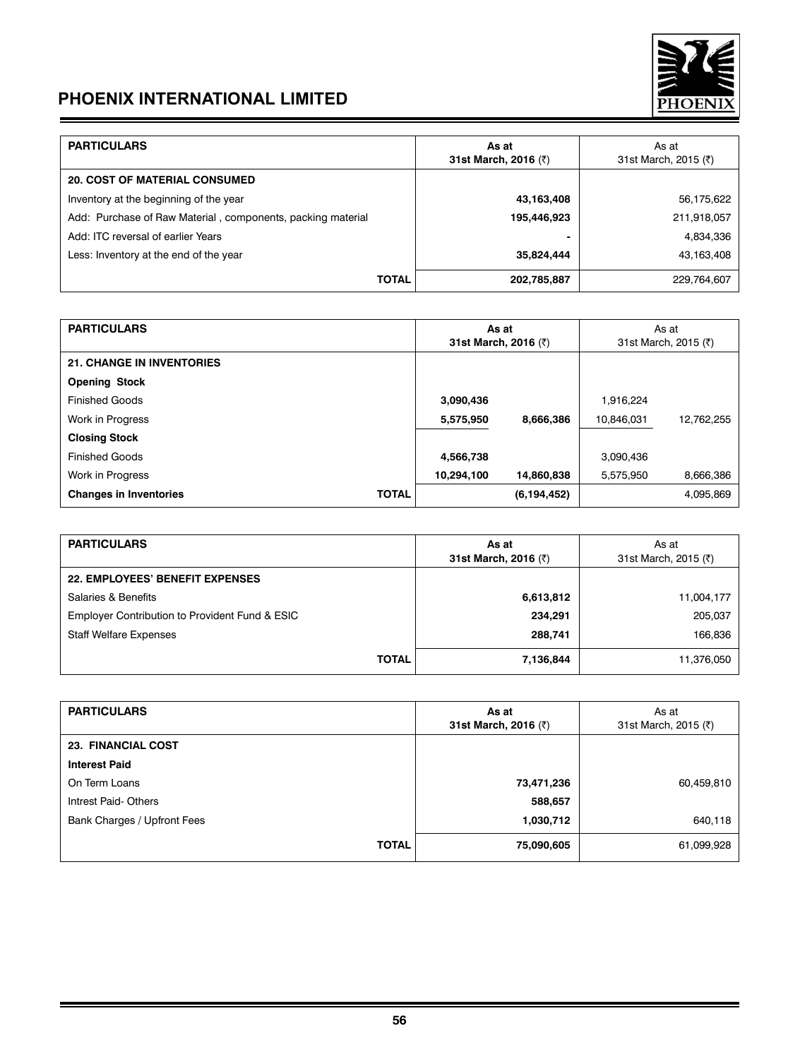| PARTICULARS | As at 31st March, 2016 (₹) | As at 31st March, 2015 (₹) |
|---|---|---|
| **20. COST OF MATERIAL CONSUMED** | | |
| Inventory at the beginning of the year | **43,163,408** | 56,175,622 |
| Add: Purchase of Raw Material , components, packing material | **195,446,923** | 211,918,057 |
| Add: ITC reversal of earlier Years | **-** | 4,834,336 |
| Less: Inventory at the end of the year | **35,824,444** | 43,163,408 |
| **TOTAL** | **202,785,887** | 229,764,607 |

| PARTICULARS | As at 31st March, 2016 (₹) | | As at 31st March, 2015 (₹) | |
|---|---|---|---|---|
| **21. CHANGE IN INVENTORIES** | | | | |
| **Opening Stock** | | | | |
| Finished Goods | **3,090,436** | | 1,916,224 | |
| Work in Progress | **5,575,950** | **8,666,386** | 10,846,031 | 12,762,255 |
| **Closing Stock** | | | | |
| Finished Goods | **4,566,738** | | 3,090,436 | |
| Work in Progress | **10,294,100** | **14,860,838** | 5,575,950 | 8,666,386 |
| **Changes in Inventories TOTAL** | | **(6,194,452)** | | 4,095,869 |

| PARTICULARS | As at 31st March, 2016 (₹) | As at 31st March, 2015 (₹) |
|---|---|---|
| **22. EMPLOYEES' BENEFIT EXPENSES** | | |
| Salaries & Benefits | **6,613,812** | 11,004,177 |
| Employer Contribution to Provident Fund & ESIC | **234,291** | 205,037 |
| Staff Welfare Expenses | **288,741** | 166,836 |
| **TOTAL** | **7,136,844** | 11,376,050 |

| PARTICULARS | As at 31st March, 2016 (₹) | As at 31st March, 2015 (₹) |
|---|---|---|
| **23. FINANCIAL COST** | | |
| **Interest Paid** | | |
| On Term Loans | **73,471,236** | 60,459,810 |
| Intrest Paid- Others | **588,657** | |
| Bank Charges / Upfront Fees | **1,030,712** | 640,118 |
| **TOTAL** | **75,090,605** | 61,099,928 |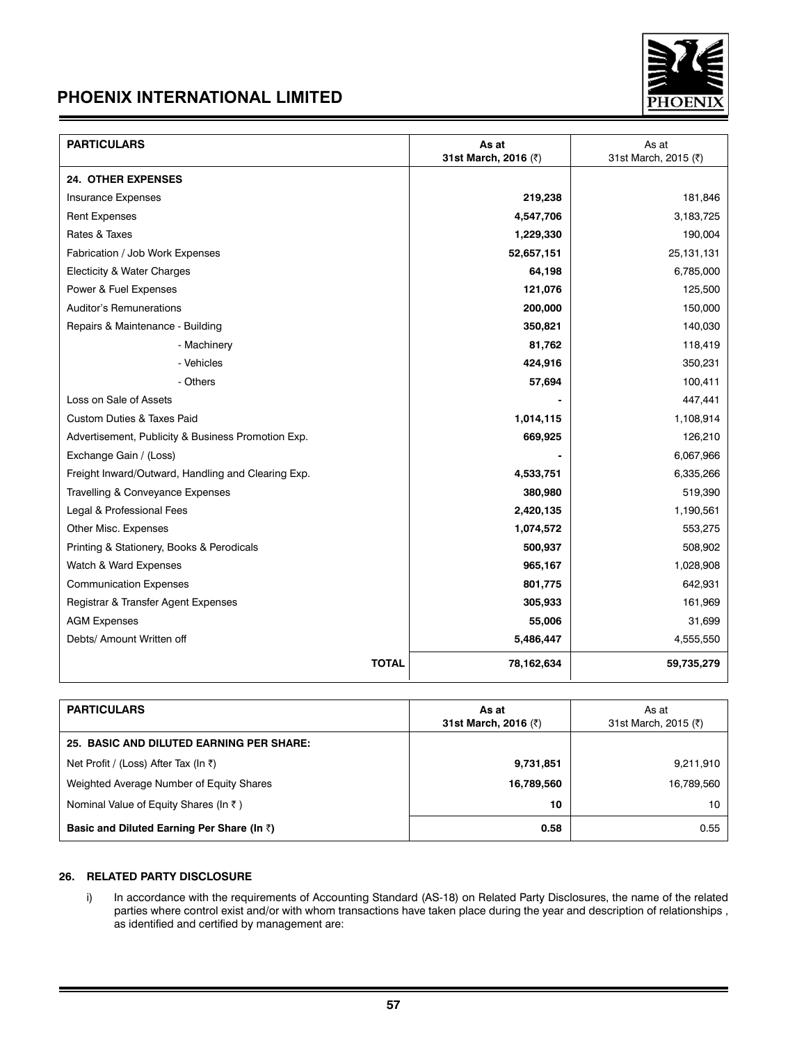# PHOENIX INTERNATIONAL LIMITED

| PARTICULARS | As at 31st March, 2016 (₹) | As at 31st March, 2015 (₹) |
|---|---|---|
| **24. OTHER EXPENSES** | | |
| Insurance Expenses | **219,238** | 181,846 |
| Rent Expenses | **4,547,706** | 3,183,725 |
| Rates & Taxes | **1,229,330** | 190,004 |
| Fabrication / Job Work Expenses | **52,657,151** | 25,131,131 |
| Electicity & Water Charges | **64,198** | 6,785,000 |
| Power & Fuel Expenses | **121,076** | 125,500 |
| Auditor's Remunerations | **200,000** | 150,000 |
| Repairs & Maintenance - Building | **350,821** | 140,030 |
| - Machinery | **81,762** | 118,419 |
| - Vehicles | **424,916** | 350,231 |
| - Others | **57,694** | 100,411 |
| Loss on Sale of Assets | **-** | 447,441 |
| Custom Duties & Taxes Paid | **1,014,115** | 1,108,914 |
| Advertisement, Publicity & Business Promotion Exp. | **669,925** | 126,210 |
| Exchange Gain / (Loss) | **-** | 6,067,966 |
| Freight Inward/Outward, Handling and Clearing Exp. | **4,533,751** | 6,335,266 |
| Travelling & Conveyance Expenses | **380,980** | 519,390 |
| Legal & Professional Fees | **2,420,135** | 1,190,561 |
| Other Misc. Expenses | **1,074,572** | 553,275 |
| Printing & Stationery, Books & Perodicals | **500,937** | 508,902 |
| Watch & Ward Expenses | **965,167** | 1,028,908 |
| Communication Expenses | **801,775** | 642,931 |
| Registrar & Transfer Agent Expenses | **305,933** | 161,969 |
| AGM Expenses | **55,006** | 31,699 |
| Debts/ Amount Written off | **5,486,447** | 4,555,550 |
| **TOTAL** | **78,162,634** | **59,735,279** |

| PARTICULARS | As at 31st March, 2016 (₹) | As at 31st March, 2015 (₹) |
|---|---|---|
| **25. BASIC AND DILUTED EARNING PER SHARE:** | | |
| Net Profit / (Loss) After Tax (In ₹) | **9,731,851** | 9,211,910 |
| Weighted Average Number of Equity Shares | **16,789,560** | 16,789,560 |
| Nominal Value of Equity Shares (In ₹ ) | **10** | 10 |
| **Basic and Diluted Earning Per Share (In ₹)** | **0.58** | 0.55 |

**26. RELATED PARTY DISCLOSURE**

i) In accordance with the requirements of Accounting Standard (AS-18) on Related Party Disclosures, the name of the related parties where control exist and/or with whom transactions have taken place during the year and description of relationships , as identified and certified by management are: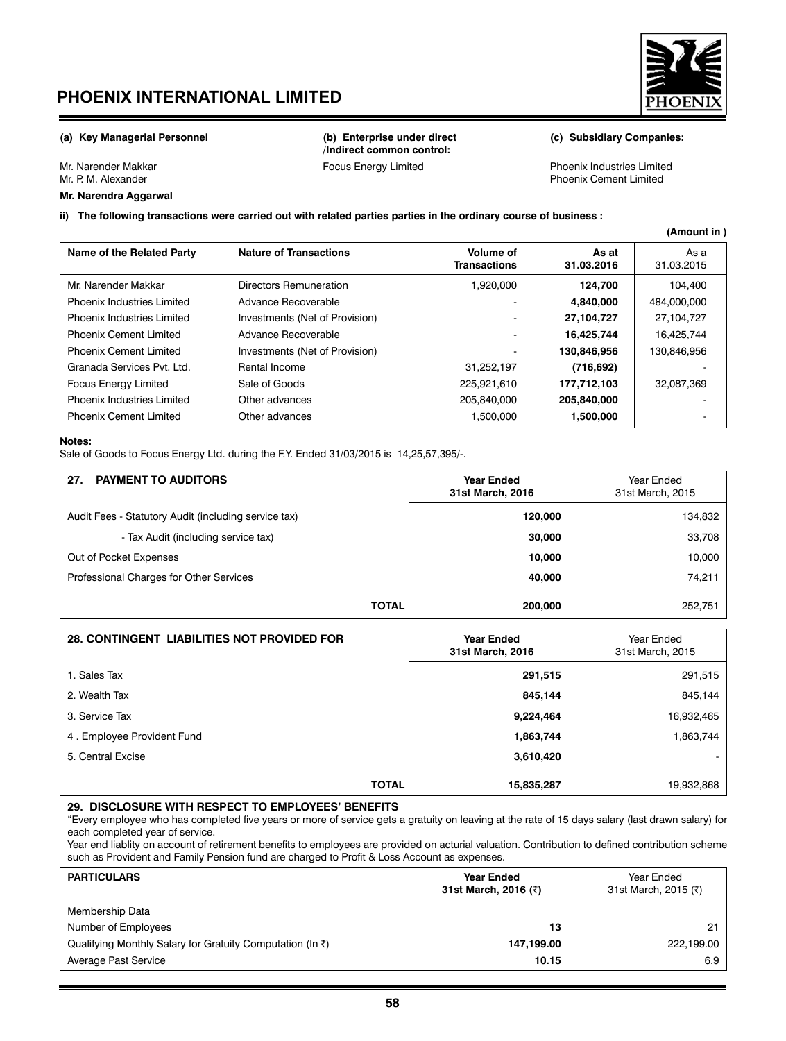**(a) Key Managerial Personnel**

Mr. Narender Makkar
Mr. P. M. Alexander
**Mr. Narendra Aggarwal**

**(b) Enterprise under direct /Indirect common control:**

Focus Energy Limited

**(c) Subsidiary Companies:**

Phoenix Industries Limited
Phoenix Cement Limited

**ii) The following transactions were carried out with related parties parties in the ordinary course of business :**

**(Amount in )**

| Name of the Related Party | Nature of Transactions | Volume of Transactions | As at 31.03.2016 | As a 31.03.2015 |
|---|---|---|---|---|
| Mr. Narender Makkar | Directors Remuneration | 1,920,000 | **124,700** | 104,400 |
| Phoenix Industries Limited | Advance Recoverable | - | **4,840,000** | 484,000,000 |
| Phoenix Industries Limited | Investments (Net of Provision) | - | **27,104,727** | 27,104,727 |
| Phoenix Cement Limited | Advance Recoverable | - | **16,425,744** | 16,425,744 |
| Phoenix Cement Limited | Investments (Net of Provision) | - | **130,846,956** | 130,846,956 |
| Granada Services Pvt. Ltd. | Rental Income | 31,252,197 | **(716,692)** | - |
| Focus Energy Limited | Sale of Goods | 225,921,610 | **177,712,103** | 32,087,369 |
| Phoenix Industries Limited | Other advances | 205,840,000 | **205,840,000** | - |
| Phoenix Cement Limited | Other advances | 1,500,000 | **1,500,000** | - |

**Notes:**

Sale of Goods to Focus Energy Ltd. during the F.Y. Ended 31/03/2015 is 14,25,57,395/-.

| 27. PAYMENT TO AUDITORS | Year Ended 31st March, 2016 | Year Ended 31st March, 2015 |
|---|---|---|
| Audit Fees - Statutory Audit (including service tax) | **120,000** | 134,832 |
| - Tax Audit (including service tax) | **30,000** | 33,708 |
| Out of Pocket Expenses | **10,000** | 10,000 |
| Professional Charges for Other Services | **40,000** | 74,211 |
| **TOTAL** | **200,000** | 252,751 |

| 28. CONTINGENT LIABILITIES NOT PROVIDED FOR | Year Ended 31st March, 2016 | Year Ended 31st March, 2015 |
|---|---|---|
| 1. Sales Tax | **291,515** | 291,515 |
| 2. Wealth Tax | **845,144** | 845,144 |
| 3. Service Tax | **9,224,464** | 16,932,465 |
| 4 . Employee Provident Fund | **1,863,744** | 1,863,744 |
| 5. Central Excise | **3,610,420** | - |
| **TOTAL** | **15,835,287** | 19,932,868 |

**29. DISCLOSURE WITH RESPECT TO EMPLOYEES' BENEFITS**

"Every employee who has completed five years or more of service gets a gratuity on leaving at the rate of 15 days salary (last drawn salary) for each completed year of service.

Year end liablity on account of retirement benefits to employees are provided on acturial valuation. Contribution to defined contribution scheme such as Provident and Family Pension fund are charged to Profit & Loss Account as expenses.

| PARTICULARS | Year Ended 31st March, 2016 (₹) | Year Ended 31st March, 2015 (₹) |
|---|---|---|
| Membership Data | | |
| Number of Employees | **13** | 21 |
| Qualifying Monthly Salary for Gratuity Computation (In ₹) | **147,199.00** | 222,199.00 |
| Average Past Service | **10.15** | 6.9 |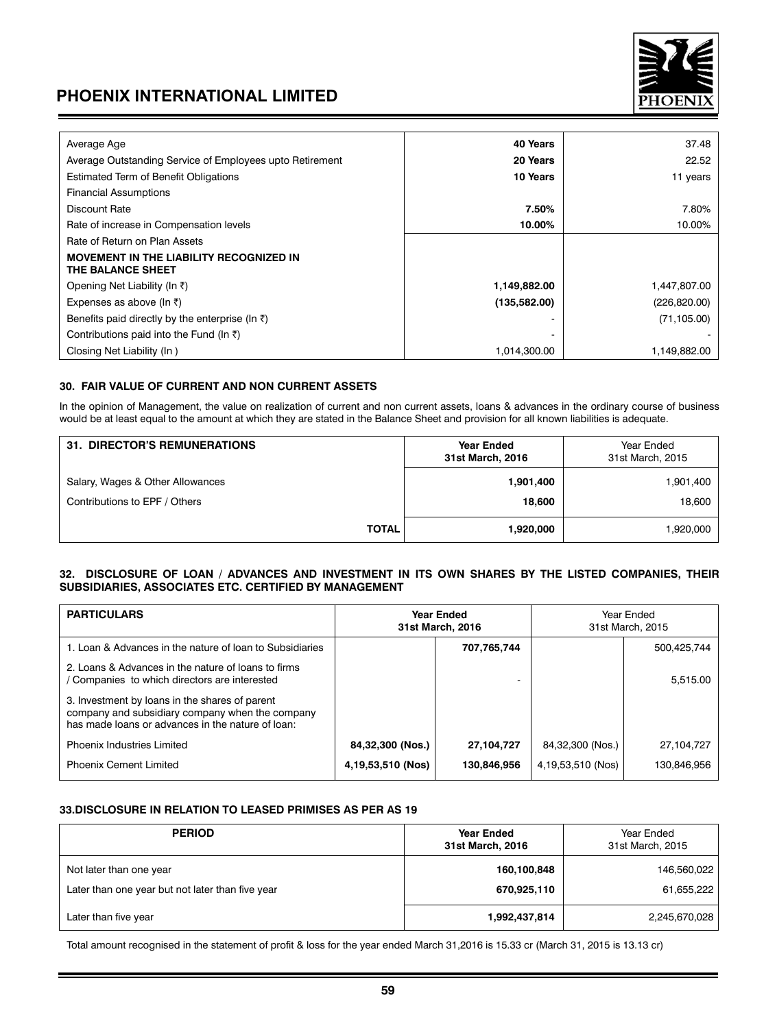| | | |
|---|---|---|
| Average Age | **40 Years** | 37.48 |
| Average Outstanding Service of Employees upto Retirement | **20 Years** | 22.52 |
| Estimated Term of Benefit Obligations | **10 Years** | 11 years |
| Financial Assumptions | | |
| Discount Rate | **7.50%** | 7.80% |
| Rate of increase in Compensation levels | **10.00%** | 10.00% |
| Rate of Return on Plan Assets | | |
| **MOVEMENT IN THE LIABILITY RECOGNIZED IN THE BALANCE SHEET** | | |
| Opening Net Liability (In ₹) | **1,149,882.00** | 1,447,807.00 |
| Expenses as above (In ₹) | **(135,582.00)** | (226,820.00) |
| Benefits paid directly by the enterprise (In ₹) | - | (71,105.00) |
| Contributions paid into the Fund (In ₹) | - | - |
| Closing Net Liability (In ) | 1,014,300.00 | 1,149,882.00 |

### 30. FAIR VALUE OF CURRENT AND NON CURRENT ASSETS

In the opinion of Management, the value on realization of current and non current assets, loans & advances in the ordinary course of business would be at least equal to the amount at which they are stated in the Balance Sheet and provision for all known liabilities is adequate.

| 31. DIRECTOR'S REMUNERATIONS | Year Ended 31st March, 2016 | Year Ended 31st March, 2015 |
|---|---|---|
| Salary, Wages & Other Allowances | **1,901,400** | 1,901,400 |
| Contributions to EPF / Others | **18,600** | 18,600 |
| **TOTAL** | **1,920,000** | 1,920,000 |

### 32. DISCLOSURE OF LOAN / ADVANCES AND INVESTMENT IN ITS OWN SHARES BY THE LISTED COMPANIES, THEIR SUBSIDIARIES, ASSOCIATES ETC. CERTIFIED BY MANAGEMENT

| PARTICULARS | Year Ended 31st March, 2016 | | Year Ended 31st March, 2015 | |
|---|---|---|---|---|
| 1. Loan & Advances in the nature of loan to Subsidiaries | | **707,765,744** | | 500,425,744 |
| 2. Loans & Advances in the nature of loans to firms / Companies to which directors are interested | | - | | 5,515.00 |
| 3. Investment by loans in the shares of parent company and subsidiary company when the company has made loans or advances in the nature of loan: | | | | |
| Phoenix Industries Limited | **84,32,300 (Nos.)** | **27,104,727** | 84,32,300 (Nos.) | 27,104,727 |
| Phoenix Cement Limited | **4,19,53,510 (Nos)** | **130,846,956** | 4,19,53,510 (Nos) | 130,846,956 |

### 33. DISCLOSURE IN RELATION TO LEASED PRIMISES AS PER AS 19

| PERIOD | Year Ended 31st March, 2016 | Year Ended 31st March, 2015 |
|---|---|---|
| Not later than one year | **160,100,848** | 146,560,022 |
| Later than one year but not later than five year | **670,925,110** | 61,655,222 |
| Later than five year | **1,992,437,814** | 2,245,670,028 |

Total amount recognised in the statement of profit & loss for the year ended March 31,2016 is 15.33 cr (March 31, 2015 is 13.13 cr)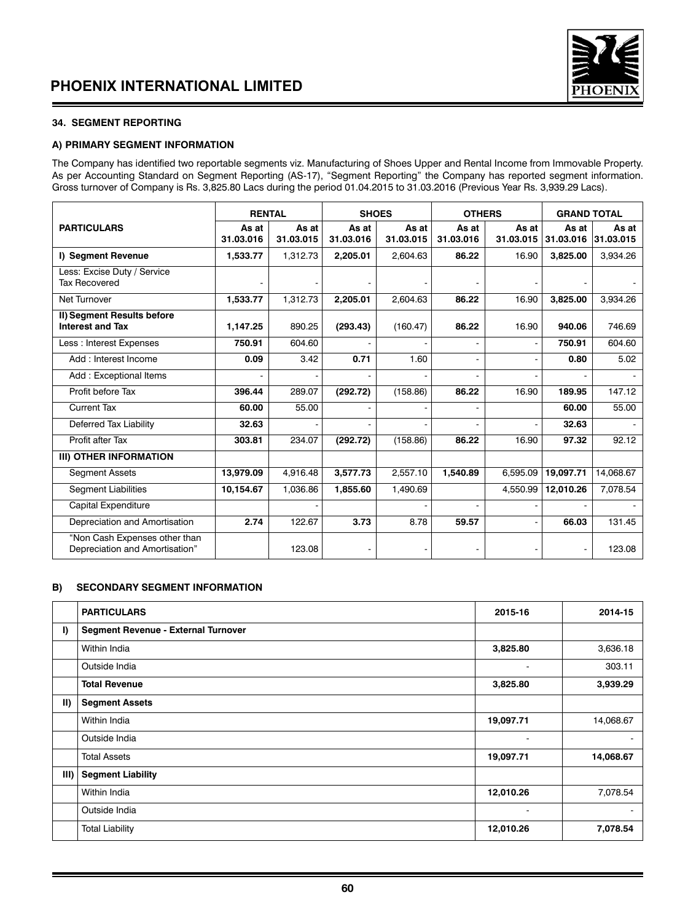#### 34. SEGMENT REPORTING

##### A) PRIMARY SEGMENT INFORMATION

The Company has identified two reportable segments viz. Manufacturing of Shoes Upper and Rental Income from Immovable Property. As per Accounting Standard on Segment Reporting (AS-17), "Segment Reporting" the Company has reported segment information. Gross turnover of Company is Rs. 3,825.80 Lacs during the period 01.04.2015 to 31.03.2016 (Previous Year Rs. 3,939.29 Lacs).

| PARTICULARS | RENTAL | | SHOES | | OTHERS | | GRAND TOTAL | |
|---|---|---|---|---|---|---|---|---|
| | As at 31.03.016 | As at 31.03.015 | As at 31.03.016 | As at 31.03.015 | As at 31.03.016 | As at 31.03.015 | As at 31.03.016 | As at 31.03.015 |
| **I) Segment Revenue** | **1,533.77** | 1,312.73 | **2,205.01** | 2,604.63 | **86.22** | 16.90 | **3,825.00** | 3,934.26 |
| Less: Excise Duty / Service Tax Recovered | - | - | - | - | - | - | - | - |
| Net Turnover | **1,533.77** | 1,312.73 | **2,205.01** | 2,604.63 | **86.22** | 16.90 | **3,825.00** | 3,934.26 |
| **II) Segment Results before Interest and Tax** | **1,147.25** | 890.25 | **(293.43)** | (160.47) | **86.22** | 16.90 | **940.06** | 746.69 |
| Less : Interest Expenses | **750.91** | 604.60 | - | - | - | - | **750.91** | 604.60 |
| Add : Interest Income | **0.09** | 3.42 | **0.71** | 1.60 | - | - | **0.80** | 5.02 |
| Add : Exceptional Items | - | - | - | - | - | - | - | - |
| Profit before Tax | **396.44** | 289.07 | **(292.72)** | (158.86) | **86.22** | 16.90 | **189.95** | 147.12 |
| Current Tax | **60.00** | 55.00 | - | - | - | | **60.00** | 55.00 |
| Deferred Tax Liability | **32.63** | - | - | - | - | - | **32.63** | - |
| Profit after Tax | **303.81** | 234.07 | **(292.72)** | (158.86) | **86.22** | 16.90 | **97.32** | 92.12 |
| **III) OTHER INFORMATION** | | | | | | | | |
| Segment Assets | **13,979.09** | 4,916.48 | **3,577.73** | 2,557.10 | **1,540.89** | 6,595.09 | **19,097.71** | 14,068.67 |
| Segment Liabilities | **10,154.67** | 1,036.86 | **1,855.60** | 1,490.69 | | 4,550.99 | **12,010.26** | 7,078.54 |
| Capital Expenditure | | - | | - | - | - | - | - |
| Depreciation and Amortisation | **2.74** | 122.67 | **3.73** | 8.78 | **59.57** | - | **66.03** | 131.45 |
| "Non Cash Expenses other than Depreciation and Amortisation" | | 123.08 | - | - | - | - | - | 123.08 |

##### B) SECONDARY SEGMENT INFORMATION

| | PARTICULARS | 2015-16 | 2014-15 |
|---|---|---|---|
| I) | **Segment Revenue - External Turnover** | | |
| | Within India | **3,825.80** | 3,636.18 |
| | Outside India | - | 303.11 |
| | **Total Revenue** | **3,825.80** | **3,939.29** |
| II) | **Segment Assets** | | |
| | Within India | **19,097.71** | 14,068.67 |
| | Outside India | - | - |
| | Total Assets | **19,097.71** | **14,068.67** |
| III) | **Segment Liability** | | |
| | Within India | **12,010.26** | 7,078.54 |
| | Outside India | - | - |
| | Total Liability | **12,010.26** | **7,078.54** |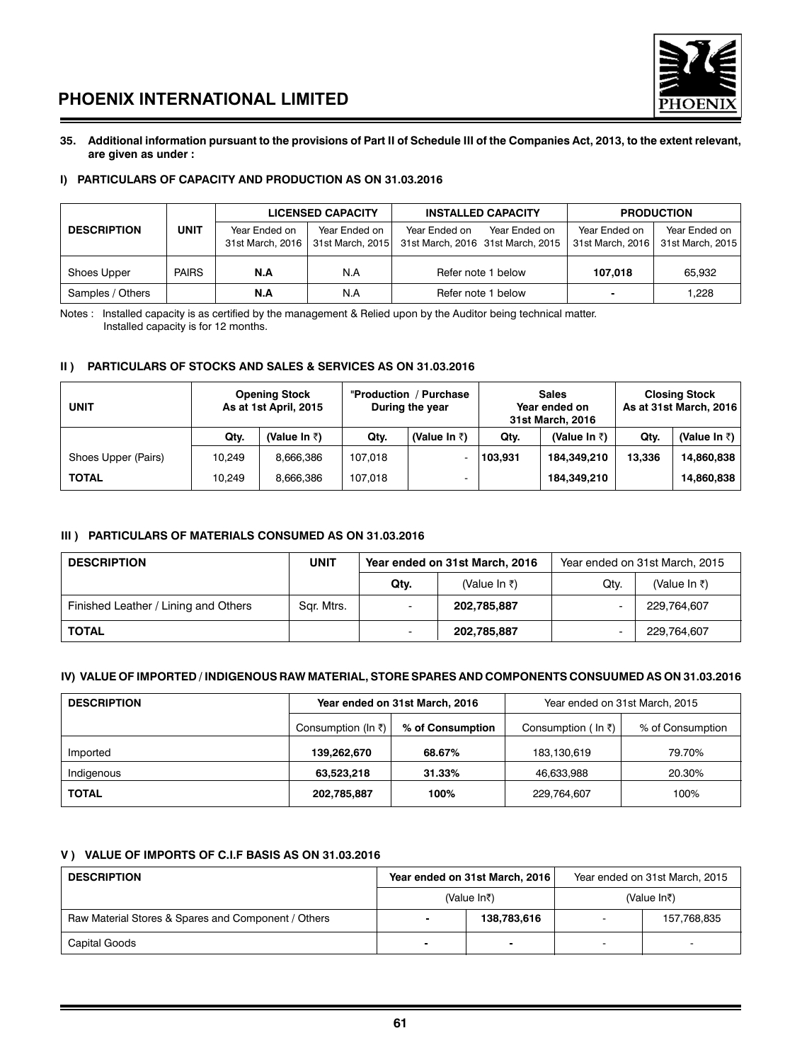**35. Additional information pursuant to the provisions of Part II of Schedule III of the Companies Act, 2013, to the extent relevant, are given as under :**

### I) PARTICULARS OF CAPACITY AND PRODUCTION AS ON 31.03.2016

| DESCRIPTION | UNIT | LICENSED CAPACITY | | INSTALLED CAPACITY | | PRODUCTION | |
|---|---|---|---|---|---|---|---|
| | | Year Ended on 31st March, 2016 | Year Ended on 31st March, 2015 | Year Ended on 31st March, 2016 | Year Ended on 31st March, 2015 | Year Ended on 31st March, 2016 | Year Ended on 31st March, 2015 |
| Shoes Upper | PAIRS | **N.A** | N.A | Refer note 1 below | | **107,018** | 65,932 |
| Samples / Others | | **N.A** | N.A | Refer note 1 below | | **-** | 1,228 |

Notes : Installed capacity is as certified by the management & Relied upon by the Auditor being technical matter.
Installed capacity is for 12 months.

### II ) PARTICULARS OF STOCKS AND SALES & SERVICES AS ON 31.03.2016

| UNIT | Opening Stock As at 1st April, 2015 | | "Production / Purchase During the year | | Sales Year ended on 31st March, 2016 | | Closing Stock As at 31st March, 2016 | |
|---|---|---|---|---|---|---|---|---|
| | Qty. | (Value In ₹) | Qty. | (Value In ₹) | Qty. | (Value In ₹) | Qty. | (Value In ₹) |
| Shoes Upper (Pairs) | 10,249 | 8,666,386 | 107,018 | - | **103,931** | **184,349,210** | **13,336** | **14,860,838** |
| **TOTAL** | 10,249 | 8,666,386 | 107,018 | - | | **184,349,210** | | **14,860,838** |

### III ) PARTICULARS OF MATERIALS CONSUMED AS ON 31.03.2016

| DESCRIPTION | UNIT | Year ended on 31st March, 2016 | | Year ended on 31st March, 2015 | |
|---|---|---|---|---|---|
| | | Qty. | (Value In ₹) | Qty. | (Value In ₹) |
| Finished Leather / Lining and Others | Sqr. Mtrs. | - | **202,785,887** | - | 229,764,607 |
| **TOTAL** | | - | **202,785,887** | - | 229,764,607 |

### IV) VALUE OF IMPORTED / INDIGENOUS RAW MATERIAL, STORE SPARES AND COMPONENTS CONSUUMED AS ON 31.03.2016

| DESCRIPTION | Year ended on 31st March, 2016 | | Year ended on 31st March, 2015 | |
|---|---|---|---|---|
| | Consumption (In ₹) | % of Consumption | Consumption ( In ₹) | % of Consumption |
| Imported | **139,262,670** | **68.67%** | 183,130,619 | 79.70% |
| Indigenous | **63,523,218** | **31.33%** | 46,633,988 | 20.30% |
| **TOTAL** | **202,785,887** | **100%** | 229,764,607 | 100% |

### V ) VALUE OF IMPORTS OF C.I.F BASIS AS ON 31.03.2016

| DESCRIPTION | Year ended on 31st March, 2016 | | Year ended on 31st March, 2015 | |
|---|---|---|---|---|
| | (Value In₹) | | (Value In₹) | |
| Raw Material Stores & Spares and Component / Others | - | **138,783,616** | - | 157,768,835 |
| Capital Goods | - | - | - | - |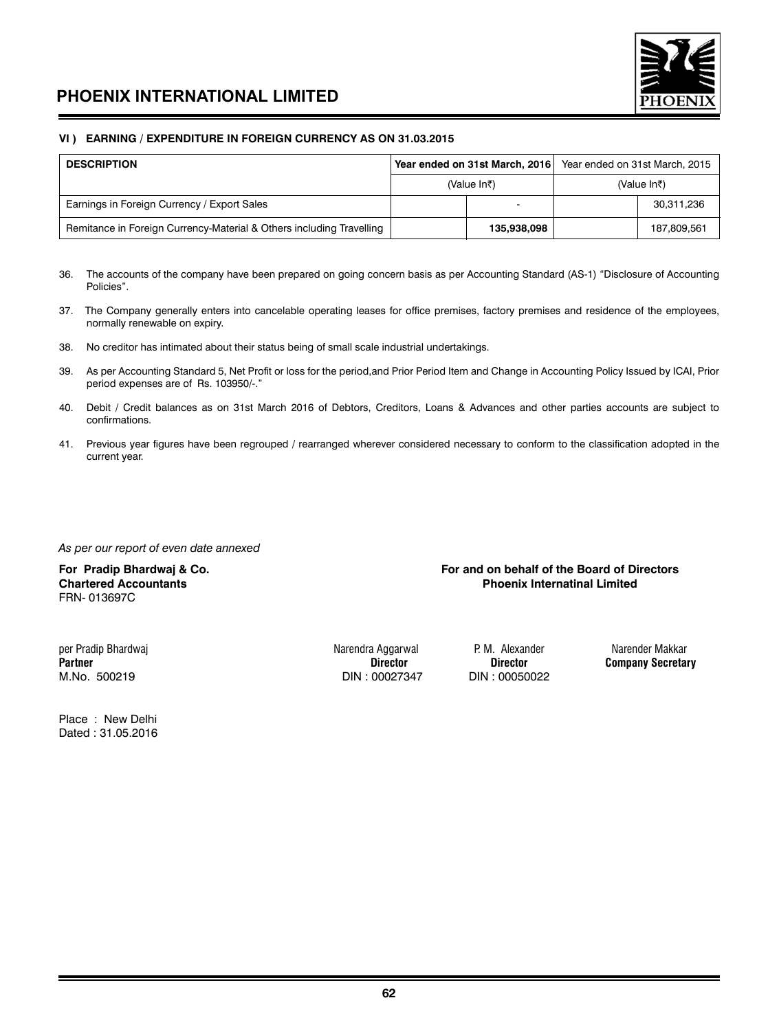### VI ) EARNING / EXPENDITURE IN FOREIGN CURRENCY AS ON 31.03.2015

| DESCRIPTION | Year ended on 31st March, 2016 | | Year ended on 31st March, 2015 | |
|---|---|---|---|---|
| | (Value In₹) | | (Value In₹) | |
| Earnings in Foreign Currency / Export Sales | | - | | 30,311,236 |
| Remitance in Foreign Currency-Material & Others including Travelling | | **135,938,098** | | 187,809,561 |

36. The accounts of the company have been prepared on going concern basis as per Accounting Standard (AS-1) "Disclosure of Accounting Policies".

37. The Company generally enters into cancelable operating leases for office premises, factory premises and residence of the employees, normally renewable on expiry.

38. No creditor has intimated about their status being of small scale industrial undertakings.

39. As per Accounting Standard 5, Net Profit or loss for the period,and Prior Period Item and Change in Accounting Policy Issued by ICAI, Prior period expenses are of Rs. 103950/-."

40. Debit / Credit balances as on 31st March 2016 of Debtors, Creditors, Loans & Advances and other parties accounts are subject to confirmations.

41. Previous year figures have been regrouped / rearranged wherever considered necessary to conform to the classification adopted in the current year.

*As per our report of even date annexed*

**For Pradip Bhardwaj & Co.**
**Chartered Accountants**
FRN- 013697C

**For and on behalf of the Board of Directors**
**Phoenix Internatinal Limited**

per Pradip Bhardwaj
**Partner**
M.No. 500219

Narendra Aggarwal
**Director**
DIN : 00027347

P. M. Alexander
**Director**
DIN : 00050022

Narender Makkar
**Company Secretary**

Place : New Delhi
Dated : 31.05.2016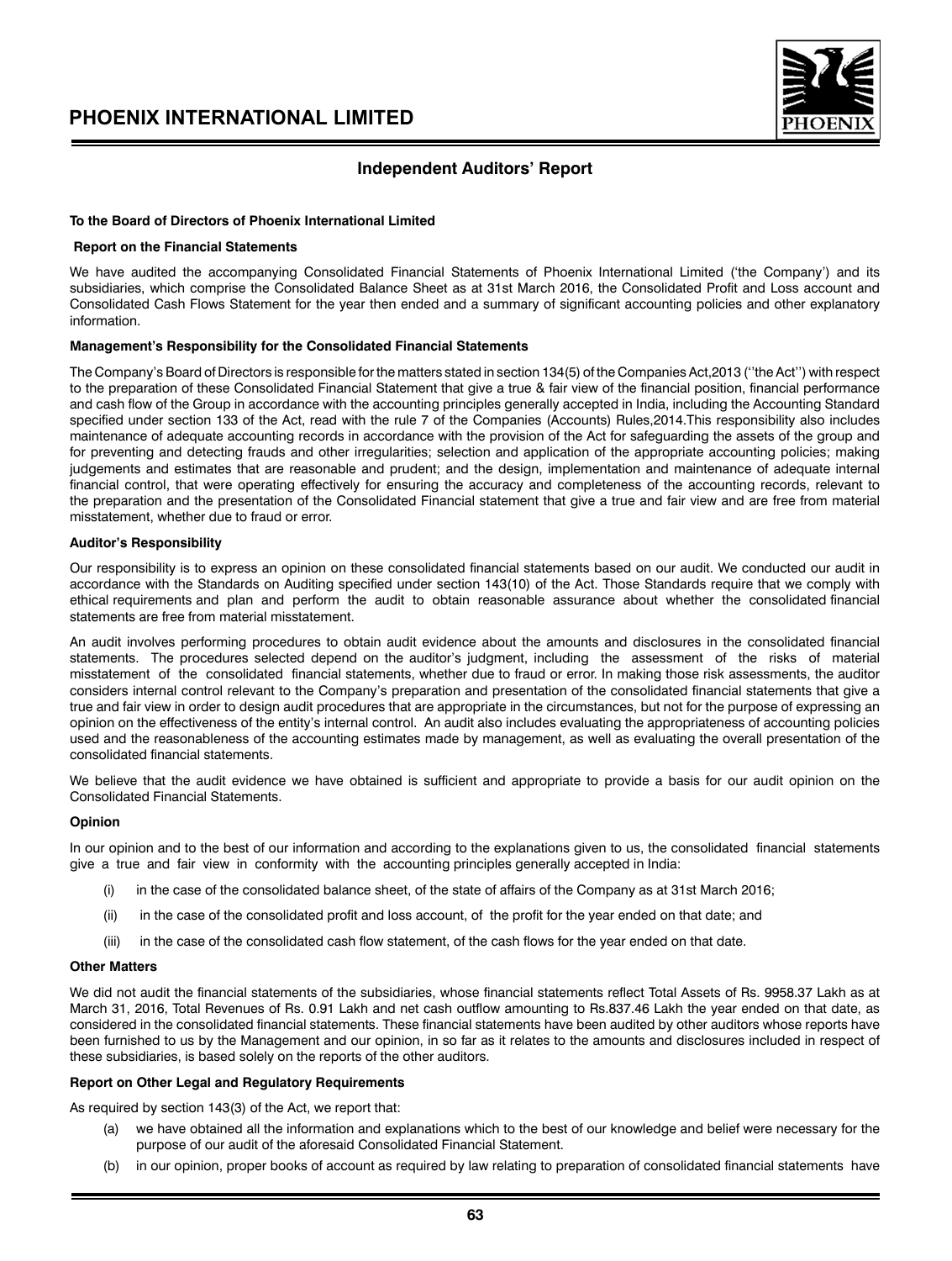## Independent Auditors' Report

**To the Board of Directors of Phoenix International Limited**

**Report on the Financial Statements**

We have audited the accompanying Consolidated Financial Statements of Phoenix International Limited ('the Company') and its subsidiaries, which comprise the Consolidated Balance Sheet as at 31st March 2016, the Consolidated Profit and Loss account and Consolidated Cash Flows Statement for the year then ended and a summary of significant accounting policies and other explanatory information.

**Management's Responsibility for the Consolidated Financial Statements**

The Company's Board of Directors is responsible for the matters stated in section 134(5) of the Companies Act,2013 (''the Act'') with respect to the preparation of these Consolidated Financial Statement that give a true & fair view of the financial position, financial performance and cash flow of the Group in accordance with the accounting principles generally accepted in India, including the Accounting Standard specified under section 133 of the Act, read with the rule 7 of the Companies (Accounts) Rules,2014.This responsibility also includes maintenance of adequate accounting records in accordance with the provision of the Act for safeguarding the assets of the group and for preventing and detecting frauds and other irregularities; selection and application of the appropriate accounting policies; making judgements and estimates that are reasonable and prudent; and the design, implementation and maintenance of adequate internal financial control, that were operating effectively for ensuring the accuracy and completeness of the accounting records, relevant to the preparation and the presentation of the Consolidated Financial statement that give a true and fair view and are free from material misstatement, whether due to fraud or error.

**Auditor's Responsibility**

Our responsibility is to express an opinion on these consolidated financial statements based on our audit. We conducted our audit in accordance with the Standards on Auditing specified under section 143(10) of the Act. Those Standards require that we comply with ethical requirements and plan and perform the audit to obtain reasonable assurance about whether the consolidated financial statements are free from material misstatement.

An audit involves performing procedures to obtain audit evidence about the amounts and disclosures in the consolidated financial statements. The procedures selected depend on the auditor's judgment, including the assessment of the risks of material misstatement of the consolidated financial statements, whether due to fraud or error. In making those risk assessments, the auditor considers internal control relevant to the Company's preparation and presentation of the consolidated financial statements that give a true and fair view in order to design audit procedures that are appropriate in the circumstances, but not for the purpose of expressing an opinion on the effectiveness of the entity's internal control. An audit also includes evaluating the appropriateness of accounting policies used and the reasonableness of the accounting estimates made by management, as well as evaluating the overall presentation of the consolidated financial statements.

We believe that the audit evidence we have obtained is sufficient and appropriate to provide a basis for our audit opinion on the Consolidated Financial Statements.

**Opinion**

In our opinion and to the best of our information and according to the explanations given to us, the consolidated financial statements give a true and fair view in conformity with the accounting principles generally accepted in India:

(i) in the case of the consolidated balance sheet, of the state of affairs of the Company as at 31st March 2016;

(ii) in the case of the consolidated profit and loss account, of the profit for the year ended on that date; and

(iii) in the case of the consolidated cash flow statement, of the cash flows for the year ended on that date.

**Other Matters**

We did not audit the financial statements of the subsidiaries, whose financial statements reflect Total Assets of Rs. 9958.37 Lakh as at March 31, 2016, Total Revenues of Rs. 0.91 Lakh and net cash outflow amounting to Rs.837.46 Lakh the year ended on that date, as considered in the consolidated financial statements. These financial statements have been audited by other auditors whose reports have been furnished to us by the Management and our opinion, in so far as it relates to the amounts and disclosures included in respect of these subsidiaries, is based solely on the reports of the other auditors.

**Report on Other Legal and Regulatory Requirements**

As required by section 143(3) of the Act, we report that:

(a) we have obtained all the information and explanations which to the best of our knowledge and belief were necessary for the purpose of our audit of the aforesaid Consolidated Financial Statement.

(b) in our opinion, proper books of account as required by law relating to preparation of consolidated financial statements have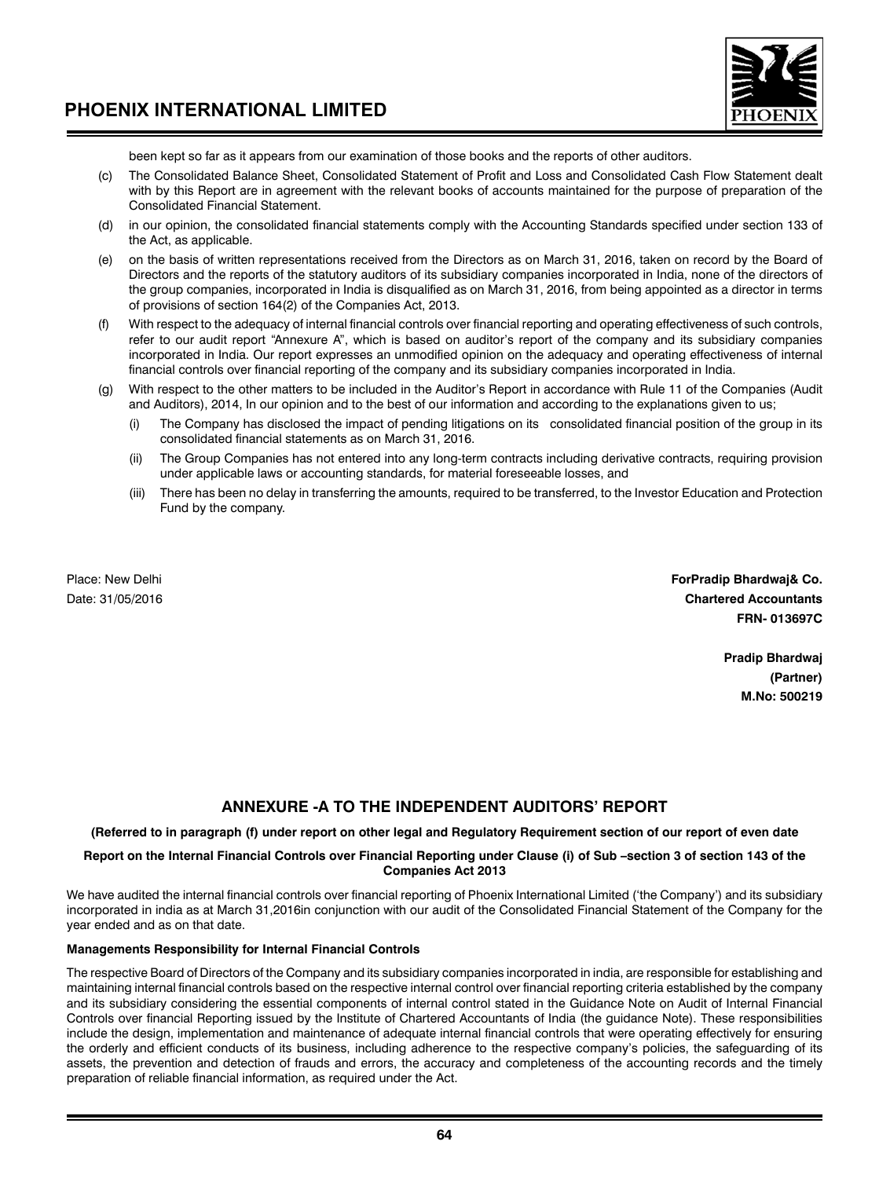been kept so far as it appears from our examination of those books and the reports of other auditors.

(c) The Consolidated Balance Sheet, Consolidated Statement of Profit and Loss and Consolidated Cash Flow Statement dealt with by this Report are in agreement with the relevant books of accounts maintained for the purpose of preparation of the Consolidated Financial Statement.

(d) in our opinion, the consolidated financial statements comply with the Accounting Standards specified under section 133 of the Act, as applicable.

(e) on the basis of written representations received from the Directors as on March 31, 2016, taken on record by the Board of Directors and the reports of the statutory auditors of its subsidiary companies incorporated in India, none of the directors of the group companies, incorporated in India is disqualified as on March 31, 2016, from being appointed as a director in terms of provisions of section 164(2) of the Companies Act, 2013.

(f) With respect to the adequacy of internal financial controls over financial reporting and operating effectiveness of such controls, refer to our audit report "Annexure A", which is based on auditor's report of the company and its subsidiary companies incorporated in India. Our report expresses an unmodified opinion on the adequacy and operating effectiveness of internal financial controls over financial reporting of the company and its subsidiary companies incorporated in India.

(g) With respect to the other matters to be included in the Auditor's Report in accordance with Rule 11 of the Companies (Audit and Auditors), 2014, In our opinion and to the best of our information and according to the explanations given to us;

   (i) The Company has disclosed the impact of pending litigations on its consolidated financial position of the group in its consolidated financial statements as on March 31, 2016.

   (ii) The Group Companies has not entered into any long-term contracts including derivative contracts, requiring provision under applicable laws or accounting standards, for material foreseeable losses, and

   (iii) There has been no delay in transferring the amounts, required to be transferred, to the Investor Education and Protection Fund by the company.

Place: New Delhi
Date: 31/05/2016

**ForPradip Bhardwaj& Co.**
**Chartered Accountants**
**FRN- 013697C**

**Pradip Bhardwaj**
**(Partner)**
**M.No: 500219**

## ANNEXURE -A TO THE INDEPENDENT AUDITORS' REPORT

**(Referred to in paragraph (f) under report on other legal and Regulatory Requirement section of our report of even date**

**Report on the Internal Financial Controls over Financial Reporting under Clause (i) of Sub –section 3 of section 143 of the Companies Act 2013**

We have audited the internal financial controls over financial reporting of Phoenix International Limited ('the Company') and its subsidiary incorporated in india as at March 31,2016in conjunction with our audit of the Consolidated Financial Statement of the Company for the year ended and as on that date.

**Managements Responsibility for Internal Financial Controls**

The respective Board of Directors of the Company and its subsidiary companies incorporated in india, are responsible for establishing and maintaining internal financial controls based on the respective internal control over financial reporting criteria established by the company and its subsidiary considering the essential components of internal control stated in the Guidance Note on Audit of Internal Financial Controls over financial Reporting issued by the Institute of Chartered Accountants of India (the guidance Note). These responsibilities include the design, implementation and maintenance of adequate internal financial controls that were operating effectively for ensuring the orderly and efficient conducts of its business, including adherence to the respective company's policies, the safeguarding of its assets, the prevention and detection of frauds and errors, the accuracy and completeness of the accounting records and the timely preparation of reliable financial information, as required under the Act.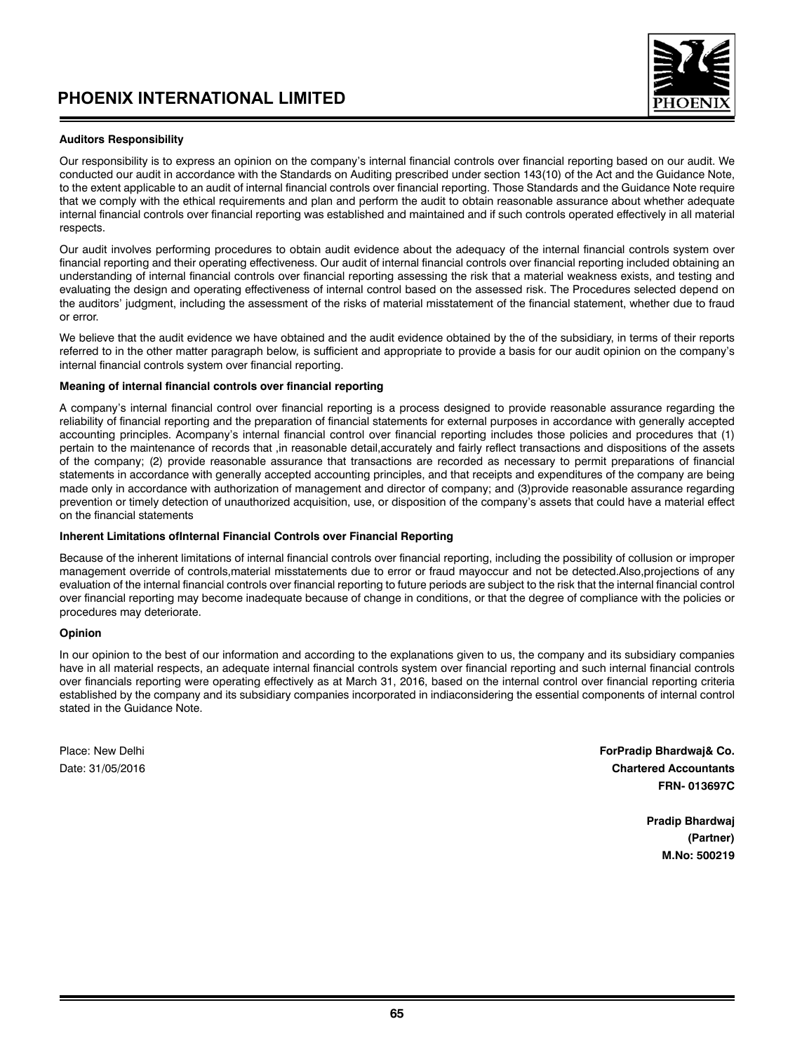**Auditors Responsibility**

Our responsibility is to express an opinion on the company's internal financial controls over financial reporting based on our audit. We conducted our audit in accordance with the Standards on Auditing prescribed under section 143(10) of the Act and the Guidance Note, to the extent applicable to an audit of internal financial controls over financial reporting. Those Standards and the Guidance Note require that we comply with the ethical requirements and plan and perform the audit to obtain reasonable assurance about whether adequate internal financial controls over financial reporting was established and maintained and if such controls operated effectively in all material respects.

Our audit involves performing procedures to obtain audit evidence about the adequacy of the internal financial controls system over financial reporting and their operating effectiveness. Our audit of internal financial controls over financial reporting included obtaining an understanding of internal financial controls over financial reporting assessing the risk that a material weakness exists, and testing and evaluating the design and operating effectiveness of internal control based on the assessed risk. The Procedures selected depend on the auditors' judgment, including the assessment of the risks of material misstatement of the financial statement, whether due to fraud or error.

We believe that the audit evidence we have obtained and the audit evidence obtained by the of the subsidiary, in terms of their reports referred to in the other matter paragraph below, is sufficient and appropriate to provide a basis for our audit opinion on the company's internal financial controls system over financial reporting.

**Meaning of internal financial controls over financial reporting**

A company's internal financial control over financial reporting is a process designed to provide reasonable assurance regarding the reliability of financial reporting and the preparation of financial statements for external purposes in accordance with generally accepted accounting principles. Acompany's internal financial control over financial reporting includes those policies and procedures that (1) pertain to the maintenance of records that ,in reasonable detail,accurately and fairly reflect transactions and dispositions of the assets of the company; (2) provide reasonable assurance that transactions are recorded as necessary to permit preparations of financial statements in accordance with generally accepted accounting principles, and that receipts and expenditures of the company are being made only in accordance with authorization of management and director of company; and (3)provide reasonable assurance regarding prevention or timely detection of unauthorized acquisition, use, or disposition of the company's assets that could have a material effect on the financial statements

**Inherent Limitations ofInternal Financial Controls over Financial Reporting**

Because of the inherent limitations of internal financial controls over financial reporting, including the possibility of collusion or improper management override of controls,material misstatements due to error or fraud mayoccur and not be detected.Also,projections of any evaluation of the internal financial controls over financial reporting to future periods are subject to the risk that the internal financial control over financial reporting may become inadequate because of change in conditions, or that the degree of compliance with the policies or procedures may deteriorate.

**Opinion**

In our opinion to the best of our information and according to the explanations given to us, the company and its subsidiary companies have in all material respects, an adequate internal financial controls system over financial reporting and such internal financial controls over financials reporting were operating effectively as at March 31, 2016, based on the internal control over financial reporting criteria established by the company and its subsidiary companies incorporated in indiaconsidering the essential components of internal control stated in the Guidance Note.

Place: New Delhi
Date: 31/05/2016

**ForPradip Bhardwaj& Co.**
**Chartered Accountants**
**FRN- 013697C**

**Pradip Bhardwaj**
**(Partner)**
**M.No: 500219**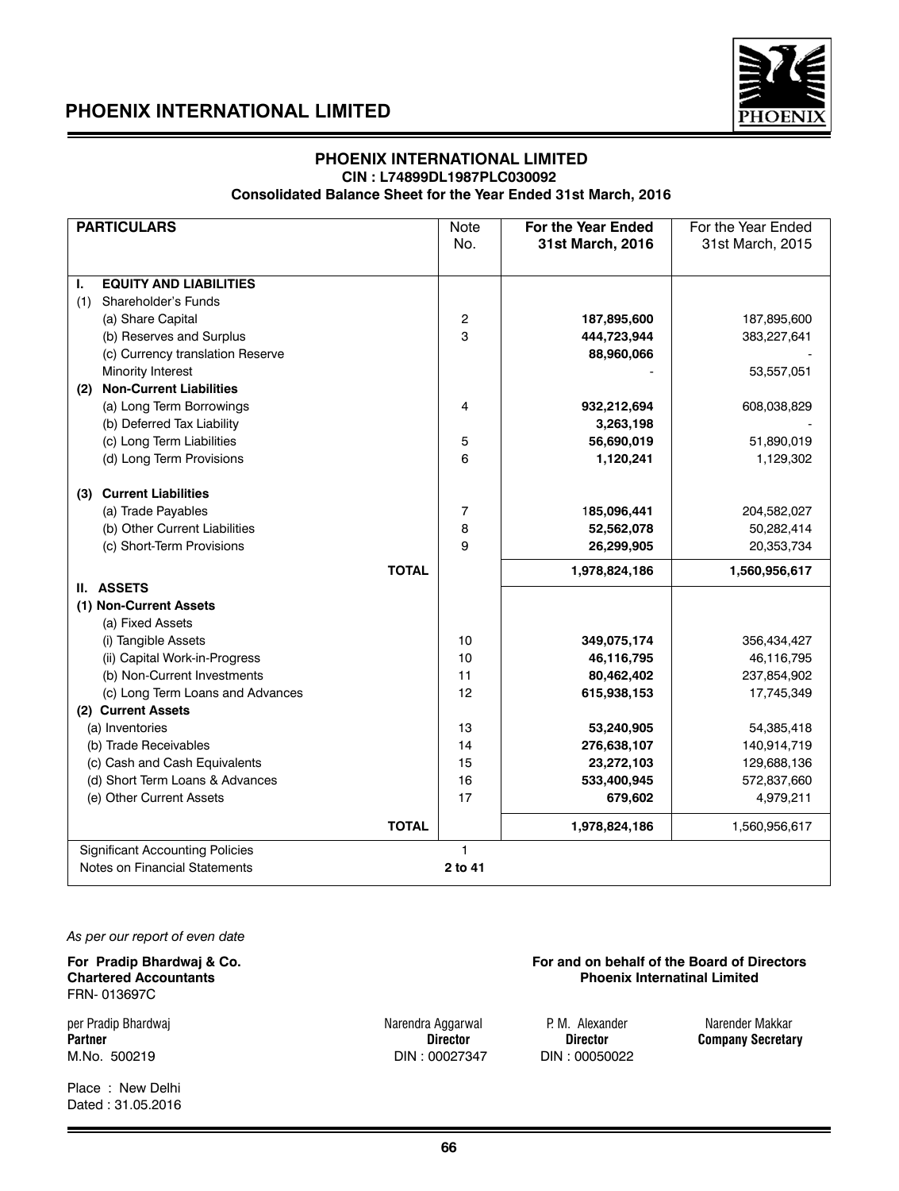# PHOENIX INTERNATIONAL LIMITED

## PHOENIX INTERNATIONAL LIMITED

**CIN : L74899DL1987PLC030092**

**Consolidated Balance Sheet for the Year Ended 31st March, 2016**

| PARTICULARS | Note No. | For the Year Ended 31st March, 2016 | For the Year Ended 31st March, 2015 |
|---|---|---|---|
| **I. EQUITY AND LIABILITIES** | | | |
| (1) Shareholder's Funds | | | |
| (a) Share Capital | 2 | **187,895,600** | 187,895,600 |
| (b) Reserves and Surplus | 3 | **444,723,944** | 383,227,641 |
| (c) Currency translation Reserve | | **88,960,066** | - |
| Minority Interest | | - | 53,557,051 |
| **(2) Non-Current Liabilities** | | | |
| (a) Long Term Borrowings | 4 | **932,212,694** | 608,038,829 |
| (b) Deferred Tax Liability | | **3,263,198** | - |
| (c) Long Term Liabilities | 5 | **56,690,019** | 51,890,019 |
| (d) Long Term Provisions | 6 | **1,120,241** | 1,129,302 |
| **(3) Current Liabilities** | | | |
| (a) Trade Payables | 7 | **185,096,441** | 204,582,027 |
| (b) Other Current Liabilities | 8 | **52,562,078** | 50,282,414 |
| (c) Short-Term Provisions | 9 | **26,299,905** | 20,353,734 |
| **TOTAL** | | **1,978,824,186** | **1,560,956,617** |
| **II. ASSETS** | | | |
| **(1) Non-Current Assets** | | | |
| (a) Fixed Assets | | | |
| (i) Tangible Assets | 10 | **349,075,174** | 356,434,427 |
| (ii) Capital Work-in-Progress | 10 | **46,116,795** | 46,116,795 |
| (b) Non-Current Investments | 11 | **80,462,402** | 237,854,902 |
| (c) Long Term Loans and Advances | 12 | **615,938,153** | 17,745,349 |
| **(2) Current Assets** | | | |
| (a) Inventories | 13 | **53,240,905** | 54,385,418 |
| (b) Trade Receivables | 14 | **276,638,107** | 140,914,719 |
| (c) Cash and Cash Equivalents | 15 | **23,272,103** | 129,688,136 |
| (d) Short Term Loans & Advances | 16 | **533,400,945** | 572,837,660 |
| (e) Other Current Assets | 17 | **679,602** | 4,979,211 |
| **TOTAL** | | **1,978,824,186** | 1,560,956,617 |
| Significant Accounting Policies | 1 | | |
| Notes on Financial Statements | **2 to 41** | | |

*As per our report of even date*

**For Pradip Bhardwaj & Co.**
**Chartered Accountants**
FRN- 013697C

per Pradip Bhardwaj
**Partner**
M.No. 500219

**For and on behalf of the Board of Directors**
**Phoenix Internatinal Limited**

Narendra Aggarwal
**Director**
DIN : 00027347

P. M. Alexander
**Director**
DIN : 00050022

Narender Makkar
**Company Secretary**

Place : New Delhi
Dated : 31.05.2016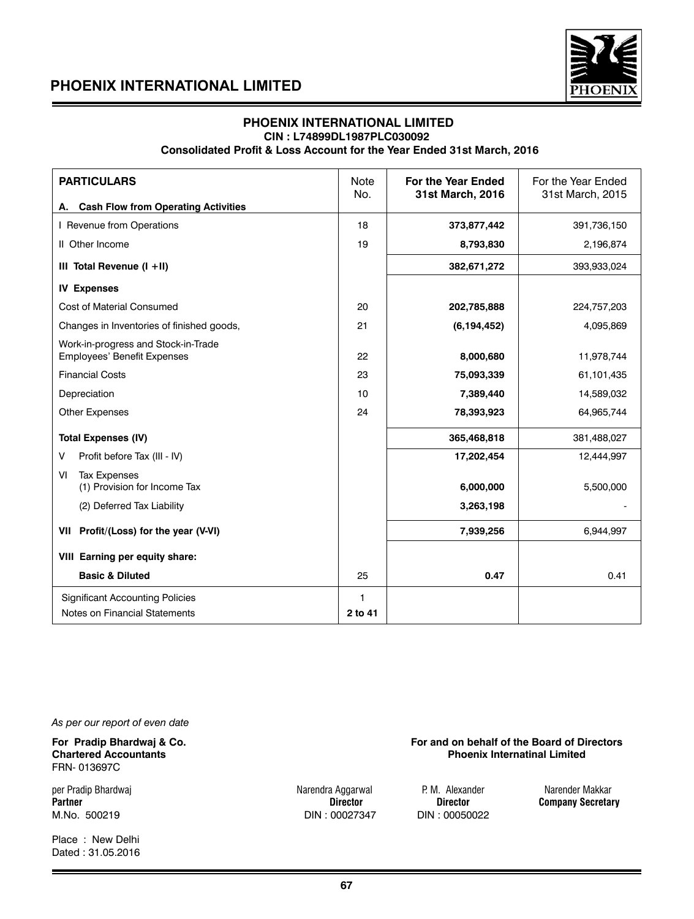# PHOENIX INTERNATIONAL LIMITED

## PHOENIX INTERNATIONAL LIMITED

**CIN : L74899DL1987PLC030092**

**Consolidated Profit & Loss Account for the Year Ended 31st March, 2016**

| PARTICULARS | Note No. | For the Year Ended 31st March, 2016 | For the Year Ended 31st March, 2015 |
|---|---|---|---|
| **A. Cash Flow from Operating Activities** | | | |
| I Revenue from Operations | 18 | **373,877,442** | 391,736,150 |
| II Other Income | 19 | **8,793,830** | 2,196,874 |
| **III Total Revenue (I +II)** | | **382,671,272** | 393,933,024 |
| **IV Expenses** | | | |
| Cost of Material Consumed | 20 | **202,785,888** | 224,757,203 |
| Changes in Inventories of finished goods, | 21 | **(6,194,452)** | 4,095,869 |
| Work-in-progress and Stock-in-Trade | | | |
| Employees' Benefit Expenses | 22 | **8,000,680** | 11,978,744 |
| Financial Costs | 23 | **75,093,339** | 61,101,435 |
| Depreciation | 10 | **7,389,440** | 14,589,032 |
| Other Expenses | 24 | **78,393,923** | 64,965,744 |
| **Total Expenses (IV)** | | **365,468,818** | 381,488,027 |
| V Profit before Tax (III - IV) | | **17,202,454** | 12,444,997 |
| VI Tax Expenses | | | |
| (1) Provision for Income Tax | | **6,000,000** | 5,500,000 |
| (2) Deferred Tax Liability | | **3,263,198** | - |
| **VII Profit/(Loss) for the year (V-VI)** | | **7,939,256** | 6,944,997 |
| **VIII Earning per equity share:** | | | |
| **Basic & Diluted** | 25 | **0.47** | 0.41 |
| Significant Accounting Policies | 1 | | |
| Notes on Financial Statements | **2 to 41** | | |

*As per our report of even date*

**For Pradip Bhardwaj & Co.**
**Chartered Accountants**
FRN- 013697C

per Pradip Bhardwaj
**Partner**
M.No. 500219

Place : New Delhi
Dated : 31.05.2016

**For and on behalf of the Board of Directors**
**Phoenix Internatinal Limited**

| Narendra Aggarwal | P. M. Alexander | Narender Makkar |
|---|---|---|
| **Director** | **Director** | **Company Secretary** |
| DIN : 00027347 | DIN : 00050022 | |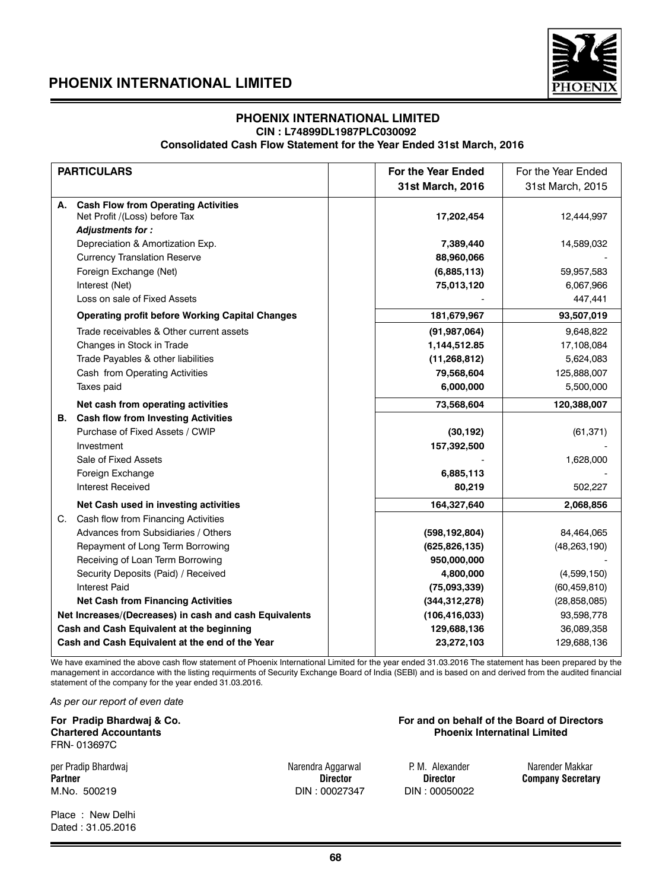# PHOENIX INTERNATIONAL LIMITED

**CIN : L74899DL1987PLC030092**

**Consolidated Cash Flow Statement for the Year Ended 31st March, 2016**

| PARTICULARS | | For the Year Ended 31st March, 2016 | For the Year Ended 31st March, 2015 |
|---|---|---|---|
| **A. Cash Flow from Operating Activities** | | | |
| Net Profit /(Loss) before Tax | | **17,202,454** | 12,444,997 |
| ***Adjustments for :*** | | | |
| Depreciation & Amortization Exp. | | **7,389,440** | 14,589,032 |
| Currency Translation Reserve | | **88,960,066** | - |
| Foreign Exchange (Net) | | **(6,885,113)** | 59,957,583 |
| Interest (Net) | | **75,013,120** | 6,067,966 |
| Loss on sale of Fixed Assets | | - | 447,441 |
| **Operating profit before Working Capital Changes** | | **181,679,967** | **93,507,019** |
| Trade receivables & Other current assets | | **(91,987,064)** | 9,648,822 |
| Changes in Stock in Trade | | **1,144,512.85** | 17,108,084 |
| Trade Payables & other liabilities | | **(11,268,812)** | 5,624,083 |
| Cash from Operating Activities | | **79,568,604** | 125,888,007 |
| Taxes paid | | **6,000,000** | 5,500,000 |
| **Net cash from operating activities** | | **73,568,604** | **120,388,007** |
| **B. Cash flow from Investing Activities** | | | |
| Purchase of Fixed Assets / CWIP | | **(30,192)** | (61,371) |
| Investment | | **157,392,500** | - |
| Sale of Fixed Assets | | - | 1,628,000 |
| Foreign Exchange | | **6,885,113** | - |
| Interest Received | | **80,219** | 502,227 |
| **Net Cash used in investing activities** | | **164,327,640** | **2,068,856** |
| C. Cash flow from Financing Activities | | | |
| Advances from Subsidiaries / Others | | **(598,192,804)** | 84,464,065 |
| Repayment of Long Term Borrowing | | **(625,826,135)** | (48,263,190) |
| Receiving of Loan Term Borrowing | | **950,000,000** | - |
| Security Deposits (Paid) / Received | | **4,800,000** | (4,599,150) |
| Interest Paid | | **(75,093,339)** | (60,459,810) |
| **Net Cash from Financing Activities** | | **(344,312,278)** | (28,858,085) |
| **Net Increases/(Decreases) in cash and cash Equivalents** | | **(106,416,033)** | 93,598,778 |
| **Cash and Cash Equivalent at the beginning** | | **129,688,136** | 36,089,358 |
| **Cash and Cash Equivalent at the end of the Year** | | **23,272,103** | 129,688,136 |

We have examined the above cash flow statement of Phoenix International Limited for the year ended 31.03.2016 The statement has been prepared by the management in accordance with the listing requirments of Security Exchange Board of India (SEBI) and is based on and derived from the audited financial statement of the company for the year ended 31.03.2016.

*As per our report of even date*

**For Pradip Bhardwaj & Co.**
**Chartered Accountants**
FRN- 013697C

per Pradip Bhardwaj
**Partner**
M.No. 500219

**For and on behalf of the Board of Directors**
**Phoenix Internatinal Limited**

Narendra Aggarwal
**Director**
DIN : 00027347

P. M. Alexander
**Director**
DIN : 00050022

Narender Makkar
**Company Secretary**

Place : New Delhi
Dated : 31.05.2016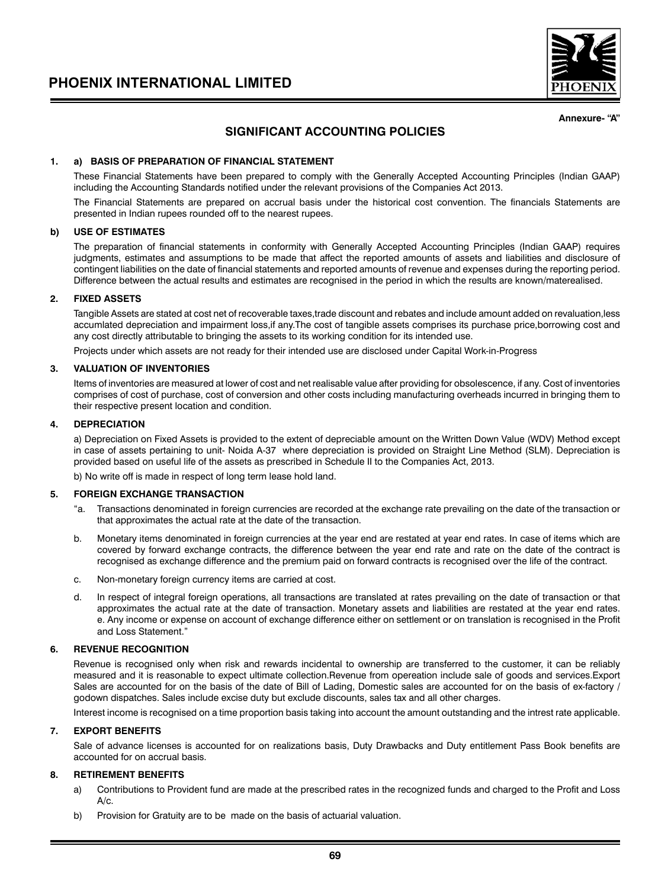Annexure- "A"

## SIGNIFICANT ACCOUNTING POLICIES

**1. a) BASIS OF PREPARATION OF FINANCIAL STATEMENT**

These Financial Statements have been prepared to comply with the Generally Accepted Accounting Principles (Indian GAAP) including the Accounting Standards notified under the relevant provisions of the Companies Act 2013.

The Financial Statements are prepared on accrual basis under the historical cost convention. The financials Statements are presented in Indian rupees rounded off to the nearest rupees.

**b) USE OF ESTIMATES**

The preparation of financial statements in conformity with Generally Accepted Accounting Principles (Indian GAAP) requires judgments, estimates and assumptions to be made that affect the reported amounts of assets and liabilities and disclosure of contingent liabilities on the date of financial statements and reported amounts of revenue and expenses during the reporting period. Difference between the actual results and estimates are recognised in the period in which the results are known/materealised.

**2. FIXED ASSETS**

Tangible Assets are stated at cost net of recoverable taxes,trade discount and rebates and include amount added on revaluation,less accumlated depreciation and impairment loss,if any.The cost of tangible assets comprises its purchase price,borrowing cost and any cost directly attributable to bringing the assets to its working condition for its intended use.

Projects under which assets are not ready for their intended use are disclosed under Capital Work-in-Progress

**3. VALUATION OF INVENTORIES**

Items of inventories are measured at lower of cost and net realisable value after providing for obsolescence, if any. Cost of inventories comprises of cost of purchase, cost of conversion and other costs including manufacturing overheads incurred in bringing them to their respective present location and condition.

**4. DEPRECIATION**

a) Depreciation on Fixed Assets is provided to the extent of depreciable amount on the Written Down Value (WDV) Method except in case of assets pertaining to unit- Noida A-37 where depreciation is provided on Straight Line Method (SLM). Depreciation is provided based on useful life of the assets as prescribed in Schedule II to the Companies Act, 2013.

b) No write off is made in respect of long term lease hold land.

**5. FOREIGN EXCHANGE TRANSACTION**

"a. Transactions denominated in foreign currencies are recorded at the exchange rate prevailing on the date of the transaction or that approximates the actual rate at the date of the transaction.

b. Monetary items denominated in foreign currencies at the year end are restated at year end rates. In case of items which are covered by forward exchange contracts, the difference between the year end rate and rate on the date of the contract is recognised as exchange difference and the premium paid on forward contracts is recognised over the life of the contract.

c. Non-monetary foreign currency items are carried at cost.

d. In respect of integral foreign operations, all transactions are translated at rates prevailing on the date of transaction or that approximates the actual rate at the date of transaction. Monetary assets and liabilities are restated at the year end rates. e. Any income or expense on account of exchange difference either on settlement or on translation is recognised in the Profit and Loss Statement."

**6. REVENUE RECOGNITION**

Revenue is recognised only when risk and rewards incidental to ownership are transferred to the customer, it can be reliably measured and it is reasonable to expect ultimate collection.Revenue from opereation include sale of goods and services.Export Sales are accounted for on the basis of the date of Bill of Lading, Domestic sales are accounted for on the basis of ex-factory / godown dispatches. Sales include excise duty but exclude discounts, sales tax and all other charges.

Interest income is recognised on a time proportion basis taking into account the amount outstanding and the intrest rate applicable.

**7. EXPORT BENEFITS**

Sale of advance licenses is accounted for on realizations basis, Duty Drawbacks and Duty entitlement Pass Book benefits are accounted for on accrual basis.

**8. RETIREMENT BENEFITS**

a) Contributions to Provident fund are made at the prescribed rates in the recognized funds and charged to the Profit and Loss A/c.

b) Provision for Gratuity are to be made on the basis of actuarial valuation.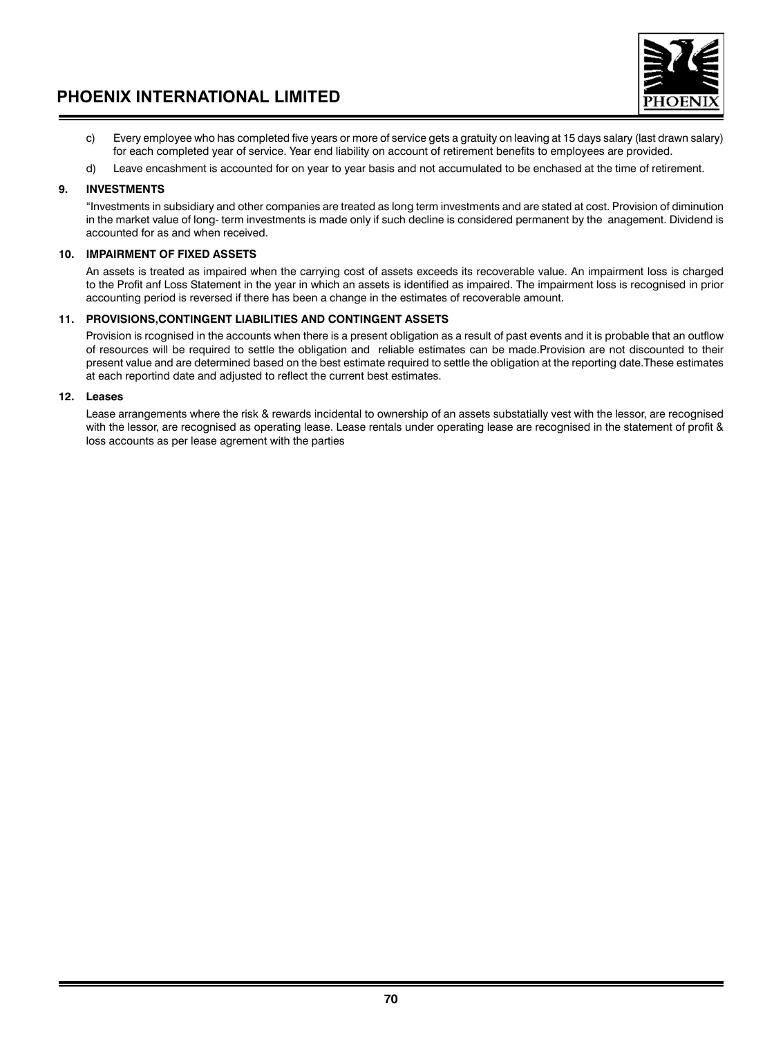c) Every employee who has completed five years or more of service gets a gratuity on leaving at 15 days salary (last drawn salary) for each completed year of service. Year end liability on account of retirement benefits to employees are provided.

d) Leave encashment is accounted for on year to year basis and not accumulated to be enchased at the time of retirement.

**9. INVESTMENTS**

"Investments in subsidiary and other companies are treated as long term investments and are stated at cost. Provision of diminution in the market value of long- term investments is made only if such decline is considered permanent by the anagement. Dividend is accounted for as and when received.

**10. IMPAIRMENT OF FIXED ASSETS**

An assets is treated as impaired when the carrying cost of assets exceeds its recoverable value. An impairment loss is charged to the Profit anf Loss Statement in the year in which an assets is identified as impaired. The impairment loss is recognised in prior accounting period is reversed if there has been a change in the estimates of recoverable amount.

**11. PROVISIONS,CONTINGENT LIABILITIES AND CONTINGENT ASSETS**

Provision is rcognised in the accounts when there is a present obligation as a result of past events and it is probable that an outflow of resources will be required to settle the obligation and reliable estimates can be made.Provision are not discounted to their present value and are determined based on the best estimate required to settle the obligation at the reporting date.These estimates at each reportind date and adjusted to reflect the current best estimates.

**12. Leases**

Lease arrangements where the risk & rewards incidental to ownership of an assets substatially vest with the lessor, are recognised with the lessor, are recognised as operating lease. Lease rentals under operating lease are recognised in the statement of profit & loss accounts as per lease agrement with the parties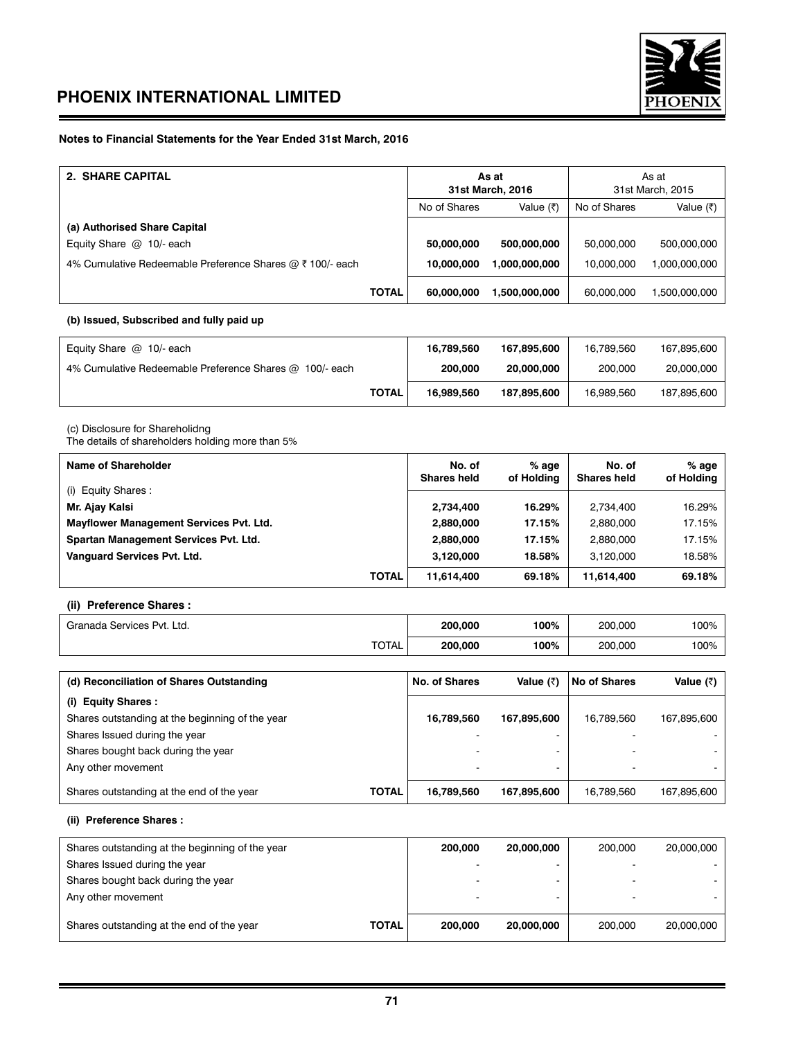# PHOENIX INTERNATIONAL LIMITED

**Notes to Financial Statements for the Year Ended 31st March, 2016**

| **2. SHARE CAPITAL** | **As at 31st March, 2016** | | As at 31st March, 2015 | |
|---|---|---|---|---|
| | No of Shares | Value (₹) | No of Shares | Value (₹) |
| **(a) Authorised Share Capital** | | | | |
| Equity Share @ 10/- each | **50,000,000** | **500,000,000** | 50,000,000 | 500,000,000 |
| 4% Cumulative Redeemable Preference Shares @ ₹ 100/- each | **10,000,000** | **1,000,000,000** | 10,000,000 | 1,000,000,000 |
| **TOTAL** | **60,000,000** | **1,500,000,000** | 60,000,000 | 1,500,000,000 |

**(b) Issued, Subscribed and fully paid up**

| | | | | |
|---|---|---|---|---|
| Equity Share @ 10/- each | **16,789,560** | **167,895,600** | 16,789,560 | 167,895,600 |
| 4% Cumulative Redeemable Preference Shares @ 100/- each | **200,000** | **20,000,000** | 200,000 | 20,000,000 |
| **TOTAL** | **16,989,560** | **187,895,600** | 16,989,560 | 187,895,600 |

(c) Disclosure for Shareholidng
The details of shareholders holding more than 5%

| **Name of Shareholder** | **No. of Shares held** | **% age of Holding** | **No. of Shares held** | **% age of Holding** |
|---|---|---|---|---|
| (i) Equity Shares : | | | | |
| **Mr. Ajay Kalsi** | **2,734,400** | **16.29%** | 2,734,400 | 16.29% |
| **Mayflower Management Services Pvt. Ltd.** | **2,880,000** | **17.15%** | 2,880,000 | 17.15% |
| **Spartan Management Services Pvt. Ltd.** | **2,880,000** | **17.15%** | 2,880,000 | 17.15% |
| **Vanguard Services Pvt. Ltd.** | **3,120,000** | **18.58%** | 3,120,000 | 18.58% |
| **TOTAL** | **11,614,400** | **69.18%** | **11,614,400** | **69.18%** |

**(ii) Preference Shares :**

| | | | | |
|---|---|---|---|---|
| Granada Services Pvt. Ltd. | **200,000** | **100%** | 200,000 | 100% |
| TOTAL | **200,000** | **100%** | 200,000 | 100% |

| **(d) Reconciliation of Shares Outstanding** | **No. of Shares** | **Value (₹)** | **No of Shares** | **Value (₹)** |
|---|---|---|---|---|
| **(i) Equity Shares :** | | | | |
| Shares outstanding at the beginning of the year | **16,789,560** | **167,895,600** | 16,789,560 | 167,895,600 |
| Shares Issued during the year | - | - | - | - |
| Shares bought back during the year | - | - | - | - |
| Any other movement | - | - | - | - |
| Shares outstanding at the end of the year **TOTAL** | **16,789,560** | **167,895,600** | 16,789,560 | 167,895,600 |

**(ii) Preference Shares :**

| | | | | |
|---|---|---|---|---|
| Shares outstanding at the beginning of the year | **200,000** | **20,000,000** | 200,000 | 20,000,000 |
| Shares Issued during the year | - | - | - | - |
| Shares bought back during the year | - | - | - | - |
| Any other movement | - | - | - | - |
| Shares outstanding at the end of the year **TOTAL** | **200,000** | **20,000,000** | 200,000 | 20,000,000 |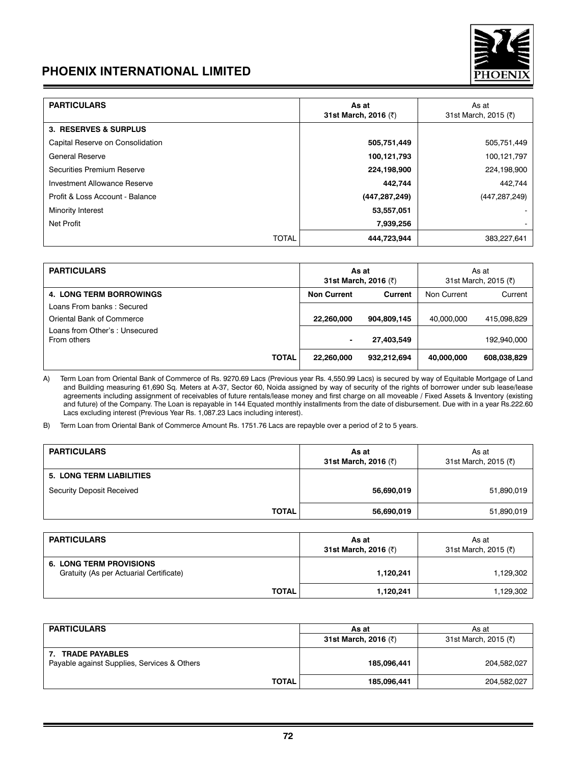| PARTICULARS | As at 31st March, 2016 (₹) | As at 31st March, 2015 (₹) |
|---|---|---|
| **3. RESERVES & SURPLUS** | | |
| Capital Reserve on Consolidation | **505,751,449** | 505,751,449 |
| General Reserve | **100,121,793** | 100,121,797 |
| Securities Premium Reserve | **224,198,900** | 224,198,900 |
| Investment Allowance Reserve | **442,744** | 442,744 |
| Profit & Loss Account - Balance | **(447,287,249)** | (447,287,249) |
| Minority Interest | **53,557,051** | - |
| Net Profit | **7,939,256** | - |
| TOTAL | **444,723,944** | 383,227,641 |

| PARTICULARS | As at 31st March, 2016 (₹) | | As at 31st March, 2015 (₹) | |
|---|---|---|---|---|
| **4. LONG TERM BORROWINGS** | **Non Current** | **Current** | Non Current | Current |
| Loans From banks : Secured | | | | |
| Oriental Bank of Commerce | **22,260,000** | **904,809,145** | 40,000,000 | 415,098,829 |
| Loans from Other's : Unsecured From others | **-** | **27,403,549** | | 192,940,000 |
| **TOTAL** | **22,260,000** | **932,212,694** | **40,000,000** | **608,038,829** |

A) Term Loan from Oriental Bank of Commerce of Rs. 9270.69 Lacs (Previous year Rs. 4,550.99 Lacs) is secured by way of Equitable Mortgage of Land and Building measuring 61,690 Sq. Meters at A-37, Sector 60, Noida assigned by way of security of the rights of borrower under sub lease/lease agreements including assignment of receivables of future rentals/lease money and first charge on all moveable / Fixed Assets & Inventory (existing and future) of the Company. The Loan is repayable in 144 Equated monthly installments from the date of disbursement. Due with in a year Rs.222.60 Lacs excluding interest (Previous Year Rs. 1,087.23 Lacs including interest).

B) Term Loan from Oriental Bank of Commerce Amount Rs. 1751.76 Lacs are repayble over a period of 2 to 5 years.

| PARTICULARS | As at 31st March, 2016 (₹) | As at 31st March, 2015 (₹) |
|---|---|---|
| **5. LONG TERM LIABILITIES** | | |
| Security Deposit Received | **56,690,019** | 51,890,019 |
| **TOTAL** | **56,690,019** | 51,890,019 |

| PARTICULARS | As at 31st March, 2016 (₹) | As at 31st March, 2015 (₹) |
|---|---|---|
| **6. LONG TERM PROVISIONS** | | |
| Gratuity (As per Actuarial Certificate) | **1,120,241** | 1,129,302 |
| **TOTAL** | **1,120,241** | 1,129,302 |

| PARTICULARS | As at 31st March, 2016 (₹) | As at 31st March, 2015 (₹) |
|---|---|---|
| **7. TRADE PAYABLES** | | |
| Payable against Supplies, Services & Others | **185,096,441** | 204,582,027 |
| **TOTAL** | **185,096,441** | 204,582,027 |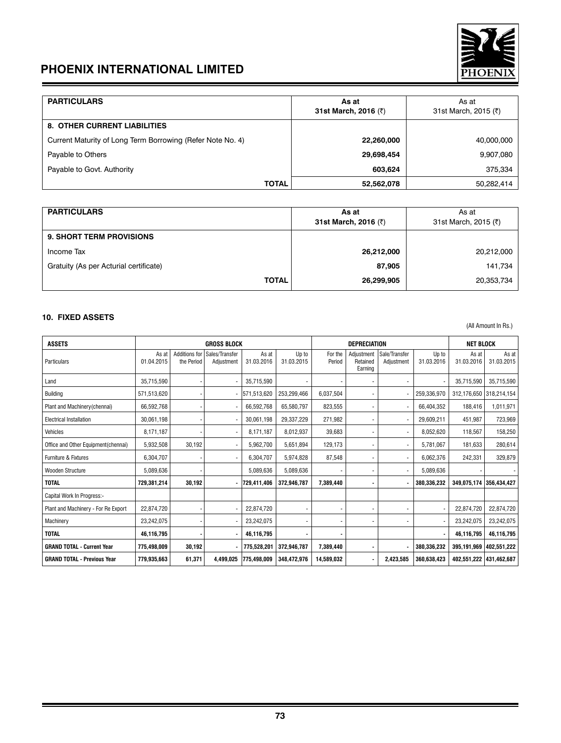# PHOENIX INTERNATIONAL LIMITED

| PARTICULARS | As at 31st March, 2016 (₹) | As at 31st March, 2015 (₹) |
|---|---|---|
| **8. OTHER CURRENT LIABILITIES** | | |
| Current Maturity of Long Term Borrowing (Refer Note No. 4) | **22,260,000** | 40,000,000 |
| Payable to Others | **29,698,454** | 9,907,080 |
| Payable to Govt. Authority | **603,624** | 375,334 |
| **TOTAL** | **52,562,078** | 50,282,414 |

| PARTICULARS | As at 31st March, 2016 (₹) | As at 31st March, 2015 (₹) |
|---|---|---|
| **9. SHORT TERM PROVISIONS** | | |
| Income Tax | **26,212,000** | 20,212,000 |
| Gratuity (As per Acturial certificate) | **87,905** | 141,734 |
| **TOTAL** | **26,299,905** | 20,353,734 |

**10. FIXED ASSETS**

(All Amount In Rs.)

| ASSETS | GROSS BLOCK | | | | DEPRECIATION | | | | | NET BLOCK | |
|---|---|---|---|---|---|---|---|---|---|---|---|
| Particulars | As at 01.04.2015 | Additions for the Period | Sales/Transfer Adjustment | As at 31.03.2016 | Up to 31.03.2015 | For the Period | Adjustment Retained Earning | Sale/Transfer Adjustment | Up to 31.03.2016 | As at 31.03.2016 | As at 31.03.2015 |
| Land | 35,715,590 | - | - | 35,715,590 | - | - | - | - | - | 35,715,590 | 35,715,590 |
| Building | 571,513,620 | - | - | 571,513,620 | 253,299,466 | 6,037,504 | - | - | 259,336,970 | 312,176,650 | 318,214,154 |
| Plant and Machinery(chennai) | 66,592,768 | - | - | 66,592,768 | 65,580,797 | 823,555 | - | - | 66,404,352 | 188,416 | 1,011,971 |
| Electrical Installation | 30,061,198 | - | - | 30,061,198 | 29,337,229 | 271,982 | - | - | 29,609,211 | 451,987 | 723,969 |
| Vehicles | 8,171,187 | - | - | 8,171,187 | 8,012,937 | 39,683 | - | - | 8,052,620 | 118,567 | 158,250 |
| Office and Other Equipment(chennai) | 5,932,508 | 30,192 | - | 5,962,700 | 5,651,894 | 129,173 | - | - | 5,781,067 | 181,633 | 280,614 |
| Furniture & Fixtures | 6,304,707 | - | - | 6,304,707 | 5,974,828 | 87,548 | - | - | 6,062,376 | 242,331 | 329,879 |
| Wooden Structure | 5,089,636 | - | | 5,089,636 | 5,089,636 | - | - | - | 5,089,636 | - | - |
| **TOTAL** | **729,381,214** | **30,192** | **-** | **729,411,406** | **372,946,787** | **7,389,440** | **-** | **-** | **380,336,232** | **349,075,174** | **356,434,427** |
| Capital Work In Progress:- | | | | | | | | | | | |
| Plant and Machinery - For Re Export | 22,874,720 | - | - | 22,874,720 | - | - | - | - | - | 22,874,720 | 22,874,720 |
| Machinery | 23,242,075 | - | - | 23,242,075 | - | - | - | - | - | 23,242,075 | 23,242,075 |
| **TOTAL** | **46,116,795** | **-** | **-** | **46,116,795** | **-** | **-** | | | **-** | **46,116,795** | **46,116,795** |
| **GRAND TOTAL - Current Year** | **775,498,009** | **30,192** | **-** | **775,528,201** | **372,946,787** | **7,389,440** | **-** | **-** | **380,336,232** | **395,191,969** | **402,551,222** |
| **GRAND TOTAL - Previous Year** | **779,935,663** | **61,371** | **4,499,025** | **775,498,009** | **348,472,976** | **14,589,032** | **-** | **2,423,585** | **360,638,423** | **402,551,222** | **431,462,687** |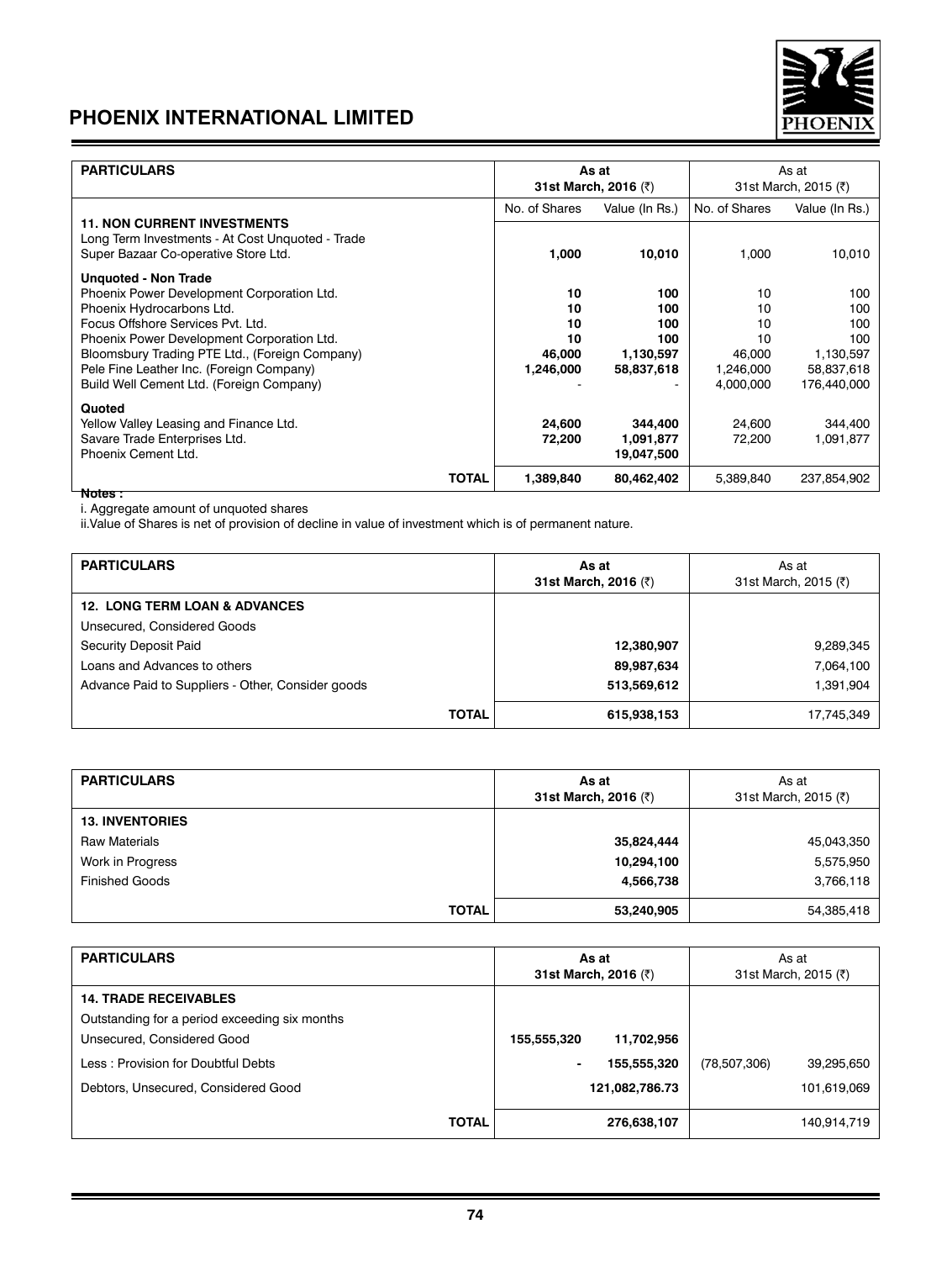## PHOENIX INTERNATIONAL LIMITED

| PARTICULARS | As at 31st March, 2016 (₹) | | As at 31st March, 2015 (₹) | |
|---|---|---|---|---|
| | No. of Shares | Value (In Rs.) | No. of Shares | Value (In Rs.) |
| **11. NON CURRENT INVESTMENTS** | | | | |
| Long Term Investments - At Cost Unquoted - Trade | | | | |
| Super Bazaar Co-operative Store Ltd. | **1,000** | **10,010** | 1,000 | 10,010 |
| **Unquoted - Non Trade** | | | | |
| Phoenix Power Development Corporation Ltd. | **10** | **100** | 10 | 100 |
| Phoenix Hydrocarbons Ltd. | **10** | **100** | 10 | 100 |
| Focus Offshore Services Pvt. Ltd. | **10** | **100** | 10 | 100 |
| Phoenix Power Development Corporation Ltd. | **10** | **100** | 10 | 100 |
| Bloomsbury Trading PTE Ltd., (Foreign Company) | **46,000** | **1,130,597** | 46,000 | 1,130,597 |
| Pele Fine Leather Inc. (Foreign Company) | **1,246,000** | **58,837,618** | 1,246,000 | 58,837,618 |
| Build Well Cement Ltd. (Foreign Company) | - | - | 4,000,000 | 176,440,000 |
| **Quoted** | | | | |
| Yellow Valley Leasing and Finance Ltd. | **24,600** | **344,400** | 24,600 | 344,400 |
| Savare Trade Enterprises Ltd. | **72,200** | **1,091,877** | 72,200 | 1,091,877 |
| Phoenix Cement Ltd. | | **19,047,500** | | |
| **TOTAL** | **1,389,840** | **80,462,402** | 5,389,840 | 237,854,902 |

**Notes :**

i. Aggregate amount of unquoted shares

ii.Value of Shares is net of provision of decline in value of investment which is of permanent nature.

| PARTICULARS | As at 31st March, 2016 (₹) | As at 31st March, 2015 (₹) |
|---|---|---|
| **12. LONG TERM LOAN & ADVANCES** | | |
| Unsecured, Considered Goods | | |
| Security Deposit Paid | **12,380,907** | 9,289,345 |
| Loans and Advances to others | **89,987,634** | 7,064,100 |
| Advance Paid to Suppliers - Other, Consider goods | **513,569,612** | 1,391,904 |
| **TOTAL** | **615,938,153** | 17,745,349 |

| PARTICULARS | As at 31st March, 2016 (₹) | As at 31st March, 2015 (₹) |
|---|---|---|
| **13. INVENTORIES** | | |
| Raw Materials | **35,824,444** | 45,043,350 |
| Work in Progress | **10,294,100** | 5,575,950 |
| Finished Goods | **4,566,738** | 3,766,118 |
| **TOTAL** | **53,240,905** | 54,385,418 |

| PARTICULARS | As at 31st March, 2016 (₹) | | As at 31st March, 2015 (₹) | |
|---|---|---|---|---|
| **14. TRADE RECEIVABLES** | | | | |
| Outstanding for a period exceeding six months | | | | |
| Unsecured, Considered Good | **155,555,320** | **11,702,956** | | |
| Less : Provision for Doubtful Debts | **-** | **155,555,320** | (78,507,306) | 39,295,650 |
| Debtors, Unsecured, Considered Good | | **121,082,786.73** | | 101,619,069 |
| **TOTAL** | | **276,638,107** | | 140,914,719 |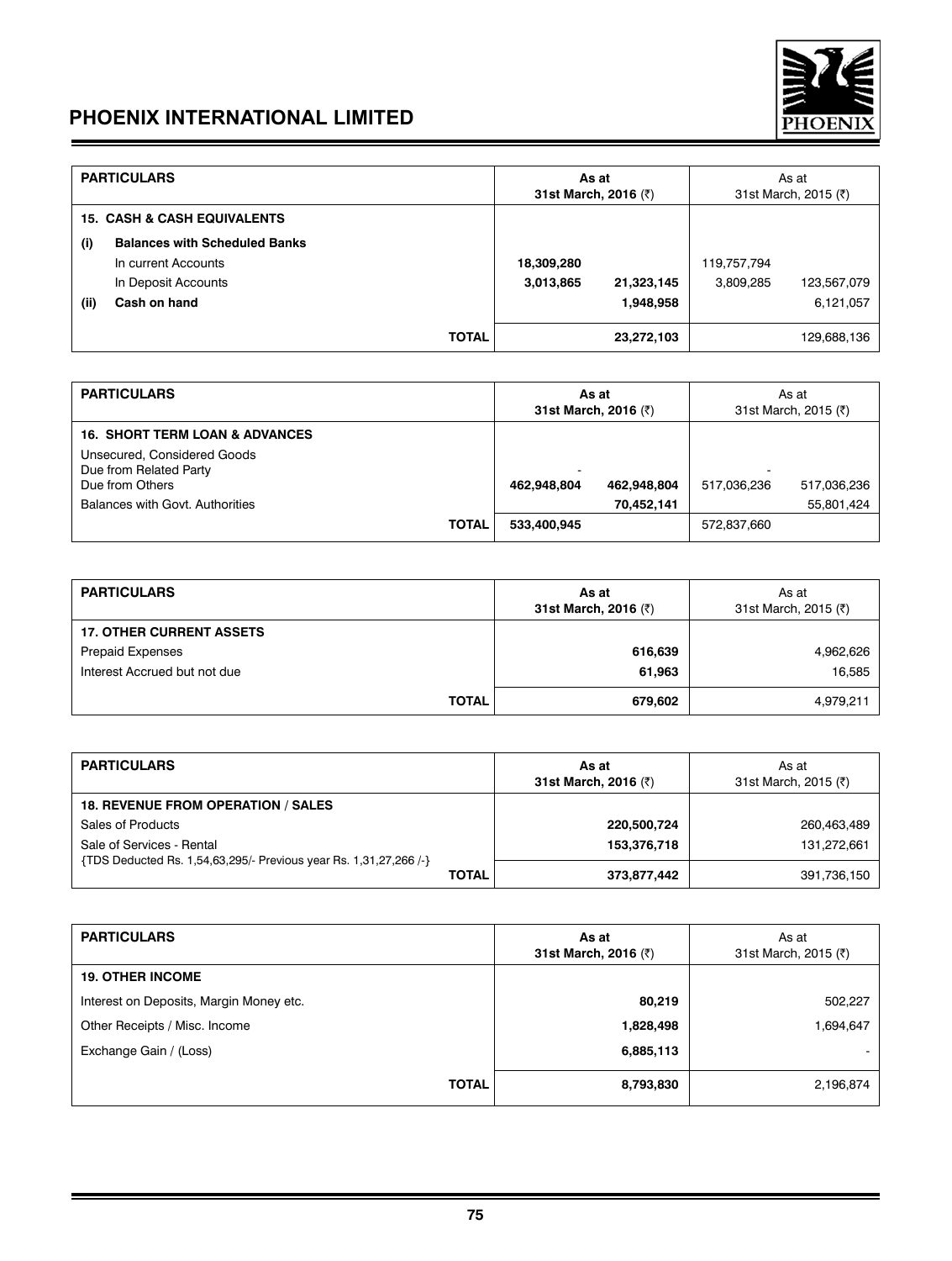## PHOENIX INTERNATIONAL LIMITED

| PARTICULARS | As at 31st March, 2016 (₹) | | As at 31st March, 2015 (₹) | |
|---|---|---|---|---|
| **15. CASH & CASH EQUIVALENTS** | | | | |
| **(i) Balances with Scheduled Banks** | | | | |
| In current Accounts | **18,309,280** | | 119,757,794 | |
| In Deposit Accounts | **3,013,865** | **21,323,145** | 3,809,285 | 123,567,079 |
| **(ii) Cash on hand** | | **1,948,958** | | 6,121,057 |
| **TOTAL** | | **23,272,103** | | 129,688,136 |

| PARTICULARS | As at 31st March, 2016 (₹) | | As at 31st March, 2015 (₹) | |
|---|---|---|---|---|
| **16. SHORT TERM LOAN & ADVANCES** | | | | |
| Unsecured, Considered Goods | | | | |
| Due from Related Party | - | | - | |
| Due from Others | **462,948,804** | **462,948,804** | 517,036,236 | 517,036,236 |
| Balances with Govt. Authorities | | **70,452,141** | | 55,801,424 |
| **TOTAL** | **533,400,945** | | 572,837,660 | |

| PARTICULARS | As at 31st March, 2016 (₹) | As at 31st March, 2015 (₹) |
|---|---|---|
| **17. OTHER CURRENT ASSETS** | | |
| Prepaid Expenses | **616,639** | 4,962,626 |
| Interest Accrued but not due | **61,963** | 16,585 |
| **TOTAL** | **679,602** | 4,979,211 |

| PARTICULARS | As at 31st March, 2016 (₹) | As at 31st March, 2015 (₹) |
|---|---|---|
| **18. REVENUE FROM OPERATION / SALES** | | |
| Sales of Products | **220,500,724** | 260,463,489 |
| Sale of Services - Rental | **153,376,718** | 131,272,661 |
| {TDS Deducted Rs. 1,54,63,295/- Previous year Rs. 1,31,27,266 /-} | | |
| **TOTAL** | **373,877,442** | 391,736,150 |

| PARTICULARS | As at 31st March, 2016 (₹) | As at 31st March, 2015 (₹) |
|---|---|---|
| **19. OTHER INCOME** | | |
| Interest on Deposits, Margin Money etc. | **80,219** | 502,227 |
| Other Receipts / Misc. Income | **1,828,498** | 1,694,647 |
| Exchange Gain / (Loss) | **6,885,113** | - |
| **TOTAL** | **8,793,830** | 2,196,874 |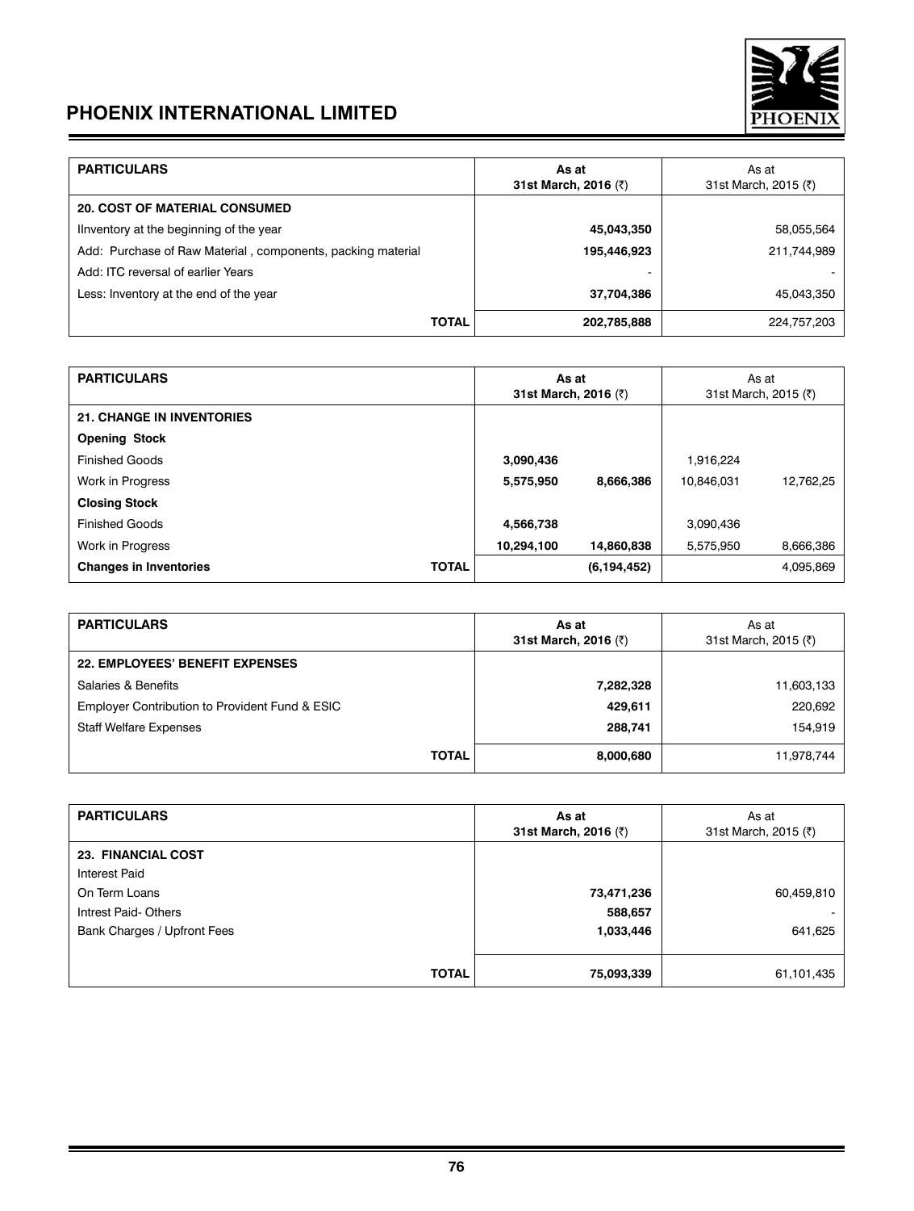## PHOENIX INTERNATIONAL LIMITED

| PARTICULARS | As at 31st March, 2016 (₹) | As at 31st March, 2015 (₹) |
|---|---|---|
| **20. COST OF MATERIAL CONSUMED** | | |
| IInventory at the beginning of the year | **45,043,350** | 58,055,564 |
| Add: Purchase of Raw Material , components, packing material | **195,446,923** | 211,744,989 |
| Add: ITC reversal of earlier Years | - | - |
| Less: Inventory at the end of the year | **37,704,386** | 45,043,350 |
| **TOTAL** | **202,785,888** | 224,757,203 |

| PARTICULARS | As at 31st March, 2016 (₹) | | As at 31st March, 2015 (₹) | |
|---|---|---|---|---|
| **21. CHANGE IN INVENTORIES** | | | | |
| **Opening Stock** | | | | |
| Finished Goods | **3,090,436** | | 1,916,224 | |
| Work in Progress | **5,575,950** | **8,666,386** | 10,846,031 | 12,762,25 |
| **Closing Stock** | | | | |
| Finished Goods | **4,566,738** | | 3,090,436 | |
| Work in Progress | **10,294,100** | **14,860,838** | 5,575,950 | 8,666,386 |
| **Changes in Inventories** **TOTAL** | | **(6,194,452)** | | 4,095,869 |

| PARTICULARS | As at 31st March, 2016 (₹) | As at 31st March, 2015 (₹) |
|---|---|---|
| **22. EMPLOYEES' BENEFIT EXPENSES** | | |
| Salaries & Benefits | **7,282,328** | 11,603,133 |
| Employer Contribution to Provident Fund & ESIC | **429,611** | 220,692 |
| Staff Welfare Expenses | **288,741** | 154,919 |
| **TOTAL** | **8,000,680** | 11,978,744 |

| PARTICULARS | As at 31st March, 2016 (₹) | As at 31st March, 2015 (₹) |
|---|---|---|
| **23. FINANCIAL COST** | | |
| Interest Paid | | |
| On Term Loans | **73,471,236** | 60,459,810 |
| Intrest Paid- Others | **588,657** | - |
| Bank Charges / Upfront Fees | **1,033,446** | 641,625 |
| **TOTAL** | **75,093,339** | 61,101,435 |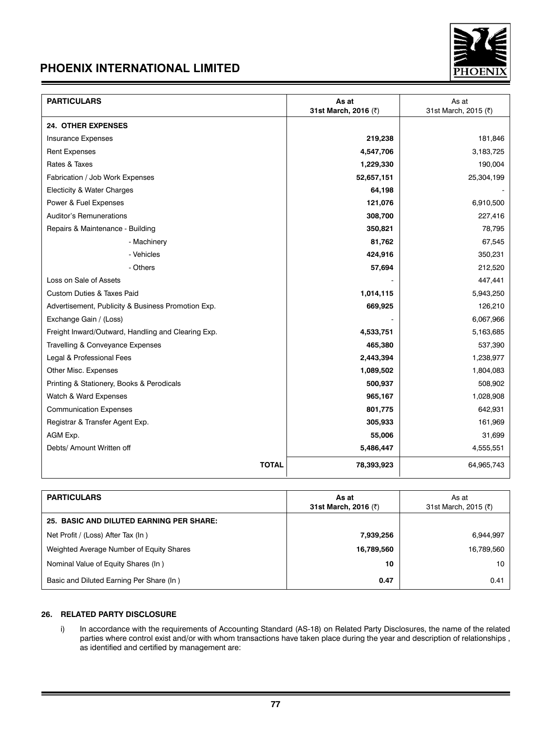| PARTICULARS | As at 31st March, 2016 (₹) | As at 31st March, 2015 (₹) |
|---|---|---|
| **24. OTHER EXPENSES** | | |
| Insurance Expenses | **219,238** | 181,846 |
| Rent Expenses | **4,547,706** | 3,183,725 |
| Rates & Taxes | **1,229,330** | 190,004 |
| Fabrication / Job Work Expenses | **52,657,151** | 25,304,199 |
| Electicity & Water Charges | **64,198** | - |
| Power & Fuel Expenses | **121,076** | 6,910,500 |
| Auditor's Remunerations | **308,700** | 227,416 |
| Repairs & Maintenance - Building | **350,821** | 78,795 |
| - Machinery | **81,762** | 67,545 |
| - Vehicles | **424,916** | 350,231 |
| - Others | **57,694** | 212,520 |
| Loss on Sale of Assets | - | 447,441 |
| Custom Duties & Taxes Paid | **1,014,115** | 5,943,250 |
| Advertisement, Publicity & Business Promotion Exp. | **669,925** | 126,210 |
| Exchange Gain / (Loss) | - | 6,067,966 |
| Freight Inward/Outward, Handling and Clearing Exp. | **4,533,751** | 5,163,685 |
| Travelling & Conveyance Expenses | **465,380** | 537,390 |
| Legal & Professional Fees | **2,443,394** | 1,238,977 |
| Other Misc. Expenses | **1,089,502** | 1,804,083 |
| Printing & Stationery, Books & Perodicals | **500,937** | 508,902 |
| Watch & Ward Expenses | **965,167** | 1,028,908 |
| Communication Expenses | **801,775** | 642,931 |
| Registrar & Transfer Agent Exp. | **305,933** | 161,969 |
| AGM Exp. | **55,006** | 31,699 |
| Debts/ Amount Written off | **5,486,447** | 4,555,551 |
| **TOTAL** | **78,393,923** | 64,965,743 |

| PARTICULARS | As at 31st March, 2016 (₹) | As at 31st March, 2015 (₹) |
|---|---|---|
| **25. BASIC AND DILUTED EARNING PER SHARE:** | | |
| Net Profit / (Loss) After Tax (In ) | **7,939,256** | 6,944,997 |
| Weighted Average Number of Equity Shares | **16,789,560** | 16,789,560 |
| Nominal Value of Equity Shares (In ) | **10** | 10 |
| Basic and Diluted Earning Per Share (In ) | **0.47** | 0.41 |

**26. RELATED PARTY DISCLOSURE**

i) In accordance with the requirements of Accounting Standard (AS-18) on Related Party Disclosures, the name of the related parties where control exist and/or with whom transactions have taken place during the year and description of relationships , as identified and certified by management are: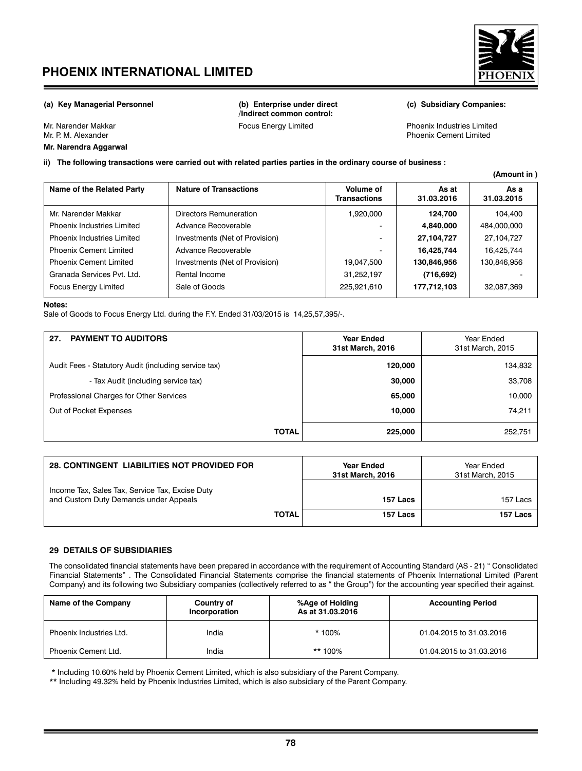**(a) Key Managerial Personnel**

Mr. Narender Makkar
Mr. P. M. Alexander
**Mr. Narendra Aggarwal**

**(b) Enterprise under direct /Indirect common control:**

Focus Energy Limited

**(c) Subsidiary Companies:**

Phoenix Industries Limited
Phoenix Cement Limited

**ii) The following transactions were carried out with related parties parties in the ordinary course of business :**

**(Amount in )**

| Name of the Related Party | Nature of Transactions | Volume of Transactions | As at 31.03.2016 | As a 31.03.2015 |
|---|---|---|---|---|
| Mr. Narender Makkar | Directors Remuneration | 1,920,000 | **124,700** | 104,400 |
| Phoenix Industries Limited | Advance Recoverable | - | **4,840,000** | 484,000,000 |
| Phoenix Industries Limited | Investments (Net of Provision) | - | **27,104,727** | 27,104,727 |
| Phoenix Cement Limited | Advance Recoverable | - | **16,425,744** | 16,425,744 |
| Phoenix Cement Limited | Investments (Net of Provision) | 19,047,500 | **130,846,956** | 130,846,956 |
| Granada Services Pvt. Ltd. | Rental Income | 31,252,197 | **(716,692)** | - |
| Focus Energy Limited | Sale of Goods | 225,921,610 | **177,712,103** | 32,087,369 |

**Notes:**

Sale of Goods to Focus Energy Ltd. during the F.Y. Ended 31/03/2015 is 14,25,57,395/-.

| 27. PAYMENT TO AUDITORS | Year Ended 31st March, 2016 | Year Ended 31st March, 2015 |
|---|---|---|
| Audit Fees - Statutory Audit (including service tax) | **120,000** | 134,832 |
| - Tax Audit (including service tax) | **30,000** | 33,708 |
| Professional Charges for Other Services | **65,000** | 10,000 |
| Out of Pocket Expenses | **10,000** | 74,211 |
| **TOTAL** | **225,000** | 252,751 |

| 28. CONTINGENT LIABILITIES NOT PROVIDED FOR | Year Ended 31st March, 2016 | Year Ended 31st March, 2015 |
|---|---|---|
| Income Tax, Sales Tax, Service Tax, Excise Duty and Custom Duty Demands under Appeals | **157 Lacs** | 157 Lacs |
| **TOTAL** | **157 Lacs** | **157 Lacs** |

### 29 DETAILS OF SUBSIDIARIES

The consolidated financial statements have been prepared in accordance with the requirement of Accounting Standard (AS - 21) " Consolidated Financial Statements" . The Consolidated Financial Statements comprise the financial statements of Phoenix International Limited (Parent Company) and its following two Subsidiary companies (collectively referred to as " the Group") for the accounting year specified their against.

| Name of the Company | Country of Incorporation | %Age of Holding As at 31.03.2016 | Accounting Period |
|---|---|---|---|
| Phoenix Industries Ltd. | India | * 100% | 01.04.2015 to 31.03.2016 |
| Phoenix Cement Ltd. | India | ** 100% | 01.04.2015 to 31.03.2016 |

\* Including 10.60% held by Phoenix Cement Limited, which is also subsidiary of the Parent Company.

** Including 49.32% held by Phoenix Industries Limited, which is also subsidiary of the Parent Company.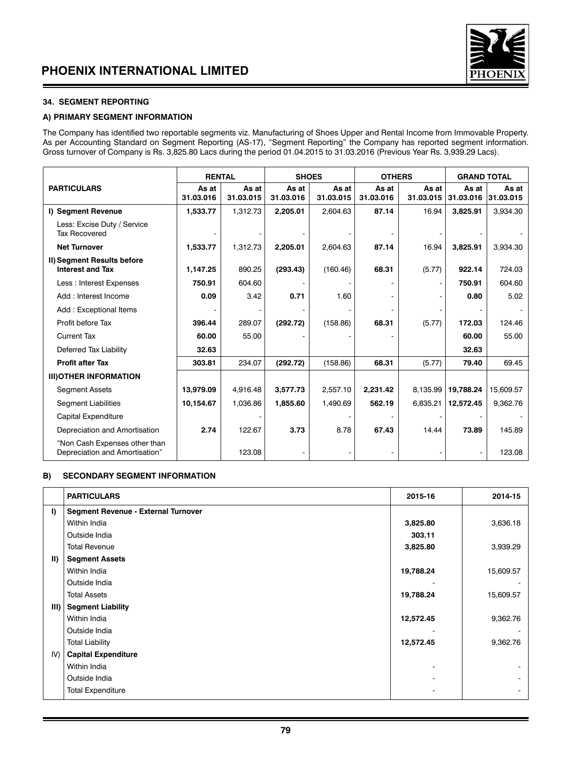### 34. SEGMENT REPORTING

#### A) PRIMARY SEGMENT INFORMATION

The Company has identified two reportable segments viz. Manufacturing of Shoes Upper and Rental Income from Immovable Property. As per Accounting Standard on Segment Reporting (AS-17), "Segment Reporting" the Company has reported segment information. Gross turnover of Company is Rs. 3,825.80 Lacs during the period 01.04.2015 to 31.03.2016 (Previous Year Rs. 3,939.29 Lacs).

| PARTICULARS | RENTAL | | SHOES | | OTHERS | | GRAND TOTAL | |
|---|---|---|---|---|---|---|---|---|
| | As at 31.03.016 | As at 31.03.015 | As at 31.03.016 | As at 31.03.015 | As at 31.03.016 | As at 31.03.015 | As at 31.03.016 | As at 31.03.015 |
| **I) Segment Revenue** | **1,533.77** | 1,312.73 | **2,205.01** | 2,604.63 | **87.14** | 16.94 | **3,825.91** | 3,934.30 |
| Less: Excise Duty / Service Tax Recovered | - | - | - | - | - | - | - | - |
| **Net Turnover** | **1,533.77** | 1,312.73 | **2,205.01** | 2,604.63 | **87.14** | 16.94 | **3,825.91** | 3,934.30 |
| **II) Segment Results before Interest and Tax** | **1,147.25** | 890.25 | **(293.43)** | (160.46) | **68.31** | (5.77) | **922.14** | 724.03 |
| Less : Interest Expenses | **750.91** | 604.60 | - | - | - | - | **750.91** | 604.60 |
| Add : Interest Income | **0.09** | 3.42 | **0.71** | 1.60 | - | - | **0.80** | 5.02 |
| Add : Exceptional Items | - | - | - | - | - | - | - | - |
| Profit before Tax | **396.44** | 289.07 | **(292.72)** | (158.86) | **68.31** | (5.77) | **172.03** | 124.46 |
| Current Tax | **60.00** | 55.00 | - | - | - | | **60.00** | 55.00 |
| Deferred Tax Liability | **32.63** | | | | | | **32.63** | |
| **Profit after Tax** | **303.81** | 234.07 | **(292.72)** | (158.86) | **68.31** | (5.77) | **79.40** | 69.45 |
| **III)OTHER INFORMATION** | | | | | | | | |
| Segment Assets | **13,979.09** | 4,916.48 | **3,577.73** | 2,557.10 | **2,231.42** | 8,135.99 | **19,788.24** | 15,609.57 |
| Segment Liabilities | **10,154.67** | 1,036.86 | **1,855.60** | 1,490.69 | **562.19** | 6,835.21 | **12,572.45** | 9,362.76 |
| Capital Expenditure | | - | | - | - | - | - | - |
| Depreciation and Amortisation | **2.74** | 122.67 | **3.73** | 8.78 | **67.43** | 14.44 | **73.89** | 145.89 |
| "Non Cash Expenses other than Depreciation and Amortisation" | | 123.08 | - | - | - | - | - | 123.08 |

#### B) SECONDARY SEGMENT INFORMATION

| | PARTICULARS | 2015-16 | 2014-15 |
|---|---|---|---|
| I) | **Segment Revenue - External Turnover** | | |
| | Within India | **3,825.80** | 3,636.18 |
| | Outside India | **303.11** | |
| | Total Revenue | **3,825.80** | 3,939.29 |
| II) | **Segment Assets** | | |
| | Within India | **19,788.24** | 15,609.57 |
| | Outside India | - | - |
| | Total Assets | **19,788.24** | 15,609.57 |
| III) | **Segment Liability** | | |
| | Within India | **12,572.45** | 9,362.76 |
| | Outside India | - | - |
| | Total Liability | **12,572.45** | 9,362.76 |
| IV) | **Capital Expenditure** | | |
| | Within India | - | - |
| | Outside India | - | - |
| | Total Expenditure | - | - |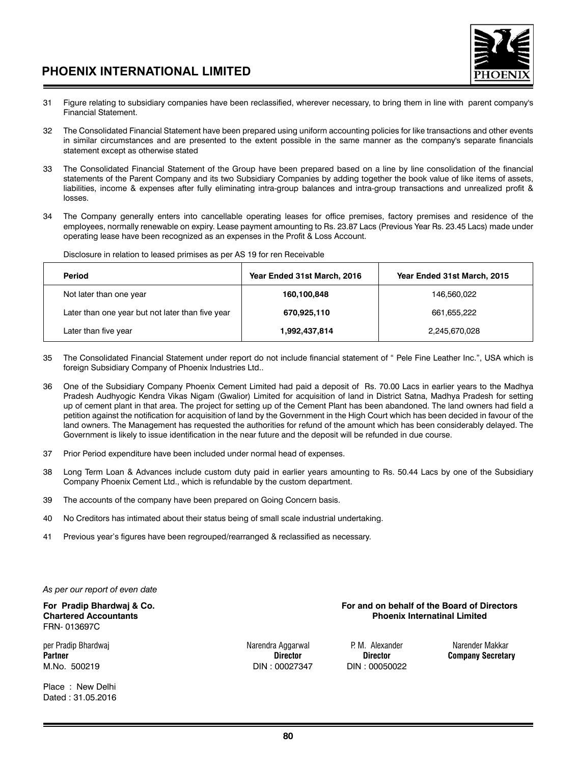31 Figure relating to subsidiary companies have been reclassified, wherever necessary, to bring them in line with parent company's Financial Statement.

32 The Consolidated Financial Statement have been prepared using uniform accounting policies for like transactions and other events in similar circumstances and are presented to the extent possible in the same manner as the company's separate financials statement except as otherwise stated

33 The Consolidated Financial Statement of the Group have been prepared based on a line by line consolidation of the financial statements of the Parent Company and its two Subsidiary Companies by adding together the book value of like items of assets, liabilities, income & expenses after fully eliminating intra-group balances and intra-group transactions and unrealized profit & losses.

34 The Company generally enters into cancellable operating leases for office premises, factory premises and residence of the employees, normally renewable on expiry. Lease payment amounting to Rs. 23.87 Lacs (Previous Year Rs. 23.45 Lacs) made under operating lease have been recognized as an expenses in the Profit & Loss Account.

Disclosure in relation to leased primises as per AS 19 for ren Receivable

| Period | Year Ended 31st March, 2016 | Year Ended 31st March, 2015 |
|---|---|---|
| Not later than one year | **160,100,848** | 146,560,022 |
| Later than one year but not later than five year | **670,925,110** | 661,655,222 |
| Later than five year | **1,992,437,814** | 2,245,670,028 |

35 The Consolidated Financial Statement under report do not include financial statement of " Pele Fine Leather Inc.", USA which is foreign Subsidiary Company of Phoenix Industries Ltd..

36 One of the Subsidiary Company Phoenix Cement Limited had paid a deposit of Rs. 70.00 Lacs in earlier years to the Madhya Pradesh Audhyogic Kendra Vikas Nigam (Gwalior) Limited for acquisition of land in District Satna, Madhya Pradesh for setting up of cement plant in that area. The project for setting up of the Cement Plant has been abandoned. The land owners had field a petition against the notification for acquisition of land by the Government in the High Court which has been decided in favour of the land owners. The Management has requested the authorities for refund of the amount which has been considerably delayed. The Government is likely to issue identification in the near future and the deposit will be refunded in due course.

37 Prior Period expenditure have been included under normal head of expenses.

38 Long Term Loan & Advances include custom duty paid in earlier years amounting to Rs. 50.44 Lacs by one of the Subsidiary Company Phoenix Cement Ltd., which is refundable by the custom department.

39 The accounts of the company have been prepared on Going Concern basis.

40 No Creditors has intimated about their status being of small scale industrial undertaking.

41 Previous year's figures have been regrouped/rearranged & reclassified as necessary.

*As per our report of even date*

**For Pradip Bhardwaj & Co.**
**Chartered Accountants**
FRN- 013697C

per Pradip Bhardwaj
**Partner**
M.No. 500219

Place : New Delhi
Dated : 31.05.2016

**For and on behalf of the Board of Directors**
**Phoenix Internatinal Limited**

Narendra Aggarwal
**Director**
DIN : 00027347

P. M. Alexander
**Director**
DIN : 00050022

Narender Makkar
**Company Secretary**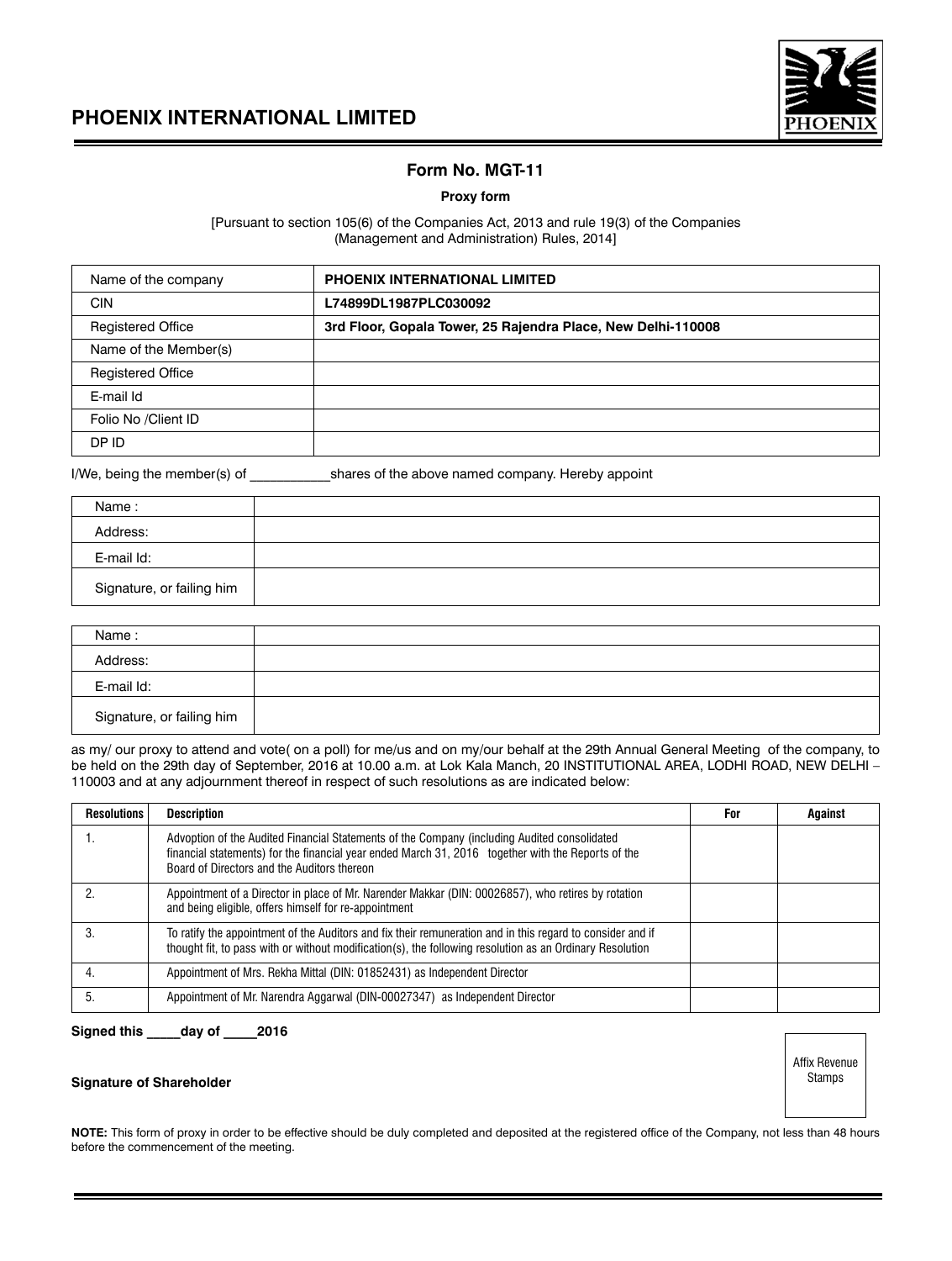# PHOENIX INTERNATIONAL LIMITED

## Form No. MGT-11

**Proxy form**

[Pursuant to section 105(6) of the Companies Act, 2013 and rule 19(3) of the Companies (Management and Administration) Rules, 2014]

| Name of the company | **PHOENIX INTERNATIONAL LIMITED** |
|---|---|
| CIN | **L74899DL1987PLC030092** |
| Registered Office | **3rd Floor, Gopala Tower, 25 Rajendra Place, New Delhi-110008** |
| Name of the Member(s) | |
| Registered Office | |
| E-mail Id | |
| Folio No /Client ID | |
| DP ID | |

I/We, being the member(s) of ___________shares of the above named company. Hereby appoint

| Name : | |
|---|---|
| Address: | |
| E-mail Id: | |
| Signature, or failing him | |

| Name : | |
|---|---|
| Address: | |
| E-mail Id: | |
| Signature, or failing him | |

as my/ our proxy to attend and vote( on a poll) for me/us and on my/our behalf at the 29th Annual General Meeting of the company, to be held on the 29th day of September, 2016 at 10.00 a.m. at Lok Kala Manch, 20 INSTITUTIONAL AREA, LODHI ROAD, NEW DELHI – 110003 and at any adjournment thereof in respect of such resolutions as are indicated below:

| Resolutions | Description | For | Against |
|---|---|---|---|
| 1. | Advoption of the Audited Financial Statements of the Company (including Audited consolidated financial statements) for the financial year ended March 31, 2016 together with the Reports of the Board of Directors and the Auditors thereon | | |
| 2. | Appointment of a Director in place of Mr. Narender Makkar (DIN: 00026857), who retires by rotation and being eligible, offers himself for re-appointment | | |
| 3. | To ratify the appointment of the Auditors and fix their remuneration and in this regard to consider and if thought fit, to pass with or without modification(s), the following resolution as an Ordinary Resolution | | |
| 4. | Appointment of Mrs. Rekha Mittal (DIN: 01852431) as Independent Director | | |
| 5. | Appointment of Mr. Narendra Aggarwal (DIN-00027347) as Independent Director | | |

**Signed this _____day of _____2016**

**Signature of Shareholder**

Affix Revenue Stamps

**NOTE:** This form of proxy in order to be effective should be duly completed and deposited at the registered office of the Company, not less than 48 hours before the commencement of the meeting.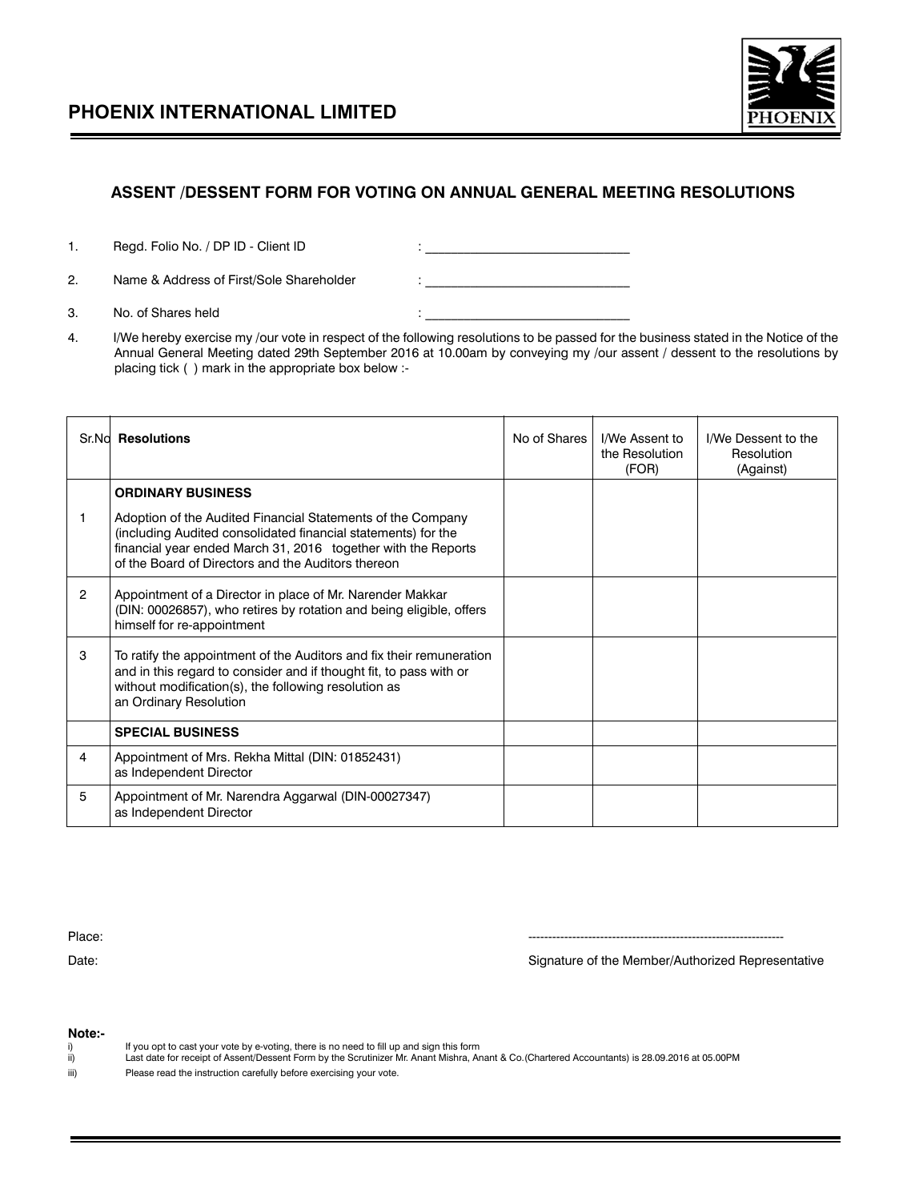# PHOENIX INTERNATIONAL LIMITED

## ASSENT /DESSENT FORM FOR VOTING ON ANNUAL GENERAL MEETING RESOLUTIONS

1. Regd. Folio No. / DP ID - Client ID : ____________________________
2. Name & Address of First/Sole Shareholder : ____________________________
3. No. of Shares held : ____________________________
4. I/We hereby exercise my /our vote in respect of the following resolutions to be passed for the business stated in the Notice of the Annual General Meeting dated 29th September 2016 at 10.00am by conveying my /our assent / dessent to the resolutions by placing tick ( ) mark in the appropriate box below :-

| Sr.No | Resolutions | No of Shares | I/We Assent to the Resolution (FOR) | I/We Dessent to the Resolution (Against) |
|---|---|---|---|---|
| | **ORDINARY BUSINESS** | | | |
| 1 | Adoption of the Audited Financial Statements of the Company (including Audited consolidated financial statements) for the financial year ended March 31, 2016 together with the Reports of the Board of Directors and the Auditors thereon | | | |
| 2 | Appointment of a Director in place of Mr. Narender Makkar (DIN: 00026857), who retires by rotation and being eligible, offers himself for re-appointment | | | |
| 3 | To ratify the appointment of the Auditors and fix their remuneration and in this regard to consider and if thought fit, to pass with or without modification(s), the following resolution as an Ordinary Resolution | | | |
| | **SPECIAL BUSINESS** | | | |
| 4 | Appointment of Mrs. Rekha Mittal (DIN: 01852431) as Independent Director | | | |
| 5 | Appointment of Mr. Narendra Aggarwal (DIN-00027347) as Independent Director | | | |

Place:

Date:

----------------------------------------------------------------

Signature of the Member/Authorized Representative

**Note:-**

i) If you opt to cast your vote by e-voting, there is no need to fill up and sign this form

ii) Last date for receipt of Assent/Dessent Form by the Scrutinizer Mr. Anant Mishra, Anant & Co.(Chartered Accountants) is 28.09.2016 at 05.00PM

iii) Please read the instruction carefully before exercising your vote.